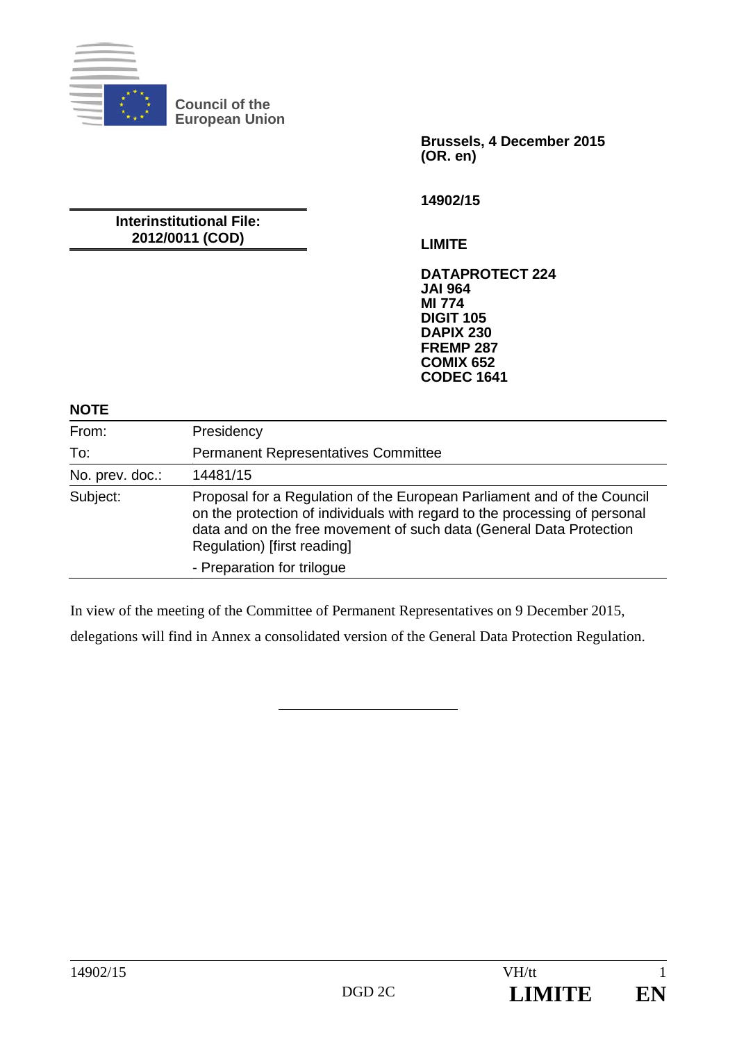**Council of the European Union**

**Brussels, 4 December 2015**
**(OR. en)**

**14902/15**

**Interinstitutional File:**
**2012/0011 (COD)**

**LIMITE**

**DATAPROTECT 224**
**JAI 964**
**MI 774**
**DIGIT 105**
**DAPIX 230**
**FREMP 287**
**COMIX 652**
**CODEC 1641**

## NOTE

| | |
|---|---|
| From: | Presidency |
| To: | Permanent Representatives Committee |
| No. prev. doc.: | 14481/15 |
| Subject: | Proposal for a Regulation of the European Parliament and of the Council on the protection of individuals with regard to the processing of personal data and on the free movement of such data (General Data Protection Regulation) [first reading]<br>- Preparation for trilogue |

In view of the meeting of the Committee of Permanent Representatives on 9 December 2015, delegations will find in Annex a consolidated version of the General Data Protection Regulation.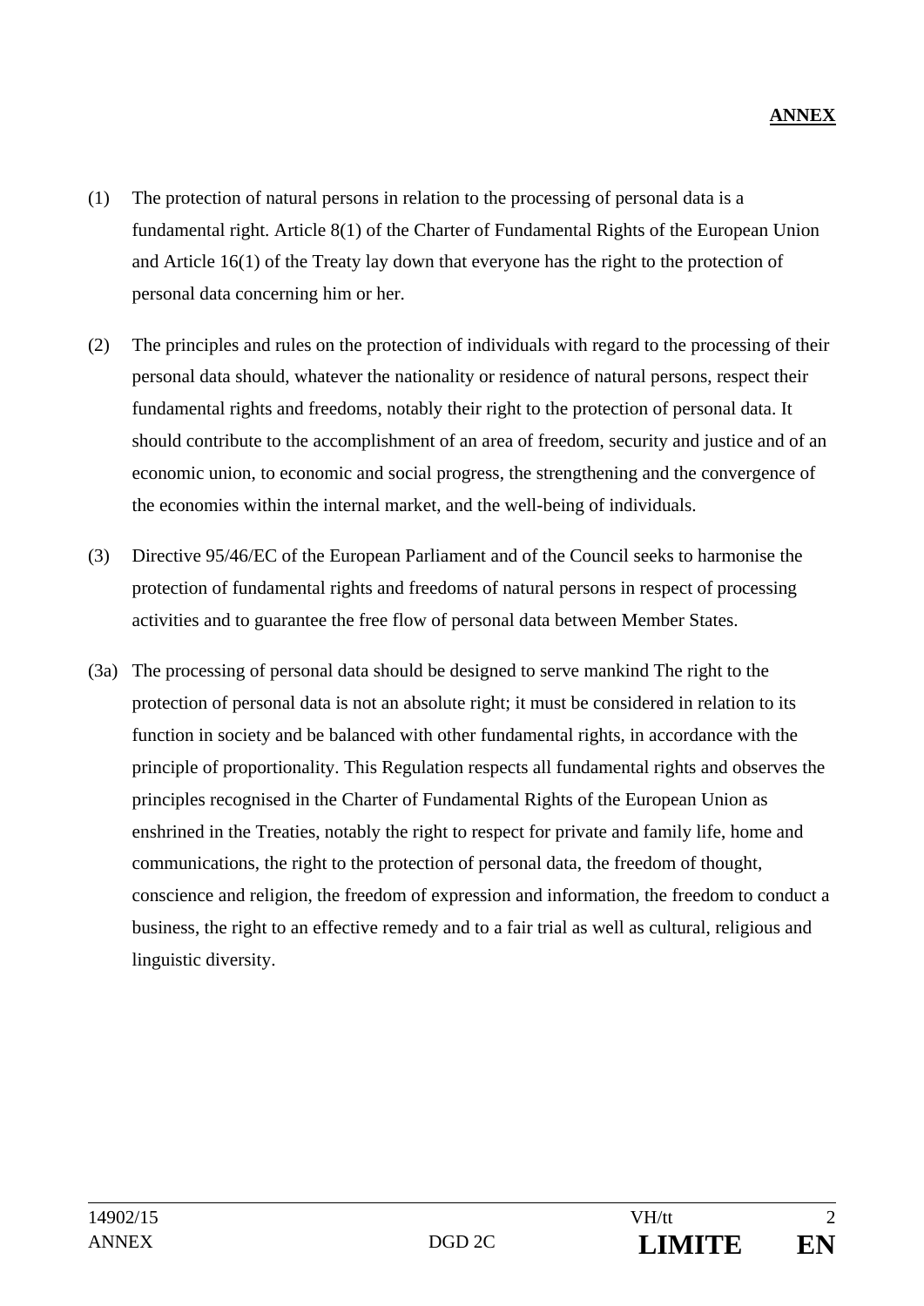**ANNEX**

(1) The protection of natural persons in relation to the processing of personal data is a fundamental right. Article 8(1) of the Charter of Fundamental Rights of the European Union and Article 16(1) of the Treaty lay down that everyone has the right to the protection of personal data concerning him or her.

(2) The principles and rules on the protection of individuals with regard to the processing of their personal data should, whatever the nationality or residence of natural persons, respect their fundamental rights and freedoms, notably their right to the protection of personal data. It should contribute to the accomplishment of an area of freedom, security and justice and of an economic union, to economic and social progress, the strengthening and the convergence of the economies within the internal market, and the well-being of individuals.

(3) Directive 95/46/EC of the European Parliament and of the Council seeks to harmonise the protection of fundamental rights and freedoms of natural persons in respect of processing activities and to guarantee the free flow of personal data between Member States.

(3a) The processing of personal data should be designed to serve mankind The right to the protection of personal data is not an absolute right; it must be considered in relation to its function in society and be balanced with other fundamental rights, in accordance with the principle of proportionality. This Regulation respects all fundamental rights and observes the principles recognised in the Charter of Fundamental Rights of the European Union as enshrined in the Treaties, notably the right to respect for private and family life, home and communications, the right to the protection of personal data, the freedom of thought, conscience and religion, the freedom of expression and information, the freedom to conduct a business, the right to an effective remedy and to a fair trial as well as cultural, religious and linguistic diversity.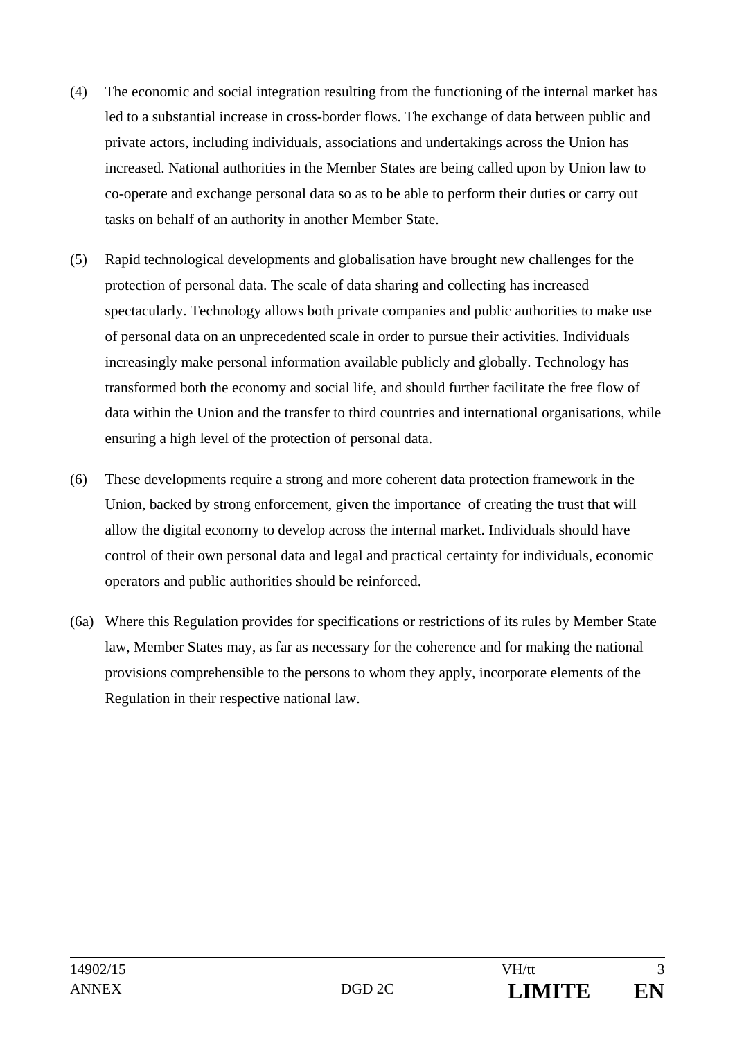(4) The economic and social integration resulting from the functioning of the internal market has led to a substantial increase in cross-border flows. The exchange of data between public and private actors, including individuals, associations and undertakings across the Union has increased. National authorities in the Member States are being called upon by Union law to co-operate and exchange personal data so as to be able to perform their duties or carry out tasks on behalf of an authority in another Member State.

(5) Rapid technological developments and globalisation have brought new challenges for the protection of personal data. The scale of data sharing and collecting has increased spectacularly. Technology allows both private companies and public authorities to make use of personal data on an unprecedented scale in order to pursue their activities. Individuals increasingly make personal information available publicly and globally. Technology has transformed both the economy and social life, and should further facilitate the free flow of data within the Union and the transfer to third countries and international organisations, while ensuring a high level of the protection of personal data.

(6) These developments require a strong and more coherent data protection framework in the Union, backed by strong enforcement, given the importance of creating the trust that will allow the digital economy to develop across the internal market. Individuals should have control of their own personal data and legal and practical certainty for individuals, economic operators and public authorities should be reinforced.

(6a) Where this Regulation provides for specifications or restrictions of its rules by Member State law, Member States may, as far as necessary for the coherence and for making the national provisions comprehensible to the persons to whom they apply, incorporate elements of the Regulation in their respective national law.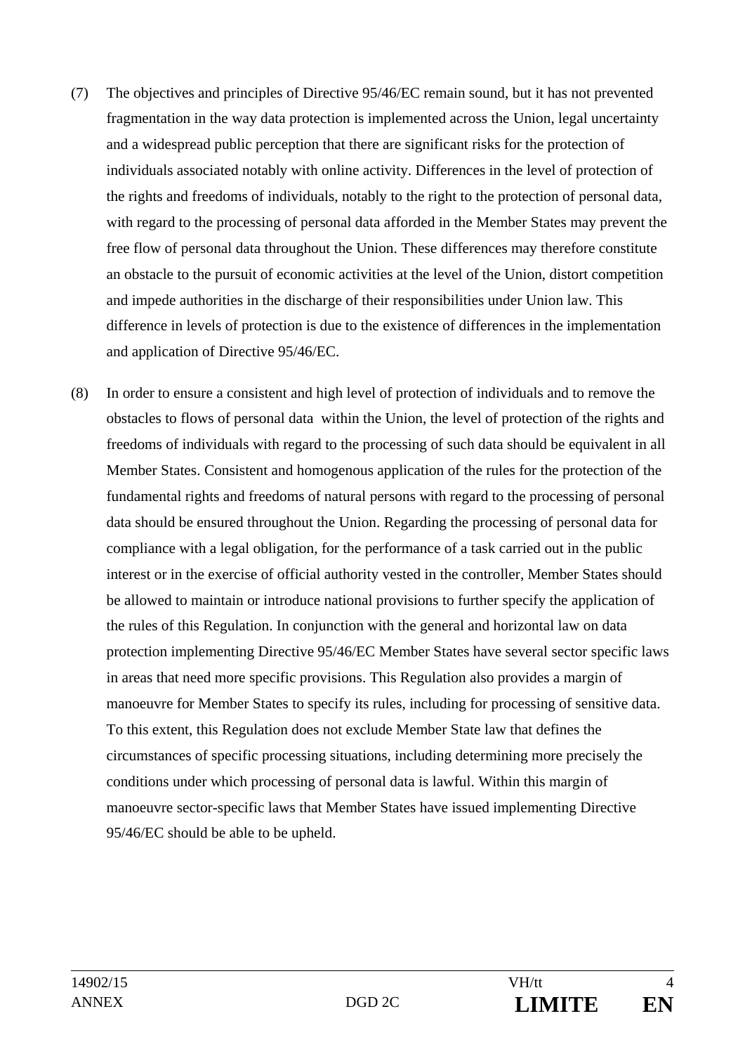(7) The objectives and principles of Directive 95/46/EC remain sound, but it has not prevented fragmentation in the way data protection is implemented across the Union, legal uncertainty and a widespread public perception that there are significant risks for the protection of individuals associated notably with online activity. Differences in the level of protection of the rights and freedoms of individuals, notably to the right to the protection of personal data, with regard to the processing of personal data afforded in the Member States may prevent the free flow of personal data throughout the Union. These differences may therefore constitute an obstacle to the pursuit of economic activities at the level of the Union, distort competition and impede authorities in the discharge of their responsibilities under Union law. This difference in levels of protection is due to the existence of differences in the implementation and application of Directive 95/46/EC.

(8) In order to ensure a consistent and high level of protection of individuals and to remove the obstacles to flows of personal data within the Union, the level of protection of the rights and freedoms of individuals with regard to the processing of such data should be equivalent in all Member States. Consistent and homogenous application of the rules for the protection of the fundamental rights and freedoms of natural persons with regard to the processing of personal data should be ensured throughout the Union. Regarding the processing of personal data for compliance with a legal obligation, for the performance of a task carried out in the public interest or in the exercise of official authority vested in the controller, Member States should be allowed to maintain or introduce national provisions to further specify the application of the rules of this Regulation. In conjunction with the general and horizontal law on data protection implementing Directive 95/46/EC Member States have several sector specific laws in areas that need more specific provisions. This Regulation also provides a margin of manoeuvre for Member States to specify its rules, including for processing of sensitive data. To this extent, this Regulation does not exclude Member State law that defines the circumstances of specific processing situations, including determining more precisely the conditions under which processing of personal data is lawful. Within this margin of manoeuvre sector-specific laws that Member States have issued implementing Directive 95/46/EC should be able to be upheld.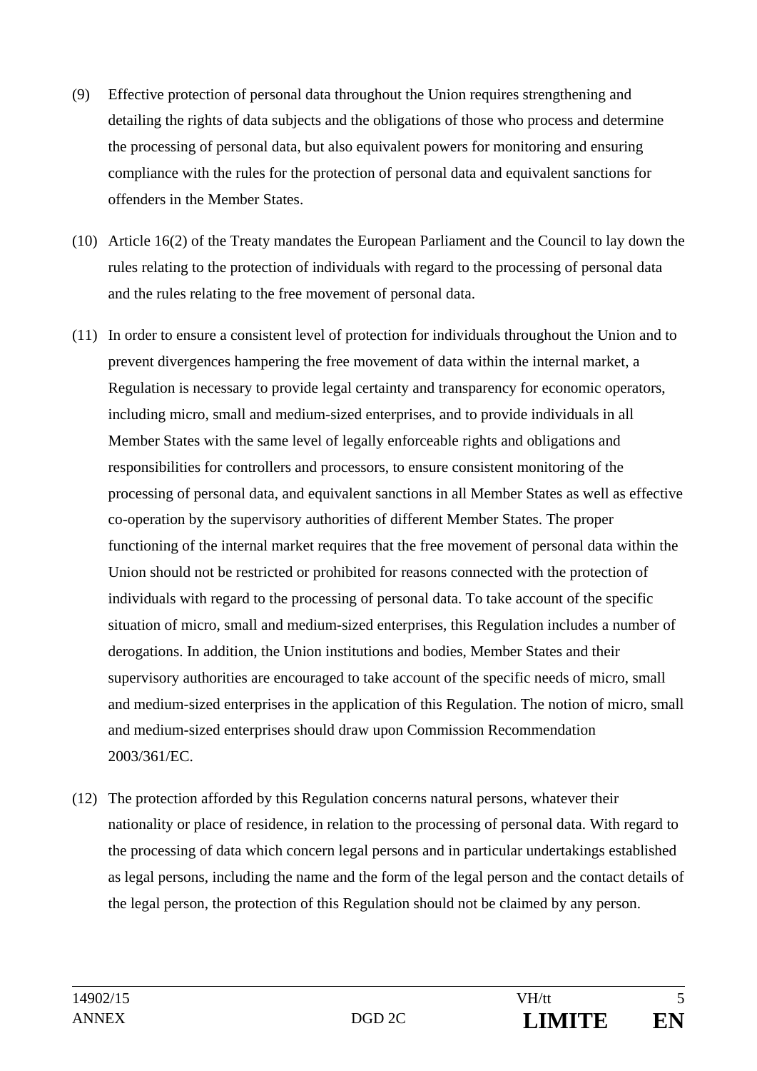(9) Effective protection of personal data throughout the Union requires strengthening and detailing the rights of data subjects and the obligations of those who process and determine the processing of personal data, but also equivalent powers for monitoring and ensuring compliance with the rules for the protection of personal data and equivalent sanctions for offenders in the Member States.

(10) Article 16(2) of the Treaty mandates the European Parliament and the Council to lay down the rules relating to the protection of individuals with regard to the processing of personal data and the rules relating to the free movement of personal data.

(11) In order to ensure a consistent level of protection for individuals throughout the Union and to prevent divergences hampering the free movement of data within the internal market, a Regulation is necessary to provide legal certainty and transparency for economic operators, including micro, small and medium-sized enterprises, and to provide individuals in all Member States with the same level of legally enforceable rights and obligations and responsibilities for controllers and processors, to ensure consistent monitoring of the processing of personal data, and equivalent sanctions in all Member States as well as effective co-operation by the supervisory authorities of different Member States. The proper functioning of the internal market requires that the free movement of personal data within the Union should not be restricted or prohibited for reasons connected with the protection of individuals with regard to the processing of personal data. To take account of the specific situation of micro, small and medium-sized enterprises, this Regulation includes a number of derogations. In addition, the Union institutions and bodies, Member States and their supervisory authorities are encouraged to take account of the specific needs of micro, small and medium-sized enterprises in the application of this Regulation. The notion of micro, small and medium-sized enterprises should draw upon Commission Recommendation 2003/361/EC.

(12) The protection afforded by this Regulation concerns natural persons, whatever their nationality or place of residence, in relation to the processing of personal data. With regard to the processing of data which concern legal persons and in particular undertakings established as legal persons, including the name and the form of the legal person and the contact details of the legal person, the protection of this Regulation should not be claimed by any person.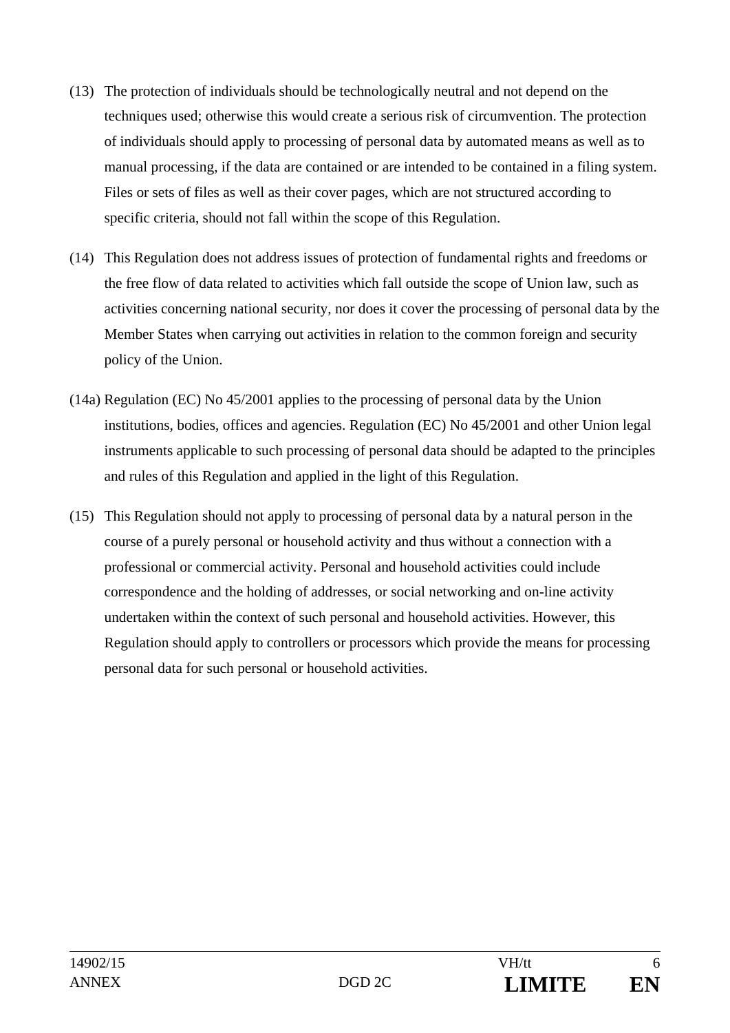(13) The protection of individuals should be technologically neutral and not depend on the techniques used; otherwise this would create a serious risk of circumvention. The protection of individuals should apply to processing of personal data by automated means as well as to manual processing, if the data are contained or are intended to be contained in a filing system. Files or sets of files as well as their cover pages, which are not structured according to specific criteria, should not fall within the scope of this Regulation.

(14) This Regulation does not address issues of protection of fundamental rights and freedoms or the free flow of data related to activities which fall outside the scope of Union law, such as activities concerning national security, nor does it cover the processing of personal data by the Member States when carrying out activities in relation to the common foreign and security policy of the Union.

(14a) Regulation (EC) No 45/2001 applies to the processing of personal data by the Union institutions, bodies, offices and agencies. Regulation (EC) No 45/2001 and other Union legal instruments applicable to such processing of personal data should be adapted to the principles and rules of this Regulation and applied in the light of this Regulation.

(15) This Regulation should not apply to processing of personal data by a natural person in the course of a purely personal or household activity and thus without a connection with a professional or commercial activity. Personal and household activities could include correspondence and the holding of addresses, or social networking and on-line activity undertaken within the context of such personal and household activities. However, this Regulation should apply to controllers or processors which provide the means for processing personal data for such personal or household activities.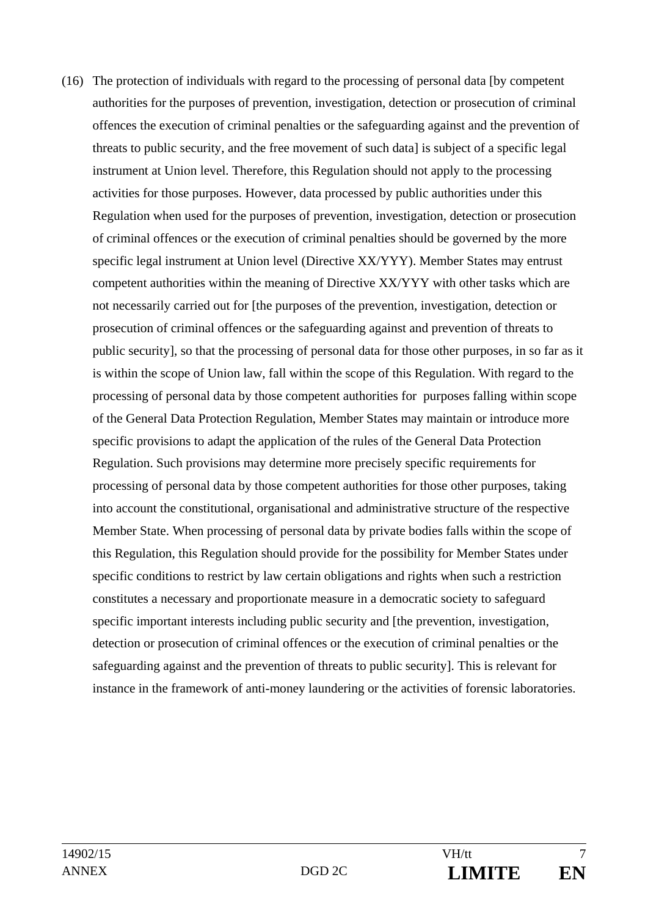(16) The protection of individuals with regard to the processing of personal data [by competent authorities for the purposes of prevention, investigation, detection or prosecution of criminal offences the execution of criminal penalties or the safeguarding against and the prevention of threats to public security, and the free movement of such data] is subject of a specific legal instrument at Union level. Therefore, this Regulation should not apply to the processing activities for those purposes. However, data processed by public authorities under this Regulation when used for the purposes of prevention, investigation, detection or prosecution of criminal offences or the execution of criminal penalties should be governed by the more specific legal instrument at Union level (Directive XX/YYY). Member States may entrust competent authorities within the meaning of Directive XX/YYY with other tasks which are not necessarily carried out for [the purposes of the prevention, investigation, detection or prosecution of criminal offences or the safeguarding against and prevention of threats to public security], so that the processing of personal data for those other purposes, in so far as it is within the scope of Union law, fall within the scope of this Regulation. With regard to the processing of personal data by those competent authorities for purposes falling within scope of the General Data Protection Regulation, Member States may maintain or introduce more specific provisions to adapt the application of the rules of the General Data Protection Regulation. Such provisions may determine more precisely specific requirements for processing of personal data by those competent authorities for those other purposes, taking into account the constitutional, organisational and administrative structure of the respective Member State. When processing of personal data by private bodies falls within the scope of this Regulation, this Regulation should provide for the possibility for Member States under specific conditions to restrict by law certain obligations and rights when such a restriction constitutes a necessary and proportionate measure in a democratic society to safeguard specific important interests including public security and [the prevention, investigation, detection or prosecution of criminal offences or the execution of criminal penalties or the safeguarding against and the prevention of threats to public security]. This is relevant for instance in the framework of anti-money laundering or the activities of forensic laboratories.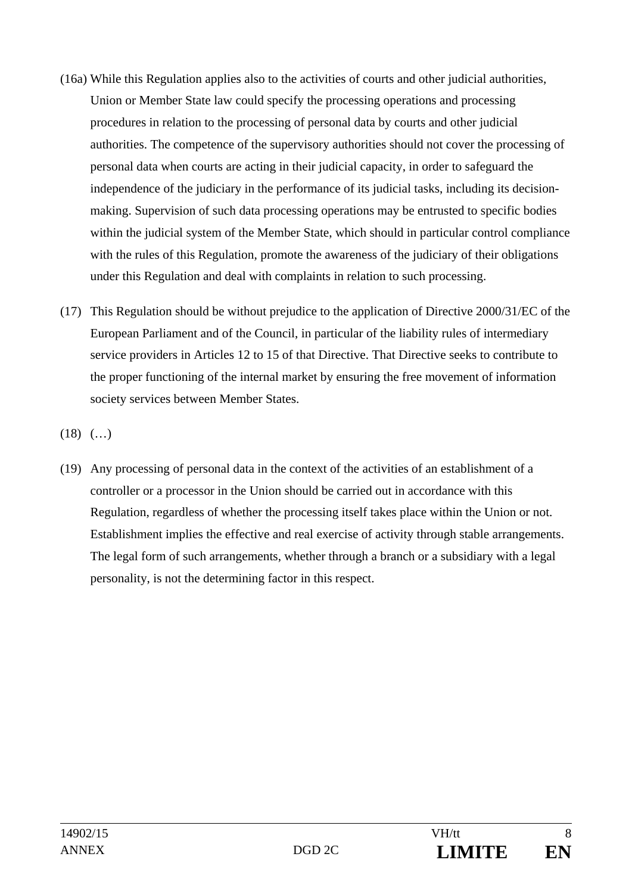(16a) While this Regulation applies also to the activities of courts and other judicial authorities, Union or Member State law could specify the processing operations and processing procedures in relation to the processing of personal data by courts and other judicial authorities. The competence of the supervisory authorities should not cover the processing of personal data when courts are acting in their judicial capacity, in order to safeguard the independence of the judiciary in the performance of its judicial tasks, including its decision-making. Supervision of such data processing operations may be entrusted to specific bodies within the judicial system of the Member State, which should in particular control compliance with the rules of this Regulation, promote the awareness of the judiciary of their obligations under this Regulation and deal with complaints in relation to such processing.

(17) This Regulation should be without prejudice to the application of Directive 2000/31/EC of the European Parliament and of the Council, in particular of the liability rules of intermediary service providers in Articles 12 to 15 of that Directive. That Directive seeks to contribute to the proper functioning of the internal market by ensuring the free movement of information society services between Member States.

(18) (…)

(19) Any processing of personal data in the context of the activities of an establishment of a controller or a processor in the Union should be carried out in accordance with this Regulation, regardless of whether the processing itself takes place within the Union or not. Establishment implies the effective and real exercise of activity through stable arrangements. The legal form of such arrangements, whether through a branch or a subsidiary with a legal personality, is not the determining factor in this respect.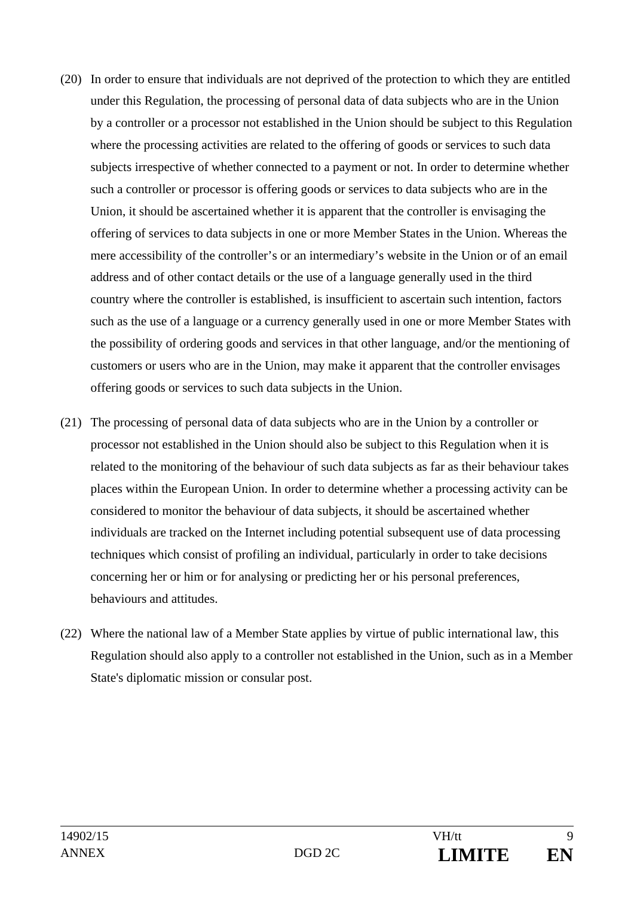(20) In order to ensure that individuals are not deprived of the protection to which they are entitled under this Regulation, the processing of personal data of data subjects who are in the Union by a controller or a processor not established in the Union should be subject to this Regulation where the processing activities are related to the offering of goods or services to such data subjects irrespective of whether connected to a payment or not. In order to determine whether such a controller or processor is offering goods or services to data subjects who are in the Union, it should be ascertained whether it is apparent that the controller is envisaging the offering of services to data subjects in one or more Member States in the Union. Whereas the mere accessibility of the controller's or an intermediary's website in the Union or of an email address and of other contact details or the use of a language generally used in the third country where the controller is established, is insufficient to ascertain such intention, factors such as the use of a language or a currency generally used in one or more Member States with the possibility of ordering goods and services in that other language, and/or the mentioning of customers or users who are in the Union, may make it apparent that the controller envisages offering goods or services to such data subjects in the Union.

(21) The processing of personal data of data subjects who are in the Union by a controller or processor not established in the Union should also be subject to this Regulation when it is related to the monitoring of the behaviour of such data subjects as far as their behaviour takes places within the European Union. In order to determine whether a processing activity can be considered to monitor the behaviour of data subjects, it should be ascertained whether individuals are tracked on the Internet including potential subsequent use of data processing techniques which consist of profiling an individual, particularly in order to take decisions concerning her or him or for analysing or predicting her or his personal preferences, behaviours and attitudes.

(22) Where the national law of a Member State applies by virtue of public international law, this Regulation should also apply to a controller not established in the Union, such as in a Member State's diplomatic mission or consular post.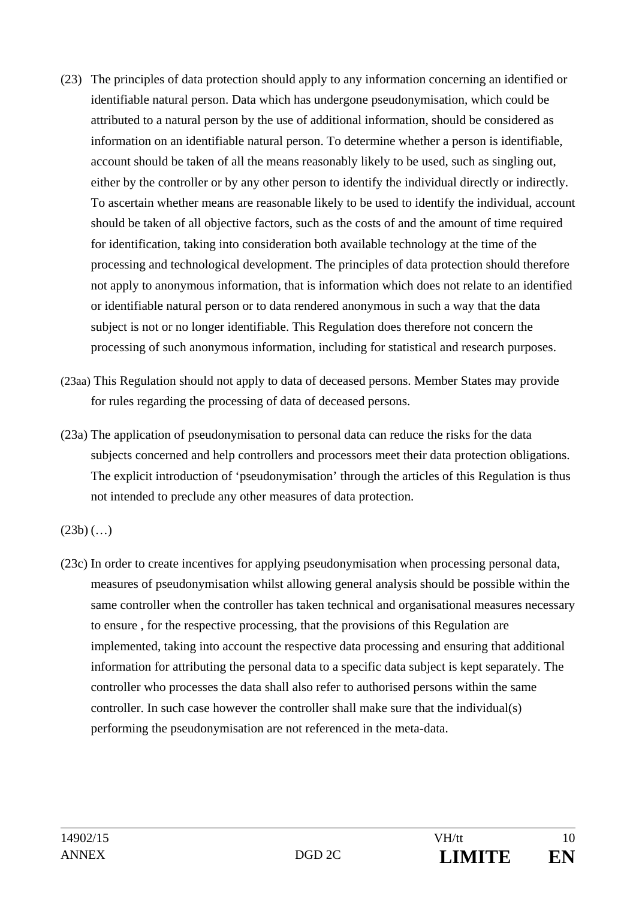(23) The principles of data protection should apply to any information concerning an identified or identifiable natural person. Data which has undergone pseudonymisation, which could be attributed to a natural person by the use of additional information, should be considered as information on an identifiable natural person. To determine whether a person is identifiable, account should be taken of all the means reasonably likely to be used, such as singling out, either by the controller or by any other person to identify the individual directly or indirectly. To ascertain whether means are reasonable likely to be used to identify the individual, account should be taken of all objective factors, such as the costs of and the amount of time required for identification, taking into consideration both available technology at the time of the processing and technological development. The principles of data protection should therefore not apply to anonymous information, that is information which does not relate to an identified or identifiable natural person or to data rendered anonymous in such a way that the data subject is not or no longer identifiable. This Regulation does therefore not concern the processing of such anonymous information, including for statistical and research purposes.

(23aa) This Regulation should not apply to data of deceased persons. Member States may provide for rules regarding the processing of data of deceased persons.

(23a) The application of pseudonymisation to personal data can reduce the risks for the data subjects concerned and help controllers and processors meet their data protection obligations. The explicit introduction of 'pseudonymisation' through the articles of this Regulation is thus not intended to preclude any other measures of data protection.

(23b) (…)

(23c) In order to create incentives for applying pseudonymisation when processing personal data, measures of pseudonymisation whilst allowing general analysis should be possible within the same controller when the controller has taken technical and organisational measures necessary to ensure , for the respective processing, that the provisions of this Regulation are implemented, taking into account the respective data processing and ensuring that additional information for attributing the personal data to a specific data subject is kept separately. The controller who processes the data shall also refer to authorised persons within the same controller. In such case however the controller shall make sure that the individual(s) performing the pseudonymisation are not referenced in the meta-data.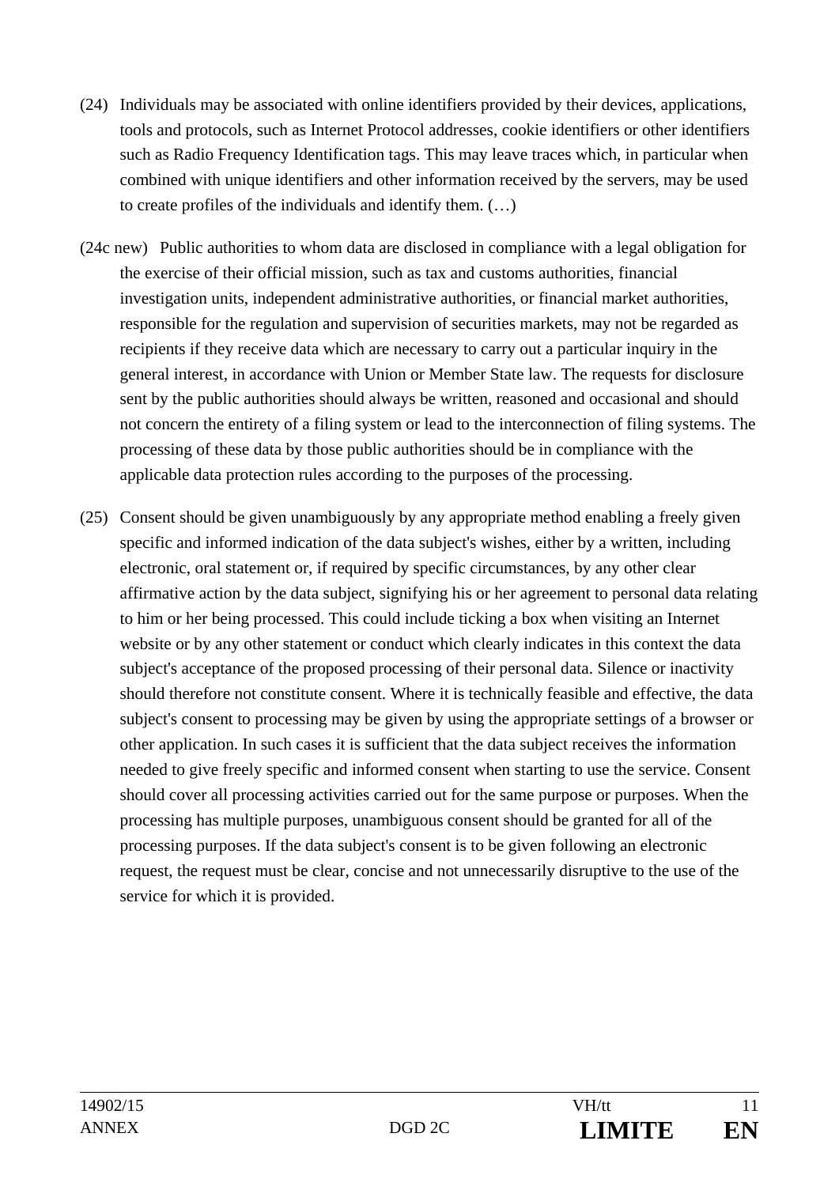(24) Individuals may be associated with online identifiers provided by their devices, applications, tools and protocols, such as Internet Protocol addresses, cookie identifiers or other identifiers such as Radio Frequency Identification tags. This may leave traces which, in particular when combined with unique identifiers and other information received by the servers, may be used to create profiles of the individuals and identify them. (…)

(24c new) Public authorities to whom data are disclosed in compliance with a legal obligation for the exercise of their official mission, such as tax and customs authorities, financial investigation units, independent administrative authorities, or financial market authorities, responsible for the regulation and supervision of securities markets, may not be regarded as recipients if they receive data which are necessary to carry out a particular inquiry in the general interest, in accordance with Union or Member State law. The requests for disclosure sent by the public authorities should always be written, reasoned and occasional and should not concern the entirety of a filing system or lead to the interconnection of filing systems. The processing of these data by those public authorities should be in compliance with the applicable data protection rules according to the purposes of the processing.

(25) Consent should be given unambiguously by any appropriate method enabling a freely given specific and informed indication of the data subject's wishes, either by a written, including electronic, oral statement or, if required by specific circumstances, by any other clear affirmative action by the data subject, signifying his or her agreement to personal data relating to him or her being processed. This could include ticking a box when visiting an Internet website or by any other statement or conduct which clearly indicates in this context the data subject's acceptance of the proposed processing of their personal data. Silence or inactivity should therefore not constitute consent. Where it is technically feasible and effective, the data subject's consent to processing may be given by using the appropriate settings of a browser or other application. In such cases it is sufficient that the data subject receives the information needed to give freely specific and informed consent when starting to use the service. Consent should cover all processing activities carried out for the same purpose or purposes. When the processing has multiple purposes, unambiguous consent should be granted for all of the processing purposes. If the data subject's consent is to be given following an electronic request, the request must be clear, concise and not unnecessarily disruptive to the use of the service for which it is provided.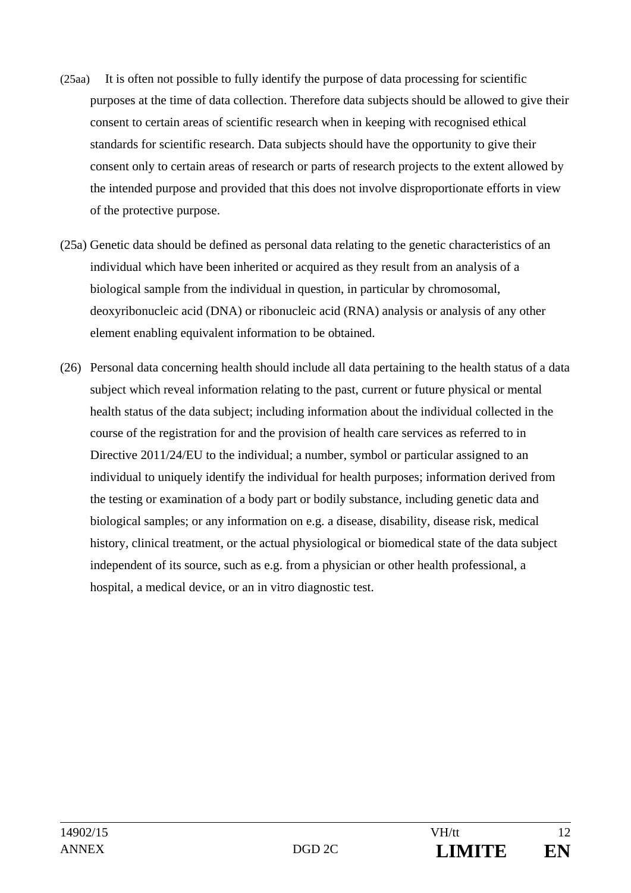(25aa) It is often not possible to fully identify the purpose of data processing for scientific purposes at the time of data collection. Therefore data subjects should be allowed to give their consent to certain areas of scientific research when in keeping with recognised ethical standards for scientific research. Data subjects should have the opportunity to give their consent only to certain areas of research or parts of research projects to the extent allowed by the intended purpose and provided that this does not involve disproportionate efforts in view of the protective purpose.

(25a) Genetic data should be defined as personal data relating to the genetic characteristics of an individual which have been inherited or acquired as they result from an analysis of a biological sample from the individual in question, in particular by chromosomal, deoxyribonucleic acid (DNA) or ribonucleic acid (RNA) analysis or analysis of any other element enabling equivalent information to be obtained.

(26) Personal data concerning health should include all data pertaining to the health status of a data subject which reveal information relating to the past, current or future physical or mental health status of the data subject; including information about the individual collected in the course of the registration for and the provision of health care services as referred to in Directive 2011/24/EU to the individual; a number, symbol or particular assigned to an individual to uniquely identify the individual for health purposes; information derived from the testing or examination of a body part or bodily substance, including genetic data and biological samples; or any information on e.g. a disease, disability, disease risk, medical history, clinical treatment, or the actual physiological or biomedical state of the data subject independent of its source, such as e.g. from a physician or other health professional, a hospital, a medical device, or an in vitro diagnostic test.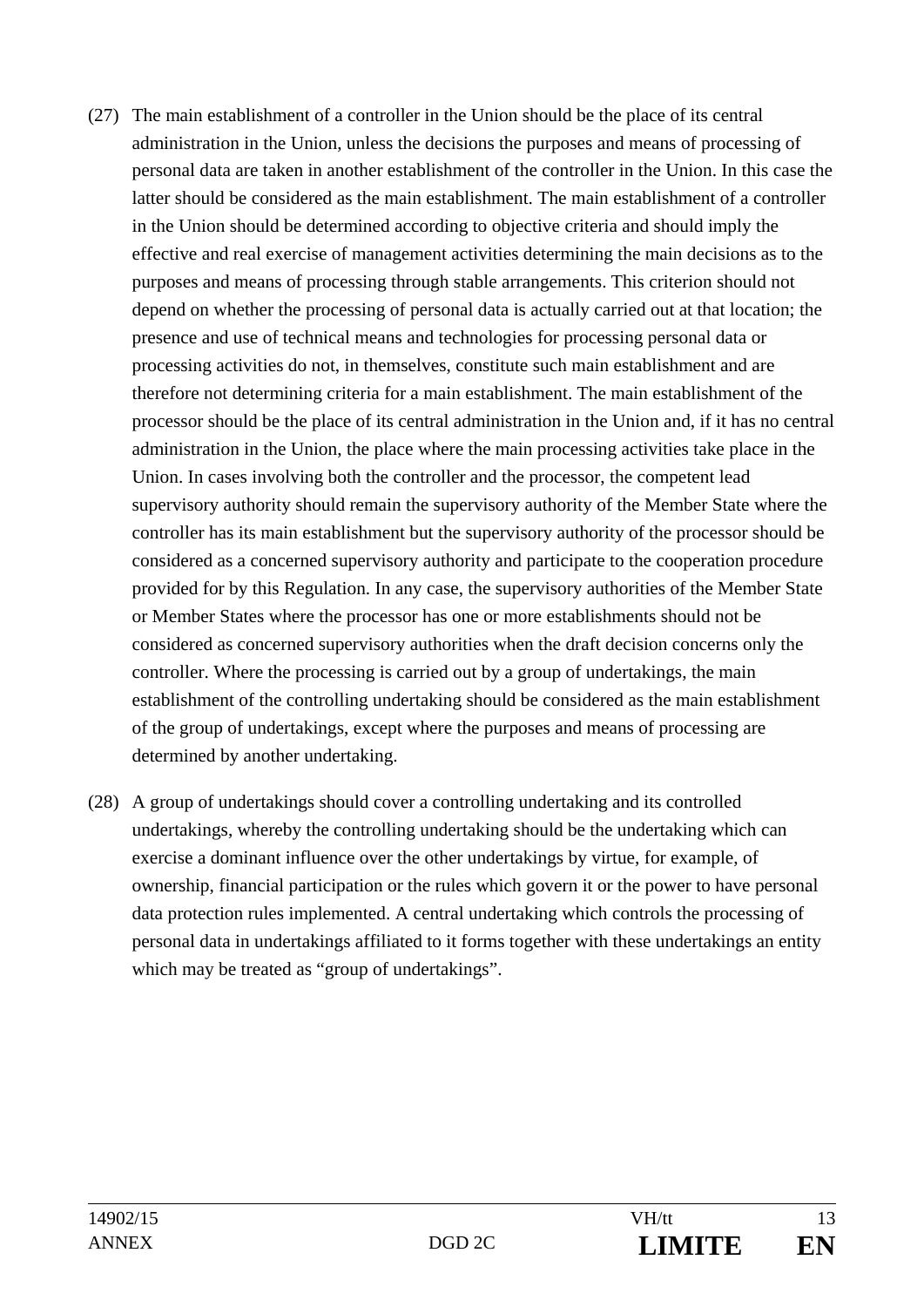(27) The main establishment of a controller in the Union should be the place of its central administration in the Union, unless the decisions the purposes and means of processing of personal data are taken in another establishment of the controller in the Union. In this case the latter should be considered as the main establishment. The main establishment of a controller in the Union should be determined according to objective criteria and should imply the effective and real exercise of management activities determining the main decisions as to the purposes and means of processing through stable arrangements. This criterion should not depend on whether the processing of personal data is actually carried out at that location; the presence and use of technical means and technologies for processing personal data or processing activities do not, in themselves, constitute such main establishment and are therefore not determining criteria for a main establishment. The main establishment of the processor should be the place of its central administration in the Union and, if it has no central administration in the Union, the place where the main processing activities take place in the Union. In cases involving both the controller and the processor, the competent lead supervisory authority should remain the supervisory authority of the Member State where the controller has its main establishment but the supervisory authority of the processor should be considered as a concerned supervisory authority and participate to the cooperation procedure provided for by this Regulation. In any case, the supervisory authorities of the Member State or Member States where the processor has one or more establishments should not be considered as concerned supervisory authorities when the draft decision concerns only the controller. Where the processing is carried out by a group of undertakings, the main establishment of the controlling undertaking should be considered as the main establishment of the group of undertakings, except where the purposes and means of processing are determined by another undertaking.

(28) A group of undertakings should cover a controlling undertaking and its controlled undertakings, whereby the controlling undertaking should be the undertaking which can exercise a dominant influence over the other undertakings by virtue, for example, of ownership, financial participation or the rules which govern it or the power to have personal data protection rules implemented. A central undertaking which controls the processing of personal data in undertakings affiliated to it forms together with these undertakings an entity which may be treated as "group of undertakings".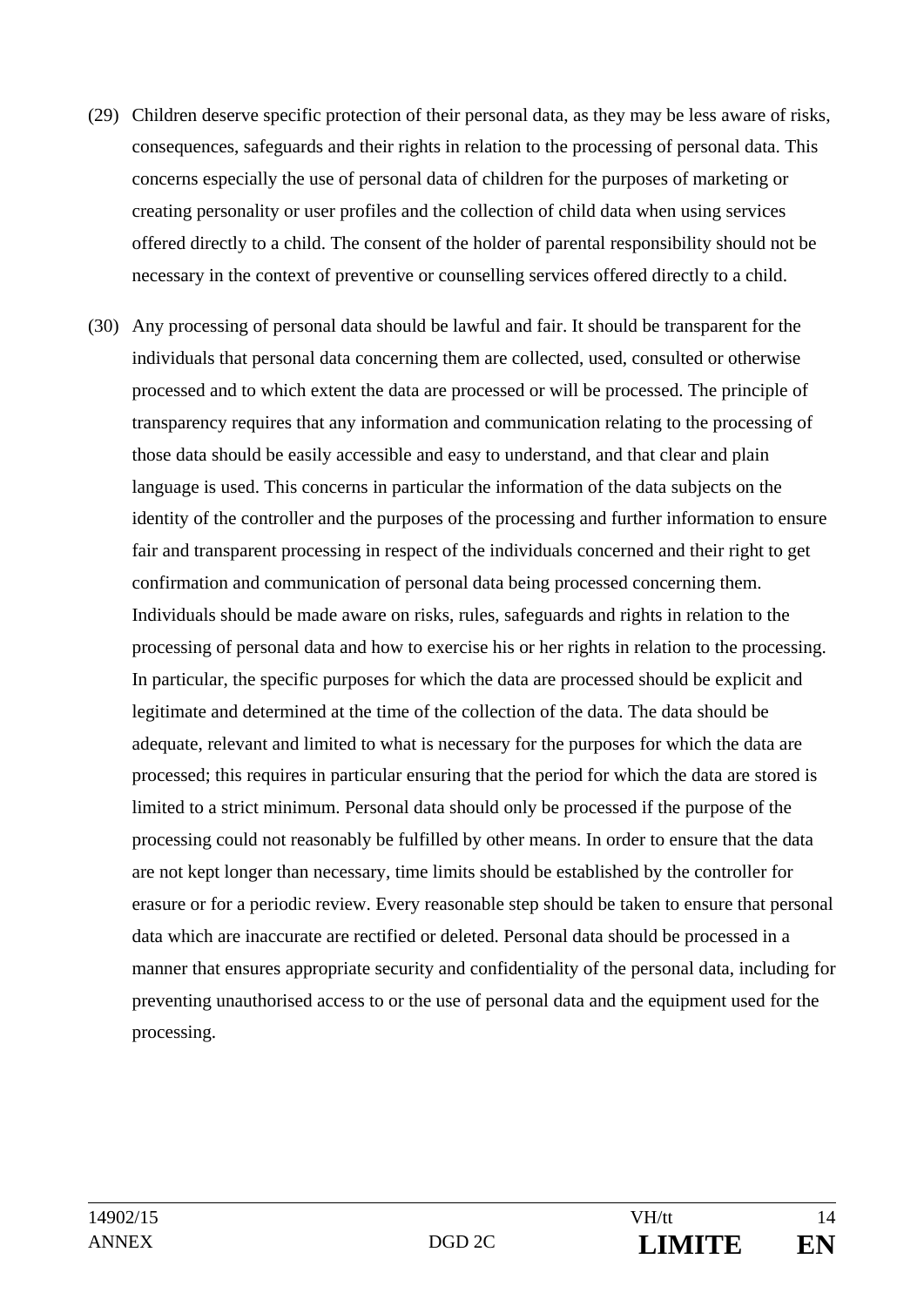(29) Children deserve specific protection of their personal data, as they may be less aware of risks, consequences, safeguards and their rights in relation to the processing of personal data. This concerns especially the use of personal data of children for the purposes of marketing or creating personality or user profiles and the collection of child data when using services offered directly to a child. The consent of the holder of parental responsibility should not be necessary in the context of preventive or counselling services offered directly to a child.

(30) Any processing of personal data should be lawful and fair. It should be transparent for the individuals that personal data concerning them are collected, used, consulted or otherwise processed and to which extent the data are processed or will be processed. The principle of transparency requires that any information and communication relating to the processing of those data should be easily accessible and easy to understand, and that clear and plain language is used. This concerns in particular the information of the data subjects on the identity of the controller and the purposes of the processing and further information to ensure fair and transparent processing in respect of the individuals concerned and their right to get confirmation and communication of personal data being processed concerning them. Individuals should be made aware on risks, rules, safeguards and rights in relation to the processing of personal data and how to exercise his or her rights in relation to the processing. In particular, the specific purposes for which the data are processed should be explicit and legitimate and determined at the time of the collection of the data. The data should be adequate, relevant and limited to what is necessary for the purposes for which the data are processed; this requires in particular ensuring that the period for which the data are stored is limited to a strict minimum. Personal data should only be processed if the purpose of the processing could not reasonably be fulfilled by other means. In order to ensure that the data are not kept longer than necessary, time limits should be established by the controller for erasure or for a periodic review. Every reasonable step should be taken to ensure that personal data which are inaccurate are rectified or deleted. Personal data should be processed in a manner that ensures appropriate security and confidentiality of the personal data, including for preventing unauthorised access to or the use of personal data and the equipment used for the processing.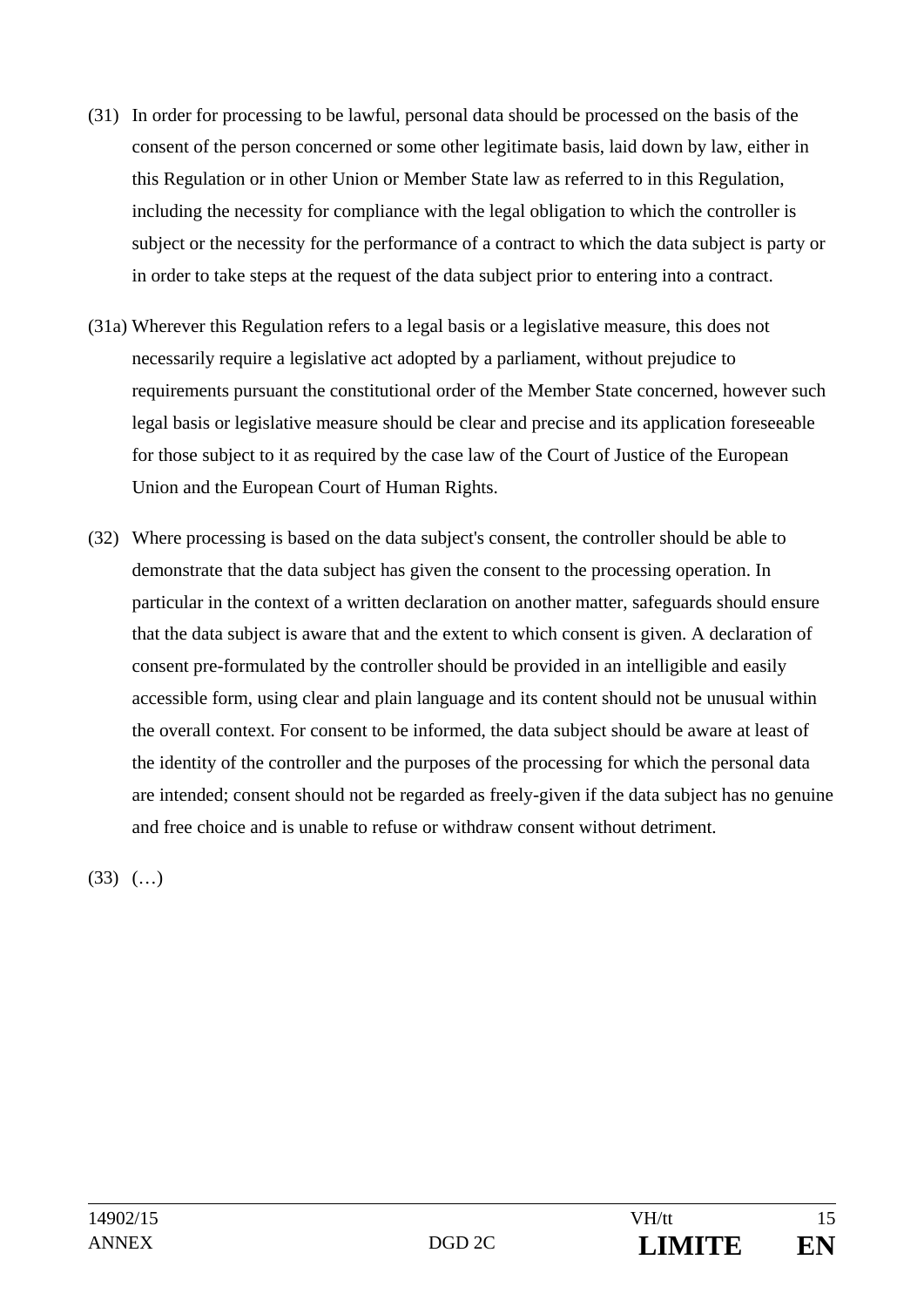(31) In order for processing to be lawful, personal data should be processed on the basis of the consent of the person concerned or some other legitimate basis, laid down by law, either in this Regulation or in other Union or Member State law as referred to in this Regulation, including the necessity for compliance with the legal obligation to which the controller is subject or the necessity for the performance of a contract to which the data subject is party or in order to take steps at the request of the data subject prior to entering into a contract.

(31a) Wherever this Regulation refers to a legal basis or a legislative measure, this does not necessarily require a legislative act adopted by a parliament, without prejudice to requirements pursuant the constitutional order of the Member State concerned, however such legal basis or legislative measure should be clear and precise and its application foreseeable for those subject to it as required by the case law of the Court of Justice of the European Union and the European Court of Human Rights.

(32) Where processing is based on the data subject's consent, the controller should be able to demonstrate that the data subject has given the consent to the processing operation. In particular in the context of a written declaration on another matter, safeguards should ensure that the data subject is aware that and the extent to which consent is given. A declaration of consent pre-formulated by the controller should be provided in an intelligible and easily accessible form, using clear and plain language and its content should not be unusual within the overall context. For consent to be informed, the data subject should be aware at least of the identity of the controller and the purposes of the processing for which the personal data are intended; consent should not be regarded as freely-given if the data subject has no genuine and free choice and is unable to refuse or withdraw consent without detriment.

(33) (…)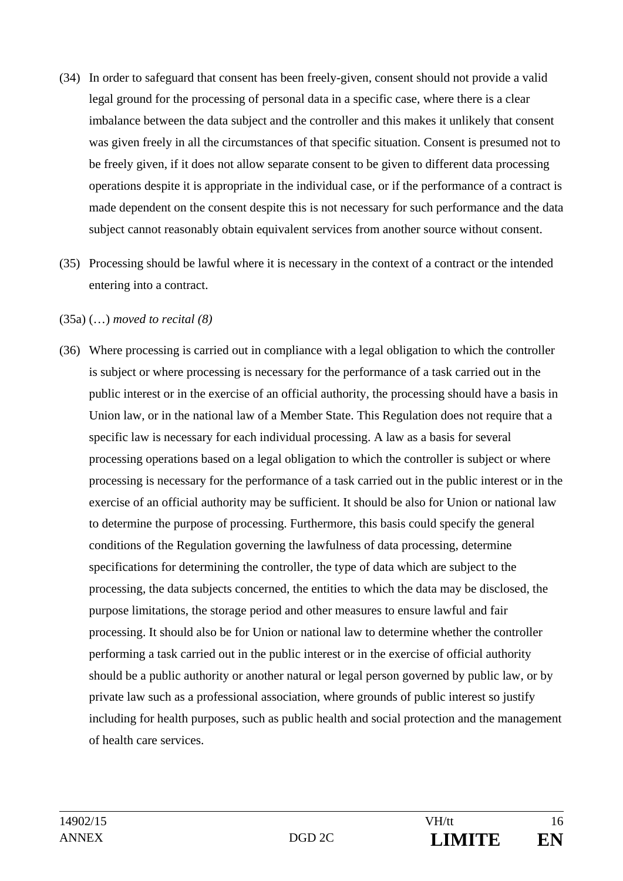(34) In order to safeguard that consent has been freely-given, consent should not provide a valid legal ground for the processing of personal data in a specific case, where there is a clear imbalance between the data subject and the controller and this makes it unlikely that consent was given freely in all the circumstances of that specific situation. Consent is presumed not to be freely given, if it does not allow separate consent to be given to different data processing operations despite it is appropriate in the individual case, or if the performance of a contract is made dependent on the consent despite this is not necessary for such performance and the data subject cannot reasonably obtain equivalent services from another source without consent.

(35) Processing should be lawful where it is necessary in the context of a contract or the intended entering into a contract.

(35a) (…) *moved to recital (8)*

(36) Where processing is carried out in compliance with a legal obligation to which the controller is subject or where processing is necessary for the performance of a task carried out in the public interest or in the exercise of an official authority, the processing should have a basis in Union law, or in the national law of a Member State. This Regulation does not require that a specific law is necessary for each individual processing. A law as a basis for several processing operations based on a legal obligation to which the controller is subject or where processing is necessary for the performance of a task carried out in the public interest or in the exercise of an official authority may be sufficient. It should be also for Union or national law to determine the purpose of processing. Furthermore, this basis could specify the general conditions of the Regulation governing the lawfulness of data processing, determine specifications for determining the controller, the type of data which are subject to the processing, the data subjects concerned, the entities to which the data may be disclosed, the purpose limitations, the storage period and other measures to ensure lawful and fair processing. It should also be for Union or national law to determine whether the controller performing a task carried out in the public interest or in the exercise of official authority should be a public authority or another natural or legal person governed by public law, or by private law such as a professional association, where grounds of public interest so justify including for health purposes, such as public health and social protection and the management of health care services.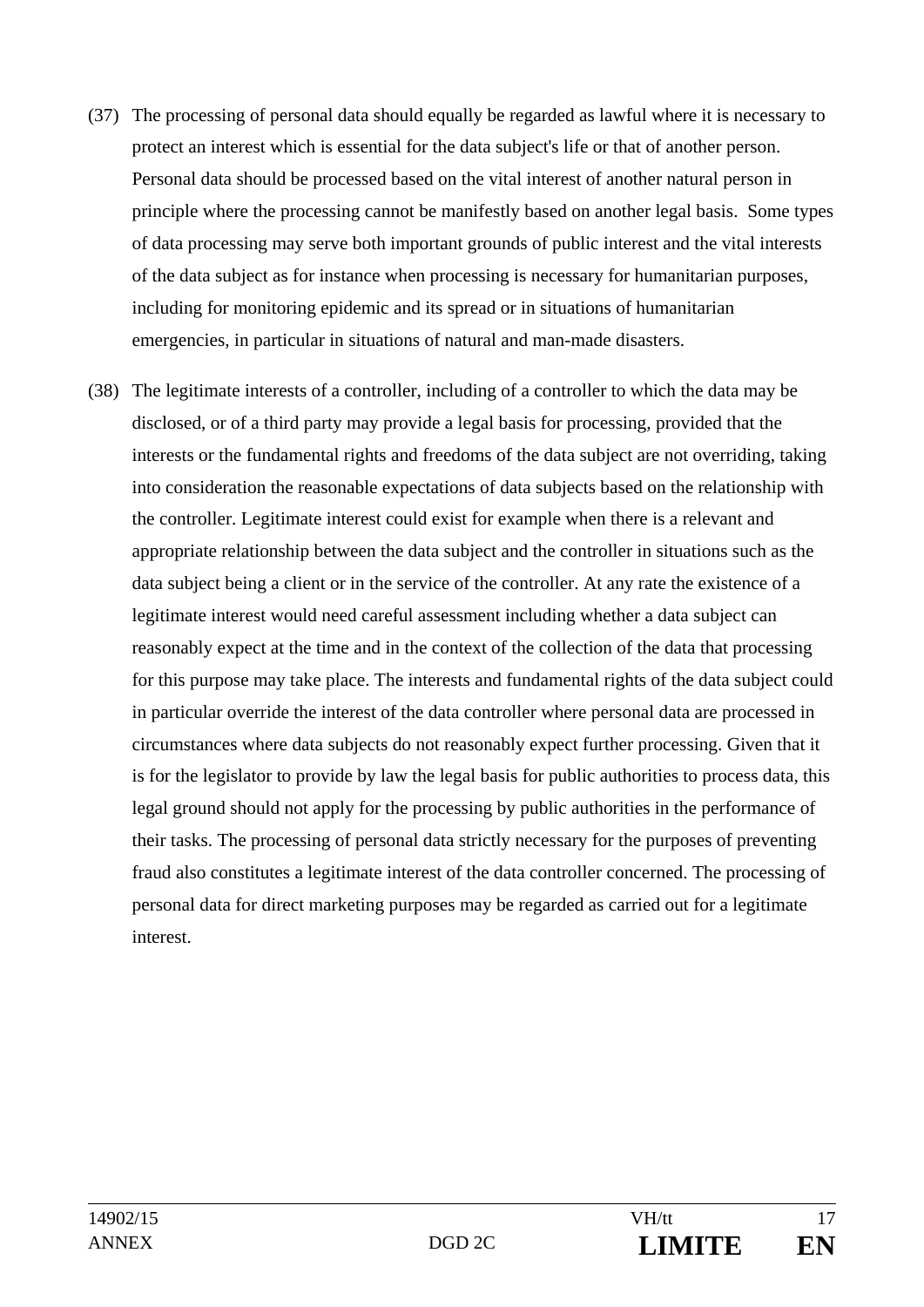(37) The processing of personal data should equally be regarded as lawful where it is necessary to protect an interest which is essential for the data subject's life or that of another person. Personal data should be processed based on the vital interest of another natural person in principle where the processing cannot be manifestly based on another legal basis. Some types of data processing may serve both important grounds of public interest and the vital interests of the data subject as for instance when processing is necessary for humanitarian purposes, including for monitoring epidemic and its spread or in situations of humanitarian emergencies, in particular in situations of natural and man-made disasters.

(38) The legitimate interests of a controller, including of a controller to which the data may be disclosed, or of a third party may provide a legal basis for processing, provided that the interests or the fundamental rights and freedoms of the data subject are not overriding, taking into consideration the reasonable expectations of data subjects based on the relationship with the controller. Legitimate interest could exist for example when there is a relevant and appropriate relationship between the data subject and the controller in situations such as the data subject being a client or in the service of the controller. At any rate the existence of a legitimate interest would need careful assessment including whether a data subject can reasonably expect at the time and in the context of the collection of the data that processing for this purpose may take place. The interests and fundamental rights of the data subject could in particular override the interest of the data controller where personal data are processed in circumstances where data subjects do not reasonably expect further processing. Given that it is for the legislator to provide by law the legal basis for public authorities to process data, this legal ground should not apply for the processing by public authorities in the performance of their tasks. The processing of personal data strictly necessary for the purposes of preventing fraud also constitutes a legitimate interest of the data controller concerned. The processing of personal data for direct marketing purposes may be regarded as carried out for a legitimate interest.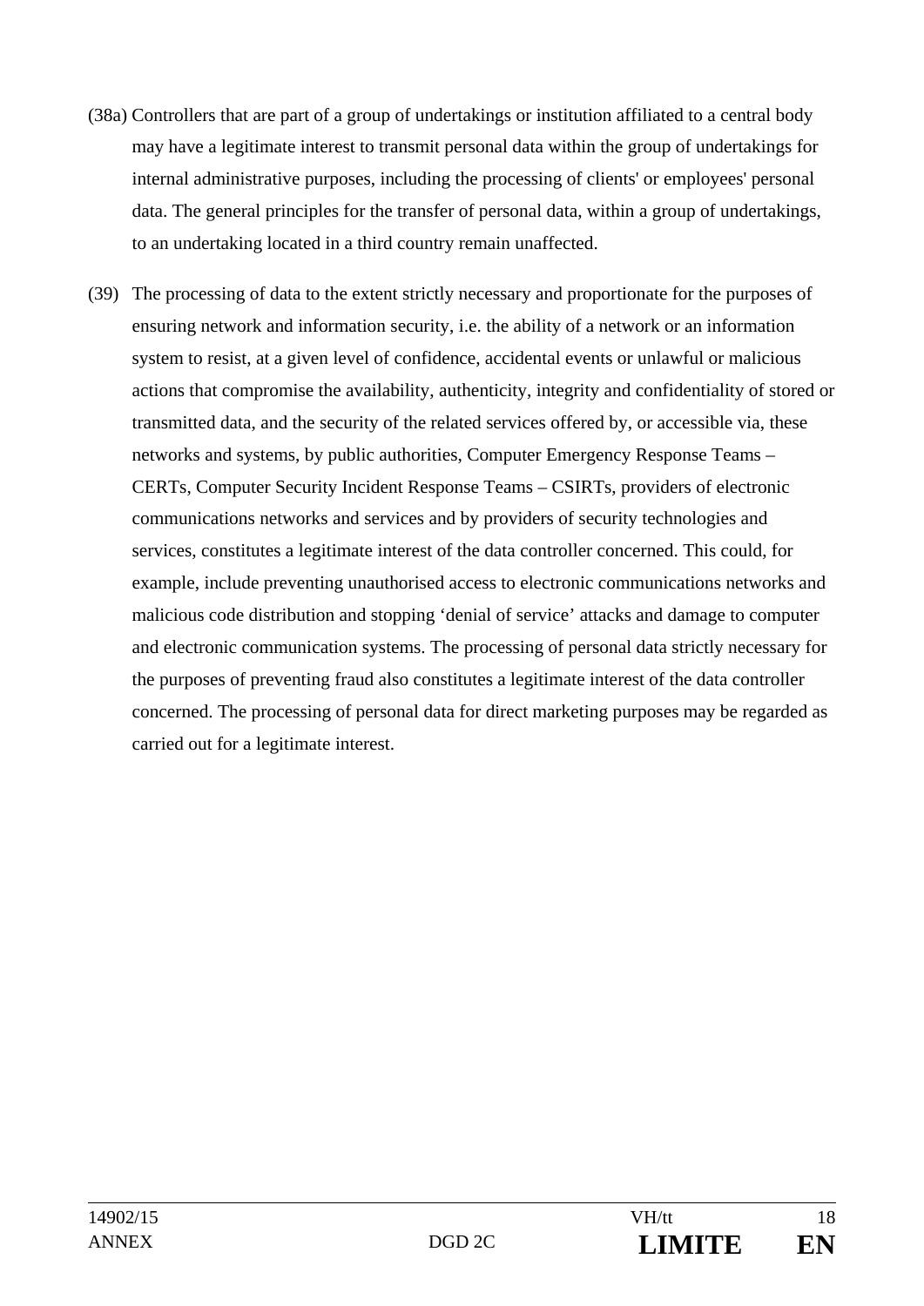(38a) Controllers that are part of a group of undertakings or institution affiliated to a central body may have a legitimate interest to transmit personal data within the group of undertakings for internal administrative purposes, including the processing of clients' or employees' personal data. The general principles for the transfer of personal data, within a group of undertakings, to an undertaking located in a third country remain unaffected.

(39) The processing of data to the extent strictly necessary and proportionate for the purposes of ensuring network and information security, i.e. the ability of a network or an information system to resist, at a given level of confidence, accidental events or unlawful or malicious actions that compromise the availability, authenticity, integrity and confidentiality of stored or transmitted data, and the security of the related services offered by, or accessible via, these networks and systems, by public authorities, Computer Emergency Response Teams – CERTs, Computer Security Incident Response Teams – CSIRTs, providers of electronic communications networks and services and by providers of security technologies and services, constitutes a legitimate interest of the data controller concerned. This could, for example, include preventing unauthorised access to electronic communications networks and malicious code distribution and stopping 'denial of service' attacks and damage to computer and electronic communication systems. The processing of personal data strictly necessary for the purposes of preventing fraud also constitutes a legitimate interest of the data controller concerned. The processing of personal data for direct marketing purposes may be regarded as carried out for a legitimate interest.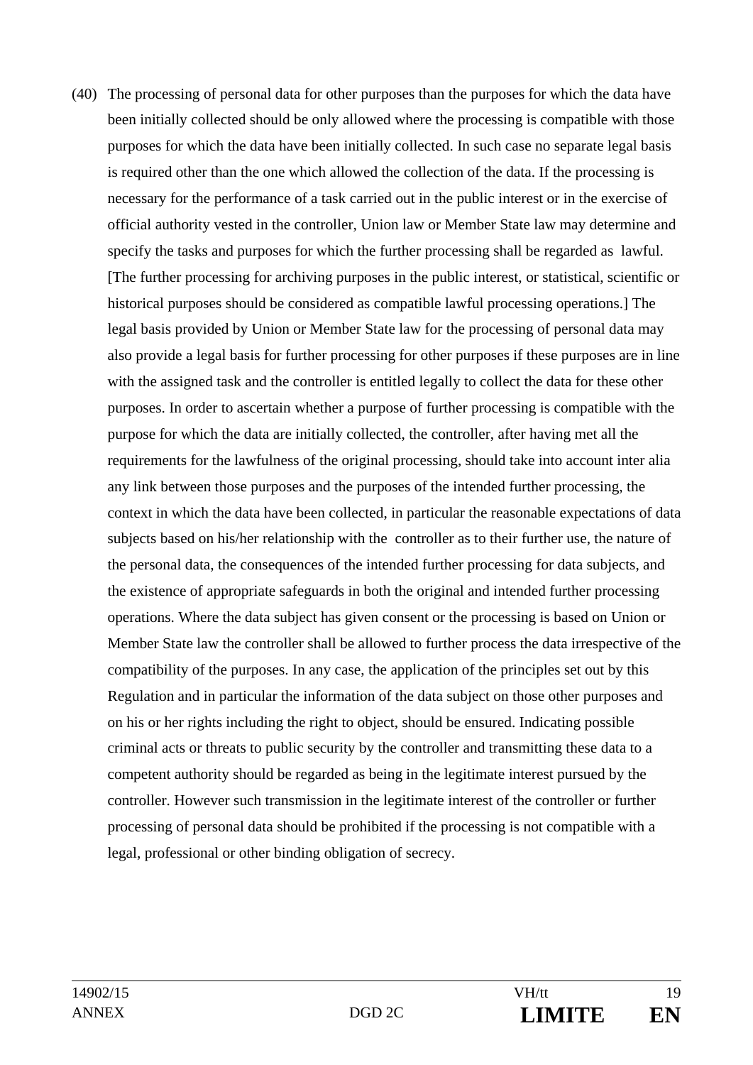(40) The processing of personal data for other purposes than the purposes for which the data have been initially collected should be only allowed where the processing is compatible with those purposes for which the data have been initially collected. In such case no separate legal basis is required other than the one which allowed the collection of the data. If the processing is necessary for the performance of a task carried out in the public interest or in the exercise of official authority vested in the controller, Union law or Member State law may determine and specify the tasks and purposes for which the further processing shall be regarded as lawful. [The further processing for archiving purposes in the public interest, or statistical, scientific or historical purposes should be considered as compatible lawful processing operations.] The legal basis provided by Union or Member State law for the processing of personal data may also provide a legal basis for further processing for other purposes if these purposes are in line with the assigned task and the controller is entitled legally to collect the data for these other purposes. In order to ascertain whether a purpose of further processing is compatible with the purpose for which the data are initially collected, the controller, after having met all the requirements for the lawfulness of the original processing, should take into account inter alia any link between those purposes and the purposes of the intended further processing, the context in which the data have been collected, in particular the reasonable expectations of data subjects based on his/her relationship with the controller as to their further use, the nature of the personal data, the consequences of the intended further processing for data subjects, and the existence of appropriate safeguards in both the original and intended further processing operations. Where the data subject has given consent or the processing is based on Union or Member State law the controller shall be allowed to further process the data irrespective of the compatibility of the purposes. In any case, the application of the principles set out by this Regulation and in particular the information of the data subject on those other purposes and on his or her rights including the right to object, should be ensured. Indicating possible criminal acts or threats to public security by the controller and transmitting these data to a competent authority should be regarded as being in the legitimate interest pursued by the controller. However such transmission in the legitimate interest of the controller or further processing of personal data should be prohibited if the processing is not compatible with a legal, professional or other binding obligation of secrecy.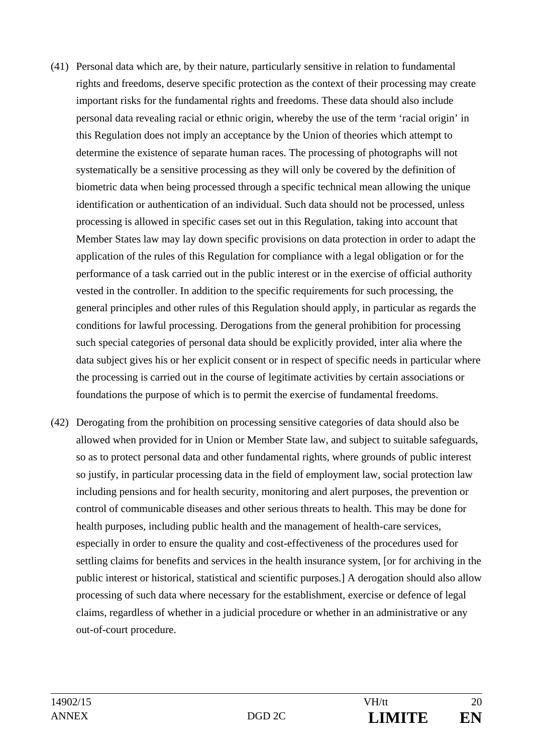(41) Personal data which are, by their nature, particularly sensitive in relation to fundamental rights and freedoms, deserve specific protection as the context of their processing may create important risks for the fundamental rights and freedoms. These data should also include personal data revealing racial or ethnic origin, whereby the use of the term 'racial origin' in this Regulation does not imply an acceptance by the Union of theories which attempt to determine the existence of separate human races. The processing of photographs will not systematically be a sensitive processing as they will only be covered by the definition of biometric data when being processed through a specific technical mean allowing the unique identification or authentication of an individual. Such data should not be processed, unless processing is allowed in specific cases set out in this Regulation, taking into account that Member States law may lay down specific provisions on data protection in order to adapt the application of the rules of this Regulation for compliance with a legal obligation or for the performance of a task carried out in the public interest or in the exercise of official authority vested in the controller. In addition to the specific requirements for such processing, the general principles and other rules of this Regulation should apply, in particular as regards the conditions for lawful processing. Derogations from the general prohibition for processing such special categories of personal data should be explicitly provided, inter alia where the data subject gives his or her explicit consent or in respect of specific needs in particular where the processing is carried out in the course of legitimate activities by certain associations or foundations the purpose of which is to permit the exercise of fundamental freedoms.

(42) Derogating from the prohibition on processing sensitive categories of data should also be allowed when provided for in Union or Member State law, and subject to suitable safeguards, so as to protect personal data and other fundamental rights, where grounds of public interest so justify, in particular processing data in the field of employment law, social protection law including pensions and for health security, monitoring and alert purposes, the prevention or control of communicable diseases and other serious threats to health. This may be done for health purposes, including public health and the management of health-care services, especially in order to ensure the quality and cost-effectiveness of the procedures used for settling claims for benefits and services in the health insurance system, [or for archiving in the public interest or historical, statistical and scientific purposes.] A derogation should also allow processing of such data where necessary for the establishment, exercise or defence of legal claims, regardless of whether in a judicial procedure or whether in an administrative or any out-of-court procedure.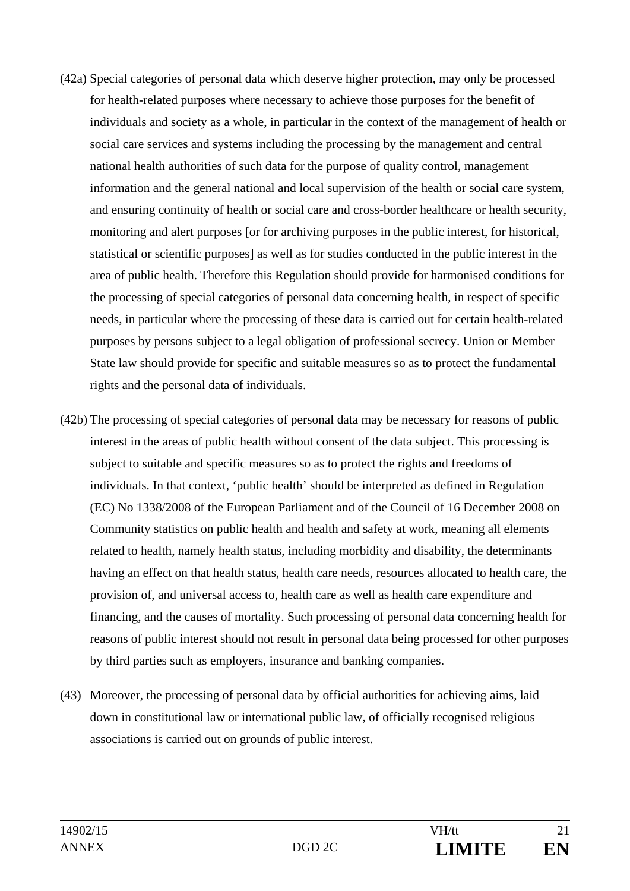(42a) Special categories of personal data which deserve higher protection, may only be processed for health-related purposes where necessary to achieve those purposes for the benefit of individuals and society as a whole, in particular in the context of the management of health or social care services and systems including the processing by the management and central national health authorities of such data for the purpose of quality control, management information and the general national and local supervision of the health or social care system, and ensuring continuity of health or social care and cross-border healthcare or health security, monitoring and alert purposes [or for archiving purposes in the public interest, for historical, statistical or scientific purposes] as well as for studies conducted in the public interest in the area of public health. Therefore this Regulation should provide for harmonised conditions for the processing of special categories of personal data concerning health, in respect of specific needs, in particular where the processing of these data is carried out for certain health-related purposes by persons subject to a legal obligation of professional secrecy. Union or Member State law should provide for specific and suitable measures so as to protect the fundamental rights and the personal data of individuals.

(42b) The processing of special categories of personal data may be necessary for reasons of public interest in the areas of public health without consent of the data subject. This processing is subject to suitable and specific measures so as to protect the rights and freedoms of individuals. In that context, 'public health' should be interpreted as defined in Regulation (EC) No 1338/2008 of the European Parliament and of the Council of 16 December 2008 on Community statistics on public health and health and safety at work, meaning all elements related to health, namely health status, including morbidity and disability, the determinants having an effect on that health status, health care needs, resources allocated to health care, the provision of, and universal access to, health care as well as health care expenditure and financing, and the causes of mortality. Such processing of personal data concerning health for reasons of public interest should not result in personal data being processed for other purposes by third parties such as employers, insurance and banking companies.

(43) Moreover, the processing of personal data by official authorities for achieving aims, laid down in constitutional law or international public law, of officially recognised religious associations is carried out on grounds of public interest.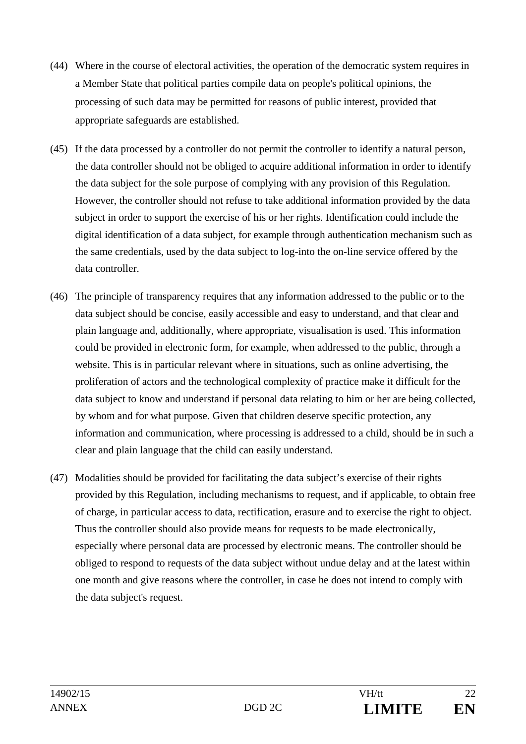(44) Where in the course of electoral activities, the operation of the democratic system requires in a Member State that political parties compile data on people's political opinions, the processing of such data may be permitted for reasons of public interest, provided that appropriate safeguards are established.

(45) If the data processed by a controller do not permit the controller to identify a natural person, the data controller should not be obliged to acquire additional information in order to identify the data subject for the sole purpose of complying with any provision of this Regulation. However, the controller should not refuse to take additional information provided by the data subject in order to support the exercise of his or her rights. Identification could include the digital identification of a data subject, for example through authentication mechanism such as the same credentials, used by the data subject to log-into the on-line service offered by the data controller.

(46) The principle of transparency requires that any information addressed to the public or to the data subject should be concise, easily accessible and easy to understand, and that clear and plain language and, additionally, where appropriate, visualisation is used. This information could be provided in electronic form, for example, when addressed to the public, through a website. This is in particular relevant where in situations, such as online advertising, the proliferation of actors and the technological complexity of practice make it difficult for the data subject to know and understand if personal data relating to him or her are being collected, by whom and for what purpose. Given that children deserve specific protection, any information and communication, where processing is addressed to a child, should be in such a clear and plain language that the child can easily understand.

(47) Modalities should be provided for facilitating the data subject's exercise of their rights provided by this Regulation, including mechanisms to request, and if applicable, to obtain free of charge, in particular access to data, rectification, erasure and to exercise the right to object. Thus the controller should also provide means for requests to be made electronically, especially where personal data are processed by electronic means. The controller should be obliged to respond to requests of the data subject without undue delay and at the latest within one month and give reasons where the controller, in case he does not intend to comply with the data subject's request.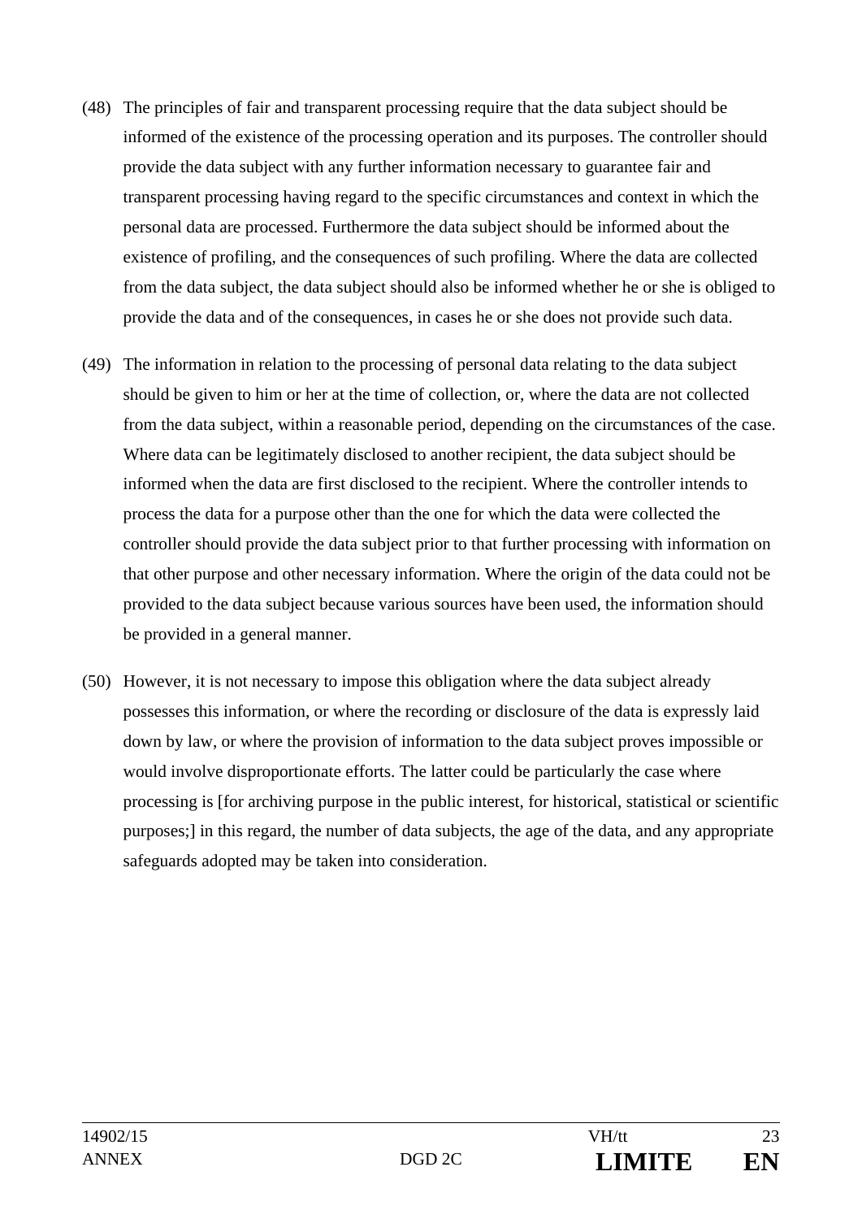(48) The principles of fair and transparent processing require that the data subject should be informed of the existence of the processing operation and its purposes. The controller should provide the data subject with any further information necessary to guarantee fair and transparent processing having regard to the specific circumstances and context in which the personal data are processed. Furthermore the data subject should be informed about the existence of profiling, and the consequences of such profiling. Where the data are collected from the data subject, the data subject should also be informed whether he or she is obliged to provide the data and of the consequences, in cases he or she does not provide such data.

(49) The information in relation to the processing of personal data relating to the data subject should be given to him or her at the time of collection, or, where the data are not collected from the data subject, within a reasonable period, depending on the circumstances of the case. Where data can be legitimately disclosed to another recipient, the data subject should be informed when the data are first disclosed to the recipient. Where the controller intends to process the data for a purpose other than the one for which the data were collected the controller should provide the data subject prior to that further processing with information on that other purpose and other necessary information. Where the origin of the data could not be provided to the data subject because various sources have been used, the information should be provided in a general manner.

(50) However, it is not necessary to impose this obligation where the data subject already possesses this information, or where the recording or disclosure of the data is expressly laid down by law, or where the provision of information to the data subject proves impossible or would involve disproportionate efforts. The latter could be particularly the case where processing is [for archiving purpose in the public interest, for historical, statistical or scientific purposes;] in this regard, the number of data subjects, the age of the data, and any appropriate safeguards adopted may be taken into consideration.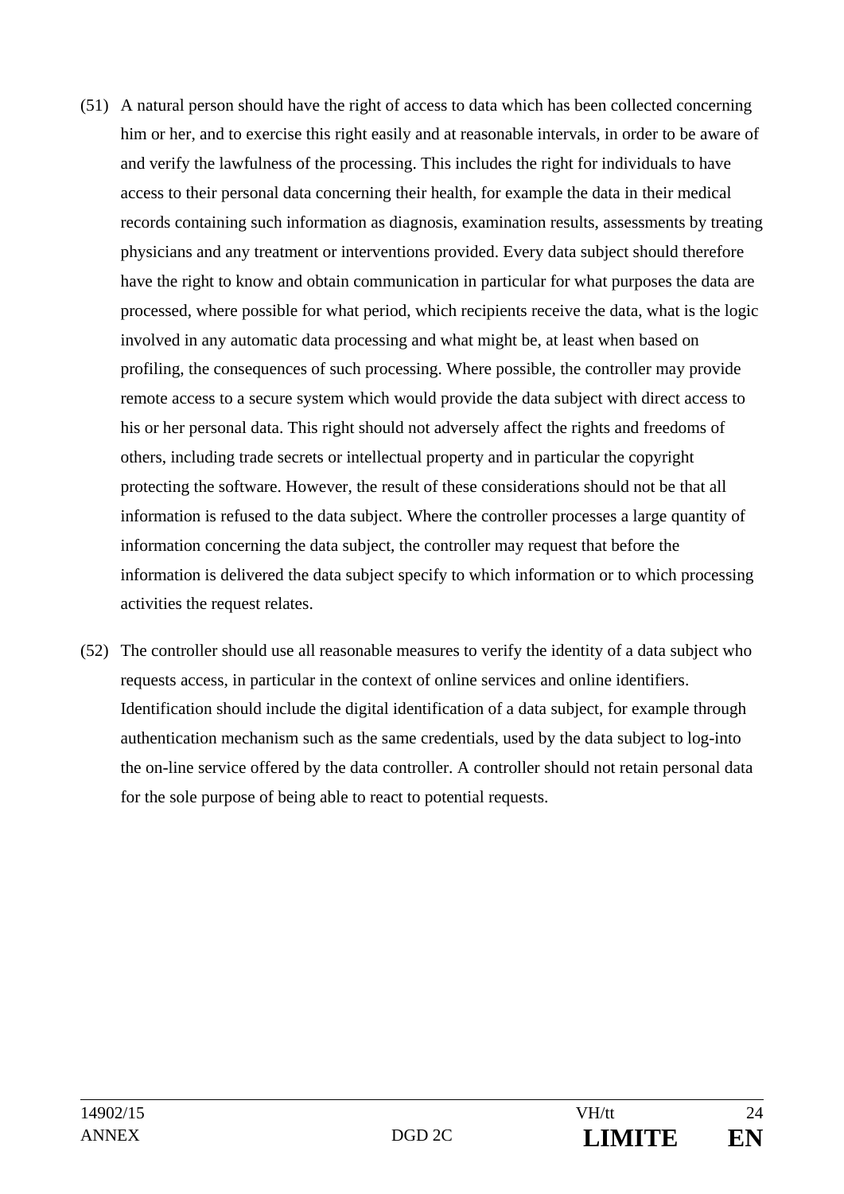(51) A natural person should have the right of access to data which has been collected concerning him or her, and to exercise this right easily and at reasonable intervals, in order to be aware of and verify the lawfulness of the processing. This includes the right for individuals to have access to their personal data concerning their health, for example the data in their medical records containing such information as diagnosis, examination results, assessments by treating physicians and any treatment or interventions provided. Every data subject should therefore have the right to know and obtain communication in particular for what purposes the data are processed, where possible for what period, which recipients receive the data, what is the logic involved in any automatic data processing and what might be, at least when based on profiling, the consequences of such processing. Where possible, the controller may provide remote access to a secure system which would provide the data subject with direct access to his or her personal data. This right should not adversely affect the rights and freedoms of others, including trade secrets or intellectual property and in particular the copyright protecting the software. However, the result of these considerations should not be that all information is refused to the data subject. Where the controller processes a large quantity of information concerning the data subject, the controller may request that before the information is delivered the data subject specify to which information or to which processing activities the request relates.

(52) The controller should use all reasonable measures to verify the identity of a data subject who requests access, in particular in the context of online services and online identifiers. Identification should include the digital identification of a data subject, for example through authentication mechanism such as the same credentials, used by the data subject to log-into the on-line service offered by the data controller. A controller should not retain personal data for the sole purpose of being able to react to potential requests.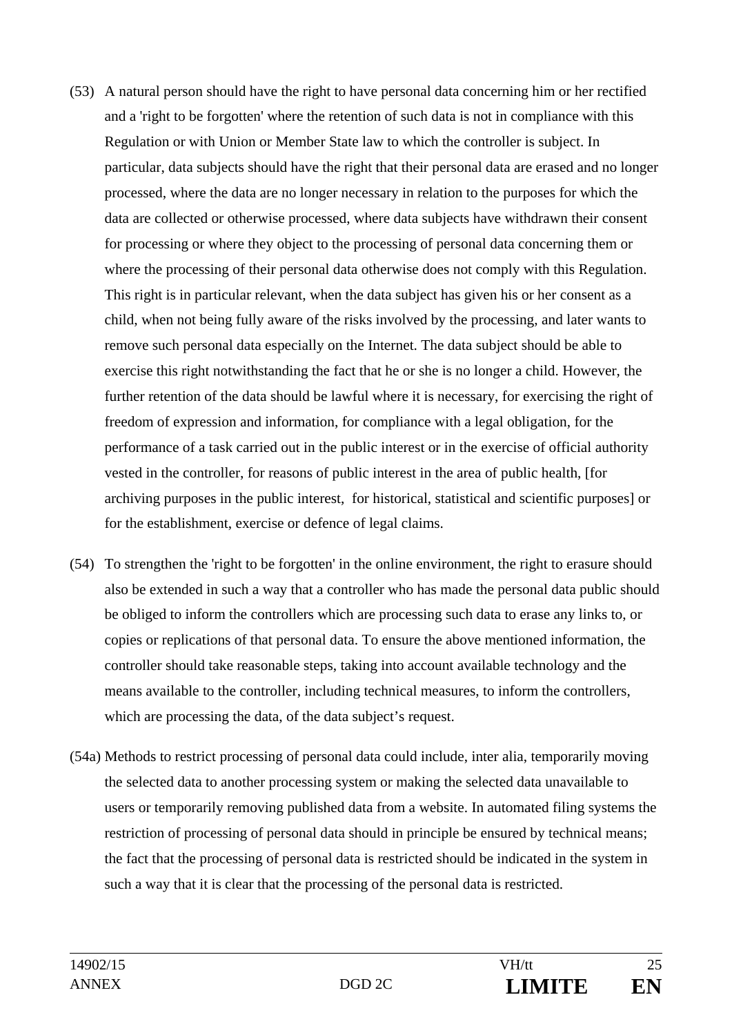(53) A natural person should have the right to have personal data concerning him or her rectified and a 'right to be forgotten' where the retention of such data is not in compliance with this Regulation or with Union or Member State law to which the controller is subject. In particular, data subjects should have the right that their personal data are erased and no longer processed, where the data are no longer necessary in relation to the purposes for which the data are collected or otherwise processed, where data subjects have withdrawn their consent for processing or where they object to the processing of personal data concerning them or where the processing of their personal data otherwise does not comply with this Regulation. This right is in particular relevant, when the data subject has given his or her consent as a child, when not being fully aware of the risks involved by the processing, and later wants to remove such personal data especially on the Internet. The data subject should be able to exercise this right notwithstanding the fact that he or she is no longer a child. However, the further retention of the data should be lawful where it is necessary, for exercising the right of freedom of expression and information, for compliance with a legal obligation, for the performance of a task carried out in the public interest or in the exercise of official authority vested in the controller, for reasons of public interest in the area of public health, [for archiving purposes in the public interest, for historical, statistical and scientific purposes] or for the establishment, exercise or defence of legal claims.

(54) To strengthen the 'right to be forgotten' in the online environment, the right to erasure should also be extended in such a way that a controller who has made the personal data public should be obliged to inform the controllers which are processing such data to erase any links to, or copies or replications of that personal data. To ensure the above mentioned information, the controller should take reasonable steps, taking into account available technology and the means available to the controller, including technical measures, to inform the controllers, which are processing the data, of the data subject's request.

(54a) Methods to restrict processing of personal data could include, inter alia, temporarily moving the selected data to another processing system or making the selected data unavailable to users or temporarily removing published data from a website. In automated filing systems the restriction of processing of personal data should in principle be ensured by technical means; the fact that the processing of personal data is restricted should be indicated in the system in such a way that it is clear that the processing of the personal data is restricted.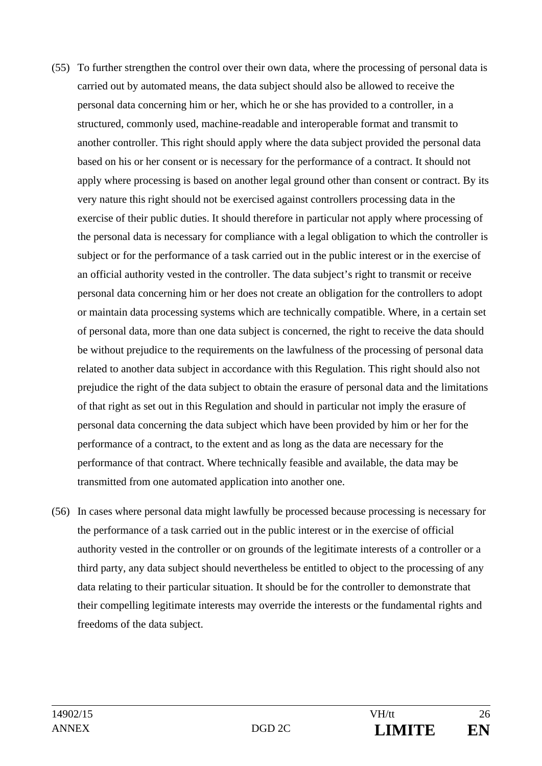(55) To further strengthen the control over their own data, where the processing of personal data is carried out by automated means, the data subject should also be allowed to receive the personal data concerning him or her, which he or she has provided to a controller, in a structured, commonly used, machine-readable and interoperable format and transmit to another controller. This right should apply where the data subject provided the personal data based on his or her consent or is necessary for the performance of a contract. It should not apply where processing is based on another legal ground other than consent or contract. By its very nature this right should not be exercised against controllers processing data in the exercise of their public duties. It should therefore in particular not apply where processing of the personal data is necessary for compliance with a legal obligation to which the controller is subject or for the performance of a task carried out in the public interest or in the exercise of an official authority vested in the controller. The data subject's right to transmit or receive personal data concerning him or her does not create an obligation for the controllers to adopt or maintain data processing systems which are technically compatible. Where, in a certain set of personal data, more than one data subject is concerned, the right to receive the data should be without prejudice to the requirements on the lawfulness of the processing of personal data related to another data subject in accordance with this Regulation. This right should also not prejudice the right of the data subject to obtain the erasure of personal data and the limitations of that right as set out in this Regulation and should in particular not imply the erasure of personal data concerning the data subject which have been provided by him or her for the performance of a contract, to the extent and as long as the data are necessary for the performance of that contract. Where technically feasible and available, the data may be transmitted from one automated application into another one.

(56) In cases where personal data might lawfully be processed because processing is necessary for the performance of a task carried out in the public interest or in the exercise of official authority vested in the controller or on grounds of the legitimate interests of a controller or a third party, any data subject should nevertheless be entitled to object to the processing of any data relating to their particular situation. It should be for the controller to demonstrate that their compelling legitimate interests may override the interests or the fundamental rights and freedoms of the data subject.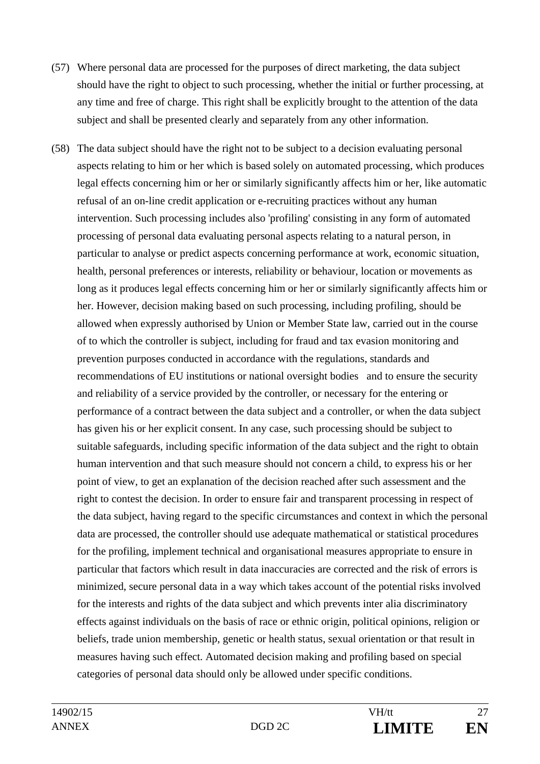(57) Where personal data are processed for the purposes of direct marketing, the data subject should have the right to object to such processing, whether the initial or further processing, at any time and free of charge. This right shall be explicitly brought to the attention of the data subject and shall be presented clearly and separately from any other information.

(58) The data subject should have the right not to be subject to a decision evaluating personal aspects relating to him or her which is based solely on automated processing, which produces legal effects concerning him or her or similarly significantly affects him or her, like automatic refusal of an on-line credit application or e-recruiting practices without any human intervention. Such processing includes also 'profiling' consisting in any form of automated processing of personal data evaluating personal aspects relating to a natural person, in particular to analyse or predict aspects concerning performance at work, economic situation, health, personal preferences or interests, reliability or behaviour, location or movements as long as it produces legal effects concerning him or her or similarly significantly affects him or her. However, decision making based on such processing, including profiling, should be allowed when expressly authorised by Union or Member State law, carried out in the course of to which the controller is subject, including for fraud and tax evasion monitoring and prevention purposes conducted in accordance with the regulations, standards and recommendations of EU institutions or national oversight bodies and to ensure the security and reliability of a service provided by the controller, or necessary for the entering or performance of a contract between the data subject and a controller, or when the data subject has given his or her explicit consent. In any case, such processing should be subject to suitable safeguards, including specific information of the data subject and the right to obtain human intervention and that such measure should not concern a child, to express his or her point of view, to get an explanation of the decision reached after such assessment and the right to contest the decision. In order to ensure fair and transparent processing in respect of the data subject, having regard to the specific circumstances and context in which the personal data are processed, the controller should use adequate mathematical or statistical procedures for the profiling, implement technical and organisational measures appropriate to ensure in particular that factors which result in data inaccuracies are corrected and the risk of errors is minimized, secure personal data in a way which takes account of the potential risks involved for the interests and rights of the data subject and which prevents inter alia discriminatory effects against individuals on the basis of race or ethnic origin, political opinions, religion or beliefs, trade union membership, genetic or health status, sexual orientation or that result in measures having such effect. Automated decision making and profiling based on special categories of personal data should only be allowed under specific conditions.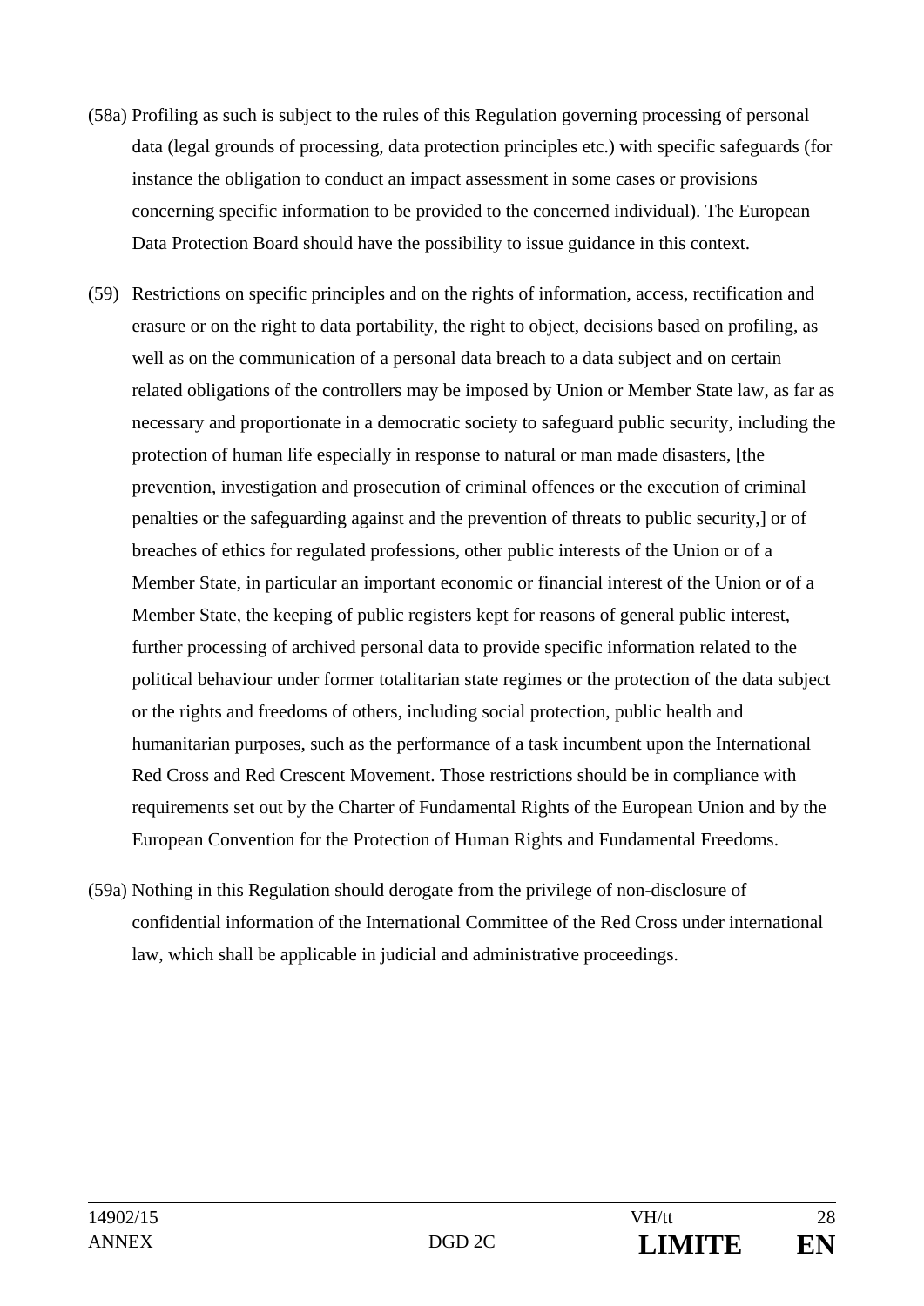(58a) Profiling as such is subject to the rules of this Regulation governing processing of personal data (legal grounds of processing, data protection principles etc.) with specific safeguards (for instance the obligation to conduct an impact assessment in some cases or provisions concerning specific information to be provided to the concerned individual). The European Data Protection Board should have the possibility to issue guidance in this context.

(59) Restrictions on specific principles and on the rights of information, access, rectification and erasure or on the right to data portability, the right to object, decisions based on profiling, as well as on the communication of a personal data breach to a data subject and on certain related obligations of the controllers may be imposed by Union or Member State law, as far as necessary and proportionate in a democratic society to safeguard public security, including the protection of human life especially in response to natural or man made disasters, [the prevention, investigation and prosecution of criminal offences or the execution of criminal penalties or the safeguarding against and the prevention of threats to public security,] or of breaches of ethics for regulated professions, other public interests of the Union or of a Member State, in particular an important economic or financial interest of the Union or of a Member State, the keeping of public registers kept for reasons of general public interest, further processing of archived personal data to provide specific information related to the political behaviour under former totalitarian state regimes or the protection of the data subject or the rights and freedoms of others, including social protection, public health and humanitarian purposes, such as the performance of a task incumbent upon the International Red Cross and Red Crescent Movement. Those restrictions should be in compliance with requirements set out by the Charter of Fundamental Rights of the European Union and by the European Convention for the Protection of Human Rights and Fundamental Freedoms.

(59a) Nothing in this Regulation should derogate from the privilege of non-disclosure of confidential information of the International Committee of the Red Cross under international law, which shall be applicable in judicial and administrative proceedings.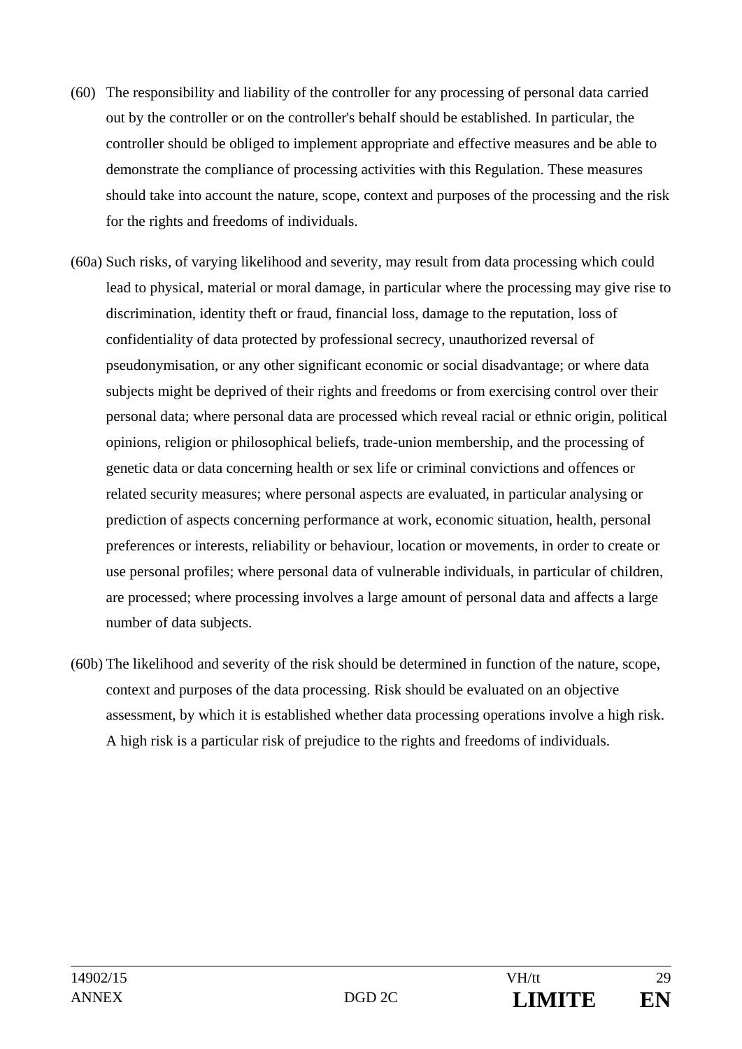(60) The responsibility and liability of the controller for any processing of personal data carried out by the controller or on the controller's behalf should be established. In particular, the controller should be obliged to implement appropriate and effective measures and be able to demonstrate the compliance of processing activities with this Regulation. These measures should take into account the nature, scope, context and purposes of the processing and the risk for the rights and freedoms of individuals.

(60a) Such risks, of varying likelihood and severity, may result from data processing which could lead to physical, material or moral damage, in particular where the processing may give rise to discrimination, identity theft or fraud, financial loss, damage to the reputation, loss of confidentiality of data protected by professional secrecy, unauthorized reversal of pseudonymisation, or any other significant economic or social disadvantage; or where data subjects might be deprived of their rights and freedoms or from exercising control over their personal data; where personal data are processed which reveal racial or ethnic origin, political opinions, religion or philosophical beliefs, trade-union membership, and the processing of genetic data or data concerning health or sex life or criminal convictions and offences or related security measures; where personal aspects are evaluated, in particular analysing or prediction of aspects concerning performance at work, economic situation, health, personal preferences or interests, reliability or behaviour, location or movements, in order to create or use personal profiles; where personal data of vulnerable individuals, in particular of children, are processed; where processing involves a large amount of personal data and affects a large number of data subjects.

(60b) The likelihood and severity of the risk should be determined in function of the nature, scope, context and purposes of the data processing. Risk should be evaluated on an objective assessment, by which it is established whether data processing operations involve a high risk. A high risk is a particular risk of prejudice to the rights and freedoms of individuals.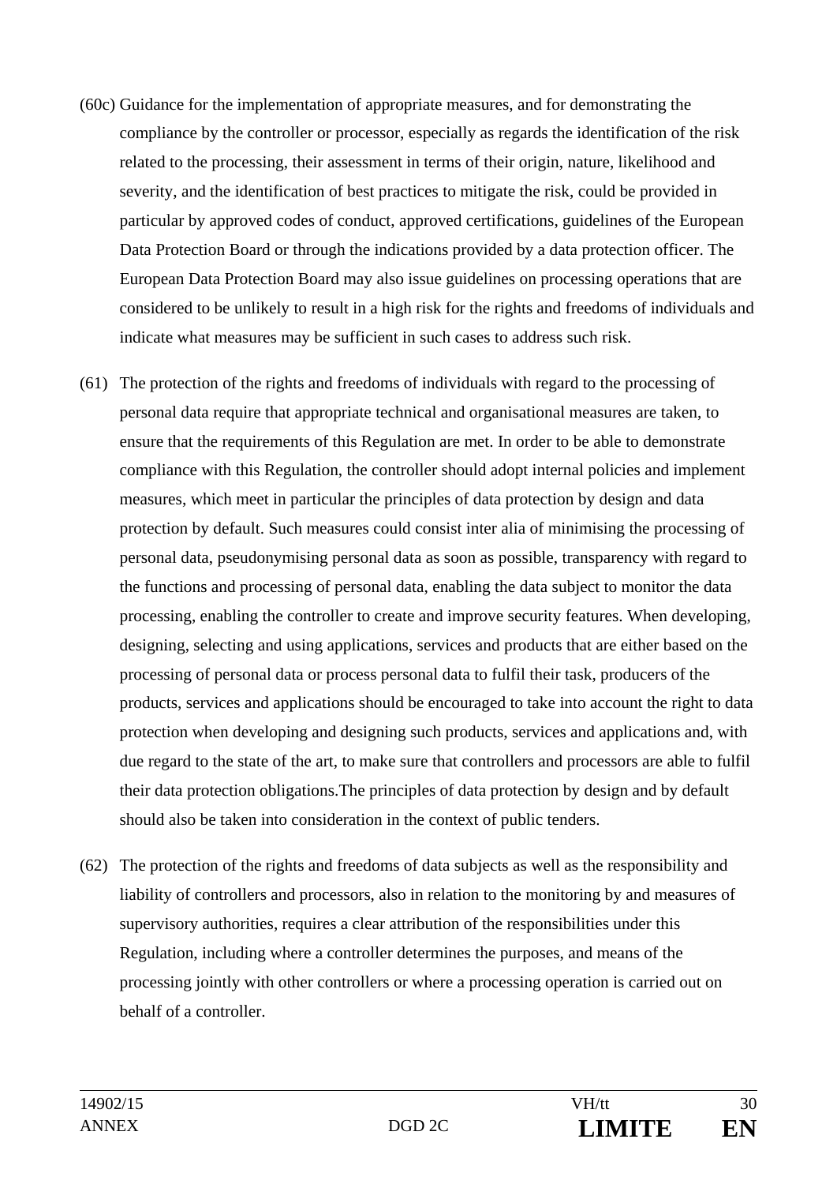(60c) Guidance for the implementation of appropriate measures, and for demonstrating the compliance by the controller or processor, especially as regards the identification of the risk related to the processing, their assessment in terms of their origin, nature, likelihood and severity, and the identification of best practices to mitigate the risk, could be provided in particular by approved codes of conduct, approved certifications, guidelines of the European Data Protection Board or through the indications provided by a data protection officer. The European Data Protection Board may also issue guidelines on processing operations that are considered to be unlikely to result in a high risk for the rights and freedoms of individuals and indicate what measures may be sufficient in such cases to address such risk.

(61) The protection of the rights and freedoms of individuals with regard to the processing of personal data require that appropriate technical and organisational measures are taken, to ensure that the requirements of this Regulation are met. In order to be able to demonstrate compliance with this Regulation, the controller should adopt internal policies and implement measures, which meet in particular the principles of data protection by design and data protection by default. Such measures could consist inter alia of minimising the processing of personal data, pseudonymising personal data as soon as possible, transparency with regard to the functions and processing of personal data, enabling the data subject to monitor the data processing, enabling the controller to create and improve security features. When developing, designing, selecting and using applications, services and products that are either based on the processing of personal data or process personal data to fulfil their task, producers of the products, services and applications should be encouraged to take into account the right to data protection when developing and designing such products, services and applications and, with due regard to the state of the art, to make sure that controllers and processors are able to fulfil their data protection obligations.The principles of data protection by design and by default should also be taken into consideration in the context of public tenders.

(62) The protection of the rights and freedoms of data subjects as well as the responsibility and liability of controllers and processors, also in relation to the monitoring by and measures of supervisory authorities, requires a clear attribution of the responsibilities under this Regulation, including where a controller determines the purposes, and means of the processing jointly with other controllers or where a processing operation is carried out on behalf of a controller.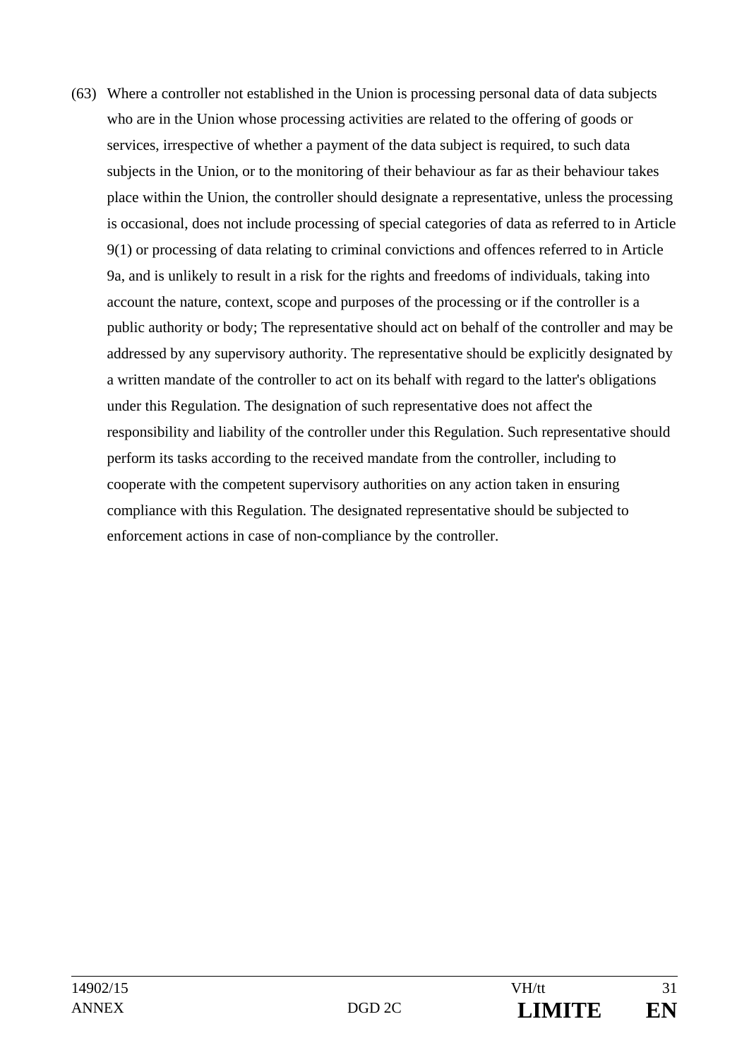(63) Where a controller not established in the Union is processing personal data of data subjects who are in the Union whose processing activities are related to the offering of goods or services, irrespective of whether a payment of the data subject is required, to such data subjects in the Union, or to the monitoring of their behaviour as far as their behaviour takes place within the Union, the controller should designate a representative, unless the processing is occasional, does not include processing of special categories of data as referred to in Article 9(1) or processing of data relating to criminal convictions and offences referred to in Article 9a, and is unlikely to result in a risk for the rights and freedoms of individuals, taking into account the nature, context, scope and purposes of the processing or if the controller is a public authority or body; The representative should act on behalf of the controller and may be addressed by any supervisory authority. The representative should be explicitly designated by a written mandate of the controller to act on its behalf with regard to the latter's obligations under this Regulation. The designation of such representative does not affect the responsibility and liability of the controller under this Regulation. Such representative should perform its tasks according to the received mandate from the controller, including to cooperate with the competent supervisory authorities on any action taken in ensuring compliance with this Regulation. The designated representative should be subjected to enforcement actions in case of non-compliance by the controller.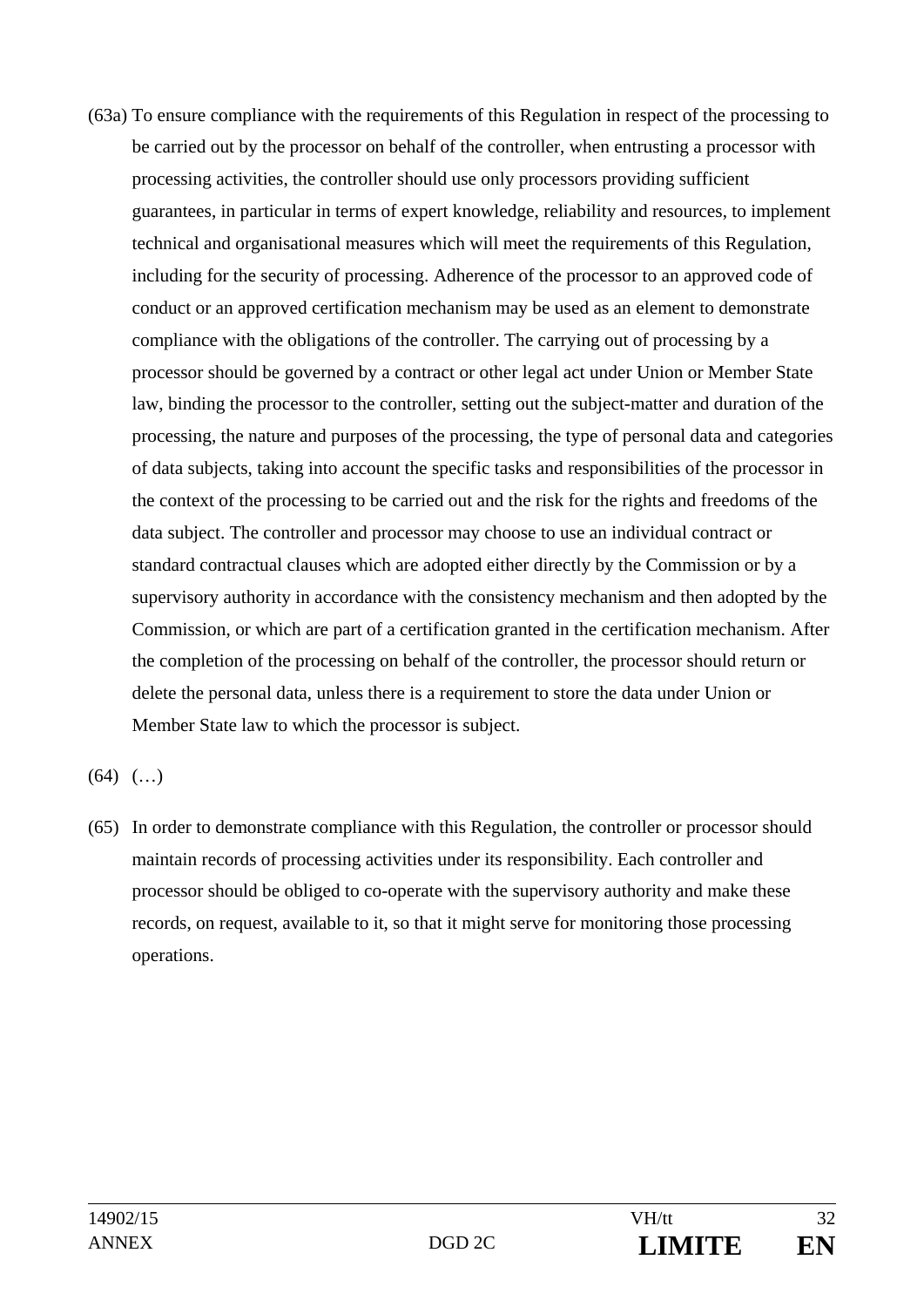(63a) To ensure compliance with the requirements of this Regulation in respect of the processing to be carried out by the processor on behalf of the controller, when entrusting a processor with processing activities, the controller should use only processors providing sufficient guarantees, in particular in terms of expert knowledge, reliability and resources, to implement technical and organisational measures which will meet the requirements of this Regulation, including for the security of processing. Adherence of the processor to an approved code of conduct or an approved certification mechanism may be used as an element to demonstrate compliance with the obligations of the controller. The carrying out of processing by a processor should be governed by a contract or other legal act under Union or Member State law, binding the processor to the controller, setting out the subject-matter and duration of the processing, the nature and purposes of the processing, the type of personal data and categories of data subjects, taking into account the specific tasks and responsibilities of the processor in the context of the processing to be carried out and the risk for the rights and freedoms of the data subject. The controller and processor may choose to use an individual contract or standard contractual clauses which are adopted either directly by the Commission or by a supervisory authority in accordance with the consistency mechanism and then adopted by the Commission, or which are part of a certification granted in the certification mechanism. After the completion of the processing on behalf of the controller, the processor should return or delete the personal data, unless there is a requirement to store the data under Union or Member State law to which the processor is subject.

(64) (…)

(65) In order to demonstrate compliance with this Regulation, the controller or processor should maintain records of processing activities under its responsibility. Each controller and processor should be obliged to co-operate with the supervisory authority and make these records, on request, available to it, so that it might serve for monitoring those processing operations.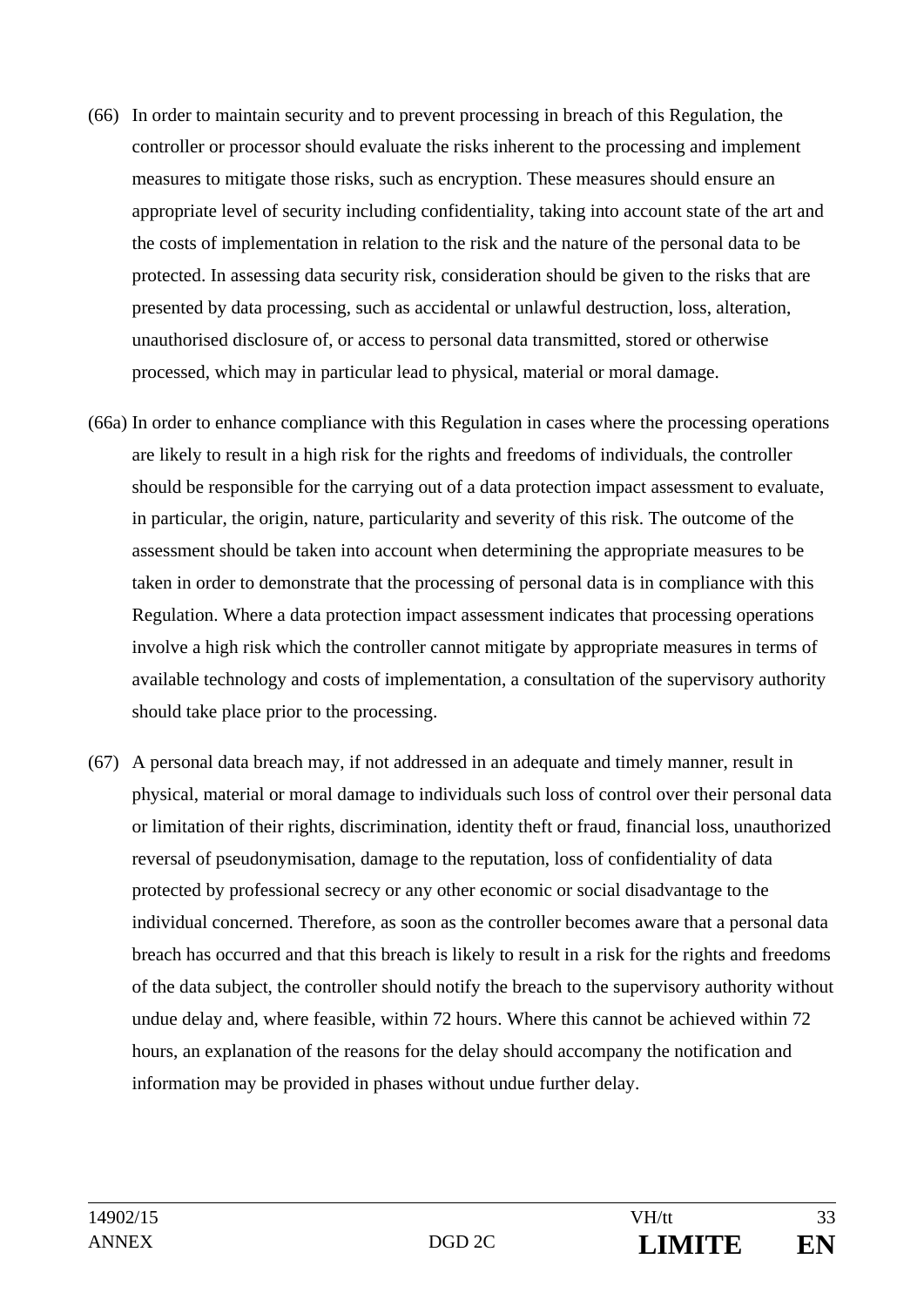(66) In order to maintain security and to prevent processing in breach of this Regulation, the controller or processor should evaluate the risks inherent to the processing and implement measures to mitigate those risks, such as encryption. These measures should ensure an appropriate level of security including confidentiality, taking into account state of the art and the costs of implementation in relation to the risk and the nature of the personal data to be protected. In assessing data security risk, consideration should be given to the risks that are presented by data processing, such as accidental or unlawful destruction, loss, alteration, unauthorised disclosure of, or access to personal data transmitted, stored or otherwise processed, which may in particular lead to physical, material or moral damage.

(66a) In order to enhance compliance with this Regulation in cases where the processing operations are likely to result in a high risk for the rights and freedoms of individuals, the controller should be responsible for the carrying out of a data protection impact assessment to evaluate, in particular, the origin, nature, particularity and severity of this risk. The outcome of the assessment should be taken into account when determining the appropriate measures to be taken in order to demonstrate that the processing of personal data is in compliance with this Regulation. Where a data protection impact assessment indicates that processing operations involve a high risk which the controller cannot mitigate by appropriate measures in terms of available technology and costs of implementation, a consultation of the supervisory authority should take place prior to the processing.

(67) A personal data breach may, if not addressed in an adequate and timely manner, result in physical, material or moral damage to individuals such loss of control over their personal data or limitation of their rights, discrimination, identity theft or fraud, financial loss, unauthorized reversal of pseudonymisation, damage to the reputation, loss of confidentiality of data protected by professional secrecy or any other economic or social disadvantage to the individual concerned. Therefore, as soon as the controller becomes aware that a personal data breach has occurred and that this breach is likely to result in a risk for the rights and freedoms of the data subject, the controller should notify the breach to the supervisory authority without undue delay and, where feasible, within 72 hours. Where this cannot be achieved within 72 hours, an explanation of the reasons for the delay should accompany the notification and information may be provided in phases without undue further delay.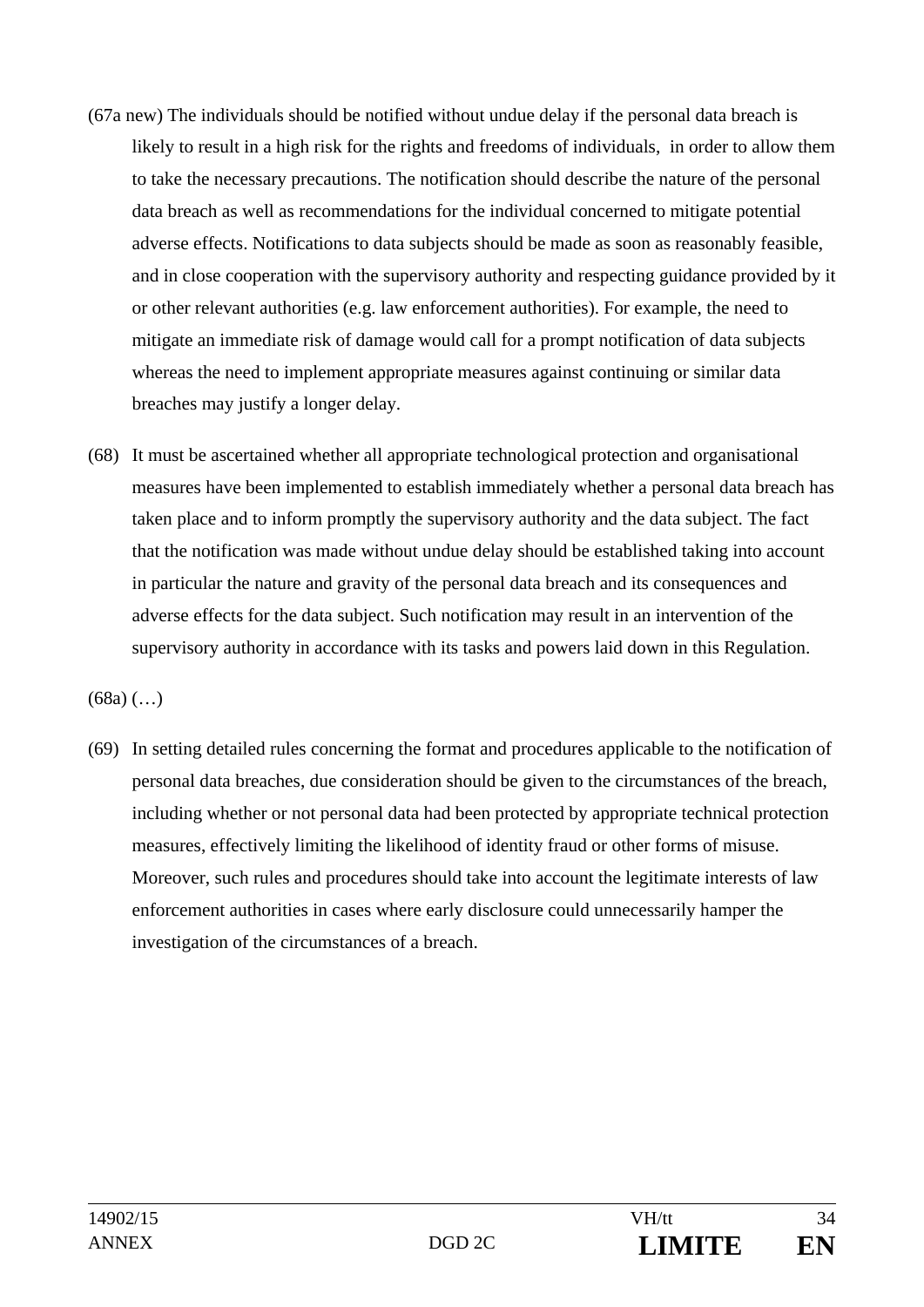(67a new) The individuals should be notified without undue delay if the personal data breach is likely to result in a high risk for the rights and freedoms of individuals, in order to allow them to take the necessary precautions. The notification should describe the nature of the personal data breach as well as recommendations for the individual concerned to mitigate potential adverse effects. Notifications to data subjects should be made as soon as reasonably feasible, and in close cooperation with the supervisory authority and respecting guidance provided by it or other relevant authorities (e.g. law enforcement authorities). For example, the need to mitigate an immediate risk of damage would call for a prompt notification of data subjects whereas the need to implement appropriate measures against continuing or similar data breaches may justify a longer delay.

(68) It must be ascertained whether all appropriate technological protection and organisational measures have been implemented to establish immediately whether a personal data breach has taken place and to inform promptly the supervisory authority and the data subject. The fact that the notification was made without undue delay should be established taking into account in particular the nature and gravity of the personal data breach and its consequences and adverse effects for the data subject. Such notification may result in an intervention of the supervisory authority in accordance with its tasks and powers laid down in this Regulation.

(68a) (…)

(69) In setting detailed rules concerning the format and procedures applicable to the notification of personal data breaches, due consideration should be given to the circumstances of the breach, including whether or not personal data had been protected by appropriate technical protection measures, effectively limiting the likelihood of identity fraud or other forms of misuse. Moreover, such rules and procedures should take into account the legitimate interests of law enforcement authorities in cases where early disclosure could unnecessarily hamper the investigation of the circumstances of a breach.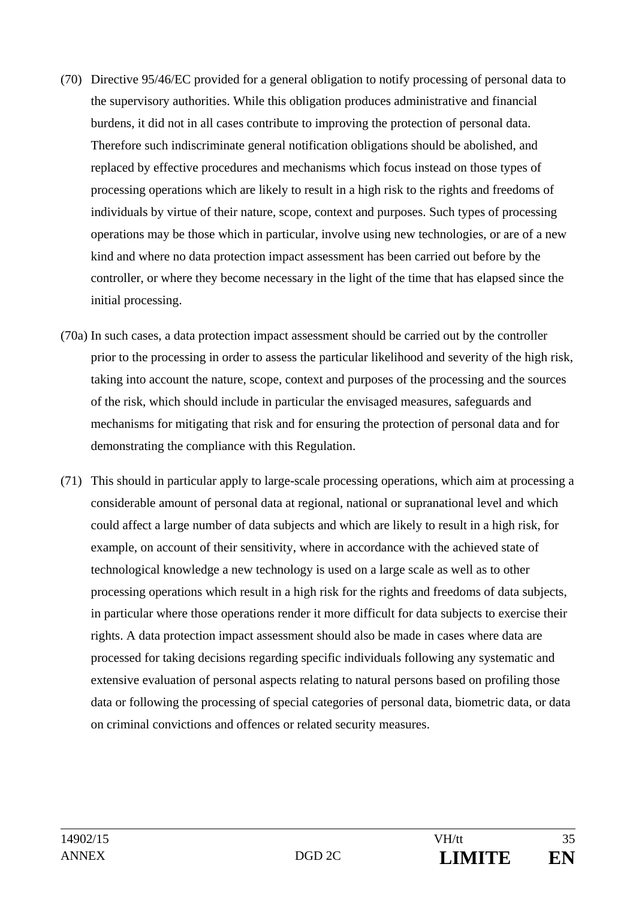(70) Directive 95/46/EC provided for a general obligation to notify processing of personal data to the supervisory authorities. While this obligation produces administrative and financial burdens, it did not in all cases contribute to improving the protection of personal data. Therefore such indiscriminate general notification obligations should be abolished, and replaced by effective procedures and mechanisms which focus instead on those types of processing operations which are likely to result in a high risk to the rights and freedoms of individuals by virtue of their nature, scope, context and purposes. Such types of processing operations may be those which in particular, involve using new technologies, or are of a new kind and where no data protection impact assessment has been carried out before by the controller, or where they become necessary in the light of the time that has elapsed since the initial processing.

(70a) In such cases, a data protection impact assessment should be carried out by the controller prior to the processing in order to assess the particular likelihood and severity of the high risk, taking into account the nature, scope, context and purposes of the processing and the sources of the risk, which should include in particular the envisaged measures, safeguards and mechanisms for mitigating that risk and for ensuring the protection of personal data and for demonstrating the compliance with this Regulation.

(71) This should in particular apply to large-scale processing operations, which aim at processing a considerable amount of personal data at regional, national or supranational level and which could affect a large number of data subjects and which are likely to result in a high risk, for example, on account of their sensitivity, where in accordance with the achieved state of technological knowledge a new technology is used on a large scale as well as to other processing operations which result in a high risk for the rights and freedoms of data subjects, in particular where those operations render it more difficult for data subjects to exercise their rights. A data protection impact assessment should also be made in cases where data are processed for taking decisions regarding specific individuals following any systematic and extensive evaluation of personal aspects relating to natural persons based on profiling those data or following the processing of special categories of personal data, biometric data, or data on criminal convictions and offences or related security measures.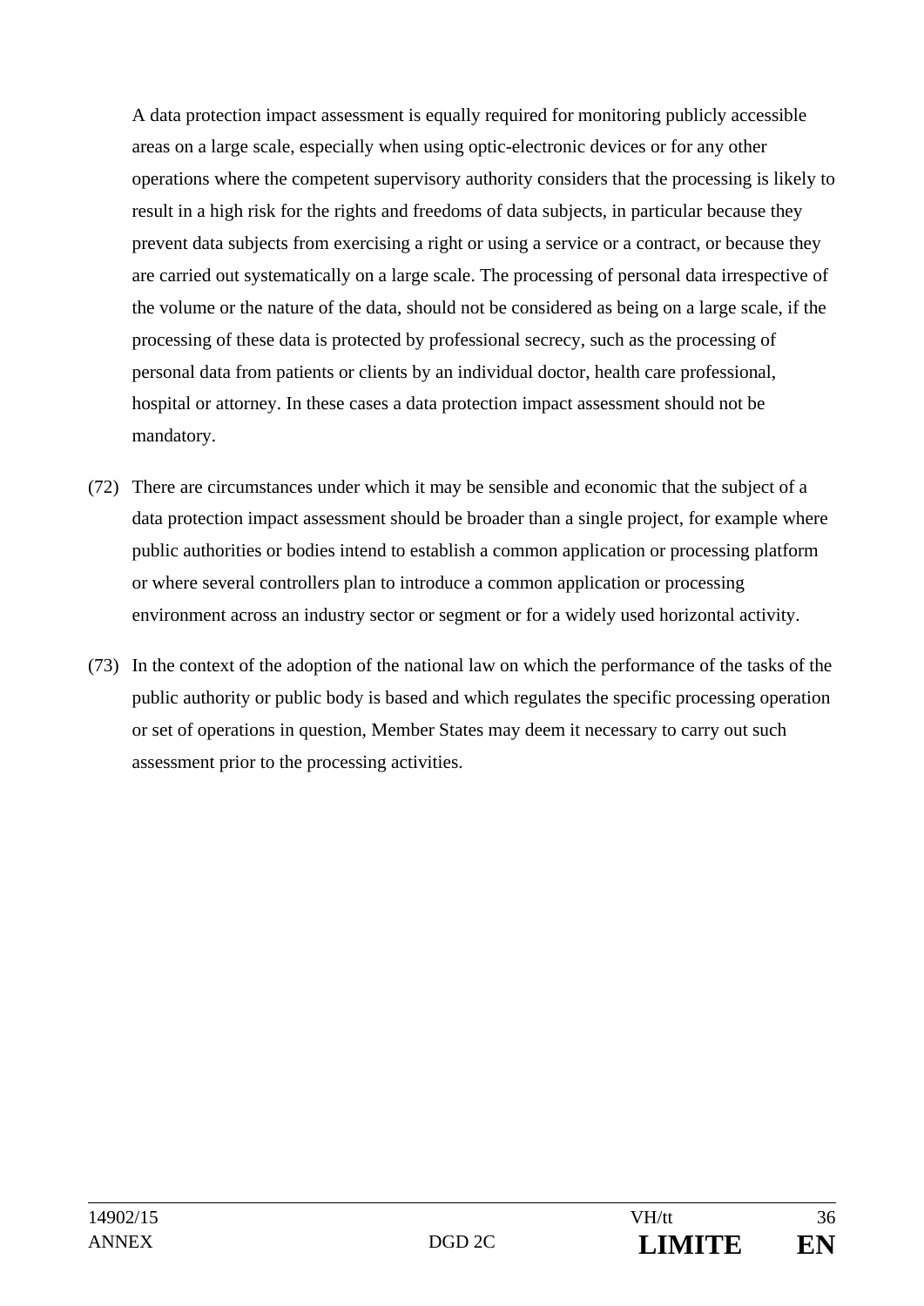A data protection impact assessment is equally required for monitoring publicly accessible areas on a large scale, especially when using optic-electronic devices or for any other operations where the competent supervisory authority considers that the processing is likely to result in a high risk for the rights and freedoms of data subjects, in particular because they prevent data subjects from exercising a right or using a service or a contract, or because they are carried out systematically on a large scale. The processing of personal data irrespective of the volume or the nature of the data, should not be considered as being on a large scale, if the processing of these data is protected by professional secrecy, such as the processing of personal data from patients or clients by an individual doctor, health care professional, hospital or attorney. In these cases a data protection impact assessment should not be mandatory.

(72) There are circumstances under which it may be sensible and economic that the subject of a data protection impact assessment should be broader than a single project, for example where public authorities or bodies intend to establish a common application or processing platform or where several controllers plan to introduce a common application or processing environment across an industry sector or segment or for a widely used horizontal activity.

(73) In the context of the adoption of the national law on which the performance of the tasks of the public authority or public body is based and which regulates the specific processing operation or set of operations in question, Member States may deem it necessary to carry out such assessment prior to the processing activities.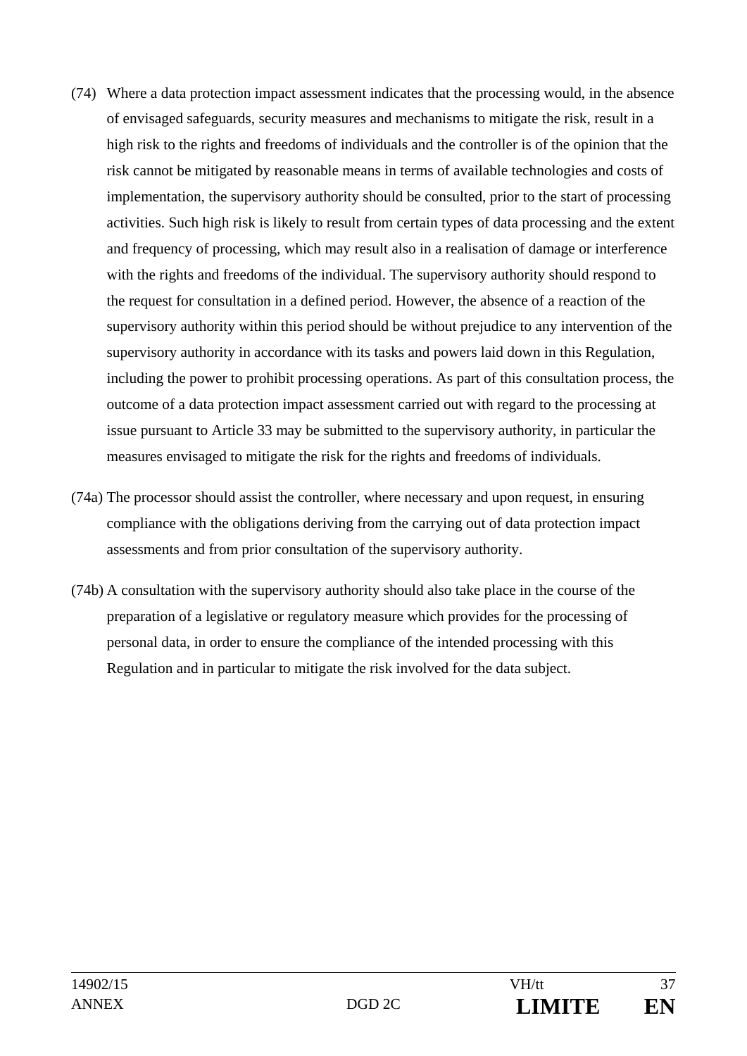(74) Where a data protection impact assessment indicates that the processing would, in the absence of envisaged safeguards, security measures and mechanisms to mitigate the risk, result in a high risk to the rights and freedoms of individuals and the controller is of the opinion that the risk cannot be mitigated by reasonable means in terms of available technologies and costs of implementation, the supervisory authority should be consulted, prior to the start of processing activities. Such high risk is likely to result from certain types of data processing and the extent and frequency of processing, which may result also in a realisation of damage or interference with the rights and freedoms of the individual. The supervisory authority should respond to the request for consultation in a defined period. However, the absence of a reaction of the supervisory authority within this period should be without prejudice to any intervention of the supervisory authority in accordance with its tasks and powers laid down in this Regulation, including the power to prohibit processing operations. As part of this consultation process, the outcome of a data protection impact assessment carried out with regard to the processing at issue pursuant to Article 33 may be submitted to the supervisory authority, in particular the measures envisaged to mitigate the risk for the rights and freedoms of individuals.

(74a) The processor should assist the controller, where necessary and upon request, in ensuring compliance with the obligations deriving from the carrying out of data protection impact assessments and from prior consultation of the supervisory authority.

(74b) A consultation with the supervisory authority should also take place in the course of the preparation of a legislative or regulatory measure which provides for the processing of personal data, in order to ensure the compliance of the intended processing with this Regulation and in particular to mitigate the risk involved for the data subject.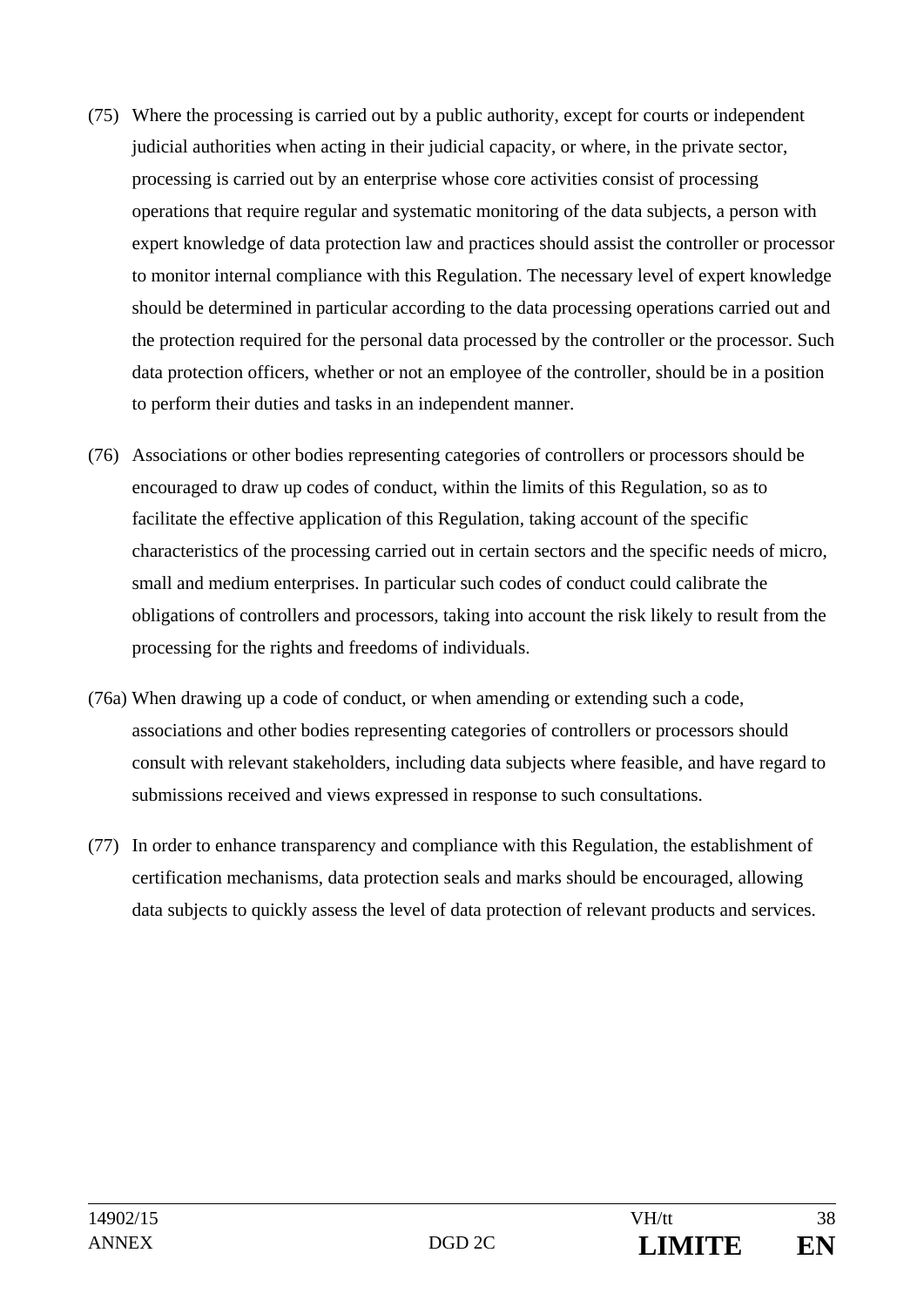(75) Where the processing is carried out by a public authority, except for courts or independent judicial authorities when acting in their judicial capacity, or where, in the private sector, processing is carried out by an enterprise whose core activities consist of processing operations that require regular and systematic monitoring of the data subjects, a person with expert knowledge of data protection law and practices should assist the controller or processor to monitor internal compliance with this Regulation. The necessary level of expert knowledge should be determined in particular according to the data processing operations carried out and the protection required for the personal data processed by the controller or the processor. Such data protection officers, whether or not an employee of the controller, should be in a position to perform their duties and tasks in an independent manner.

(76) Associations or other bodies representing categories of controllers or processors should be encouraged to draw up codes of conduct, within the limits of this Regulation, so as to facilitate the effective application of this Regulation, taking account of the specific characteristics of the processing carried out in certain sectors and the specific needs of micro, small and medium enterprises. In particular such codes of conduct could calibrate the obligations of controllers and processors, taking into account the risk likely to result from the processing for the rights and freedoms of individuals.

(76a) When drawing up a code of conduct, or when amending or extending such a code, associations and other bodies representing categories of controllers or processors should consult with relevant stakeholders, including data subjects where feasible, and have regard to submissions received and views expressed in response to such consultations.

(77) In order to enhance transparency and compliance with this Regulation, the establishment of certification mechanisms, data protection seals and marks should be encouraged, allowing data subjects to quickly assess the level of data protection of relevant products and services.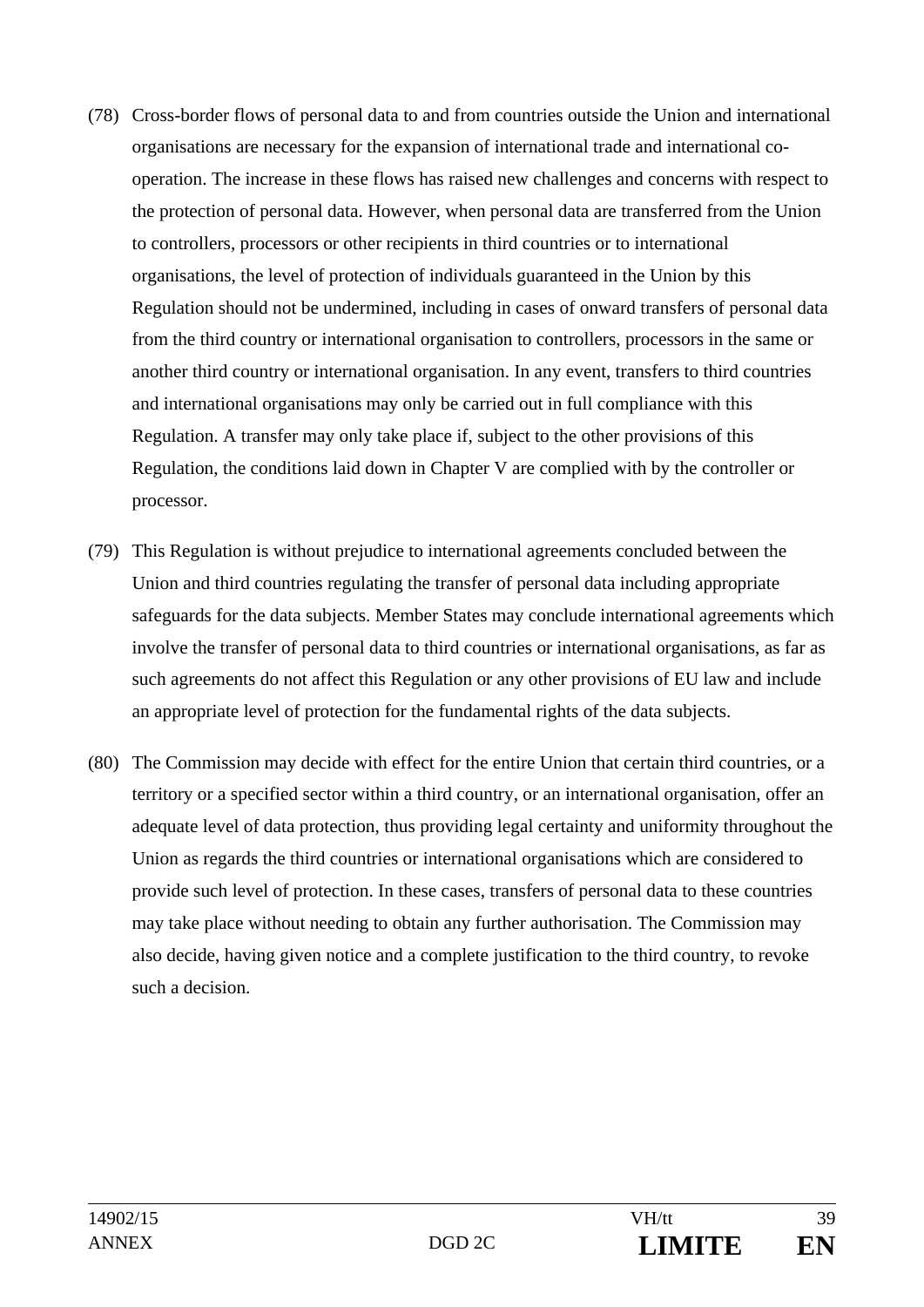(78) Cross-border flows of personal data to and from countries outside the Union and international organisations are necessary for the expansion of international trade and international co-operation. The increase in these flows has raised new challenges and concerns with respect to the protection of personal data. However, when personal data are transferred from the Union to controllers, processors or other recipients in third countries or to international organisations, the level of protection of individuals guaranteed in the Union by this Regulation should not be undermined, including in cases of onward transfers of personal data from the third country or international organisation to controllers, processors in the same or another third country or international organisation. In any event, transfers to third countries and international organisations may only be carried out in full compliance with this Regulation. A transfer may only take place if, subject to the other provisions of this Regulation, the conditions laid down in Chapter V are complied with by the controller or processor.

(79) This Regulation is without prejudice to international agreements concluded between the Union and third countries regulating the transfer of personal data including appropriate safeguards for the data subjects. Member States may conclude international agreements which involve the transfer of personal data to third countries or international organisations, as far as such agreements do not affect this Regulation or any other provisions of EU law and include an appropriate level of protection for the fundamental rights of the data subjects.

(80) The Commission may decide with effect for the entire Union that certain third countries, or a territory or a specified sector within a third country, or an international organisation, offer an adequate level of data protection, thus providing legal certainty and uniformity throughout the Union as regards the third countries or international organisations which are considered to provide such level of protection. In these cases, transfers of personal data to these countries may take place without needing to obtain any further authorisation. The Commission may also decide, having given notice and a complete justification to the third country, to revoke such a decision.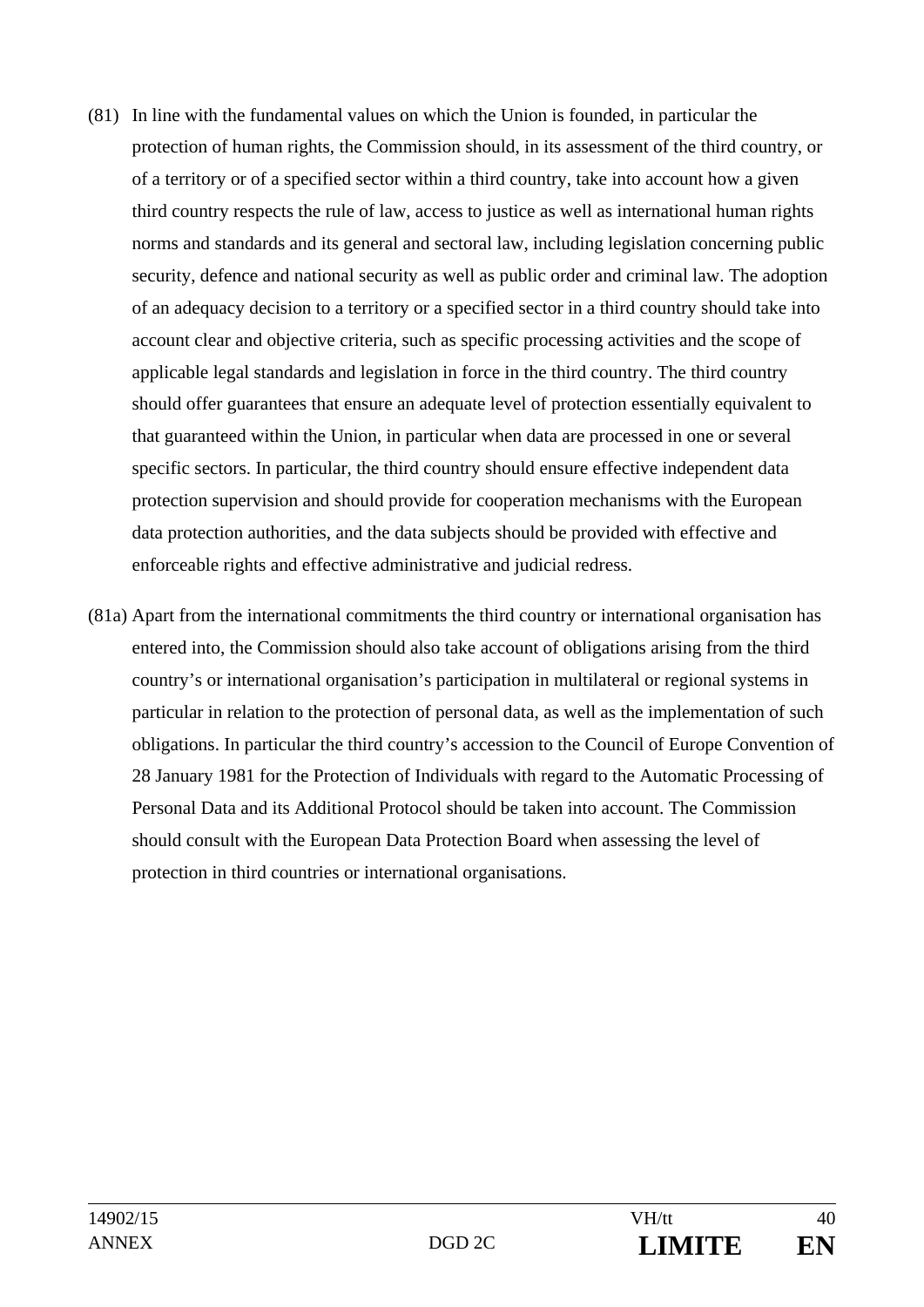(81) In line with the fundamental values on which the Union is founded, in particular the protection of human rights, the Commission should, in its assessment of the third country, or of a territory or of a specified sector within a third country, take into account how a given third country respects the rule of law, access to justice as well as international human rights norms and standards and its general and sectoral law, including legislation concerning public security, defence and national security as well as public order and criminal law. The adoption of an adequacy decision to a territory or a specified sector in a third country should take into account clear and objective criteria, such as specific processing activities and the scope of applicable legal standards and legislation in force in the third country. The third country should offer guarantees that ensure an adequate level of protection essentially equivalent to that guaranteed within the Union, in particular when data are processed in one or several specific sectors. In particular, the third country should ensure effective independent data protection supervision and should provide for cooperation mechanisms with the European data protection authorities, and the data subjects should be provided with effective and enforceable rights and effective administrative and judicial redress.

(81a) Apart from the international commitments the third country or international organisation has entered into, the Commission should also take account of obligations arising from the third country's or international organisation's participation in multilateral or regional systems in particular in relation to the protection of personal data, as well as the implementation of such obligations. In particular the third country's accession to the Council of Europe Convention of 28 January 1981 for the Protection of Individuals with regard to the Automatic Processing of Personal Data and its Additional Protocol should be taken into account. The Commission should consult with the European Data Protection Board when assessing the level of protection in third countries or international organisations.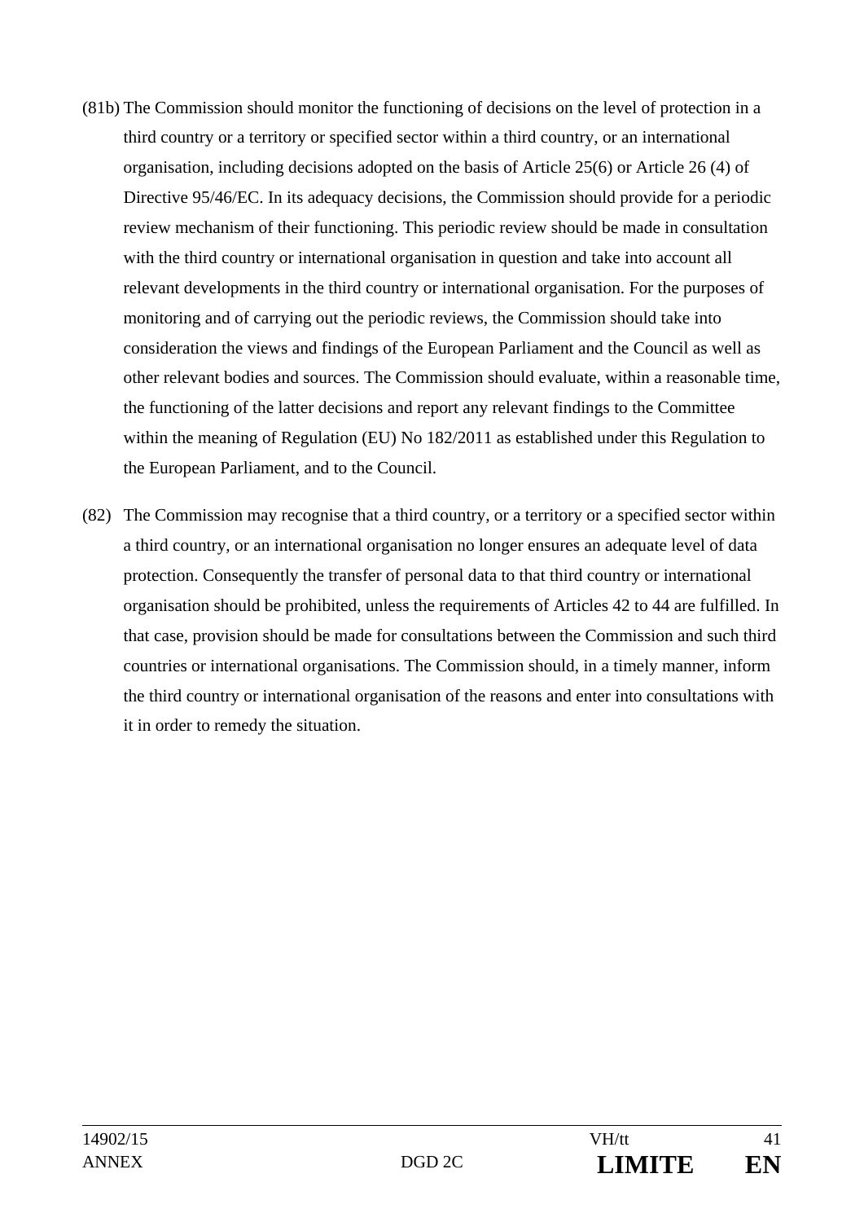(81b) The Commission should monitor the functioning of decisions on the level of protection in a third country or a territory or specified sector within a third country, or an international organisation, including decisions adopted on the basis of Article 25(6) or Article 26 (4) of Directive 95/46/EC. In its adequacy decisions, the Commission should provide for a periodic review mechanism of their functioning. This periodic review should be made in consultation with the third country or international organisation in question and take into account all relevant developments in the third country or international organisation. For the purposes of monitoring and of carrying out the periodic reviews, the Commission should take into consideration the views and findings of the European Parliament and the Council as well as other relevant bodies and sources. The Commission should evaluate, within a reasonable time, the functioning of the latter decisions and report any relevant findings to the Committee within the meaning of Regulation (EU) No 182/2011 as established under this Regulation to the European Parliament, and to the Council.

(82) The Commission may recognise that a third country, or a territory or a specified sector within a third country, or an international organisation no longer ensures an adequate level of data protection. Consequently the transfer of personal data to that third country or international organisation should be prohibited, unless the requirements of Articles 42 to 44 are fulfilled. In that case, provision should be made for consultations between the Commission and such third countries or international organisations. The Commission should, in a timely manner, inform the third country or international organisation of the reasons and enter into consultations with it in order to remedy the situation.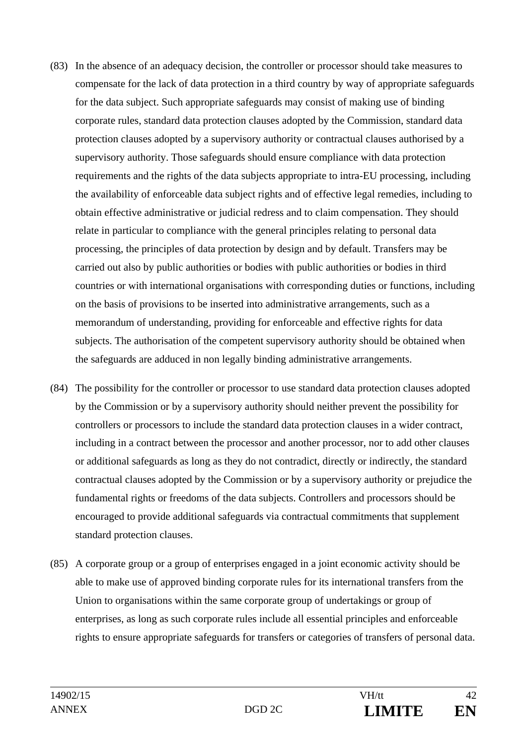(83) In the absence of an adequacy decision, the controller or processor should take measures to compensate for the lack of data protection in a third country by way of appropriate safeguards for the data subject. Such appropriate safeguards may consist of making use of binding corporate rules, standard data protection clauses adopted by the Commission, standard data protection clauses adopted by a supervisory authority or contractual clauses authorised by a supervisory authority. Those safeguards should ensure compliance with data protection requirements and the rights of the data subjects appropriate to intra-EU processing, including the availability of enforceable data subject rights and of effective legal remedies, including to obtain effective administrative or judicial redress and to claim compensation. They should relate in particular to compliance with the general principles relating to personal data processing, the principles of data protection by design and by default. Transfers may be carried out also by public authorities or bodies with public authorities or bodies in third countries or with international organisations with corresponding duties or functions, including on the basis of provisions to be inserted into administrative arrangements, such as a memorandum of understanding, providing for enforceable and effective rights for data subjects. The authorisation of the competent supervisory authority should be obtained when the safeguards are adduced in non legally binding administrative arrangements.

(84) The possibility for the controller or processor to use standard data protection clauses adopted by the Commission or by a supervisory authority should neither prevent the possibility for controllers or processors to include the standard data protection clauses in a wider contract, including in a contract between the processor and another processor, nor to add other clauses or additional safeguards as long as they do not contradict, directly or indirectly, the standard contractual clauses adopted by the Commission or by a supervisory authority or prejudice the fundamental rights or freedoms of the data subjects. Controllers and processors should be encouraged to provide additional safeguards via contractual commitments that supplement standard protection clauses.

(85) A corporate group or a group of enterprises engaged in a joint economic activity should be able to make use of approved binding corporate rules for its international transfers from the Union to organisations within the same corporate group of undertakings or group of enterprises, as long as such corporate rules include all essential principles and enforceable rights to ensure appropriate safeguards for transfers or categories of transfers of personal data.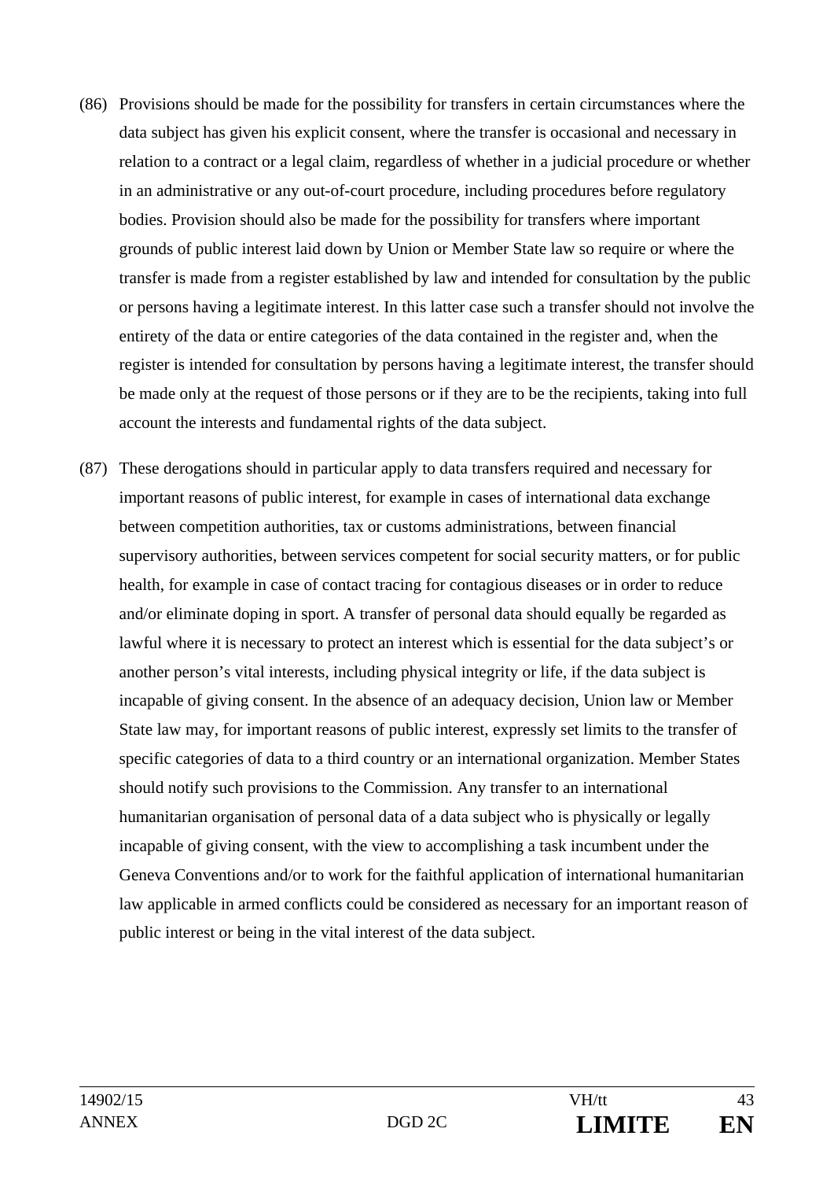(86) Provisions should be made for the possibility for transfers in certain circumstances where the data subject has given his explicit consent, where the transfer is occasional and necessary in relation to a contract or a legal claim, regardless of whether in a judicial procedure or whether in an administrative or any out-of-court procedure, including procedures before regulatory bodies. Provision should also be made for the possibility for transfers where important grounds of public interest laid down by Union or Member State law so require or where the transfer is made from a register established by law and intended for consultation by the public or persons having a legitimate interest. In this latter case such a transfer should not involve the entirety of the data or entire categories of the data contained in the register and, when the register is intended for consultation by persons having a legitimate interest, the transfer should be made only at the request of those persons or if they are to be the recipients, taking into full account the interests and fundamental rights of the data subject.

(87) These derogations should in particular apply to data transfers required and necessary for important reasons of public interest, for example in cases of international data exchange between competition authorities, tax or customs administrations, between financial supervisory authorities, between services competent for social security matters, or for public health, for example in case of contact tracing for contagious diseases or in order to reduce and/or eliminate doping in sport. A transfer of personal data should equally be regarded as lawful where it is necessary to protect an interest which is essential for the data subject's or another person's vital interests, including physical integrity or life, if the data subject is incapable of giving consent. In the absence of an adequacy decision, Union law or Member State law may, for important reasons of public interest, expressly set limits to the transfer of specific categories of data to a third country or an international organization. Member States should notify such provisions to the Commission. Any transfer to an international humanitarian organisation of personal data of a data subject who is physically or legally incapable of giving consent, with the view to accomplishing a task incumbent under the Geneva Conventions and/or to work for the faithful application of international humanitarian law applicable in armed conflicts could be considered as necessary for an important reason of public interest or being in the vital interest of the data subject.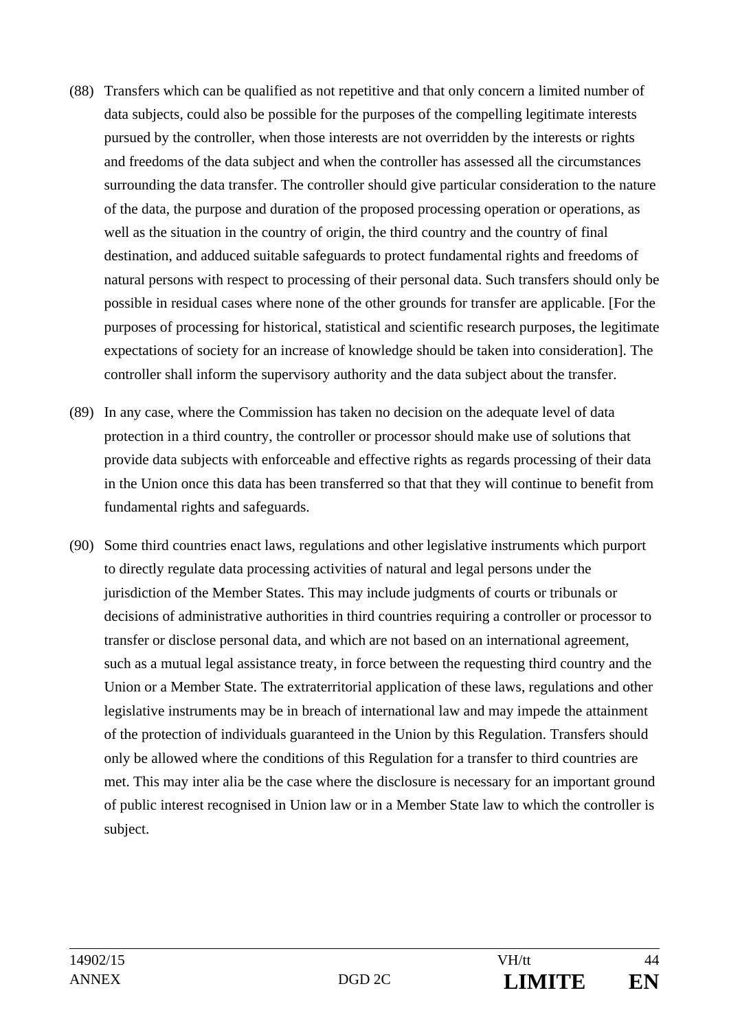(88) Transfers which can be qualified as not repetitive and that only concern a limited number of data subjects, could also be possible for the purposes of the compelling legitimate interests pursued by the controller, when those interests are not overridden by the interests or rights and freedoms of the data subject and when the controller has assessed all the circumstances surrounding the data transfer. The controller should give particular consideration to the nature of the data, the purpose and duration of the proposed processing operation or operations, as well as the situation in the country of origin, the third country and the country of final destination, and adduced suitable safeguards to protect fundamental rights and freedoms of natural persons with respect to processing of their personal data. Such transfers should only be possible in residual cases where none of the other grounds for transfer are applicable. [For the purposes of processing for historical, statistical and scientific research purposes, the legitimate expectations of society for an increase of knowledge should be taken into consideration]. The controller shall inform the supervisory authority and the data subject about the transfer.

(89) In any case, where the Commission has taken no decision on the adequate level of data protection in a third country, the controller or processor should make use of solutions that provide data subjects with enforceable and effective rights as regards processing of their data in the Union once this data has been transferred so that that they will continue to benefit from fundamental rights and safeguards.

(90) Some third countries enact laws, regulations and other legislative instruments which purport to directly regulate data processing activities of natural and legal persons under the jurisdiction of the Member States. This may include judgments of courts or tribunals or decisions of administrative authorities in third countries requiring a controller or processor to transfer or disclose personal data, and which are not based on an international agreement, such as a mutual legal assistance treaty, in force between the requesting third country and the Union or a Member State. The extraterritorial application of these laws, regulations and other legislative instruments may be in breach of international law and may impede the attainment of the protection of individuals guaranteed in the Union by this Regulation. Transfers should only be allowed where the conditions of this Regulation for a transfer to third countries are met. This may inter alia be the case where the disclosure is necessary for an important ground of public interest recognised in Union law or in a Member State law to which the controller is subject.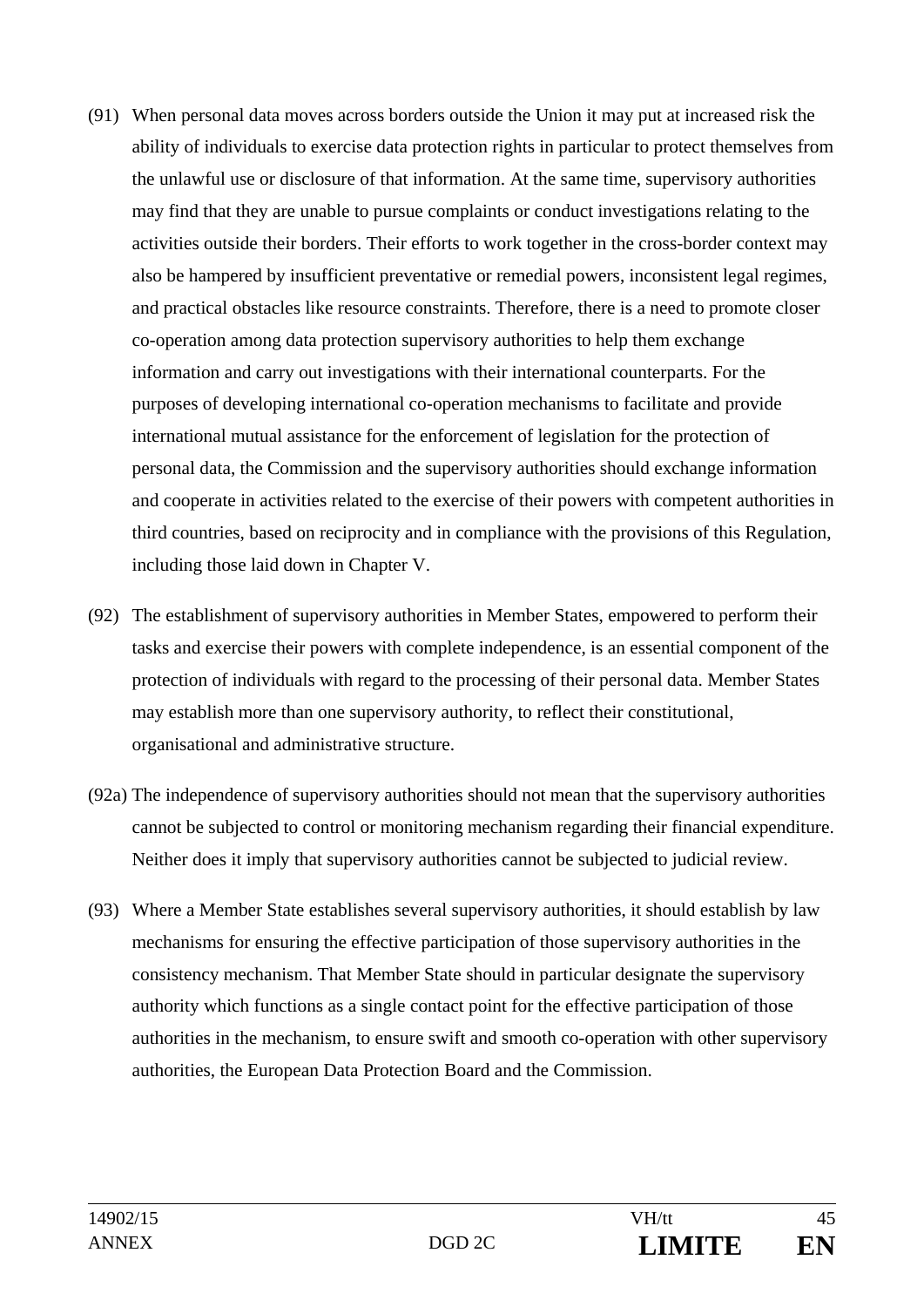(91) When personal data moves across borders outside the Union it may put at increased risk the ability of individuals to exercise data protection rights in particular to protect themselves from the unlawful use or disclosure of that information. At the same time, supervisory authorities may find that they are unable to pursue complaints or conduct investigations relating to the activities outside their borders. Their efforts to work together in the cross-border context may also be hampered by insufficient preventative or remedial powers, inconsistent legal regimes, and practical obstacles like resource constraints. Therefore, there is a need to promote closer co-operation among data protection supervisory authorities to help them exchange information and carry out investigations with their international counterparts. For the purposes of developing international co-operation mechanisms to facilitate and provide international mutual assistance for the enforcement of legislation for the protection of personal data, the Commission and the supervisory authorities should exchange information and cooperate in activities related to the exercise of their powers with competent authorities in third countries, based on reciprocity and in compliance with the provisions of this Regulation, including those laid down in Chapter V.

(92) The establishment of supervisory authorities in Member States, empowered to perform their tasks and exercise their powers with complete independence, is an essential component of the protection of individuals with regard to the processing of their personal data. Member States may establish more than one supervisory authority, to reflect their constitutional, organisational and administrative structure.

(92a) The independence of supervisory authorities should not mean that the supervisory authorities cannot be subjected to control or monitoring mechanism regarding their financial expenditure. Neither does it imply that supervisory authorities cannot be subjected to judicial review.

(93) Where a Member State establishes several supervisory authorities, it should establish by law mechanisms for ensuring the effective participation of those supervisory authorities in the consistency mechanism. That Member State should in particular designate the supervisory authority which functions as a single contact point for the effective participation of those authorities in the mechanism, to ensure swift and smooth co-operation with other supervisory authorities, the European Data Protection Board and the Commission.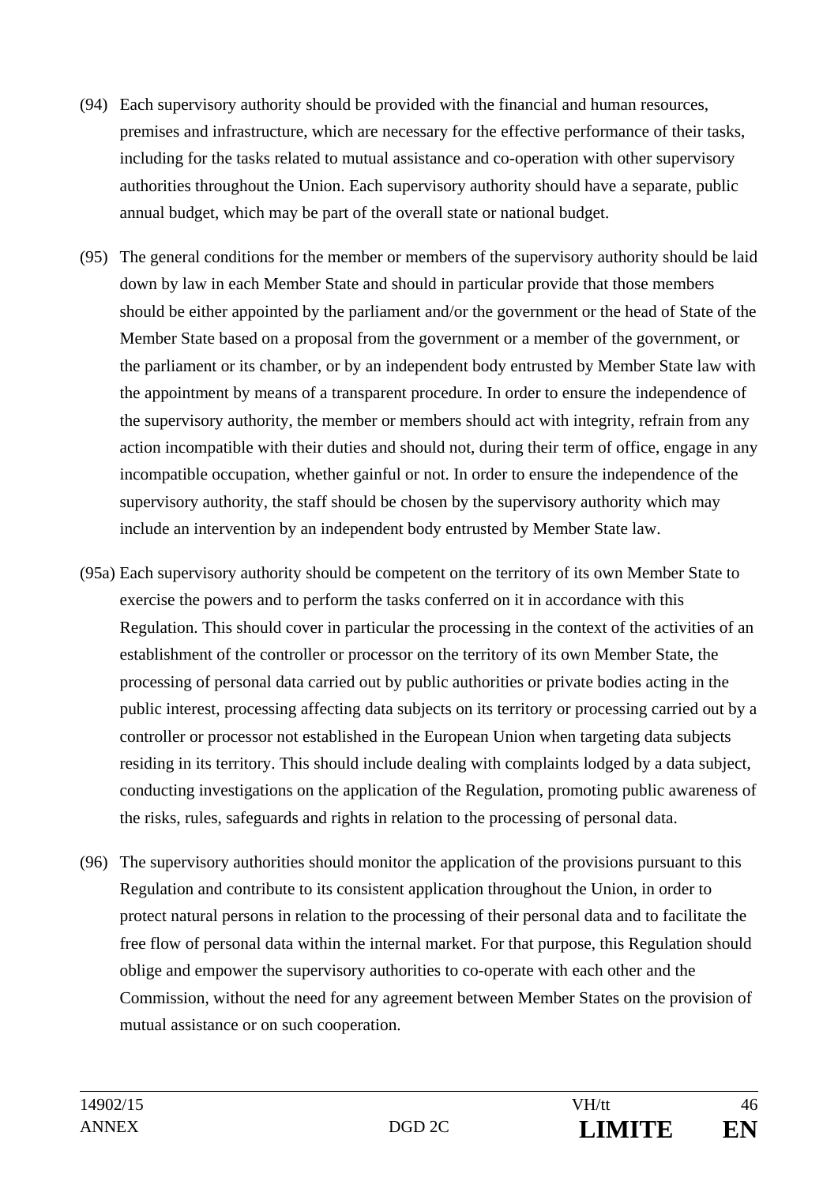(94) Each supervisory authority should be provided with the financial and human resources, premises and infrastructure, which are necessary for the effective performance of their tasks, including for the tasks related to mutual assistance and co-operation with other supervisory authorities throughout the Union. Each supervisory authority should have a separate, public annual budget, which may be part of the overall state or national budget.

(95) The general conditions for the member or members of the supervisory authority should be laid down by law in each Member State and should in particular provide that those members should be either appointed by the parliament and/or the government or the head of State of the Member State based on a proposal from the government or a member of the government, or the parliament or its chamber, or by an independent body entrusted by Member State law with the appointment by means of a transparent procedure. In order to ensure the independence of the supervisory authority, the member or members should act with integrity, refrain from any action incompatible with their duties and should not, during their term of office, engage in any incompatible occupation, whether gainful or not. In order to ensure the independence of the supervisory authority, the staff should be chosen by the supervisory authority which may include an intervention by an independent body entrusted by Member State law.

(95a) Each supervisory authority should be competent on the territory of its own Member State to exercise the powers and to perform the tasks conferred on it in accordance with this Regulation. This should cover in particular the processing in the context of the activities of an establishment of the controller or processor on the territory of its own Member State, the processing of personal data carried out by public authorities or private bodies acting in the public interest, processing affecting data subjects on its territory or processing carried out by a controller or processor not established in the European Union when targeting data subjects residing in its territory. This should include dealing with complaints lodged by a data subject, conducting investigations on the application of the Regulation, promoting public awareness of the risks, rules, safeguards and rights in relation to the processing of personal data.

(96) The supervisory authorities should monitor the application of the provisions pursuant to this Regulation and contribute to its consistent application throughout the Union, in order to protect natural persons in relation to the processing of their personal data and to facilitate the free flow of personal data within the internal market. For that purpose, this Regulation should oblige and empower the supervisory authorities to co-operate with each other and the Commission, without the need for any agreement between Member States on the provision of mutual assistance or on such cooperation.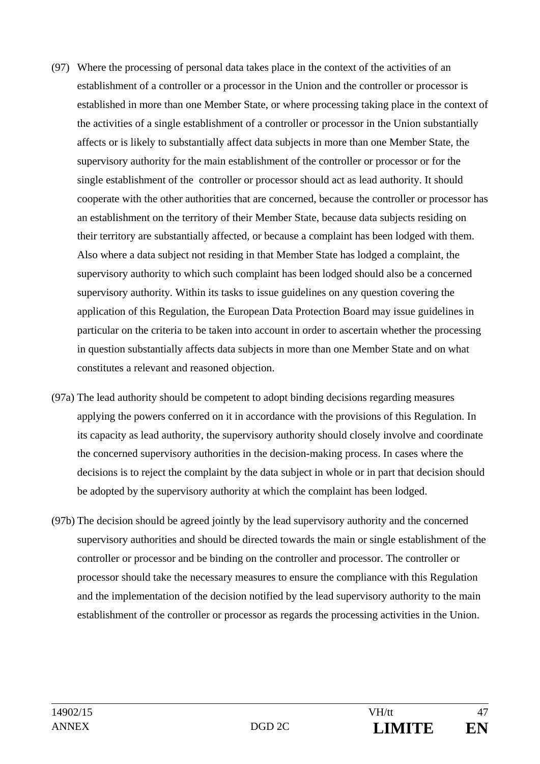(97) Where the processing of personal data takes place in the context of the activities of an establishment of a controller or a processor in the Union and the controller or processor is established in more than one Member State, or where processing taking place in the context of the activities of a single establishment of a controller or processor in the Union substantially affects or is likely to substantially affect data subjects in more than one Member State, the supervisory authority for the main establishment of the controller or processor or for the single establishment of the controller or processor should act as lead authority. It should cooperate with the other authorities that are concerned, because the controller or processor has an establishment on the territory of their Member State, because data subjects residing on their territory are substantially affected, or because a complaint has been lodged with them. Also where a data subject not residing in that Member State has lodged a complaint, the supervisory authority to which such complaint has been lodged should also be a concerned supervisory authority. Within its tasks to issue guidelines on any question covering the application of this Regulation, the European Data Protection Board may issue guidelines in particular on the criteria to be taken into account in order to ascertain whether the processing in question substantially affects data subjects in more than one Member State and on what constitutes a relevant and reasoned objection.

(97a) The lead authority should be competent to adopt binding decisions regarding measures applying the powers conferred on it in accordance with the provisions of this Regulation. In its capacity as lead authority, the supervisory authority should closely involve and coordinate the concerned supervisory authorities in the decision-making process. In cases where the decisions is to reject the complaint by the data subject in whole or in part that decision should be adopted by the supervisory authority at which the complaint has been lodged.

(97b) The decision should be agreed jointly by the lead supervisory authority and the concerned supervisory authorities and should be directed towards the main or single establishment of the controller or processor and be binding on the controller and processor. The controller or processor should take the necessary measures to ensure the compliance with this Regulation and the implementation of the decision notified by the lead supervisory authority to the main establishment of the controller or processor as regards the processing activities in the Union.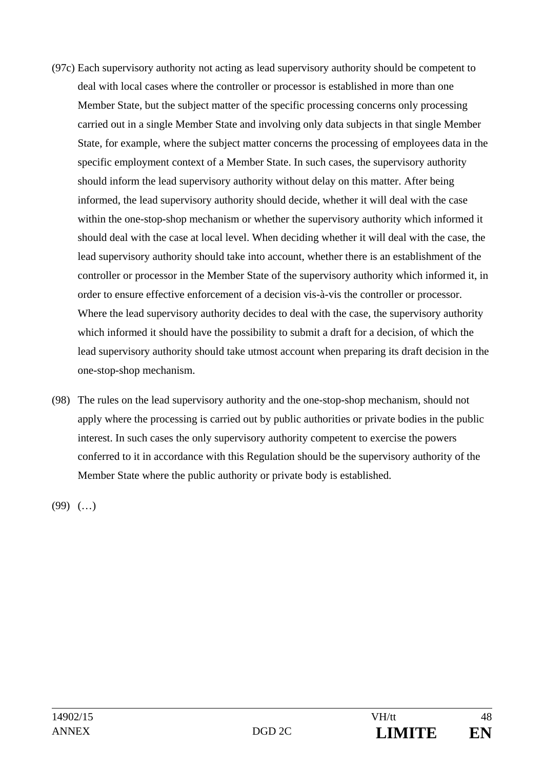(97c) Each supervisory authority not acting as lead supervisory authority should be competent to deal with local cases where the controller or processor is established in more than one Member State, but the subject matter of the specific processing concerns only processing carried out in a single Member State and involving only data subjects in that single Member State, for example, where the subject matter concerns the processing of employees data in the specific employment context of a Member State. In such cases, the supervisory authority should inform the lead supervisory authority without delay on this matter. After being informed, the lead supervisory authority should decide, whether it will deal with the case within the one-stop-shop mechanism or whether the supervisory authority which informed it should deal with the case at local level. When deciding whether it will deal with the case, the lead supervisory authority should take into account, whether there is an establishment of the controller or processor in the Member State of the supervisory authority which informed it, in order to ensure effective enforcement of a decision vis-à-vis the controller or processor. Where the lead supervisory authority decides to deal with the case, the supervisory authority which informed it should have the possibility to submit a draft for a decision, of which the lead supervisory authority should take utmost account when preparing its draft decision in the one-stop-shop mechanism.

(98) The rules on the lead supervisory authority and the one-stop-shop mechanism, should not apply where the processing is carried out by public authorities or private bodies in the public interest. In such cases the only supervisory authority competent to exercise the powers conferred to it in accordance with this Regulation should be the supervisory authority of the Member State where the public authority or private body is established.

(99) (…)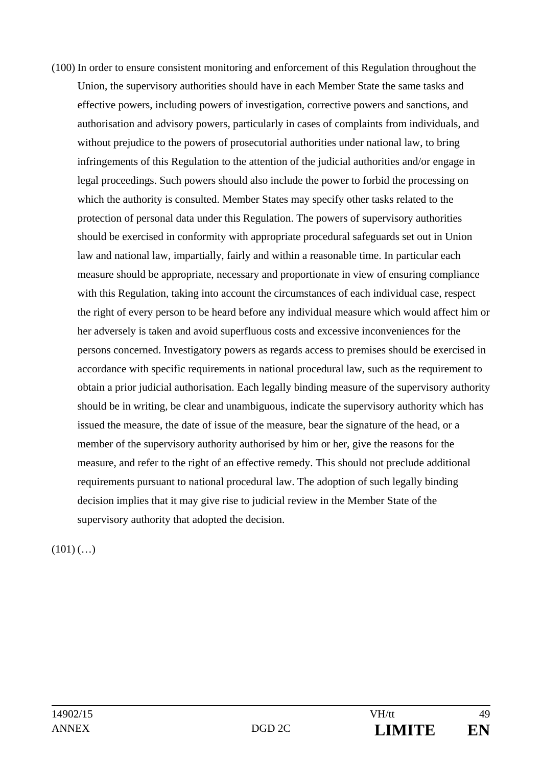(100) In order to ensure consistent monitoring and enforcement of this Regulation throughout the Union, the supervisory authorities should have in each Member State the same tasks and effective powers, including powers of investigation, corrective powers and sanctions, and authorisation and advisory powers, particularly in cases of complaints from individuals, and without prejudice to the powers of prosecutorial authorities under national law, to bring infringements of this Regulation to the attention of the judicial authorities and/or engage in legal proceedings. Such powers should also include the power to forbid the processing on which the authority is consulted. Member States may specify other tasks related to the protection of personal data under this Regulation. The powers of supervisory authorities should be exercised in conformity with appropriate procedural safeguards set out in Union law and national law, impartially, fairly and within a reasonable time. In particular each measure should be appropriate, necessary and proportionate in view of ensuring compliance with this Regulation, taking into account the circumstances of each individual case, respect the right of every person to be heard before any individual measure which would affect him or her adversely is taken and avoid superfluous costs and excessive inconveniences for the persons concerned. Investigatory powers as regards access to premises should be exercised in accordance with specific requirements in national procedural law, such as the requirement to obtain a prior judicial authorisation. Each legally binding measure of the supervisory authority should be in writing, be clear and unambiguous, indicate the supervisory authority which has issued the measure, the date of issue of the measure, bear the signature of the head, or a member of the supervisory authority authorised by him or her, give the reasons for the measure, and refer to the right of an effective remedy. This should not preclude additional requirements pursuant to national procedural law. The adoption of such legally binding decision implies that it may give rise to judicial review in the Member State of the supervisory authority that adopted the decision.

(101) (…)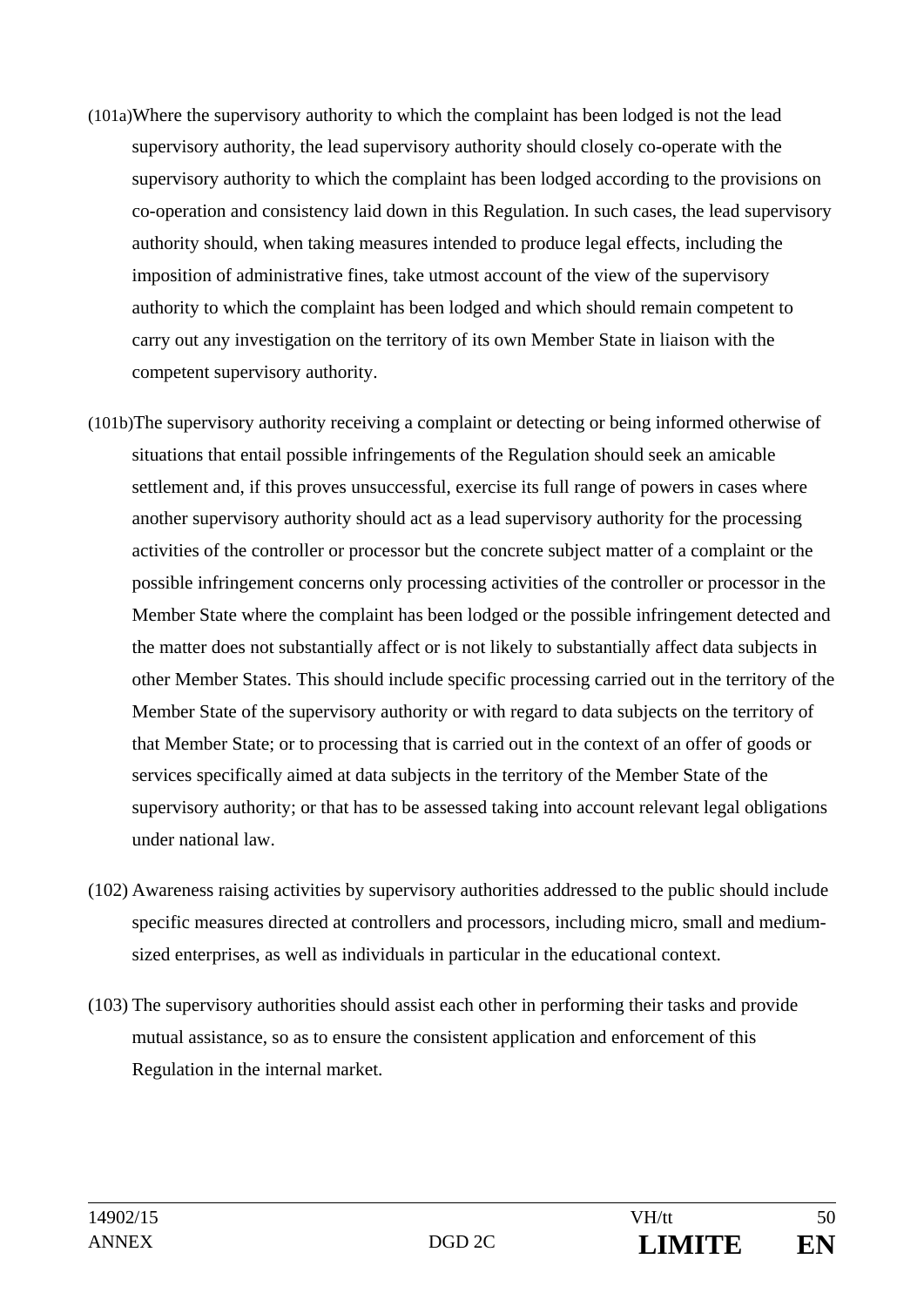(101a) Where the supervisory authority to which the complaint has been lodged is not the lead supervisory authority, the lead supervisory authority should closely co-operate with the supervisory authority to which the complaint has been lodged according to the provisions on co-operation and consistency laid down in this Regulation. In such cases, the lead supervisory authority should, when taking measures intended to produce legal effects, including the imposition of administrative fines, take utmost account of the view of the supervisory authority to which the complaint has been lodged and which should remain competent to carry out any investigation on the territory of its own Member State in liaison with the competent supervisory authority.

(101b) The supervisory authority receiving a complaint or detecting or being informed otherwise of situations that entail possible infringements of the Regulation should seek an amicable settlement and, if this proves unsuccessful, exercise its full range of powers in cases where another supervisory authority should act as a lead supervisory authority for the processing activities of the controller or processor but the concrete subject matter of a complaint or the possible infringement concerns only processing activities of the controller or processor in the Member State where the complaint has been lodged or the possible infringement detected and the matter does not substantially affect or is not likely to substantially affect data subjects in other Member States. This should include specific processing carried out in the territory of the Member State of the supervisory authority or with regard to data subjects on the territory of that Member State; or to processing that is carried out in the context of an offer of goods or services specifically aimed at data subjects in the territory of the Member State of the supervisory authority; or that has to be assessed taking into account relevant legal obligations under national law.

(102) Awareness raising activities by supervisory authorities addressed to the public should include specific measures directed at controllers and processors, including micro, small and medium-sized enterprises, as well as individuals in particular in the educational context.

(103) The supervisory authorities should assist each other in performing their tasks and provide mutual assistance, so as to ensure the consistent application and enforcement of this Regulation in the internal market.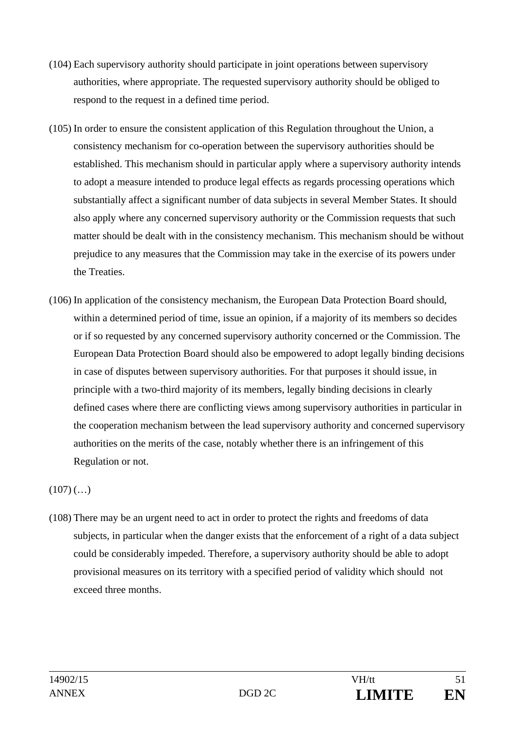(104) Each supervisory authority should participate in joint operations between supervisory authorities, where appropriate. The requested supervisory authority should be obliged to respond to the request in a defined time period.

(105) In order to ensure the consistent application of this Regulation throughout the Union, a consistency mechanism for co-operation between the supervisory authorities should be established. This mechanism should in particular apply where a supervisory authority intends to adopt a measure intended to produce legal effects as regards processing operations which substantially affect a significant number of data subjects in several Member States. It should also apply where any concerned supervisory authority or the Commission requests that such matter should be dealt with in the consistency mechanism. This mechanism should be without prejudice to any measures that the Commission may take in the exercise of its powers under the Treaties.

(106) In application of the consistency mechanism, the European Data Protection Board should, within a determined period of time, issue an opinion, if a majority of its members so decides or if so requested by any concerned supervisory authority concerned or the Commission. The European Data Protection Board should also be empowered to adopt legally binding decisions in case of disputes between supervisory authorities. For that purposes it should issue, in principle with a two-third majority of its members, legally binding decisions in clearly defined cases where there are conflicting views among supervisory authorities in particular in the cooperation mechanism between the lead supervisory authority and concerned supervisory authorities on the merits of the case, notably whether there is an infringement of this Regulation or not.

(107) (…)

(108) There may be an urgent need to act in order to protect the rights and freedoms of data subjects, in particular when the danger exists that the enforcement of a right of a data subject could be considerably impeded. Therefore, a supervisory authority should be able to adopt provisional measures on its territory with a specified period of validity which should not exceed three months.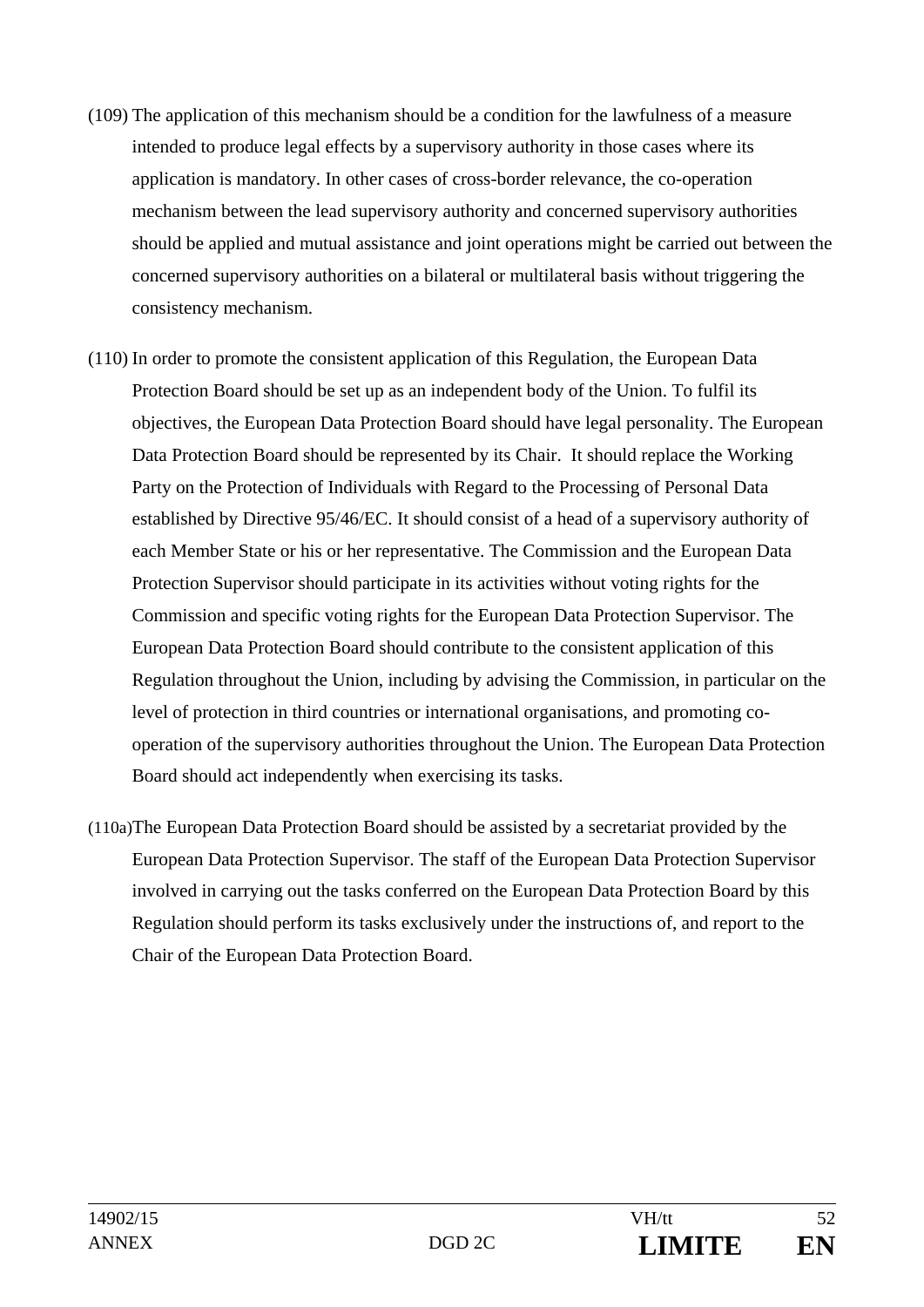(109) The application of this mechanism should be a condition for the lawfulness of a measure intended to produce legal effects by a supervisory authority in those cases where its application is mandatory. In other cases of cross-border relevance, the co-operation mechanism between the lead supervisory authority and concerned supervisory authorities should be applied and mutual assistance and joint operations might be carried out between the concerned supervisory authorities on a bilateral or multilateral basis without triggering the consistency mechanism.

(110) In order to promote the consistent application of this Regulation, the European Data Protection Board should be set up as an independent body of the Union. To fulfil its objectives, the European Data Protection Board should have legal personality. The European Data Protection Board should be represented by its Chair.  It should replace the Working Party on the Protection of Individuals with Regard to the Processing of Personal Data established by Directive 95/46/EC. It should consist of a head of a supervisory authority of each Member State or his or her representative. The Commission and the European Data Protection Supervisor should participate in its activities without voting rights for the Commission and specific voting rights for the European Data Protection Supervisor. The European Data Protection Board should contribute to the consistent application of this Regulation throughout the Union, including by advising the Commission, in particular on the level of protection in third countries or international organisations, and promoting co-operation of the supervisory authorities throughout the Union. The European Data Protection Board should act independently when exercising its tasks.

(110a) The European Data Protection Board should be assisted by a secretariat provided by the European Data Protection Supervisor. The staff of the European Data Protection Supervisor involved in carrying out the tasks conferred on the European Data Protection Board by this Regulation should perform its tasks exclusively under the instructions of, and report to the Chair of the European Data Protection Board.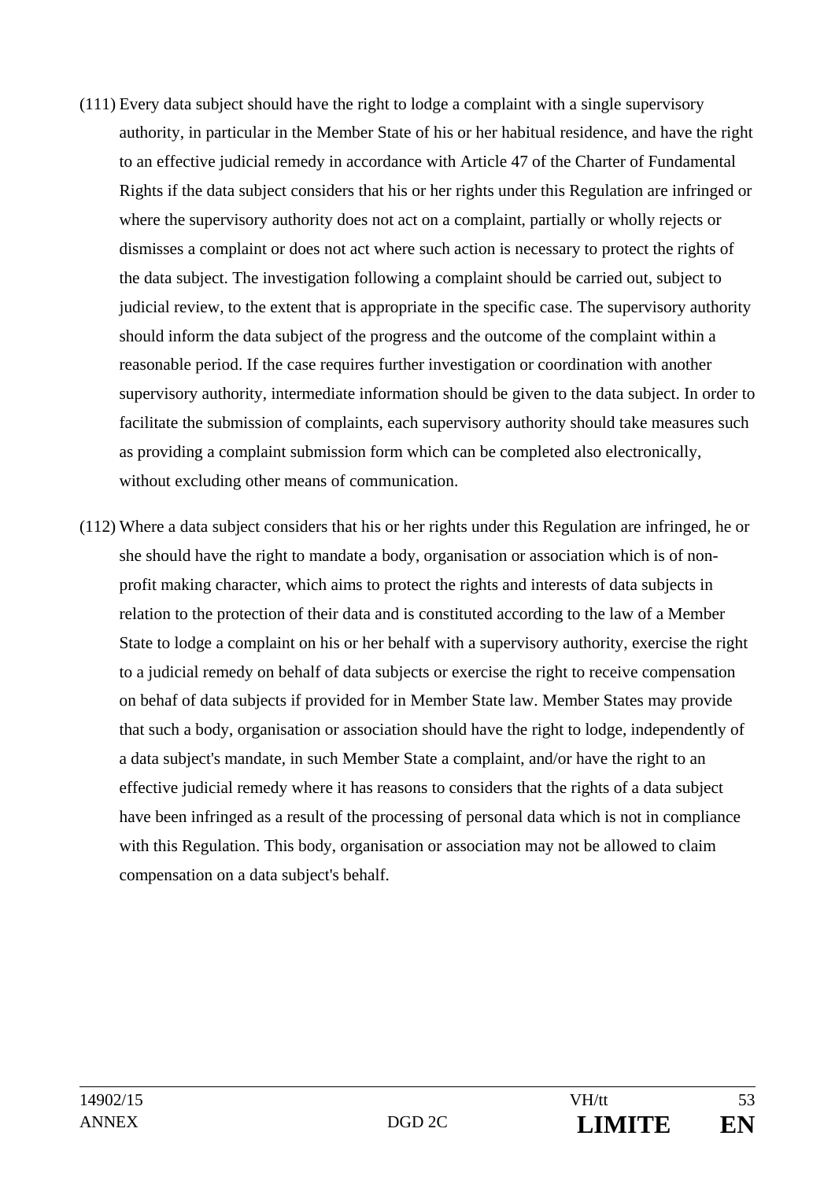(111) Every data subject should have the right to lodge a complaint with a single supervisory authority, in particular in the Member State of his or her habitual residence, and have the right to an effective judicial remedy in accordance with Article 47 of the Charter of Fundamental Rights if the data subject considers that his or her rights under this Regulation are infringed or where the supervisory authority does not act on a complaint, partially or wholly rejects or dismisses a complaint or does not act where such action is necessary to protect the rights of the data subject. The investigation following a complaint should be carried out, subject to judicial review, to the extent that is appropriate in the specific case. The supervisory authority should inform the data subject of the progress and the outcome of the complaint within a reasonable period. If the case requires further investigation or coordination with another supervisory authority, intermediate information should be given to the data subject. In order to facilitate the submission of complaints, each supervisory authority should take measures such as providing a complaint submission form which can be completed also electronically, without excluding other means of communication.

(112) Where a data subject considers that his or her rights under this Regulation are infringed, he or she should have the right to mandate a body, organisation or association which is of non-profit making character, which aims to protect the rights and interests of data subjects in relation to the protection of their data and is constituted according to the law of a Member State to lodge a complaint on his or her behalf with a supervisory authority, exercise the right to a judicial remedy on behalf of data subjects or exercise the right to receive compensation on behaf of data subjects if provided for in Member State law. Member States may provide that such a body, organisation or association should have the right to lodge, independently of a data subject's mandate, in such Member State a complaint, and/or have the right to an effective judicial remedy where it has reasons to considers that the rights of a data subject have been infringed as a result of the processing of personal data which is not in compliance with this Regulation. This body, organisation or association may not be allowed to claim compensation on a data subject's behalf.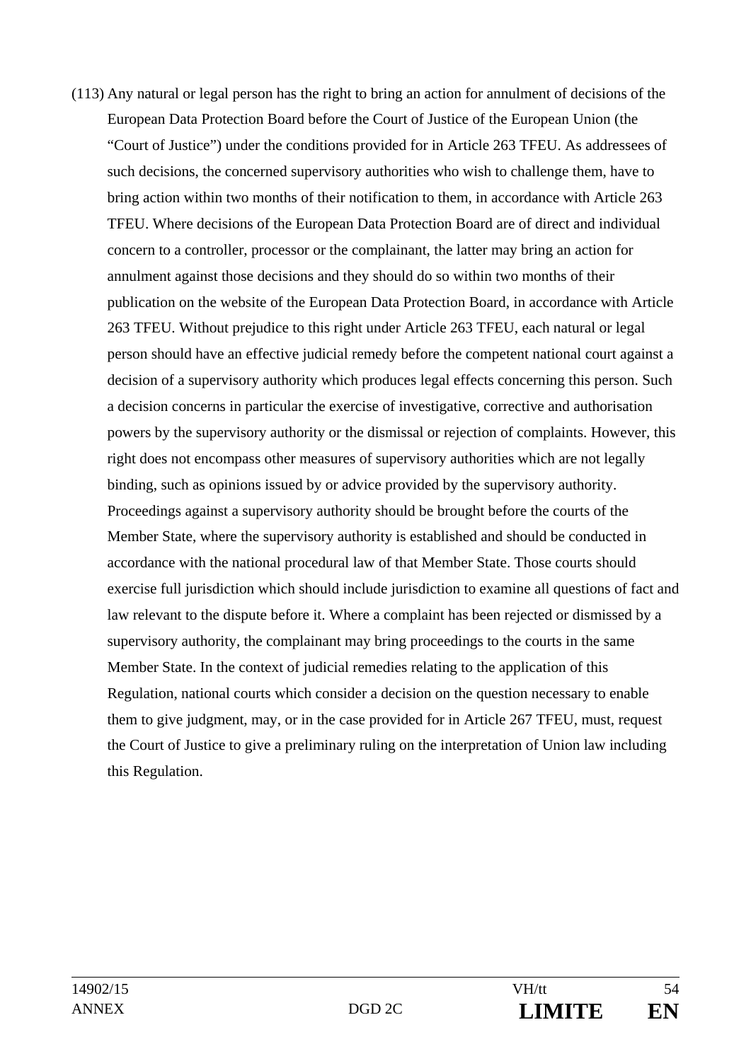(113) Any natural or legal person has the right to bring an action for annulment of decisions of the European Data Protection Board before the Court of Justice of the European Union (the "Court of Justice") under the conditions provided for in Article 263 TFEU. As addressees of such decisions, the concerned supervisory authorities who wish to challenge them, have to bring action within two months of their notification to them, in accordance with Article 263 TFEU. Where decisions of the European Data Protection Board are of direct and individual concern to a controller, processor or the complainant, the latter may bring an action for annulment against those decisions and they should do so within two months of their publication on the website of the European Data Protection Board, in accordance with Article 263 TFEU. Without prejudice to this right under Article 263 TFEU, each natural or legal person should have an effective judicial remedy before the competent national court against a decision of a supervisory authority which produces legal effects concerning this person. Such a decision concerns in particular the exercise of investigative, corrective and authorisation powers by the supervisory authority or the dismissal or rejection of complaints. However, this right does not encompass other measures of supervisory authorities which are not legally binding, such as opinions issued by or advice provided by the supervisory authority. Proceedings against a supervisory authority should be brought before the courts of the Member State, where the supervisory authority is established and should be conducted in accordance with the national procedural law of that Member State. Those courts should exercise full jurisdiction which should include jurisdiction to examine all questions of fact and law relevant to the dispute before it. Where a complaint has been rejected or dismissed by a supervisory authority, the complainant may bring proceedings to the courts in the same Member State. In the context of judicial remedies relating to the application of this Regulation, national courts which consider a decision on the question necessary to enable them to give judgment, may, or in the case provided for in Article 267 TFEU, must, request the Court of Justice to give a preliminary ruling on the interpretation of Union law including this Regulation.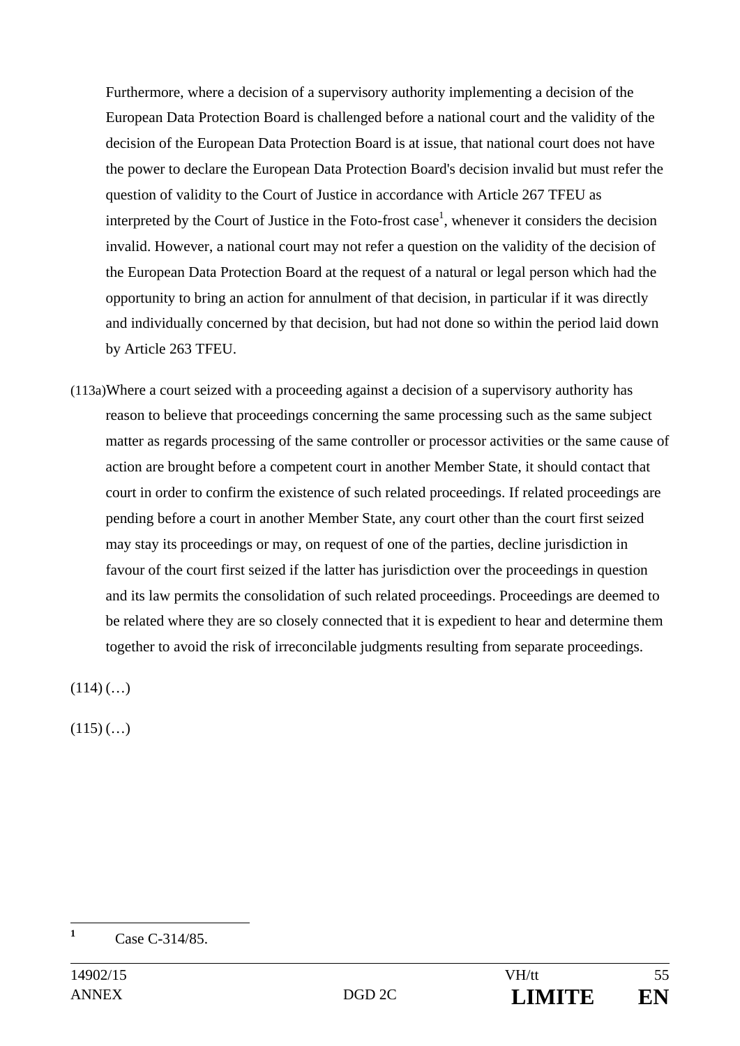Furthermore, where a decision of a supervisory authority implementing a decision of the European Data Protection Board is challenged before a national court and the validity of the decision of the European Data Protection Board is at issue, that national court does not have the power to declare the European Data Protection Board's decision invalid but must refer the question of validity to the Court of Justice in accordance with Article 267 TFEU as interpreted by the Court of Justice in the Foto-frost case[1], whenever it considers the decision invalid. However, a national court may not refer a question on the validity of the decision of the European Data Protection Board at the request of a natural or legal person which had the opportunity to bring an action for annulment of that decision, in particular if it was directly and individually concerned by that decision, but had not done so within the period laid down by Article 263 TFEU.

(113a) Where a court seized with a proceeding against a decision of a supervisory authority has reason to believe that proceedings concerning the same processing such as the same subject matter as regards processing of the same controller or processor activities or the same cause of action are brought before a competent court in another Member State, it should contact that court in order to confirm the existence of such related proceedings. If related proceedings are pending before a court in another Member State, any court other than the court first seized may stay its proceedings or may, on request of one of the parties, decline jurisdiction in favour of the court first seized if the latter has jurisdiction over the proceedings in question and its law permits the consolidation of such related proceedings. Proceedings are deemed to be related where they are so closely connected that it is expedient to hear and determine them together to avoid the risk of irreconcilable judgments resulting from separate proceedings.

(114) (…)

(115) (…)

---

[1] Case C-314/85.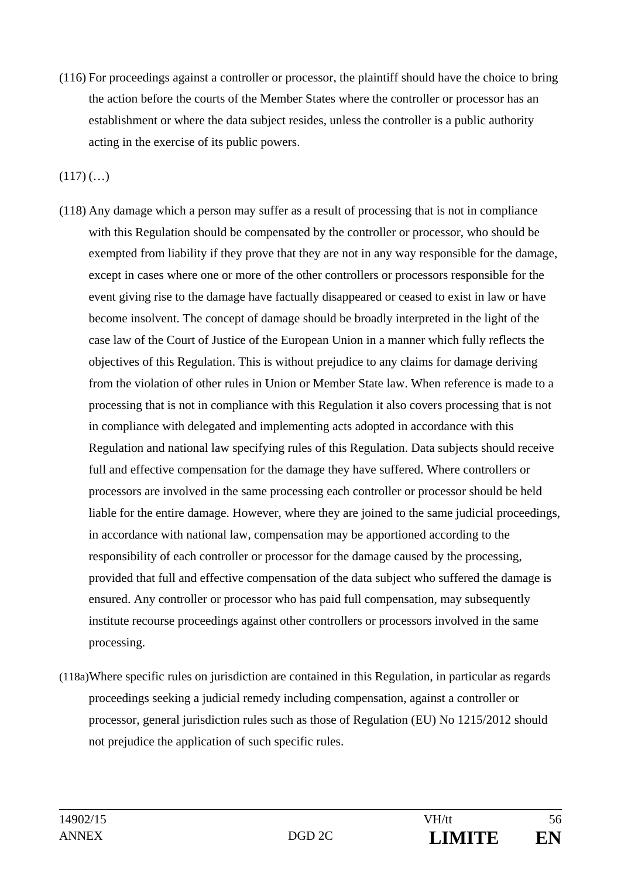(116) For proceedings against a controller or processor, the plaintiff should have the choice to bring the action before the courts of the Member States where the controller or processor has an establishment or where the data subject resides, unless the controller is a public authority acting in the exercise of its public powers.

(117) (…)

(118) Any damage which a person may suffer as a result of processing that is not in compliance with this Regulation should be compensated by the controller or processor, who should be exempted from liability if they prove that they are not in any way responsible for the damage, except in cases where one or more of the other controllers or processors responsible for the event giving rise to the damage have factually disappeared or ceased to exist in law or have become insolvent. The concept of damage should be broadly interpreted in the light of the case law of the Court of Justice of the European Union in a manner which fully reflects the objectives of this Regulation. This is without prejudice to any claims for damage deriving from the violation of other rules in Union or Member State law. When reference is made to a processing that is not in compliance with this Regulation it also covers processing that is not in compliance with delegated and implementing acts adopted in accordance with this Regulation and national law specifying rules of this Regulation. Data subjects should receive full and effective compensation for the damage they have suffered. Where controllers or processors are involved in the same processing each controller or processor should be held liable for the entire damage. However, where they are joined to the same judicial proceedings, in accordance with national law, compensation may be apportioned according to the responsibility of each controller or processor for the damage caused by the processing, provided that full and effective compensation of the data subject who suffered the damage is ensured. Any controller or processor who has paid full compensation, may subsequently institute recourse proceedings against other controllers or processors involved in the same processing.

(118a) Where specific rules on jurisdiction are contained in this Regulation, in particular as regards proceedings seeking a judicial remedy including compensation, against a controller or processor, general jurisdiction rules such as those of Regulation (EU) No 1215/2012 should not prejudice the application of such specific rules.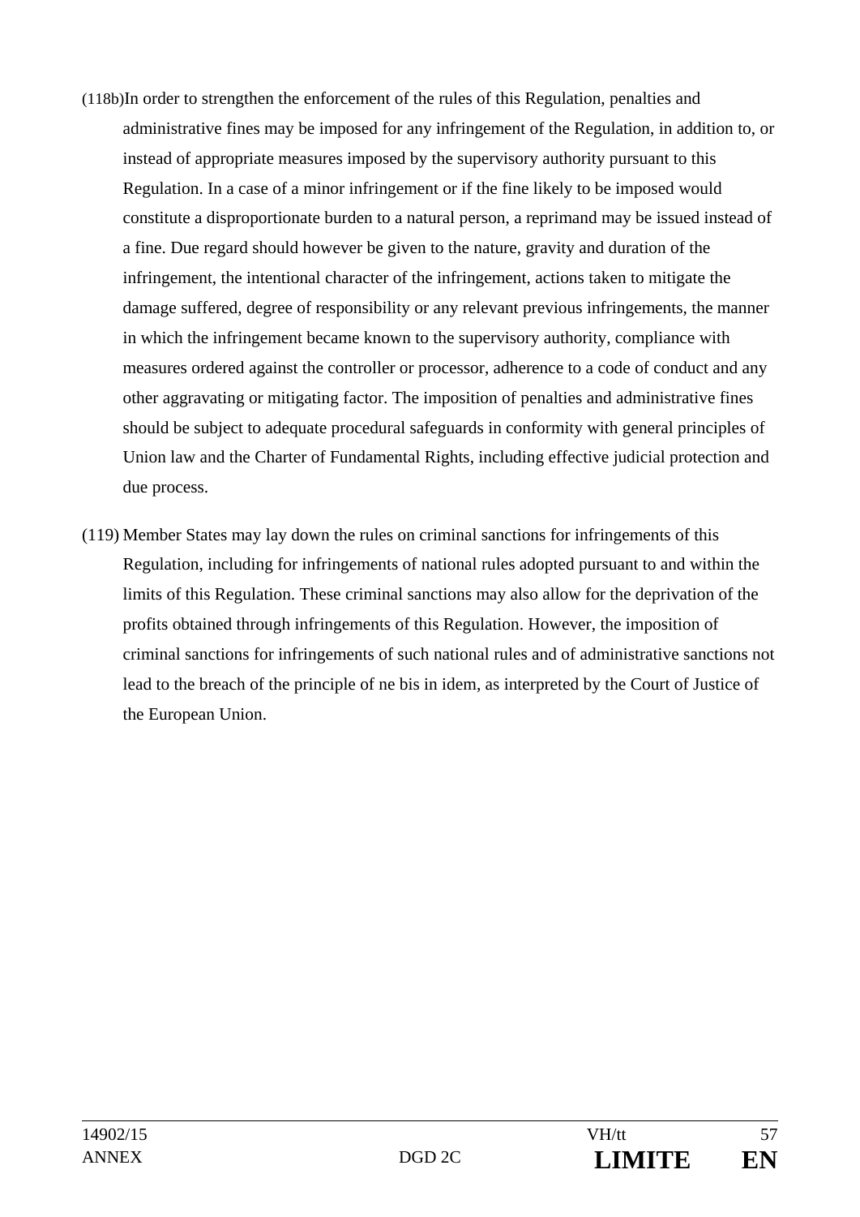(118b) In order to strengthen the enforcement of the rules of this Regulation, penalties and administrative fines may be imposed for any infringement of the Regulation, in addition to, or instead of appropriate measures imposed by the supervisory authority pursuant to this Regulation. In a case of a minor infringement or if the fine likely to be imposed would constitute a disproportionate burden to a natural person, a reprimand may be issued instead of a fine. Due regard should however be given to the nature, gravity and duration of the infringement, the intentional character of the infringement, actions taken to mitigate the damage suffered, degree of responsibility or any relevant previous infringements, the manner in which the infringement became known to the supervisory authority, compliance with measures ordered against the controller or processor, adherence to a code of conduct and any other aggravating or mitigating factor. The imposition of penalties and administrative fines should be subject to adequate procedural safeguards in conformity with general principles of Union law and the Charter of Fundamental Rights, including effective judicial protection and due process.

(119) Member States may lay down the rules on criminal sanctions for infringements of this Regulation, including for infringements of national rules adopted pursuant to and within the limits of this Regulation. These criminal sanctions may also allow for the deprivation of the profits obtained through infringements of this Regulation. However, the imposition of criminal sanctions for infringements of such national rules and of administrative sanctions not lead to the breach of the principle of ne bis in idem, as interpreted by the Court of Justice of the European Union.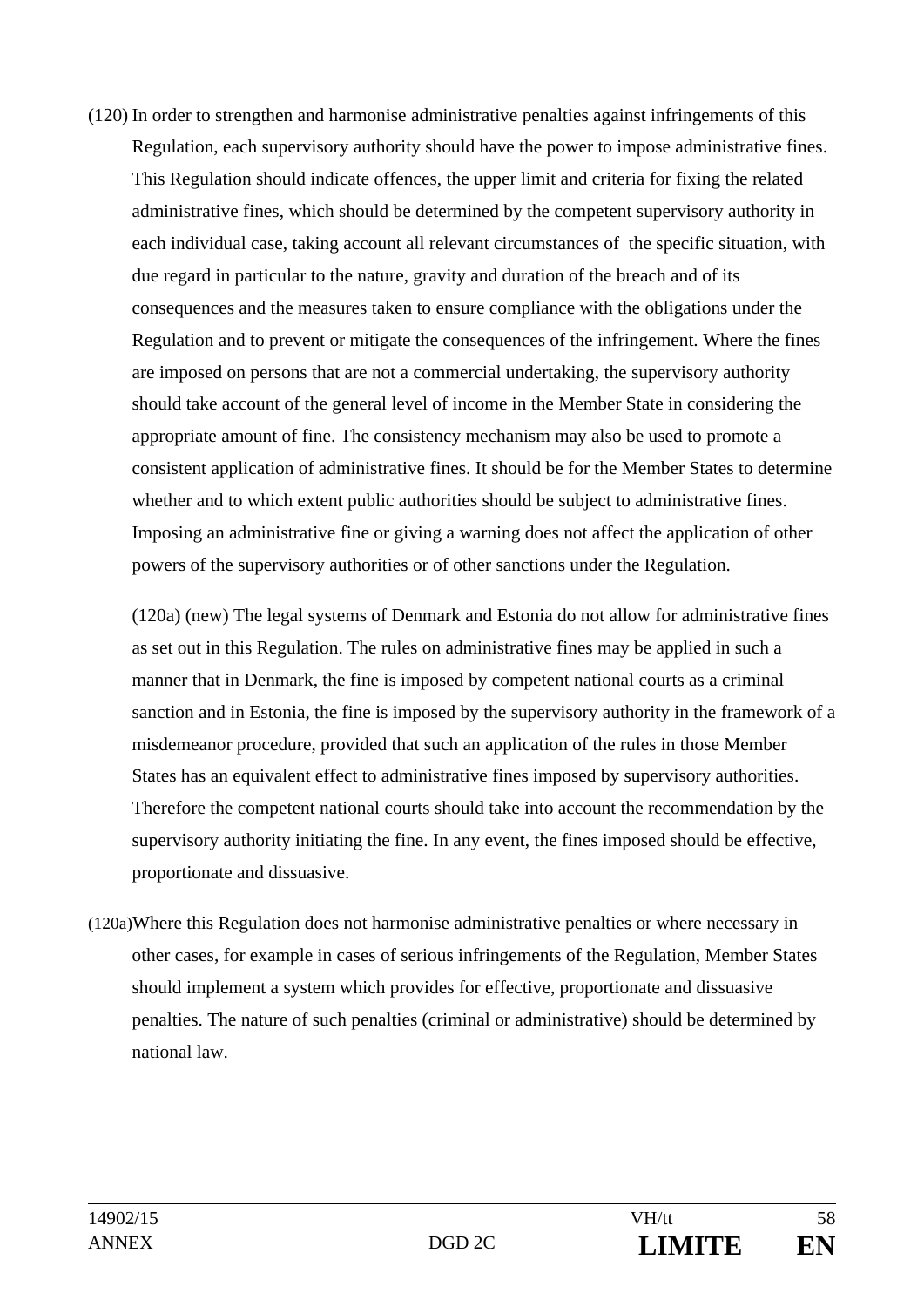(120) In order to strengthen and harmonise administrative penalties against infringements of this Regulation, each supervisory authority should have the power to impose administrative fines. This Regulation should indicate offences, the upper limit and criteria for fixing the related administrative fines, which should be determined by the competent supervisory authority in each individual case, taking account all relevant circumstances of the specific situation, with due regard in particular to the nature, gravity and duration of the breach and of its consequences and the measures taken to ensure compliance with the obligations under the Regulation and to prevent or mitigate the consequences of the infringement. Where the fines are imposed on persons that are not a commercial undertaking, the supervisory authority should take account of the general level of income in the Member State in considering the appropriate amount of fine. The consistency mechanism may also be used to promote a consistent application of administrative fines. It should be for the Member States to determine whether and to which extent public authorities should be subject to administrative fines. Imposing an administrative fine or giving a warning does not affect the application of other powers of the supervisory authorities or of other sanctions under the Regulation.

(120a) (new) The legal systems of Denmark and Estonia do not allow for administrative fines as set out in this Regulation. The rules on administrative fines may be applied in such a manner that in Denmark, the fine is imposed by competent national courts as a criminal sanction and in Estonia, the fine is imposed by the supervisory authority in the framework of a misdemeanor procedure, provided that such an application of the rules in those Member States has an equivalent effect to administrative fines imposed by supervisory authorities. Therefore the competent national courts should take into account the recommendation by the supervisory authority initiating the fine. In any event, the fines imposed should be effective, proportionate and dissuasive.

(120a) Where this Regulation does not harmonise administrative penalties or where necessary in other cases, for example in cases of serious infringements of the Regulation, Member States should implement a system which provides for effective, proportionate and dissuasive penalties. The nature of such penalties (criminal or administrative) should be determined by national law.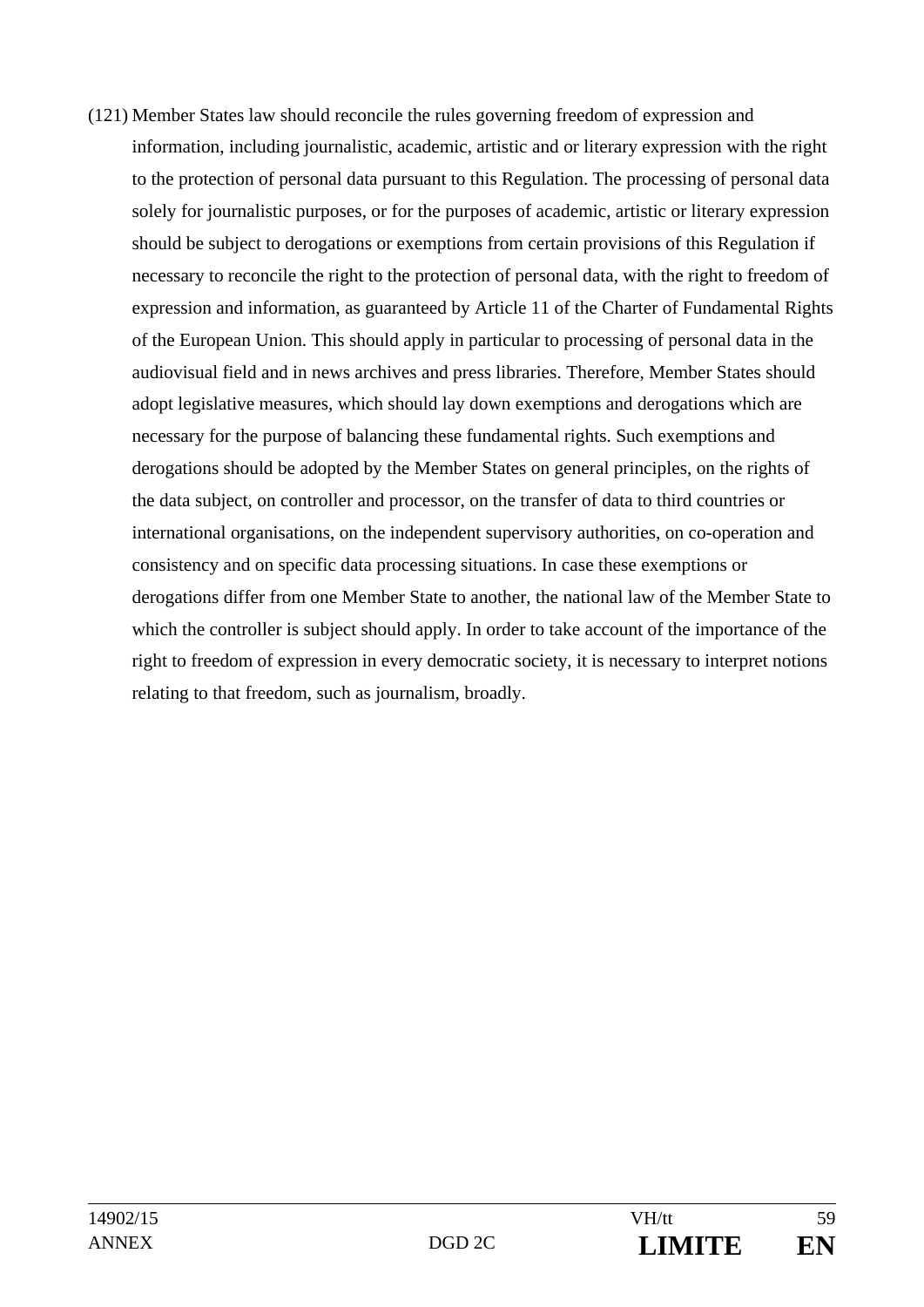(121) Member States law should reconcile the rules governing freedom of expression and information, including journalistic, academic, artistic and or literary expression with the right to the protection of personal data pursuant to this Regulation. The processing of personal data solely for journalistic purposes, or for the purposes of academic, artistic or literary expression should be subject to derogations or exemptions from certain provisions of this Regulation if necessary to reconcile the right to the protection of personal data, with the right to freedom of expression and information, as guaranteed by Article 11 of the Charter of Fundamental Rights of the European Union. This should apply in particular to processing of personal data in the audiovisual field and in news archives and press libraries. Therefore, Member States should adopt legislative measures, which should lay down exemptions and derogations which are necessary for the purpose of balancing these fundamental rights. Such exemptions and derogations should be adopted by the Member States on general principles, on the rights of the data subject, on controller and processor, on the transfer of data to third countries or international organisations, on the independent supervisory authorities, on co-operation and consistency and on specific data processing situations. In case these exemptions or derogations differ from one Member State to another, the national law of the Member State to which the controller is subject should apply. In order to take account of the importance of the right to freedom of expression in every democratic society, it is necessary to interpret notions relating to that freedom, such as journalism, broadly.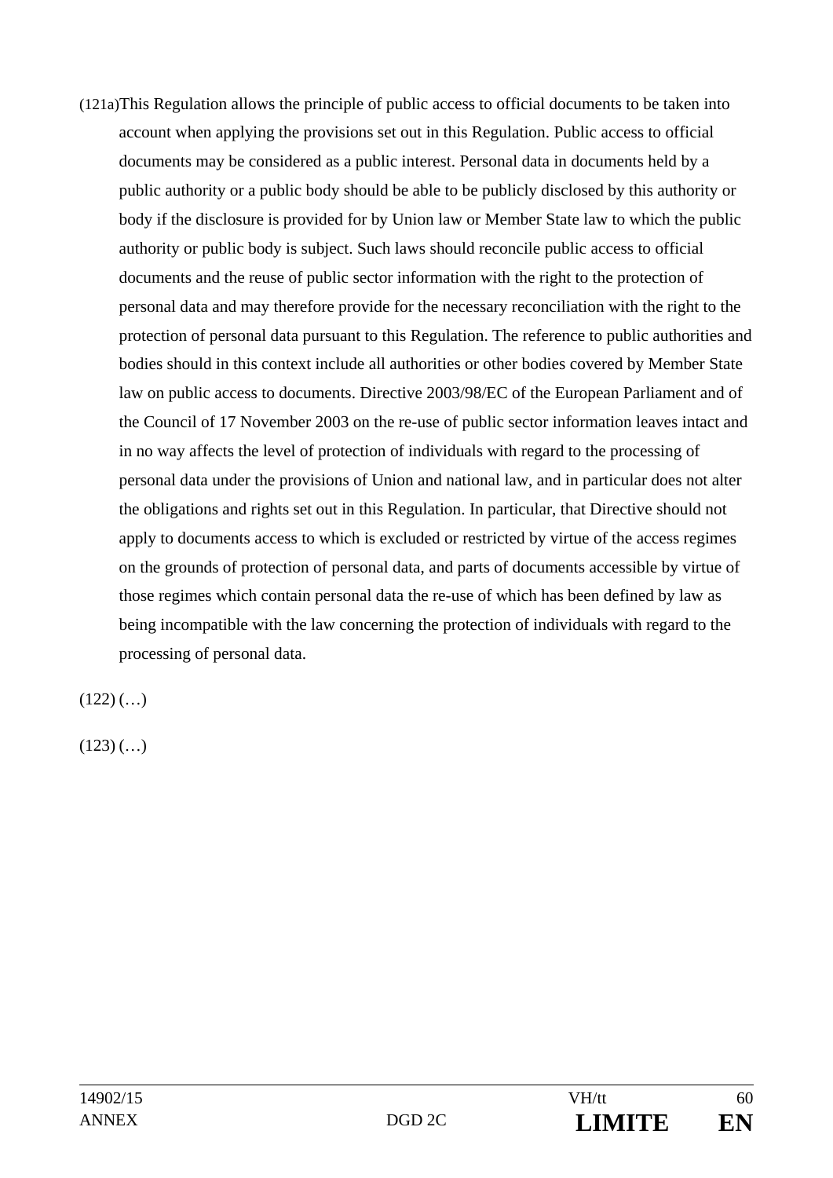(121a) This Regulation allows the principle of public access to official documents to be taken into account when applying the provisions set out in this Regulation. Public access to official documents may be considered as a public interest. Personal data in documents held by a public authority or a public body should be able to be publicly disclosed by this authority or body if the disclosure is provided for by Union law or Member State law to which the public authority or public body is subject. Such laws should reconcile public access to official documents and the reuse of public sector information with the right to the protection of personal data and may therefore provide for the necessary reconciliation with the right to the protection of personal data pursuant to this Regulation. The reference to public authorities and bodies should in this context include all authorities or other bodies covered by Member State law on public access to documents. Directive 2003/98/EC of the European Parliament and of the Council of 17 November 2003 on the re-use of public sector information leaves intact and in no way affects the level of protection of individuals with regard to the processing of personal data under the provisions of Union and national law, and in particular does not alter the obligations and rights set out in this Regulation. In particular, that Directive should not apply to documents access to which is excluded or restricted by virtue of the access regimes on the grounds of protection of personal data, and parts of documents accessible by virtue of those regimes which contain personal data the re-use of which has been defined by law as being incompatible with the law concerning the protection of individuals with regard to the processing of personal data.

(122) (…)

(123) (…)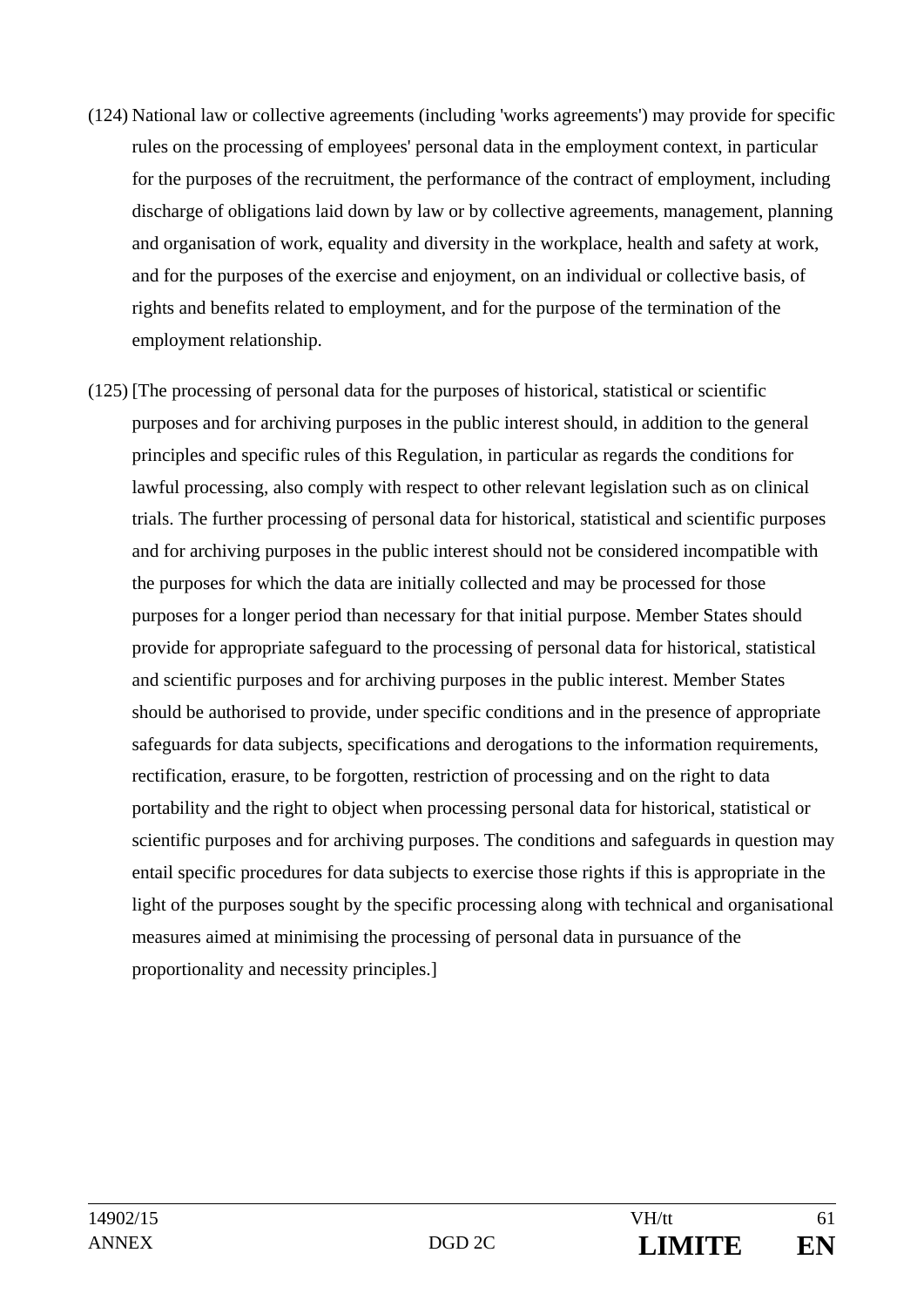(124) National law or collective agreements (including 'works agreements') may provide for specific rules on the processing of employees' personal data in the employment context, in particular for the purposes of the recruitment, the performance of the contract of employment, including discharge of obligations laid down by law or by collective agreements, management, planning and organisation of work, equality and diversity in the workplace, health and safety at work, and for the purposes of the exercise and enjoyment, on an individual or collective basis, of rights and benefits related to employment, and for the purpose of the termination of the employment relationship.

(125) [The processing of personal data for the purposes of historical, statistical or scientific purposes and for archiving purposes in the public interest should, in addition to the general principles and specific rules of this Regulation, in particular as regards the conditions for lawful processing, also comply with respect to other relevant legislation such as on clinical trials. The further processing of personal data for historical, statistical and scientific purposes and for archiving purposes in the public interest should not be considered incompatible with the purposes for which the data are initially collected and may be processed for those purposes for a longer period than necessary for that initial purpose. Member States should provide for appropriate safeguard to the processing of personal data for historical, statistical and scientific purposes and for archiving purposes in the public interest. Member States should be authorised to provide, under specific conditions and in the presence of appropriate safeguards for data subjects, specifications and derogations to the information requirements, rectification, erasure, to be forgotten, restriction of processing and on the right to data portability and the right to object when processing personal data for historical, statistical or scientific purposes and for archiving purposes. The conditions and safeguards in question may entail specific procedures for data subjects to exercise those rights if this is appropriate in the light of the purposes sought by the specific processing along with technical and organisational measures aimed at minimising the processing of personal data in pursuance of the proportionality and necessity principles.]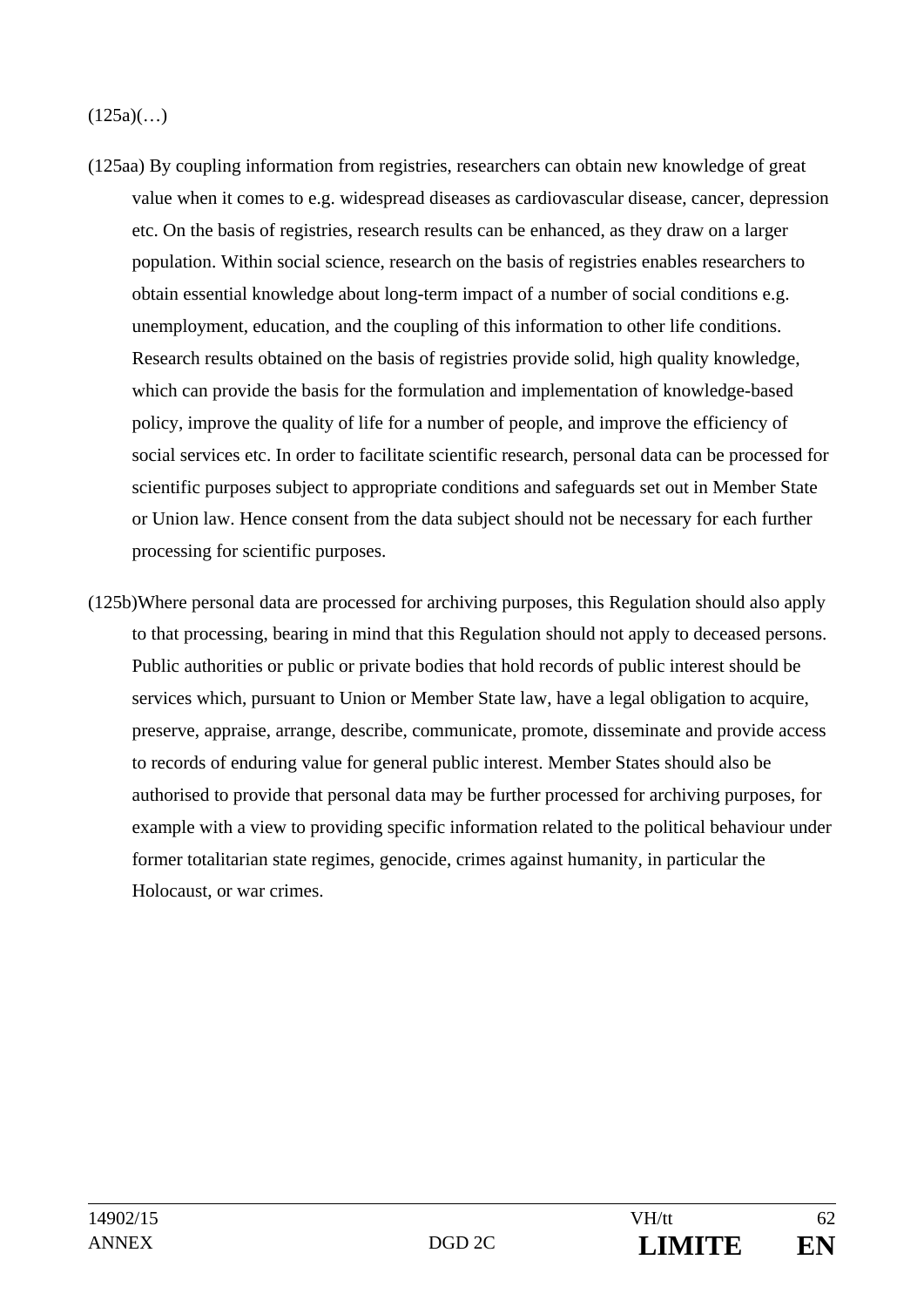(125a)(…)

(125aa) By coupling information from registries, researchers can obtain new knowledge of great value when it comes to e.g. widespread diseases as cardiovascular disease, cancer, depression etc. On the basis of registries, research results can be enhanced, as they draw on a larger population. Within social science, research on the basis of registries enables researchers to obtain essential knowledge about long-term impact of a number of social conditions e.g. unemployment, education, and the coupling of this information to other life conditions. Research results obtained on the basis of registries provide solid, high quality knowledge, which can provide the basis for the formulation and implementation of knowledge-based policy, improve the quality of life for a number of people, and improve the efficiency of social services etc. In order to facilitate scientific research, personal data can be processed for scientific purposes subject to appropriate conditions and safeguards set out in Member State or Union law. Hence consent from the data subject should not be necessary for each further processing for scientific purposes.

(125b)Where personal data are processed for archiving purposes, this Regulation should also apply to that processing, bearing in mind that this Regulation should not apply to deceased persons. Public authorities or public or private bodies that hold records of public interest should be services which, pursuant to Union or Member State law, have a legal obligation to acquire, preserve, appraise, arrange, describe, communicate, promote, disseminate and provide access to records of enduring value for general public interest. Member States should also be authorised to provide that personal data may be further processed for archiving purposes, for example with a view to providing specific information related to the political behaviour under former totalitarian state regimes, genocide, crimes against humanity, in particular the Holocaust, or war crimes.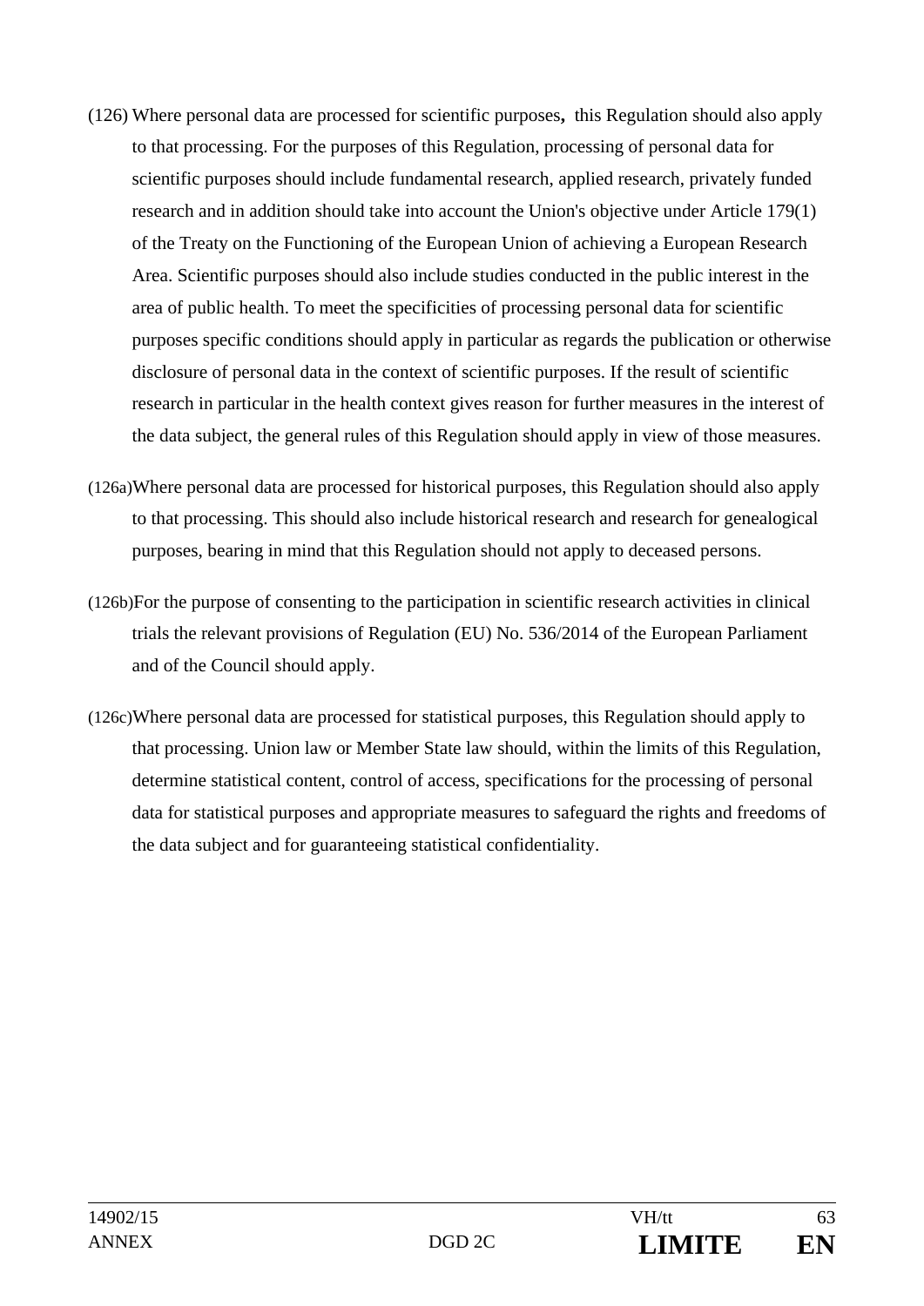(126) Where personal data are processed for scientific purposes**,** this Regulation should also apply to that processing. For the purposes of this Regulation, processing of personal data for scientific purposes should include fundamental research, applied research, privately funded research and in addition should take into account the Union's objective under Article 179(1) of the Treaty on the Functioning of the European Union of achieving a European Research Area. Scientific purposes should also include studies conducted in the public interest in the area of public health. To meet the specificities of processing personal data for scientific purposes specific conditions should apply in particular as regards the publication or otherwise disclosure of personal data in the context of scientific purposes. If the result of scientific research in particular in the health context gives reason for further measures in the interest of the data subject, the general rules of this Regulation should apply in view of those measures.

(126a) Where personal data are processed for historical purposes, this Regulation should also apply to that processing. This should also include historical research and research for genealogical purposes, bearing in mind that this Regulation should not apply to deceased persons.

(126b) For the purpose of consenting to the participation in scientific research activities in clinical trials the relevant provisions of Regulation (EU) No. 536/2014 of the European Parliament and of the Council should apply.

(126c) Where personal data are processed for statistical purposes, this Regulation should apply to that processing. Union law or Member State law should, within the limits of this Regulation, determine statistical content, control of access, specifications for the processing of personal data for statistical purposes and appropriate measures to safeguard the rights and freedoms of the data subject and for guaranteeing statistical confidentiality.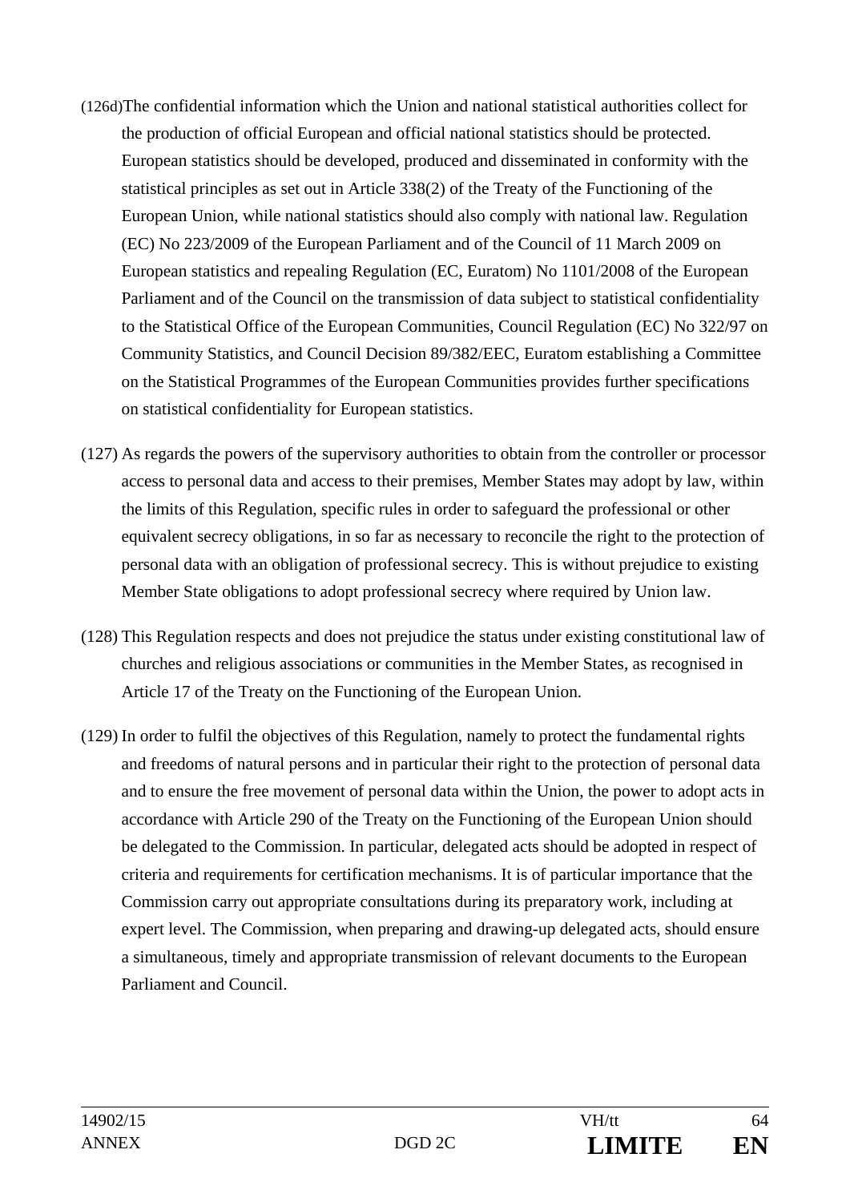(126d) The confidential information which the Union and national statistical authorities collect for the production of official European and official national statistics should be protected. European statistics should be developed, produced and disseminated in conformity with the statistical principles as set out in Article 338(2) of the Treaty of the Functioning of the European Union, while national statistics should also comply with national law. Regulation (EC) No 223/2009 of the European Parliament and of the Council of 11 March 2009 on European statistics and repealing Regulation (EC, Euratom) No 1101/2008 of the European Parliament and of the Council on the transmission of data subject to statistical confidentiality to the Statistical Office of the European Communities, Council Regulation (EC) No 322/97 on Community Statistics, and Council Decision 89/382/EEC, Euratom establishing a Committee on the Statistical Programmes of the European Communities provides further specifications on statistical confidentiality for European statistics.

(127) As regards the powers of the supervisory authorities to obtain from the controller or processor access to personal data and access to their premises, Member States may adopt by law, within the limits of this Regulation, specific rules in order to safeguard the professional or other equivalent secrecy obligations, in so far as necessary to reconcile the right to the protection of personal data with an obligation of professional secrecy. This is without prejudice to existing Member State obligations to adopt professional secrecy where required by Union law.

(128) This Regulation respects and does not prejudice the status under existing constitutional law of churches and religious associations or communities in the Member States, as recognised in Article 17 of the Treaty on the Functioning of the European Union.

(129) In order to fulfil the objectives of this Regulation, namely to protect the fundamental rights and freedoms of natural persons and in particular their right to the protection of personal data and to ensure the free movement of personal data within the Union, the power to adopt acts in accordance with Article 290 of the Treaty on the Functioning of the European Union should be delegated to the Commission. In particular, delegated acts should be adopted in respect of criteria and requirements for certification mechanisms. It is of particular importance that the Commission carry out appropriate consultations during its preparatory work, including at expert level. The Commission, when preparing and drawing-up delegated acts, should ensure a simultaneous, timely and appropriate transmission of relevant documents to the European Parliament and Council.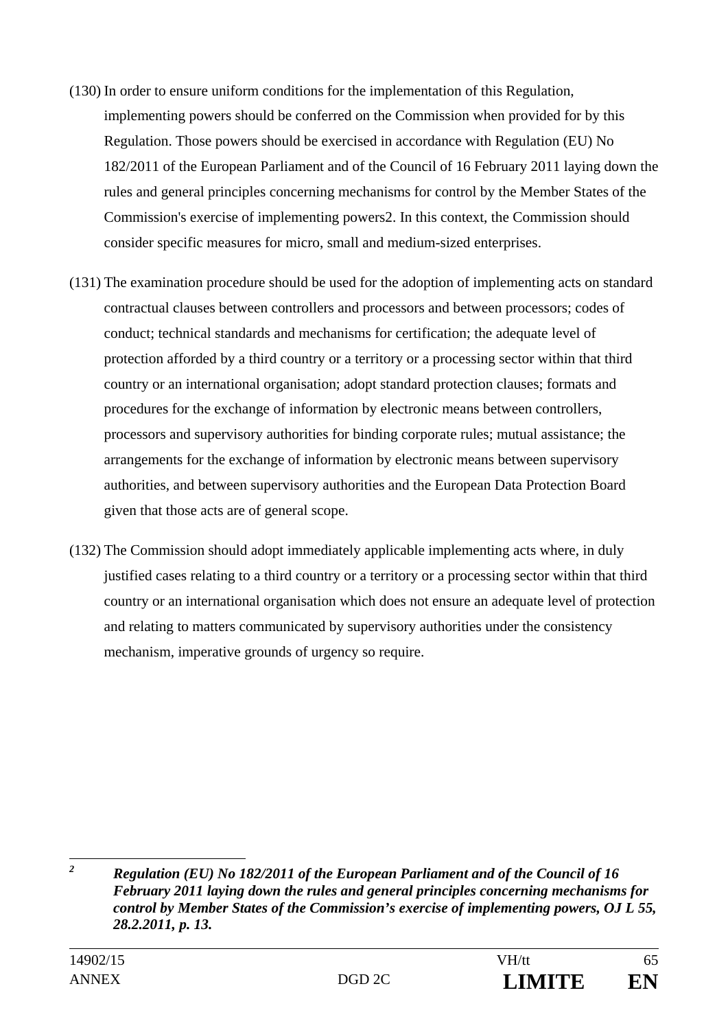(130) In order to ensure uniform conditions for the implementation of this Regulation, implementing powers should be conferred on the Commission when provided for by this Regulation. Those powers should be exercised in accordance with Regulation (EU) No 182/2011 of the European Parliament and of the Council of 16 February 2011 laying down the rules and general principles concerning mechanisms for control by the Member States of the Commission's exercise of implementing powers[2]. In this context, the Commission should consider specific measures for micro, small and medium-sized enterprises.

(131) The examination procedure should be used for the adoption of implementing acts on standard contractual clauses between controllers and processors and between processors; codes of conduct; technical standards and mechanisms for certification; the adequate level of protection afforded by a third country or a territory or a processing sector within that third country or an international organisation; adopt standard protection clauses; formats and procedures for the exchange of information by electronic means between controllers, processors and supervisory authorities for binding corporate rules; mutual assistance; the arrangements for the exchange of information by electronic means between supervisory authorities, and between supervisory authorities and the European Data Protection Board given that those acts are of general scope.

(132) The Commission should adopt immediately applicable implementing acts where, in duly justified cases relating to a third country or a territory or a processing sector within that third country or an international organisation which does not ensure an adequate level of protection and relating to matters communicated by supervisory authorities under the consistency mechanism, imperative grounds of urgency so require.

---

[2] ***Regulation (EU) No 182/2011 of the European Parliament and of the Council of 16 February 2011 laying down the rules and general principles concerning mechanisms for control by Member States of the Commission's exercise of implementing powers, OJ L 55, 28.2.2011, p. 13.***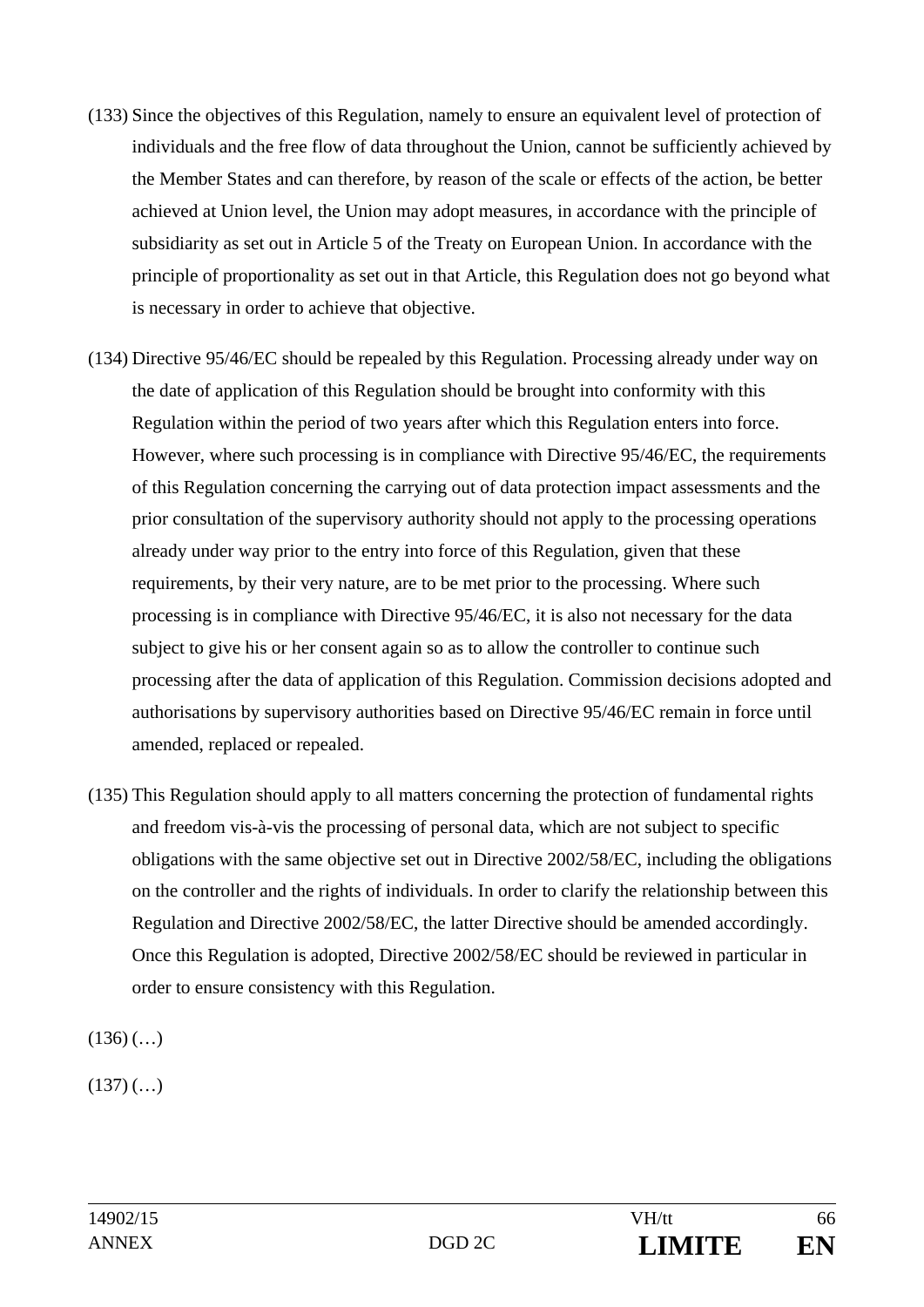(133) Since the objectives of this Regulation, namely to ensure an equivalent level of protection of individuals and the free flow of data throughout the Union, cannot be sufficiently achieved by the Member States and can therefore, by reason of the scale or effects of the action, be better achieved at Union level, the Union may adopt measures, in accordance with the principle of subsidiarity as set out in Article 5 of the Treaty on European Union. In accordance with the principle of proportionality as set out in that Article, this Regulation does not go beyond what is necessary in order to achieve that objective.

(134) Directive 95/46/EC should be repealed by this Regulation. Processing already under way on the date of application of this Regulation should be brought into conformity with this Regulation within the period of two years after which this Regulation enters into force. However, where such processing is in compliance with Directive 95/46/EC, the requirements of this Regulation concerning the carrying out of data protection impact assessments and the prior consultation of the supervisory authority should not apply to the processing operations already under way prior to the entry into force of this Regulation, given that these requirements, by their very nature, are to be met prior to the processing. Where such processing is in compliance with Directive 95/46/EC, it is also not necessary for the data subject to give his or her consent again so as to allow the controller to continue such processing after the data of application of this Regulation. Commission decisions adopted and authorisations by supervisory authorities based on Directive 95/46/EC remain in force until amended, replaced or repealed.

(135) This Regulation should apply to all matters concerning the protection of fundamental rights and freedom vis-à-vis the processing of personal data, which are not subject to specific obligations with the same objective set out in Directive 2002/58/EC, including the obligations on the controller and the rights of individuals. In order to clarify the relationship between this Regulation and Directive 2002/58/EC, the latter Directive should be amended accordingly. Once this Regulation is adopted, Directive 2002/58/EC should be reviewed in particular in order to ensure consistency with this Regulation.

(136) (…)

(137) (…)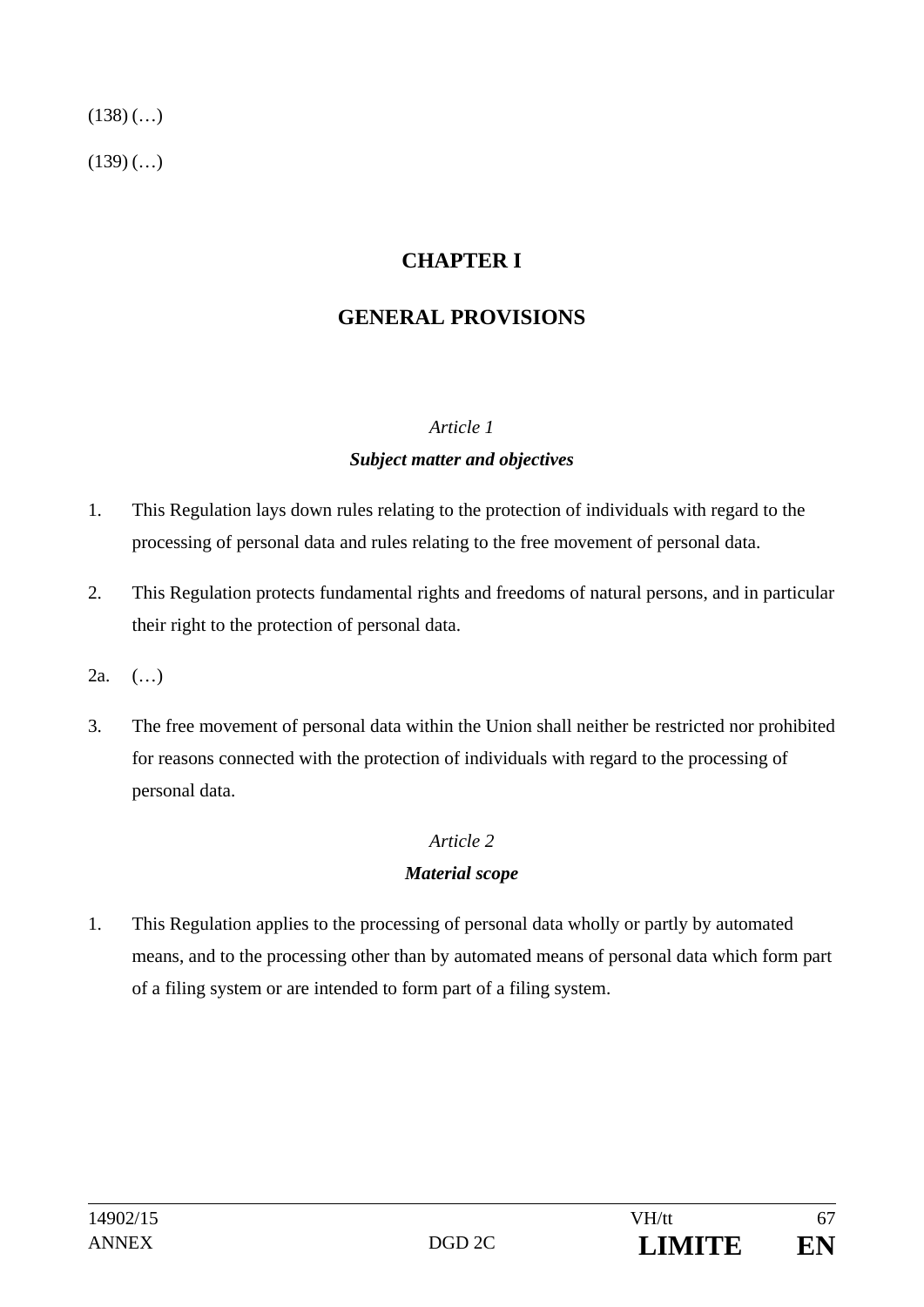(138) (…)

(139) (…)

## CHAPTER I

## GENERAL PROVISIONS

*Article 1*

***Subject matter and objectives***

1. This Regulation lays down rules relating to the protection of individuals with regard to the processing of personal data and rules relating to the free movement of personal data.

2. This Regulation protects fundamental rights and freedoms of natural persons, and in particular their right to the protection of personal data.

2a. (…)

3. The free movement of personal data within the Union shall neither be restricted nor prohibited for reasons connected with the protection of individuals with regard to the processing of personal data.

*Article 2*

***Material scope***

1. This Regulation applies to the processing of personal data wholly or partly by automated means, and to the processing other than by automated means of personal data which form part of a filing system or are intended to form part of a filing system.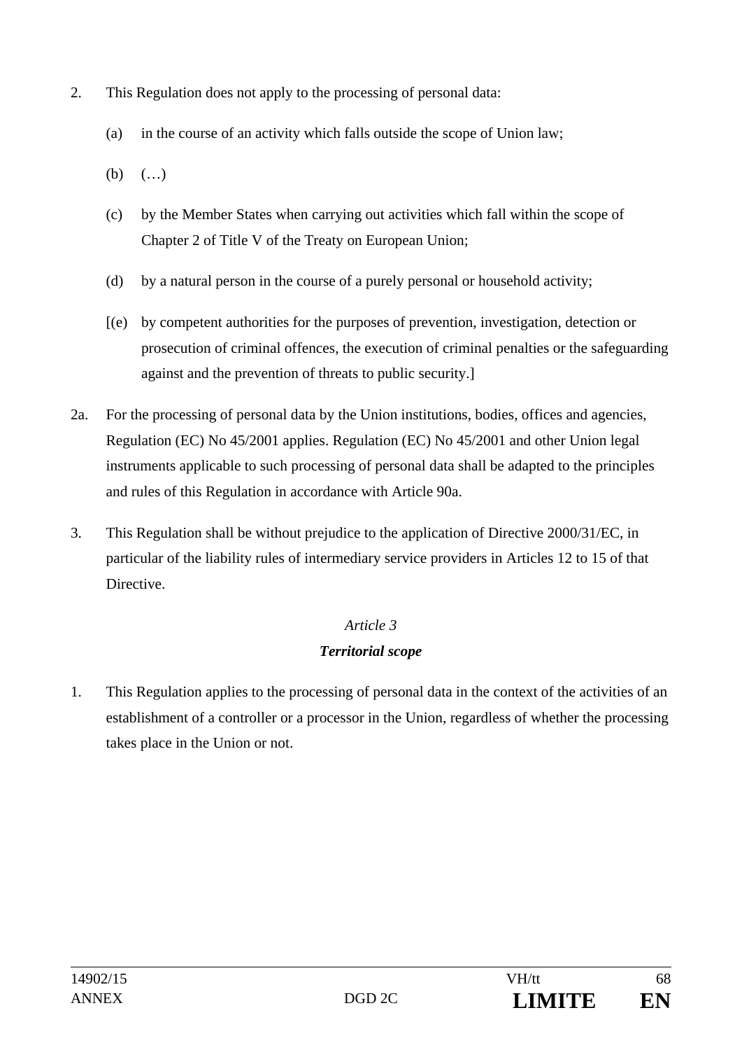2. This Regulation does not apply to the processing of personal data:

   (a) in the course of an activity which falls outside the scope of Union law;

   (b) (…)

   (c) by the Member States when carrying out activities which fall within the scope of Chapter 2 of Title V of the Treaty on European Union;

   (d) by a natural person in the course of a purely personal or household activity;

   [(e) by competent authorities for the purposes of prevention, investigation, detection or prosecution of criminal offences, the execution of criminal penalties or the safeguarding against and the prevention of threats to public security.]

2a. For the processing of personal data by the Union institutions, bodies, offices and agencies, Regulation (EC) No 45/2001 applies. Regulation (EC) No 45/2001 and other Union legal instruments applicable to such processing of personal data shall be adapted to the principles and rules of this Regulation in accordance with Article 90a.

3. This Regulation shall be without prejudice to the application of Directive 2000/31/EC, in particular of the liability rules of intermediary service providers in Articles 12 to 15 of that Directive.

*Article 3*

***Territorial scope***

1. This Regulation applies to the processing of personal data in the context of the activities of an establishment of a controller or a processor in the Union, regardless of whether the processing takes place in the Union or not.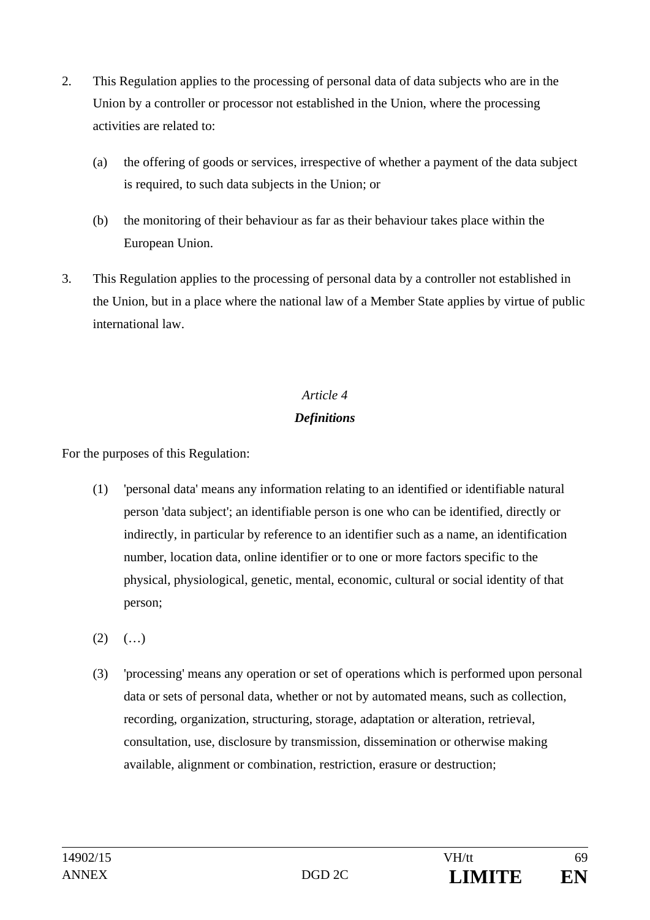2. This Regulation applies to the processing of personal data of data subjects who are in the Union by a controller or processor not established in the Union, where the processing activities are related to:

   (a) the offering of goods or services, irrespective of whether a payment of the data subject is required, to such data subjects in the Union; or

   (b) the monitoring of their behaviour as far as their behaviour takes place within the European Union.

3. This Regulation applies to the processing of personal data by a controller not established in the Union, but in a place where the national law of a Member State applies by virtue of public international law.

*Article 4*

***Definitions***

For the purposes of this Regulation:

(1) 'personal data' means any information relating to an identified or identifiable natural person 'data subject'; an identifiable person is one who can be identified, directly or indirectly, in particular by reference to an identifier such as a name, an identification number, location data, online identifier or to one or more factors specific to the physical, physiological, genetic, mental, economic, cultural or social identity of that person;

(2) (…)

(3) 'processing' means any operation or set of operations which is performed upon personal data or sets of personal data, whether or not by automated means, such as collection, recording, organization, structuring, storage, adaptation or alteration, retrieval, consultation, use, disclosure by transmission, dissemination or otherwise making available, alignment or combination, restriction, erasure or destruction;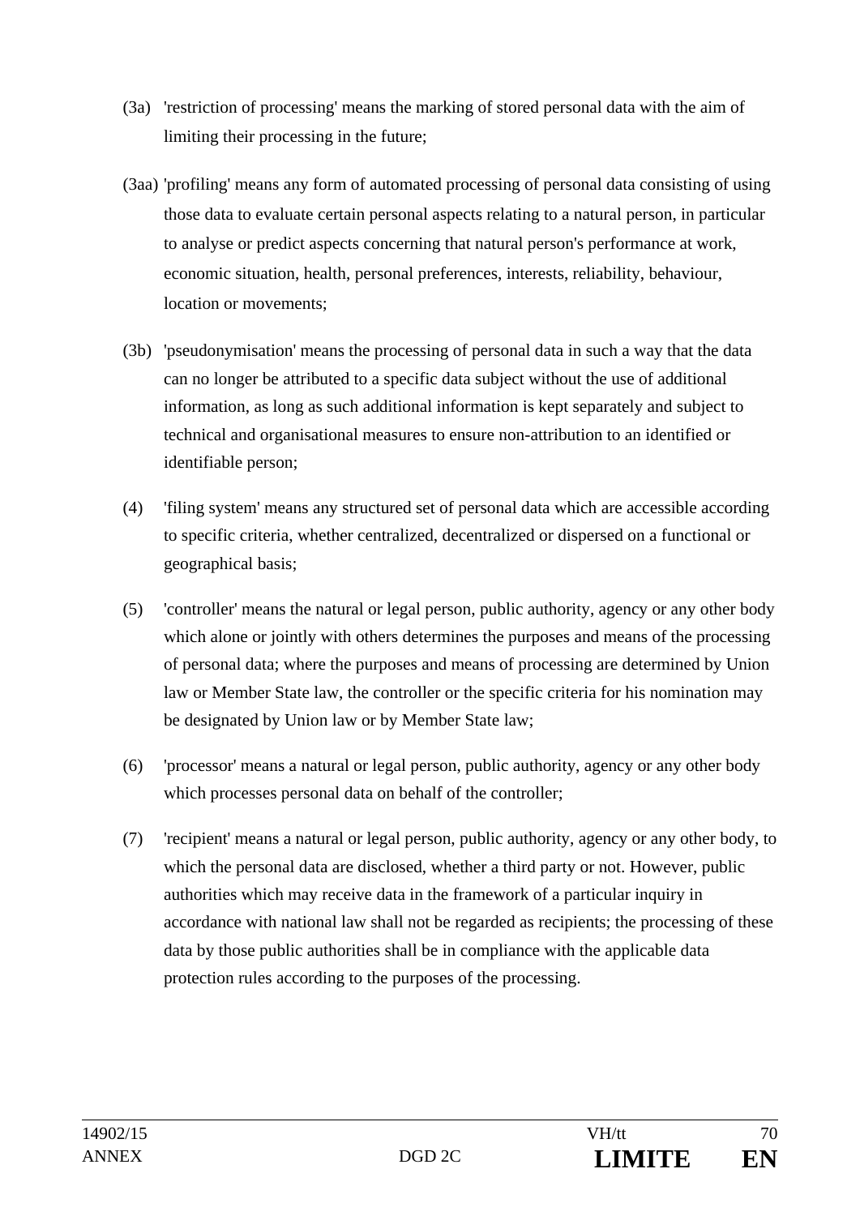(3a) 'restriction of processing' means the marking of stored personal data with the aim of limiting their processing in the future;

(3aa) 'profiling' means any form of automated processing of personal data consisting of using those data to evaluate certain personal aspects relating to a natural person, in particular to analyse or predict aspects concerning that natural person's performance at work, economic situation, health, personal preferences, interests, reliability, behaviour, location or movements;

(3b) 'pseudonymisation' means the processing of personal data in such a way that the data can no longer be attributed to a specific data subject without the use of additional information, as long as such additional information is kept separately and subject to technical and organisational measures to ensure non-attribution to an identified or identifiable person;

(4) 'filing system' means any structured set of personal data which are accessible according to specific criteria, whether centralized, decentralized or dispersed on a functional or geographical basis;

(5) 'controller' means the natural or legal person, public authority, agency or any other body which alone or jointly with others determines the purposes and means of the processing of personal data; where the purposes and means of processing are determined by Union law or Member State law, the controller or the specific criteria for his nomination may be designated by Union law or by Member State law;

(6) 'processor' means a natural or legal person, public authority, agency or any other body which processes personal data on behalf of the controller;

(7) 'recipient' means a natural or legal person, public authority, agency or any other body, to which the personal data are disclosed, whether a third party or not. However, public authorities which may receive data in the framework of a particular inquiry in accordance with national law shall not be regarded as recipients; the processing of these data by those public authorities shall be in compliance with the applicable data protection rules according to the purposes of the processing.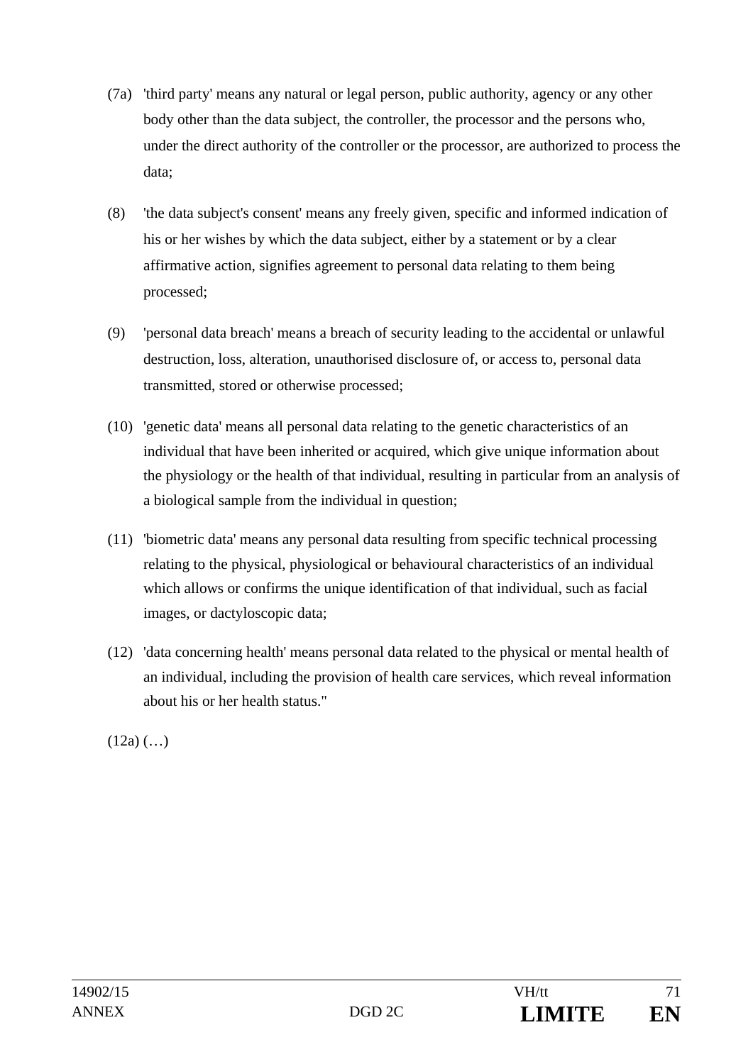(7a) 'third party' means any natural or legal person, public authority, agency or any other body other than the data subject, the controller, the processor and the persons who, under the direct authority of the controller or the processor, are authorized to process the data;

(8) 'the data subject's consent' means any freely given, specific and informed indication of his or her wishes by which the data subject, either by a statement or by a clear affirmative action, signifies agreement to personal data relating to them being processed;

(9) 'personal data breach' means a breach of security leading to the accidental or unlawful destruction, loss, alteration, unauthorised disclosure of, or access to, personal data transmitted, stored or otherwise processed;

(10) 'genetic data' means all personal data relating to the genetic characteristics of an individual that have been inherited or acquired, which give unique information about the physiology or the health of that individual, resulting in particular from an analysis of a biological sample from the individual in question;

(11) 'biometric data' means any personal data resulting from specific technical processing relating to the physical, physiological or behavioural characteristics of an individual which allows or confirms the unique identification of that individual, such as facial images, or dactyloscopic data;

(12) 'data concerning health' means personal data related to the physical or mental health of an individual, including the provision of health care services, which reveal information about his or her health status."

(12a) (…)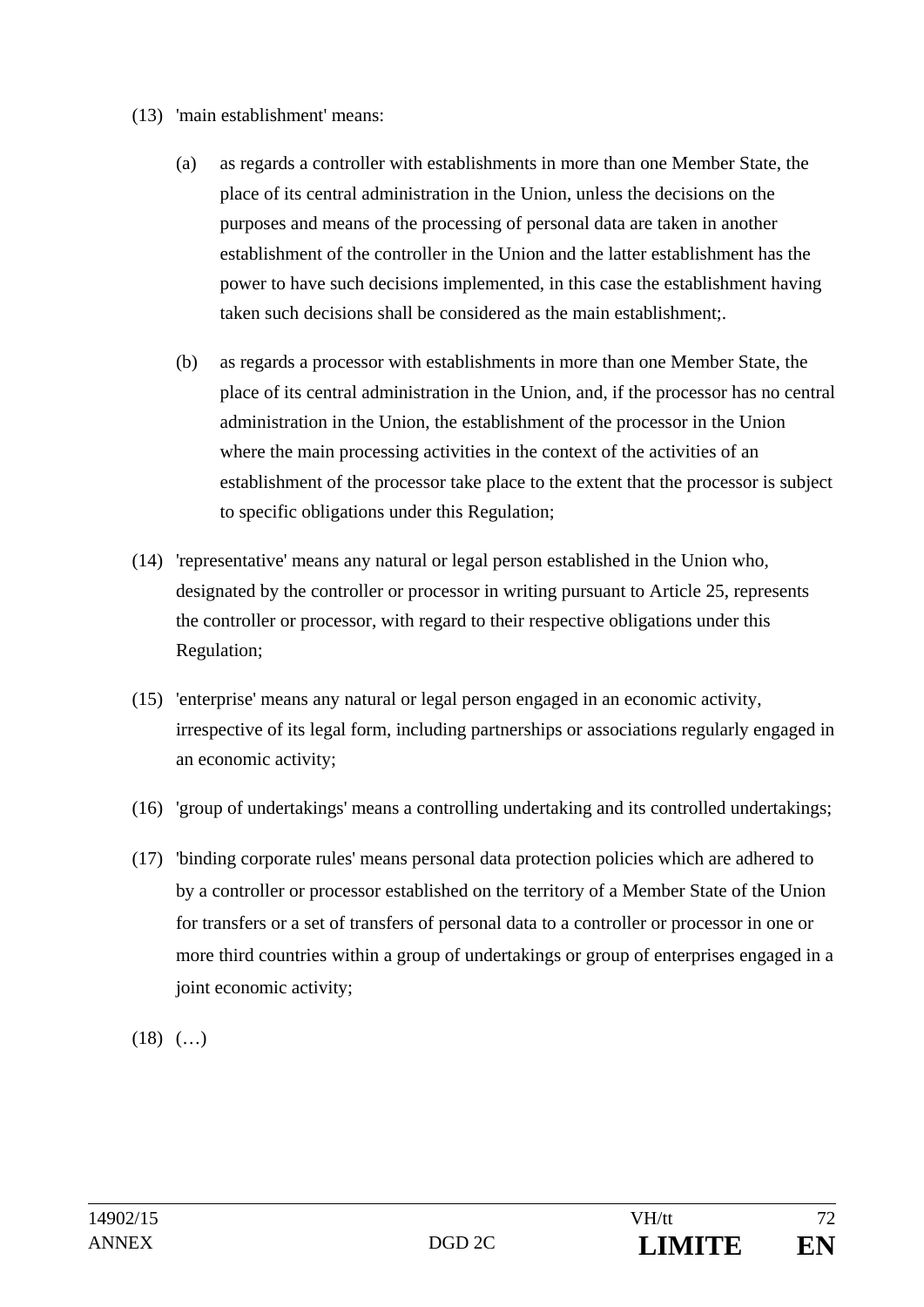(13) 'main establishment' means:

(a) as regards a controller with establishments in more than one Member State, the place of its central administration in the Union, unless the decisions on the purposes and means of the processing of personal data are taken in another establishment of the controller in the Union and the latter establishment has the power to have such decisions implemented, in this case the establishment having taken such decisions shall be considered as the main establishment;.

(b) as regards a processor with establishments in more than one Member State, the place of its central administration in the Union, and, if the processor has no central administration in the Union, the establishment of the processor in the Union where the main processing activities in the context of the activities of an establishment of the processor take place to the extent that the processor is subject to specific obligations under this Regulation;

(14) 'representative' means any natural or legal person established in the Union who, designated by the controller or processor in writing pursuant to Article 25, represents the controller or processor, with regard to their respective obligations under this Regulation;

(15) 'enterprise' means any natural or legal person engaged in an economic activity, irrespective of its legal form, including partnerships or associations regularly engaged in an economic activity;

(16) 'group of undertakings' means a controlling undertaking and its controlled undertakings;

(17) 'binding corporate rules' means personal data protection policies which are adhered to by a controller or processor established on the territory of a Member State of the Union for transfers or a set of transfers of personal data to a controller or processor in one or more third countries within a group of undertakings or group of enterprises engaged in a joint economic activity;

(18) (…)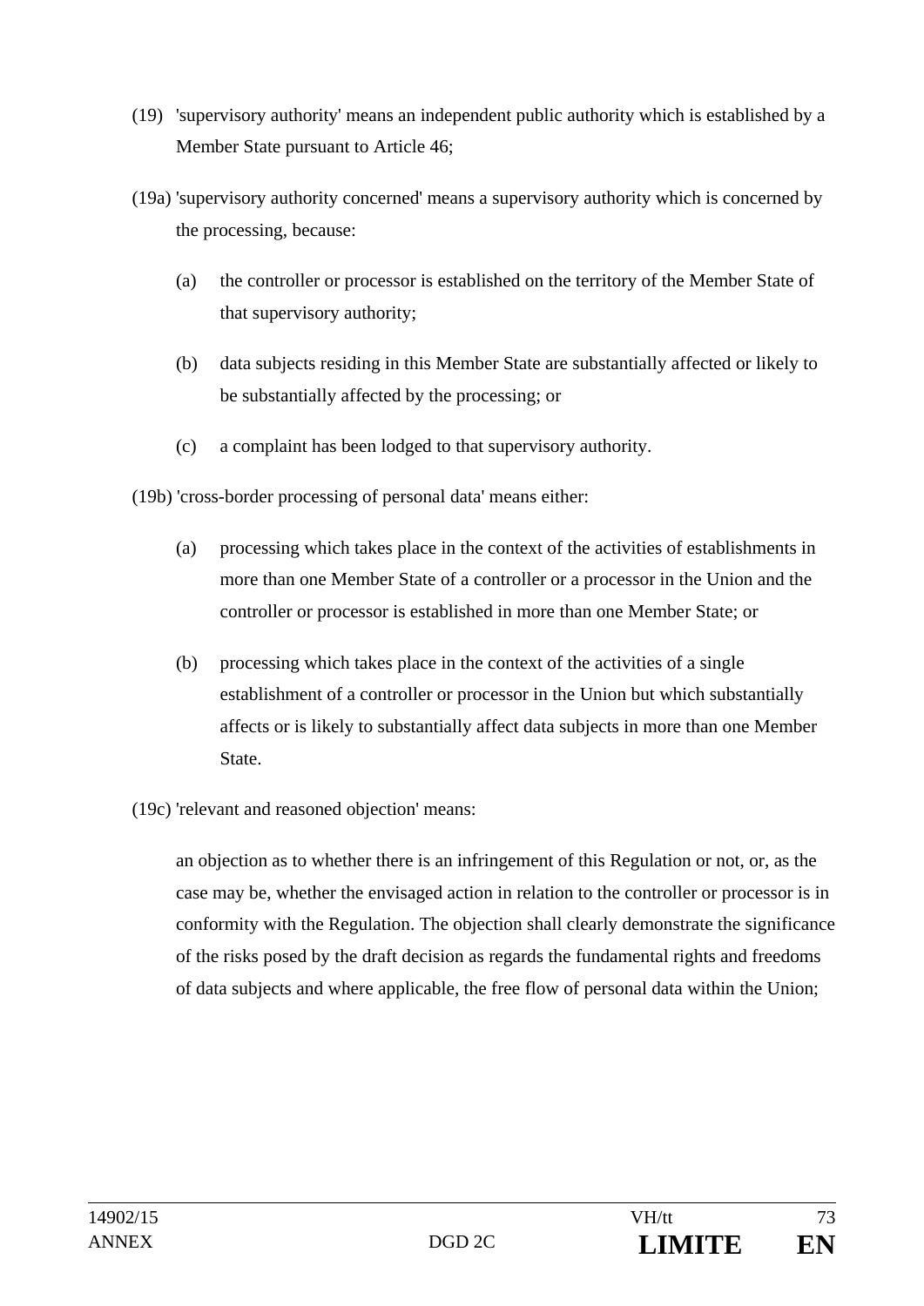(19) 'supervisory authority' means an independent public authority which is established by a Member State pursuant to Article 46;

(19a) 'supervisory authority concerned' means a supervisory authority which is concerned by the processing, because:

(a) the controller or processor is established on the territory of the Member State of that supervisory authority;

(b) data subjects residing in this Member State are substantially affected or likely to be substantially affected by the processing; or

(c) a complaint has been lodged to that supervisory authority.

(19b) 'cross-border processing of personal data' means either:

(a) processing which takes place in the context of the activities of establishments in more than one Member State of a controller or a processor in the Union and the controller or processor is established in more than one Member State; or

(b) processing which takes place in the context of the activities of a single establishment of a controller or processor in the Union but which substantially affects or is likely to substantially affect data subjects in more than one Member State.

(19c) 'relevant and reasoned objection' means:

an objection as to whether there is an infringement of this Regulation or not, or, as the case may be, whether the envisaged action in relation to the controller or processor is in conformity with the Regulation. The objection shall clearly demonstrate the significance of the risks posed by the draft decision as regards the fundamental rights and freedoms of data subjects and where applicable, the free flow of personal data within the Union;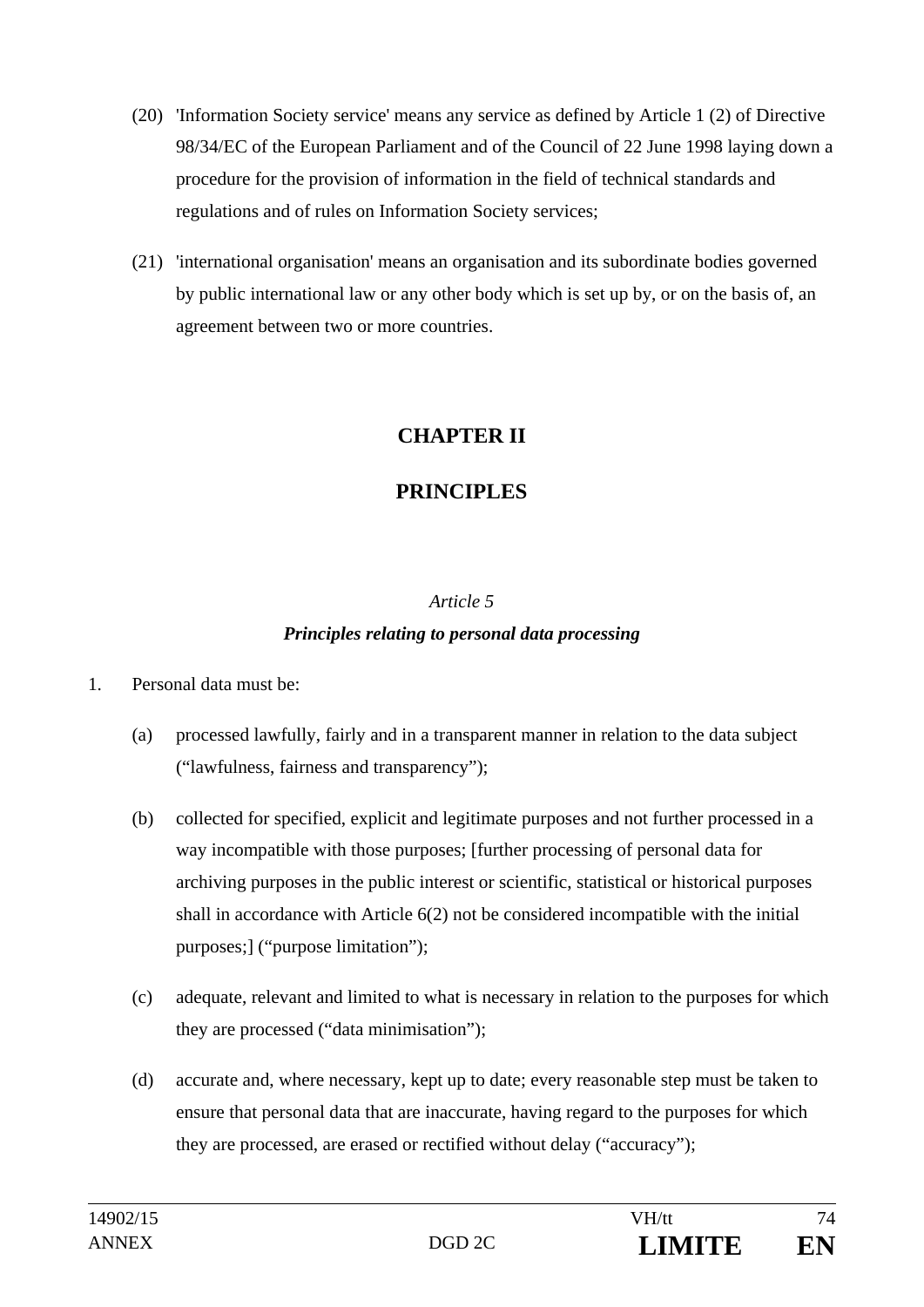(20) 'Information Society service' means any service as defined by Article 1 (2) of Directive 98/34/EC of the European Parliament and of the Council of 22 June 1998 laying down a procedure for the provision of information in the field of technical standards and regulations and of rules on Information Society services;

(21) 'international organisation' means an organisation and its subordinate bodies governed by public international law or any other body which is set up by, or on the basis of, an agreement between two or more countries.

## CHAPTER II

## PRINCIPLES

*Article 5*

***Principles relating to personal data processing***

1. Personal data must be:

   (a) processed lawfully, fairly and in a transparent manner in relation to the data subject ("lawfulness, fairness and transparency");

   (b) collected for specified, explicit and legitimate purposes and not further processed in a way incompatible with those purposes; [further processing of personal data for archiving purposes in the public interest or scientific, statistical or historical purposes shall in accordance with Article 6(2) not be considered incompatible with the initial purposes;] ("purpose limitation");

   (c) adequate, relevant and limited to what is necessary in relation to the purposes for which they are processed ("data minimisation");

   (d) accurate and, where necessary, kept up to date; every reasonable step must be taken to ensure that personal data that are inaccurate, having regard to the purposes for which they are processed, are erased or rectified without delay ("accuracy");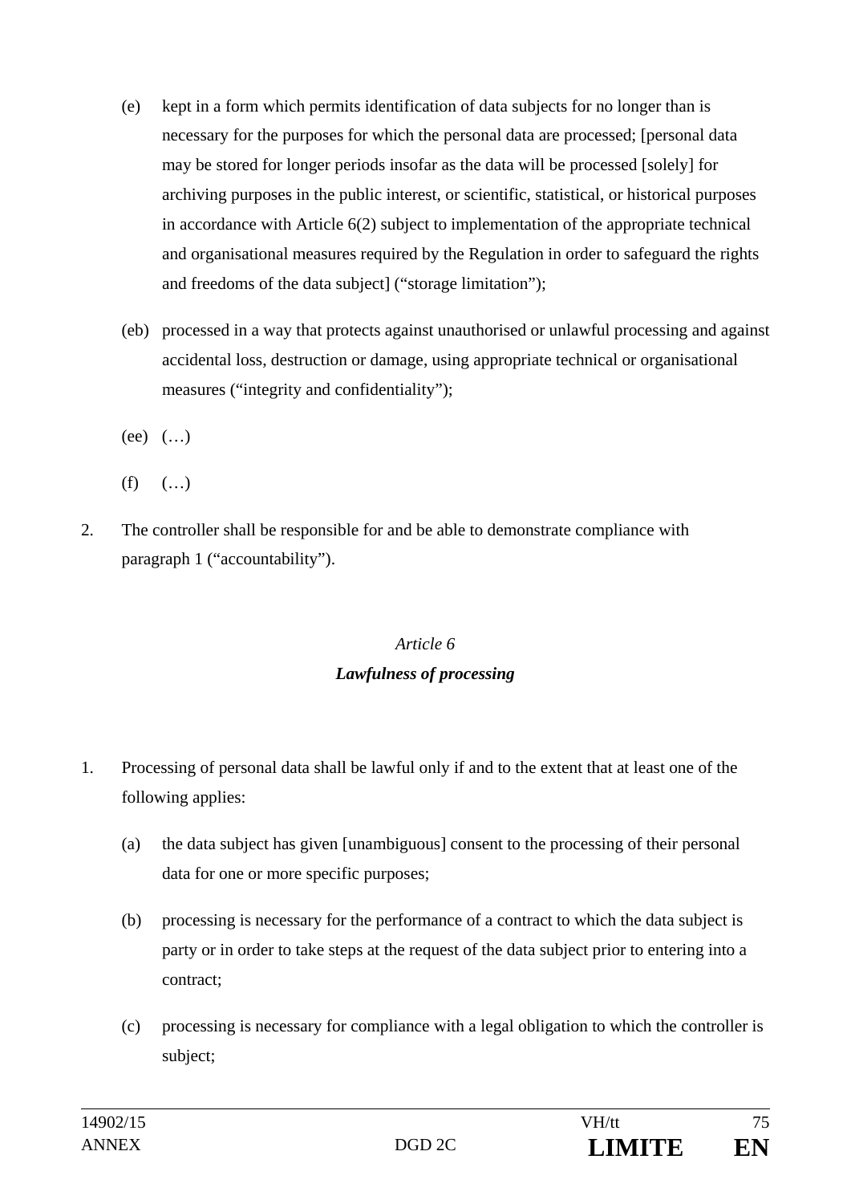(e) kept in a form which permits identification of data subjects for no longer than is necessary for the purposes for which the personal data are processed; [personal data may be stored for longer periods insofar as the data will be processed [solely] for archiving purposes in the public interest, or scientific, statistical, or historical purposes in accordance with Article 6(2) subject to implementation of the appropriate technical and organisational measures required by the Regulation in order to safeguard the rights and freedoms of the data subject] ("storage limitation");

(eb) processed in a way that protects against unauthorised or unlawful processing and against accidental loss, destruction or damage, using appropriate technical or organisational measures ("integrity and confidentiality");

(ee) (…)

(f) (…)

2. The controller shall be responsible for and be able to demonstrate compliance with paragraph 1 ("accountability").

*Article 6*

***Lawfulness of processing***

1. Processing of personal data shall be lawful only if and to the extent that at least one of the following applies:

(a) the data subject has given [unambiguous] consent to the processing of their personal data for one or more specific purposes;

(b) processing is necessary for the performance of a contract to which the data subject is party or in order to take steps at the request of the data subject prior to entering into a contract;

(c) processing is necessary for compliance with a legal obligation to which the controller is subject;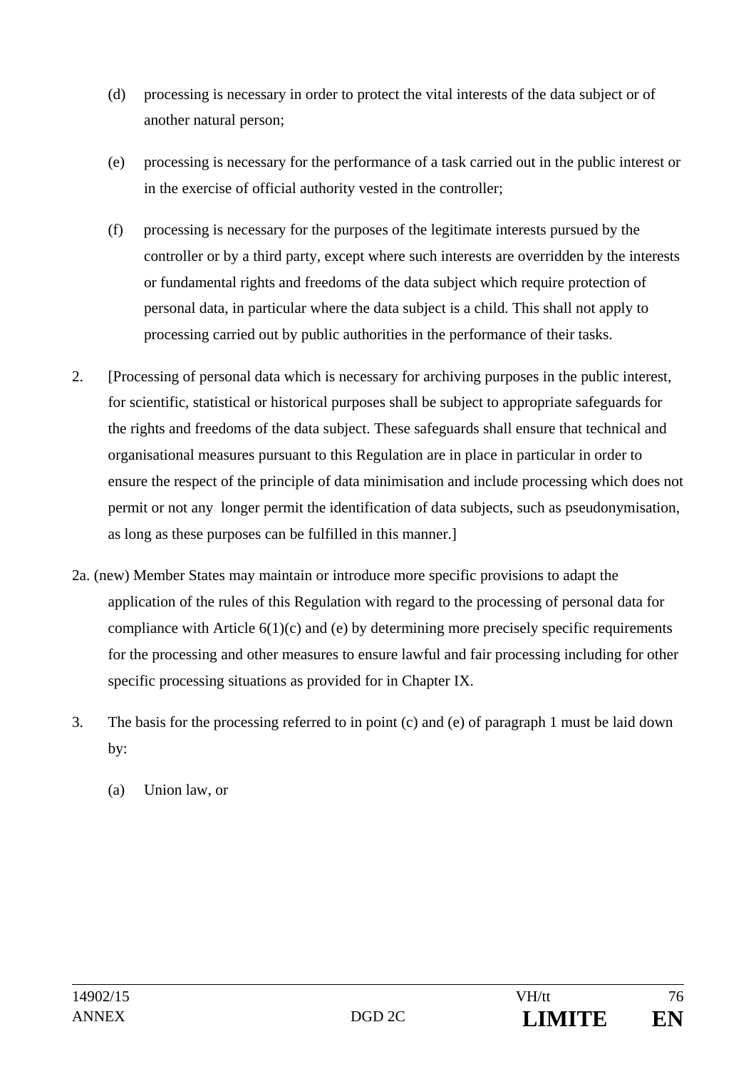(d) processing is necessary in order to protect the vital interests of the data subject or of another natural person;

(e) processing is necessary for the performance of a task carried out in the public interest or in the exercise of official authority vested in the controller;

(f) processing is necessary for the purposes of the legitimate interests pursued by the controller or by a third party, except where such interests are overridden by the interests or fundamental rights and freedoms of the data subject which require protection of personal data, in particular where the data subject is a child. This shall not apply to processing carried out by public authorities in the performance of their tasks.

2. [Processing of personal data which is necessary for archiving purposes in the public interest, for scientific, statistical or historical purposes shall be subject to appropriate safeguards for the rights and freedoms of the data subject. These safeguards shall ensure that technical and organisational measures pursuant to this Regulation are in place in particular in order to ensure the respect of the principle of data minimisation and include processing which does not permit or not any longer permit the identification of data subjects, such as pseudonymisation, as long as these purposes can be fulfilled in this manner.]

2a. (new) Member States may maintain or introduce more specific provisions to adapt the application of the rules of this Regulation with regard to the processing of personal data for compliance with Article 6(1)(c) and (e) by determining more precisely specific requirements for the processing and other measures to ensure lawful and fair processing including for other specific processing situations as provided for in Chapter IX.

3. The basis for the processing referred to in point (c) and (e) of paragraph 1 must be laid down by:

(a) Union law, or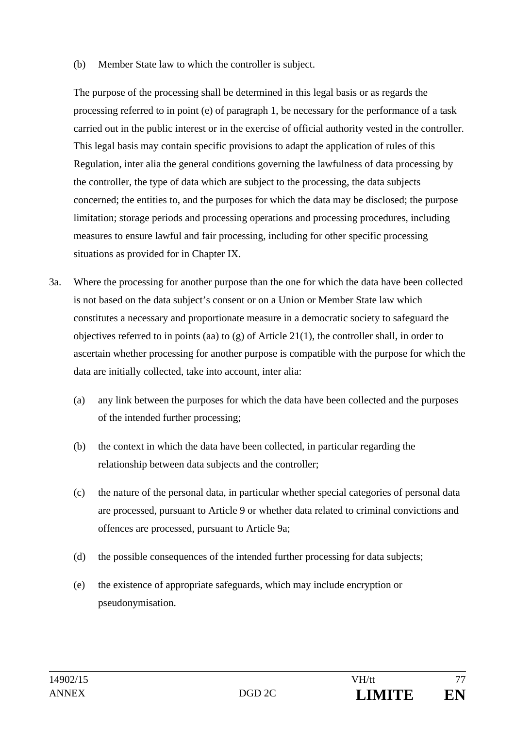(b) Member State law to which the controller is subject.

The purpose of the processing shall be determined in this legal basis or as regards the processing referred to in point (e) of paragraph 1, be necessary for the performance of a task carried out in the public interest or in the exercise of official authority vested in the controller. This legal basis may contain specific provisions to adapt the application of rules of this Regulation, inter alia the general conditions governing the lawfulness of data processing by the controller, the type of data which are subject to the processing, the data subjects concerned; the entities to, and the purposes for which the data may be disclosed; the purpose limitation; storage periods and processing operations and processing procedures, including measures to ensure lawful and fair processing, including for other specific processing situations as provided for in Chapter IX.

3a. Where the processing for another purpose than the one for which the data have been collected is not based on the data subject's consent or on a Union or Member State law which constitutes a necessary and proportionate measure in a democratic society to safeguard the objectives referred to in points (aa) to (g) of Article 21(1), the controller shall, in order to ascertain whether processing for another purpose is compatible with the purpose for which the data are initially collected, take into account, inter alia:

(a) any link between the purposes for which the data have been collected and the purposes of the intended further processing;

(b) the context in which the data have been collected, in particular regarding the relationship between data subjects and the controller;

(c) the nature of the personal data, in particular whether special categories of personal data are processed, pursuant to Article 9 or whether data related to criminal convictions and offences are processed, pursuant to Article 9a;

(d) the possible consequences of the intended further processing for data subjects;

(e) the existence of appropriate safeguards, which may include encryption or pseudonymisation.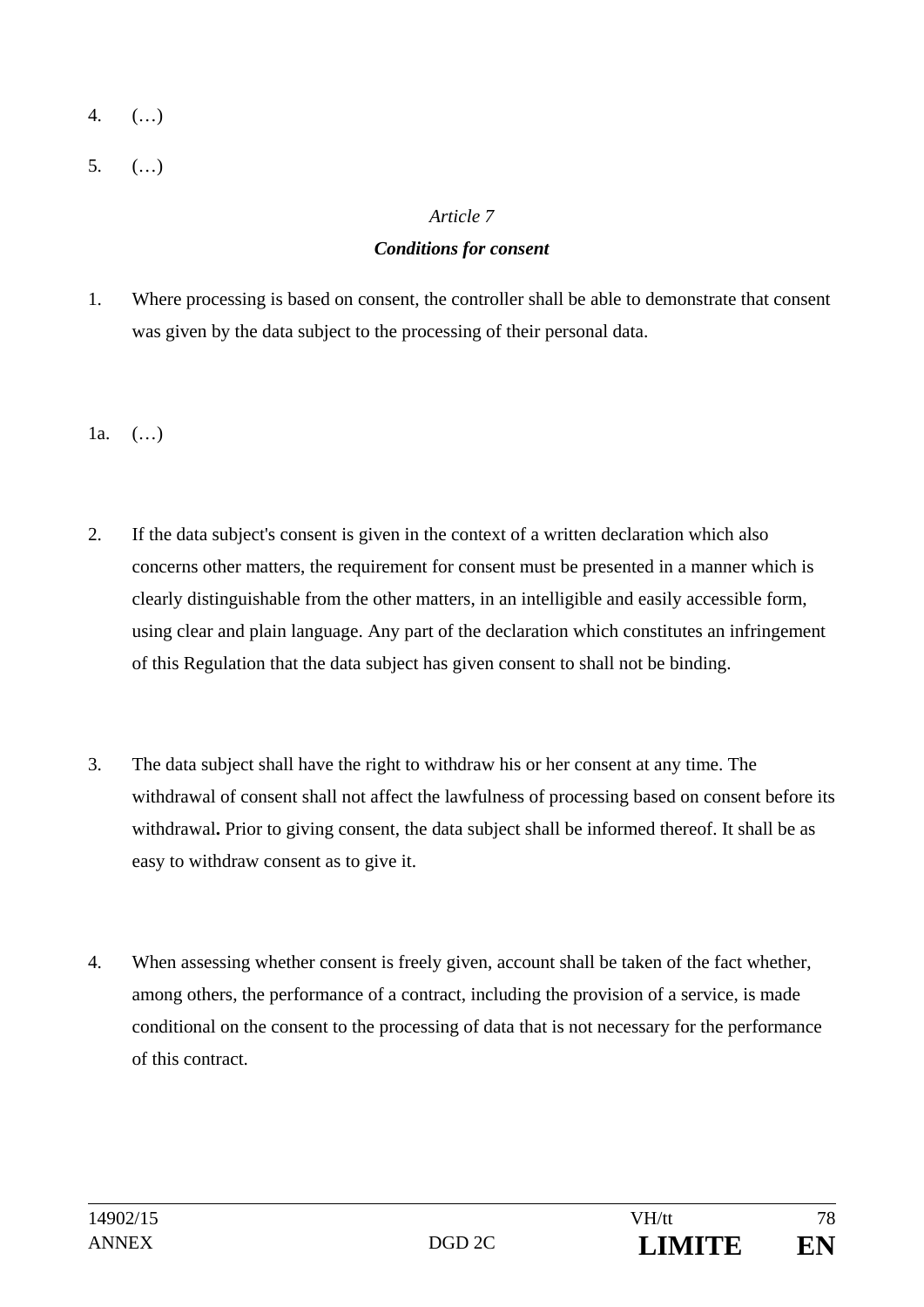4. (…)

5. (…)

*Article 7*

***Conditions for consent***

1. Where processing is based on consent, the controller shall be able to demonstrate that consent was given by the data subject to the processing of their personal data.

1a. (…)

2. If the data subject's consent is given in the context of a written declaration which also concerns other matters, the requirement for consent must be presented in a manner which is clearly distinguishable from the other matters, in an intelligible and easily accessible form, using clear and plain language. Any part of the declaration which constitutes an infringement of this Regulation that the data subject has given consent to shall not be binding.

3. The data subject shall have the right to withdraw his or her consent at any time. The withdrawal of consent shall not affect the lawfulness of processing based on consent before its withdrawal**.** Prior to giving consent, the data subject shall be informed thereof. It shall be as easy to withdraw consent as to give it.

4. When assessing whether consent is freely given, account shall be taken of the fact whether, among others, the performance of a contract, including the provision of a service, is made conditional on the consent to the processing of data that is not necessary for the performance of this contract.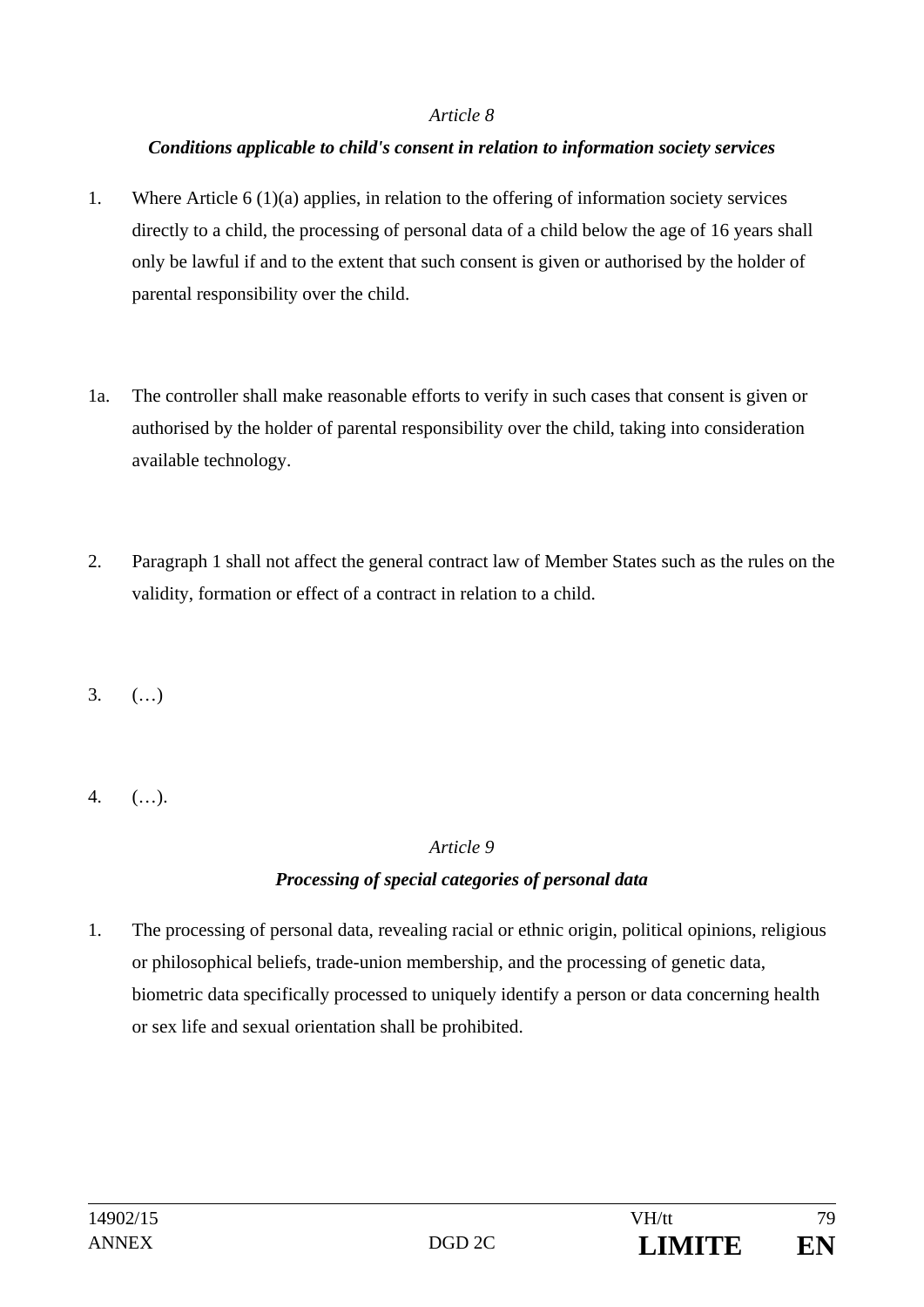*Article 8*

***Conditions applicable to child's consent in relation to information society services***

1. Where Article 6 (1)(a) applies, in relation to the offering of information society services directly to a child, the processing of personal data of a child below the age of 16 years shall only be lawful if and to the extent that such consent is given or authorised by the holder of parental responsibility over the child.

1a. The controller shall make reasonable efforts to verify in such cases that consent is given or authorised by the holder of parental responsibility over the child, taking into consideration available technology.

2. Paragraph 1 shall not affect the general contract law of Member States such as the rules on the validity, formation or effect of a contract in relation to a child.

3. (…)

4. (…).

*Article 9*

***Processing of special categories of personal data***

1. The processing of personal data, revealing racial or ethnic origin, political opinions, religious or philosophical beliefs, trade-union membership, and the processing of genetic data, biometric data specifically processed to uniquely identify a person or data concerning health or sex life and sexual orientation shall be prohibited.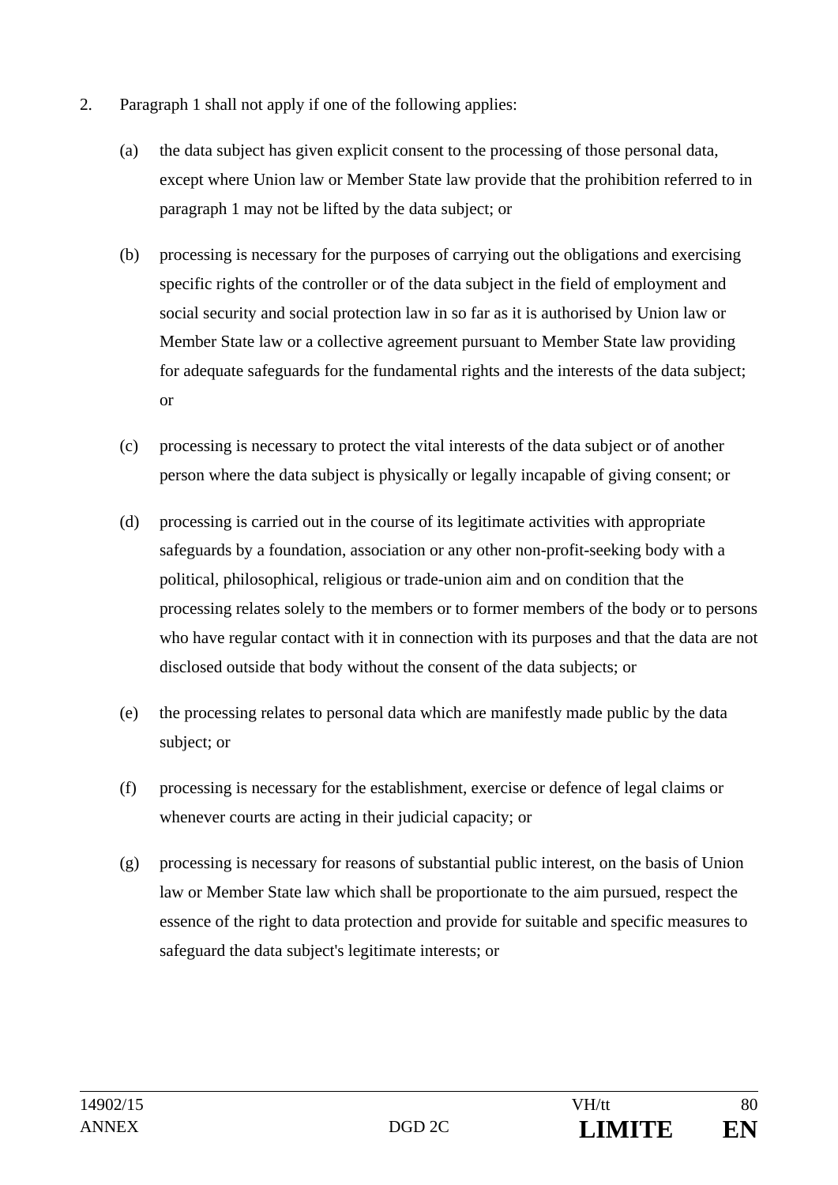2. Paragraph 1 shall not apply if one of the following applies:

   (a) the data subject has given explicit consent to the processing of those personal data, except where Union law or Member State law provide that the prohibition referred to in paragraph 1 may not be lifted by the data subject; or

   (b) processing is necessary for the purposes of carrying out the obligations and exercising specific rights of the controller or of the data subject in the field of employment and social security and social protection law in so far as it is authorised by Union law or Member State law or a collective agreement pursuant to Member State law providing for adequate safeguards for the fundamental rights and the interests of the data subject; or

   (c) processing is necessary to protect the vital interests of the data subject or of another person where the data subject is physically or legally incapable of giving consent; or

   (d) processing is carried out in the course of its legitimate activities with appropriate safeguards by a foundation, association or any other non-profit-seeking body with a political, philosophical, religious or trade-union aim and on condition that the processing relates solely to the members or to former members of the body or to persons who have regular contact with it in connection with its purposes and that the data are not disclosed outside that body without the consent of the data subjects; or

   (e) the processing relates to personal data which are manifestly made public by the data subject; or

   (f) processing is necessary for the establishment, exercise or defence of legal claims or whenever courts are acting in their judicial capacity; or

   (g) processing is necessary for reasons of substantial public interest, on the basis of Union law or Member State law which shall be proportionate to the aim pursued, respect the essence of the right to data protection and provide for suitable and specific measures to safeguard the data subject's legitimate interests; or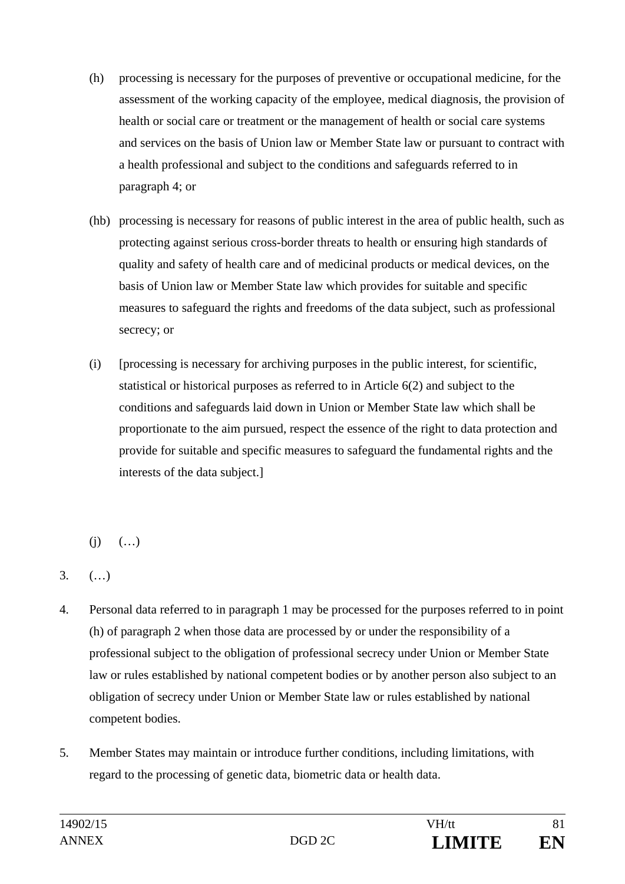(h) processing is necessary for the purposes of preventive or occupational medicine, for the assessment of the working capacity of the employee, medical diagnosis, the provision of health or social care or treatment or the management of health or social care systems and services on the basis of Union law or Member State law or pursuant to contract with a health professional and subject to the conditions and safeguards referred to in paragraph 4; or

(hb) processing is necessary for reasons of public interest in the area of public health, such as protecting against serious cross-border threats to health or ensuring high standards of quality and safety of health care and of medicinal products or medical devices, on the basis of Union law or Member State law which provides for suitable and specific measures to safeguard the rights and freedoms of the data subject, such as professional secrecy; or

(i) [processing is necessary for archiving purposes in the public interest, for scientific, statistical or historical purposes as referred to in Article 6(2) and subject to the conditions and safeguards laid down in Union or Member State law which shall be proportionate to the aim pursued, respect the essence of the right to data protection and provide for suitable and specific measures to safeguard the fundamental rights and the interests of the data subject.]

(j) (…)

3. (…)

4. Personal data referred to in paragraph 1 may be processed for the purposes referred to in point (h) of paragraph 2 when those data are processed by or under the responsibility of a professional subject to the obligation of professional secrecy under Union or Member State law or rules established by national competent bodies or by another person also subject to an obligation of secrecy under Union or Member State law or rules established by national competent bodies.

5. Member States may maintain or introduce further conditions, including limitations, with regard to the processing of genetic data, biometric data or health data.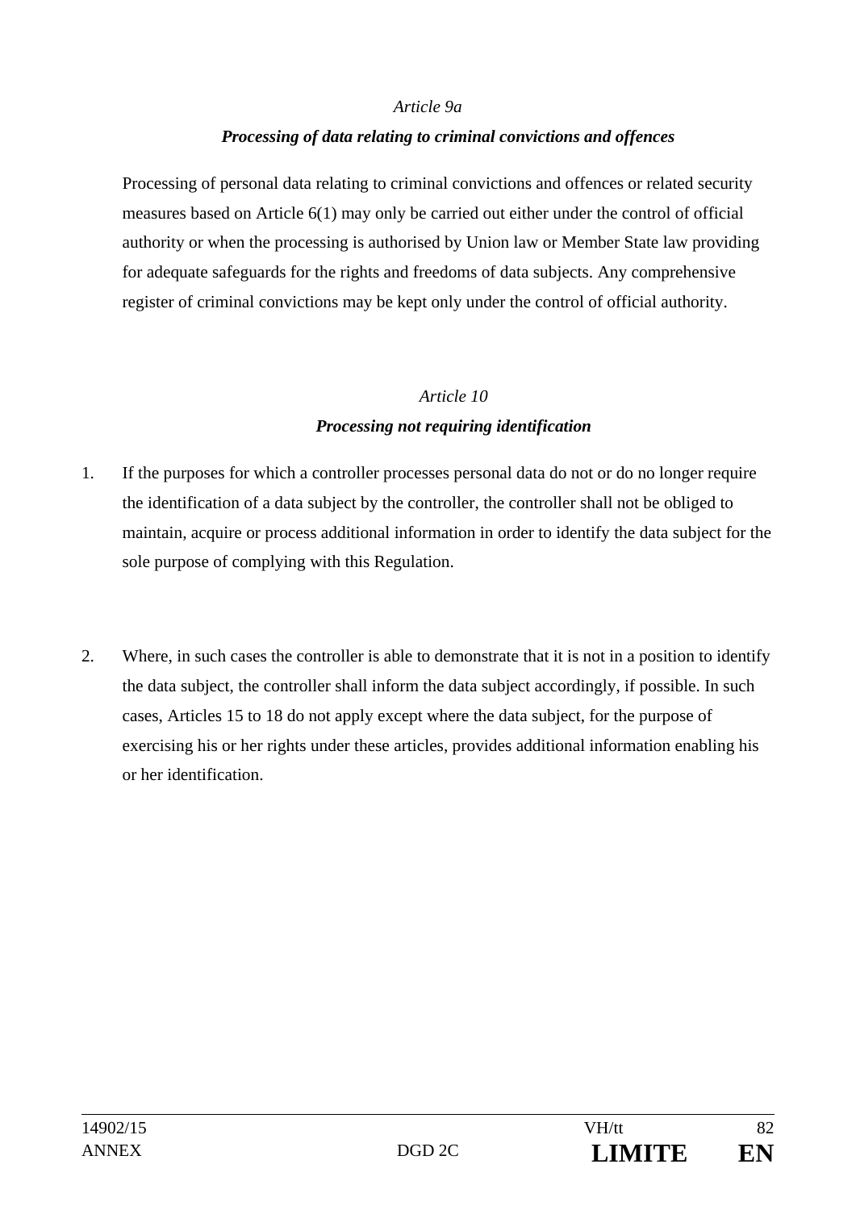*Article 9a*

***Processing of data relating to criminal convictions and offences***

Processing of personal data relating to criminal convictions and offences or related security measures based on Article 6(1) may only be carried out either under the control of official authority or when the processing is authorised by Union law or Member State law providing for adequate safeguards for the rights and freedoms of data subjects. Any comprehensive register of criminal convictions may be kept only under the control of official authority.

*Article 10*

***Processing not requiring identification***

1. If the purposes for which a controller processes personal data do not or do no longer require the identification of a data subject by the controller, the controller shall not be obliged to maintain, acquire or process additional information in order to identify the data subject for the sole purpose of complying with this Regulation.

2. Where, in such cases the controller is able to demonstrate that it is not in a position to identify the data subject, the controller shall inform the data subject accordingly, if possible. In such cases, Articles 15 to 18 do not apply except where the data subject, for the purpose of exercising his or her rights under these articles, provides additional information enabling his or her identification.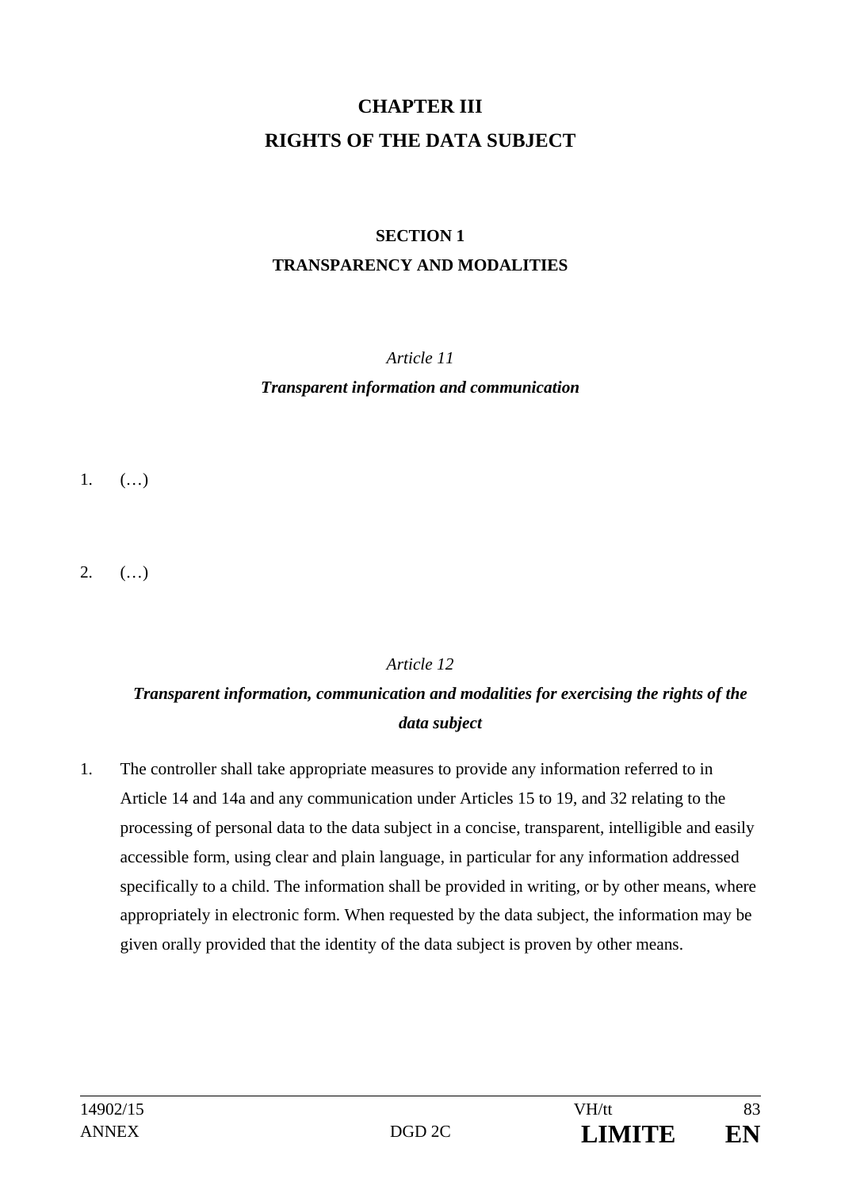# CHAPTER III

# RIGHTS OF THE DATA SUBJECT

## SECTION 1

## TRANSPARENCY AND MODALITIES

### *Article 11*

### ***Transparent information and communication***

1. (…)

2. (…)

### *Article 12*

### ***Transparent information, communication and modalities for exercising the rights of the data subject***

1. The controller shall take appropriate measures to provide any information referred to in Article 14 and 14a and any communication under Articles 15 to 19, and 32 relating to the processing of personal data to the data subject in a concise, transparent, intelligible and easily accessible form, using clear and plain language, in particular for any information addressed specifically to a child. The information shall be provided in writing, or by other means, where appropriately in electronic form. When requested by the data subject, the information may be given orally provided that the identity of the data subject is proven by other means.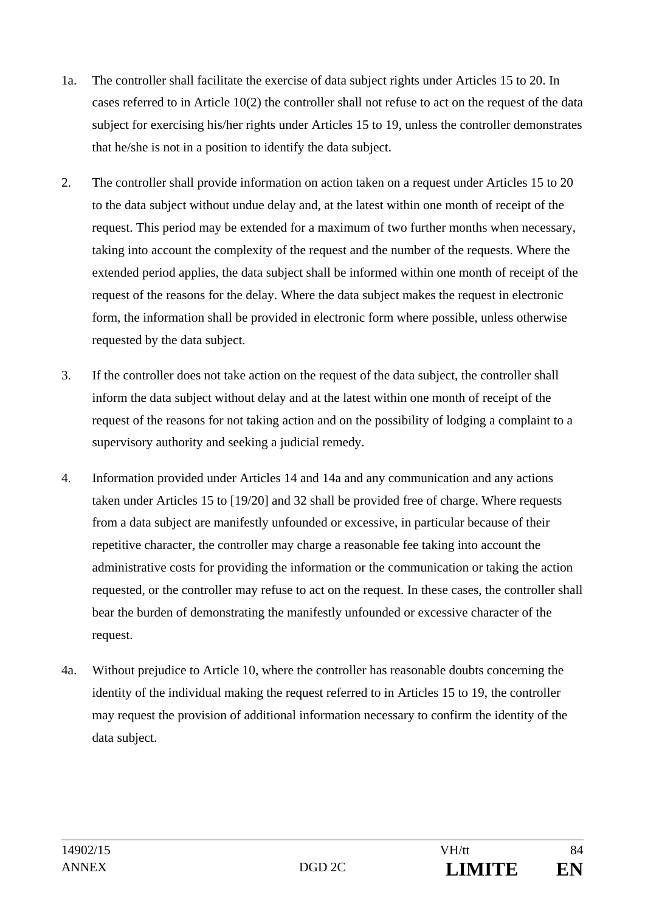1a. The controller shall facilitate the exercise of data subject rights under Articles 15 to 20. In cases referred to in Article 10(2) the controller shall not refuse to act on the request of the data subject for exercising his/her rights under Articles 15 to 19, unless the controller demonstrates that he/she is not in a position to identify the data subject.

2. The controller shall provide information on action taken on a request under Articles 15 to 20 to the data subject without undue delay and, at the latest within one month of receipt of the request. This period may be extended for a maximum of two further months when necessary, taking into account the complexity of the request and the number of the requests. Where the extended period applies, the data subject shall be informed within one month of receipt of the request of the reasons for the delay. Where the data subject makes the request in electronic form, the information shall be provided in electronic form where possible, unless otherwise requested by the data subject.

3. If the controller does not take action on the request of the data subject, the controller shall inform the data subject without delay and at the latest within one month of receipt of the request of the reasons for not taking action and on the possibility of lodging a complaint to a supervisory authority and seeking a judicial remedy.

4. Information provided under Articles 14 and 14a and any communication and any actions taken under Articles 15 to [19/20] and 32 shall be provided free of charge. Where requests from a data subject are manifestly unfounded or excessive, in particular because of their repetitive character, the controller may charge a reasonable fee taking into account the administrative costs for providing the information or the communication or taking the action requested, or the controller may refuse to act on the request. In these cases, the controller shall bear the burden of demonstrating the manifestly unfounded or excessive character of the request.

4a. Without prejudice to Article 10, where the controller has reasonable doubts concerning the identity of the individual making the request referred to in Articles 15 to 19, the controller may request the provision of additional information necessary to confirm the identity of the data subject.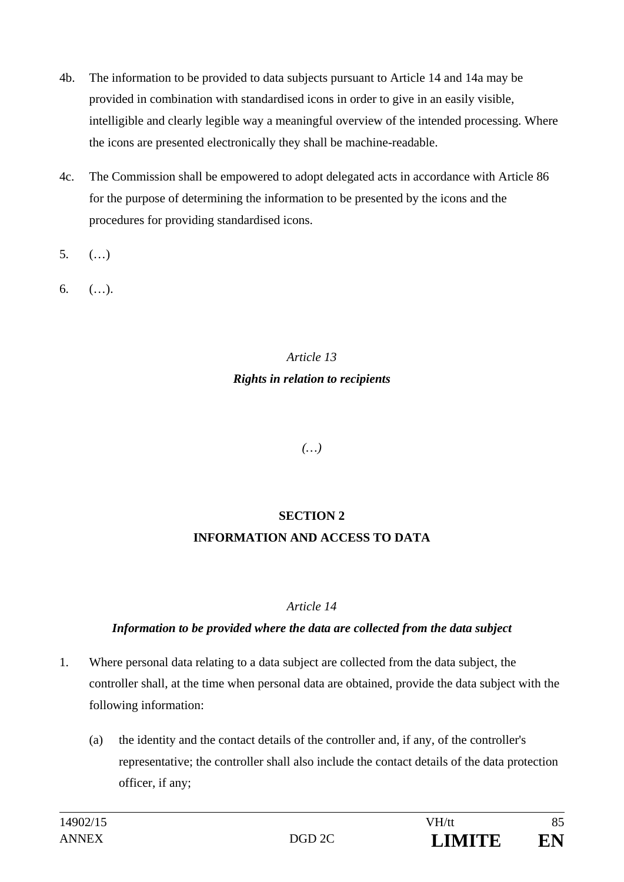4b. The information to be provided to data subjects pursuant to Article 14 and 14a may be provided in combination with standardised icons in order to give in an easily visible, intelligible and clearly legible way a meaningful overview of the intended processing. Where the icons are presented electronically they shall be machine-readable.

4c. The Commission shall be empowered to adopt delegated acts in accordance with Article 86 for the purpose of determining the information to be presented by the icons and the procedures for providing standardised icons.

5. (…)

6. (…).

*Article 13*

***Rights in relation to recipients***

*(…)*

**SECTION 2**

**INFORMATION AND ACCESS TO DATA**

*Article 14*

***Information to be provided where the data are collected from the data subject***

1. Where personal data relating to a data subject are collected from the data subject, the controller shall, at the time when personal data are obtained, provide the data subject with the following information:

   (a) the identity and the contact details of the controller and, if any, of the controller's representative; the controller shall also include the contact details of the data protection officer, if any;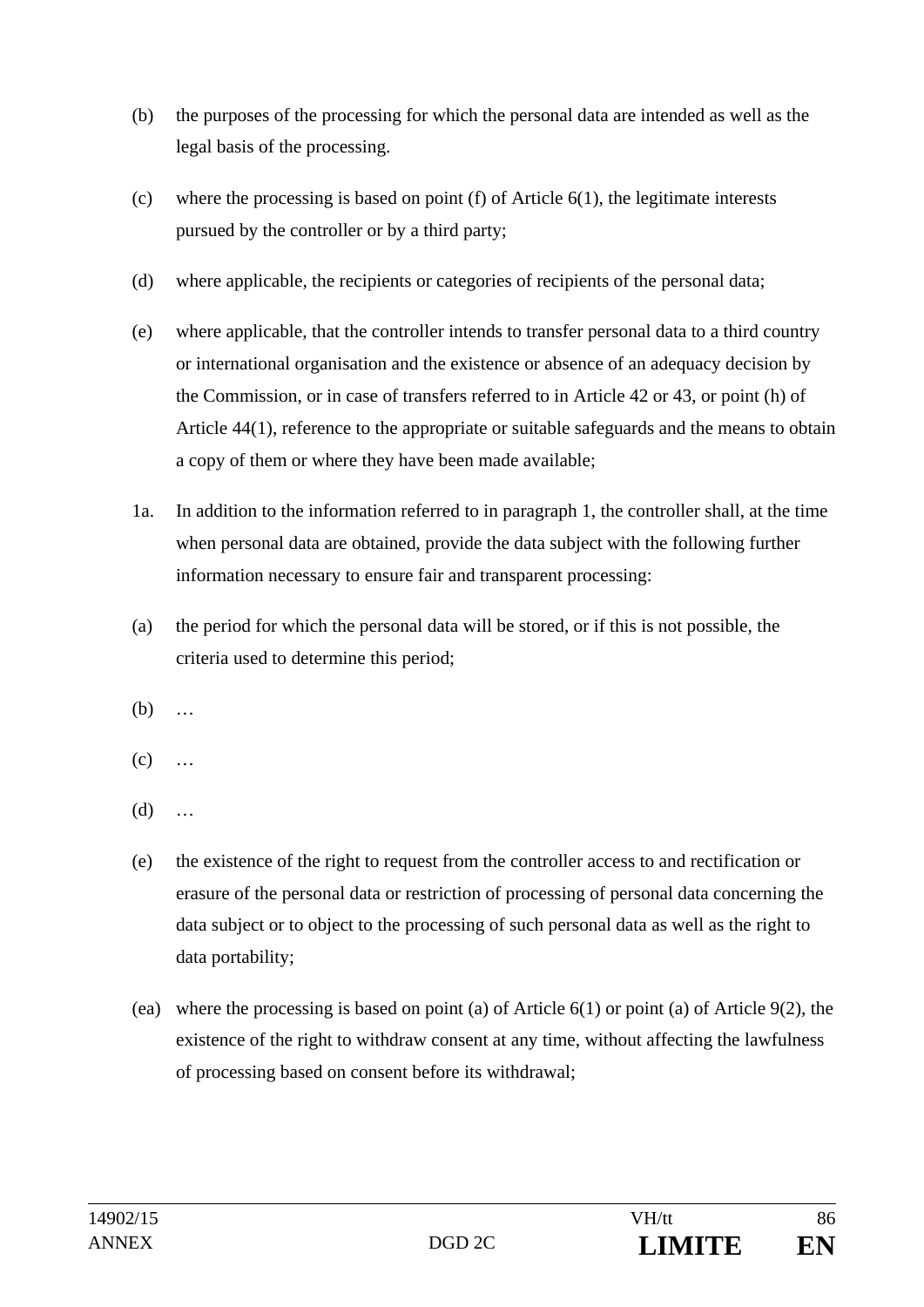(b) the purposes of the processing for which the personal data are intended as well as the legal basis of the processing.

(c) where the processing is based on point (f) of Article 6(1), the legitimate interests pursued by the controller or by a third party;

(d) where applicable, the recipients or categories of recipients of the personal data;

(e) where applicable, that the controller intends to transfer personal data to a third country or international organisation and the existence or absence of an adequacy decision by the Commission, or in case of transfers referred to in Article 42 or 43, or point (h) of Article 44(1), reference to the appropriate or suitable safeguards and the means to obtain a copy of them or where they have been made available;

1a. In addition to the information referred to in paragraph 1, the controller shall, at the time when personal data are obtained, provide the data subject with the following further information necessary to ensure fair and transparent processing:

(a) the period for which the personal data will be stored, or if this is not possible, the criteria used to determine this period;

(b) …

(c) …

(d) …

(e) the existence of the right to request from the controller access to and rectification or erasure of the personal data or restriction of processing of personal data concerning the data subject or to object to the processing of such personal data as well as the right to data portability;

(ea) where the processing is based on point (a) of Article 6(1) or point (a) of Article 9(2), the existence of the right to withdraw consent at any time, without affecting the lawfulness of processing based on consent before its withdrawal;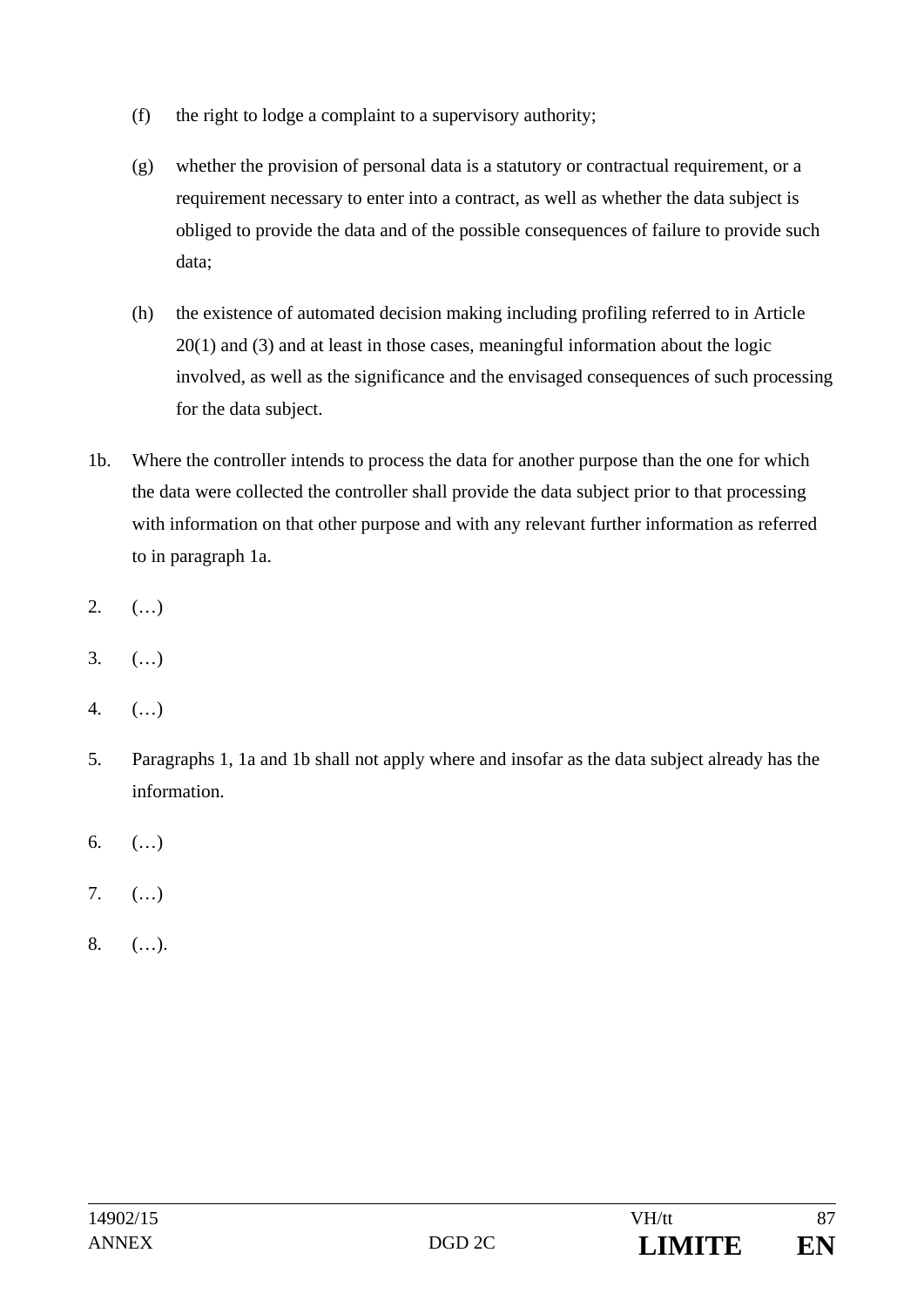(f) the right to lodge a complaint to a supervisory authority;

(g) whether the provision of personal data is a statutory or contractual requirement, or a requirement necessary to enter into a contract, as well as whether the data subject is obliged to provide the data and of the possible consequences of failure to provide such data;

(h) the existence of automated decision making including profiling referred to in Article 20(1) and (3) and at least in those cases, meaningful information about the logic involved, as well as the significance and the envisaged consequences of such processing for the data subject.

1b. Where the controller intends to process the data for another purpose than the one for which the data were collected the controller shall provide the data subject prior to that processing with information on that other purpose and with any relevant further information as referred to in paragraph 1a.

2. (…)

3. (…)

4. (…)

5. Paragraphs 1, 1a and 1b shall not apply where and insofar as the data subject already has the information.

6. (…)

7. (…)

8. (…).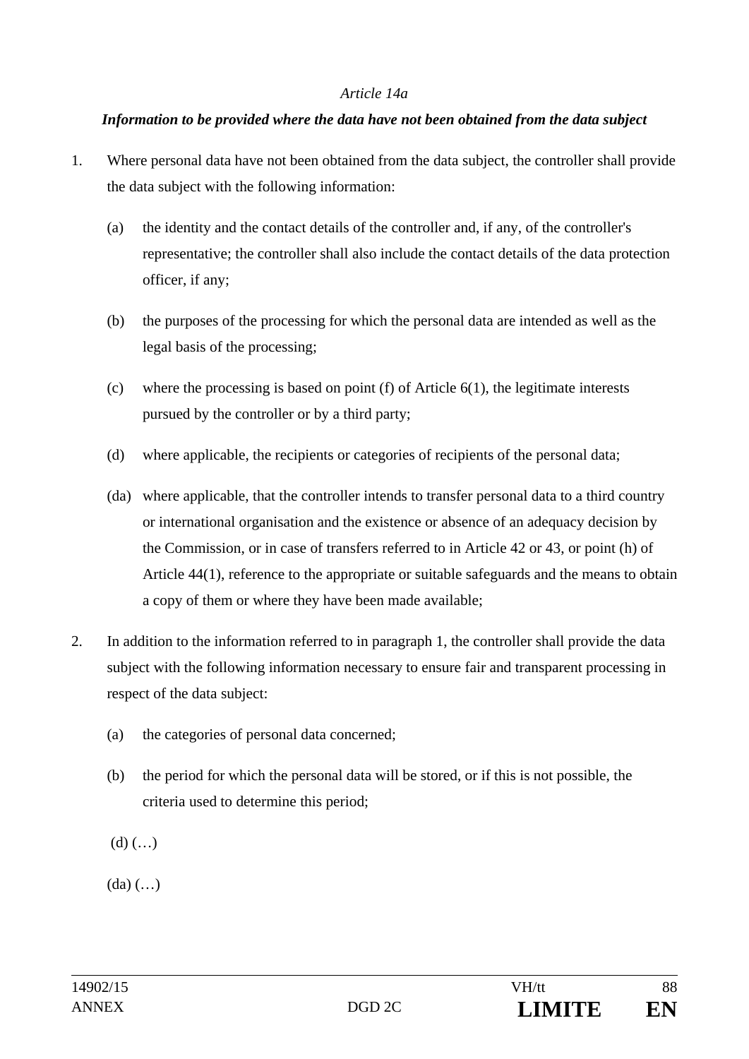*Article 14a*

***Information to be provided where the data have not been obtained from the data subject***

1. Where personal data have not been obtained from the data subject, the controller shall provide the data subject with the following information:

   (a) the identity and the contact details of the controller and, if any, of the controller's representative; the controller shall also include the contact details of the data protection officer, if any;

   (b) the purposes of the processing for which the personal data are intended as well as the legal basis of the processing;

   (c) where the processing is based on point (f) of Article 6(1), the legitimate interests pursued by the controller or by a third party;

   (d) where applicable, the recipients or categories of recipients of the personal data;

   (da) where applicable, that the controller intends to transfer personal data to a third country or international organisation and the existence or absence of an adequacy decision by the Commission, or in case of transfers referred to in Article 42 or 43, or point (h) of Article 44(1), reference to the appropriate or suitable safeguards and the means to obtain a copy of them or where they have been made available;

2. In addition to the information referred to in paragraph 1, the controller shall provide the data subject with the following information necessary to ensure fair and transparent processing in respect of the data subject:

   (a) the categories of personal data concerned;

   (b) the period for which the personal data will be stored, or if this is not possible, the criteria used to determine this period;

   (d) (…)

   (da) (…)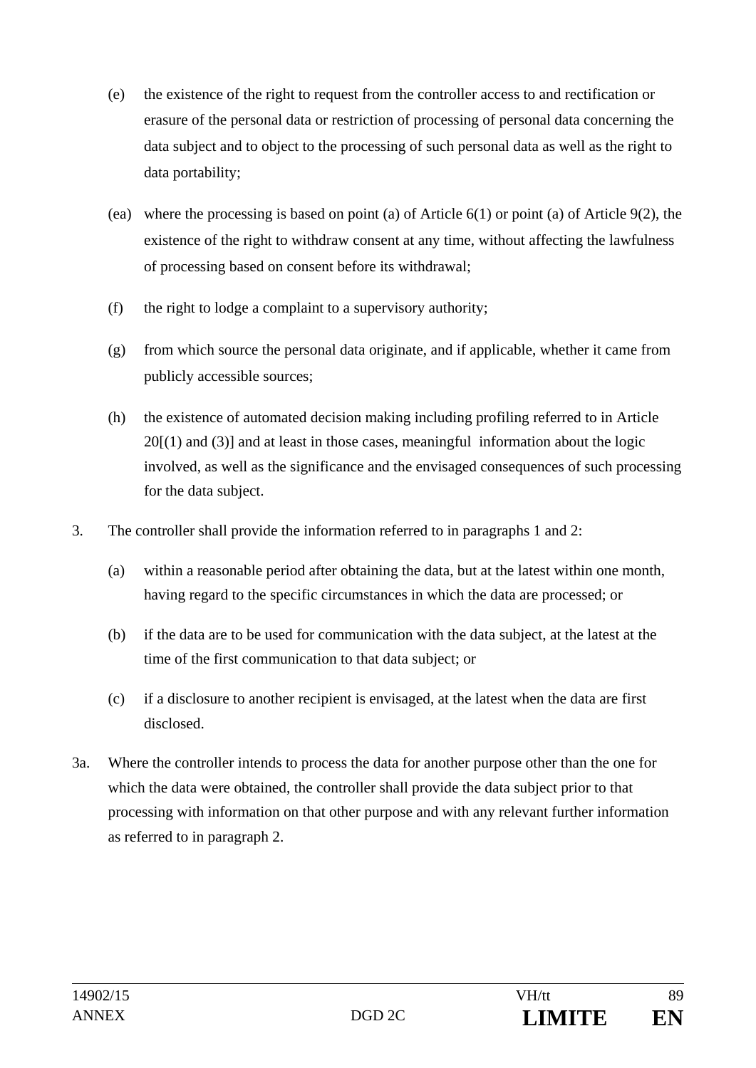(e) the existence of the right to request from the controller access to and rectification or erasure of the personal data or restriction of processing of personal data concerning the data subject and to object to the processing of such personal data as well as the right to data portability;

(ea) where the processing is based on point (a) of Article 6(1) or point (a) of Article 9(2), the existence of the right to withdraw consent at any time, without affecting the lawfulness of processing based on consent before its withdrawal;

(f) the right to lodge a complaint to a supervisory authority;

(g) from which source the personal data originate, and if applicable, whether it came from publicly accessible sources;

(h) the existence of automated decision making including profiling referred to in Article 20[(1) and (3)] and at least in those cases, meaningful information about the logic involved, as well as the significance and the envisaged consequences of such processing for the data subject.

3. The controller shall provide the information referred to in paragraphs 1 and 2:

(a) within a reasonable period after obtaining the data, but at the latest within one month, having regard to the specific circumstances in which the data are processed; or

(b) if the data are to be used for communication with the data subject, at the latest at the time of the first communication to that data subject; or

(c) if a disclosure to another recipient is envisaged, at the latest when the data are first disclosed.

3a. Where the controller intends to process the data for another purpose other than the one for which the data were obtained, the controller shall provide the data subject prior to that processing with information on that other purpose and with any relevant further information as referred to in paragraph 2.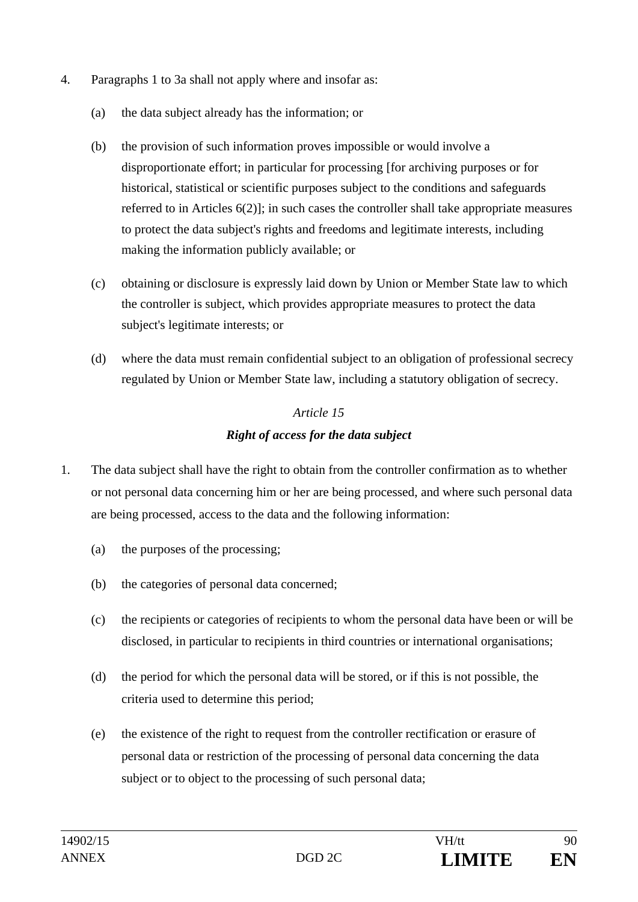4. Paragraphs 1 to 3a shall not apply where and insofar as:

   (a) the data subject already has the information; or

   (b) the provision of such information proves impossible or would involve a disproportionate effort; in particular for processing [for archiving purposes or for historical, statistical or scientific purposes subject to the conditions and safeguards referred to in Articles 6(2)]; in such cases the controller shall take appropriate measures to protect the data subject's rights and freedoms and legitimate interests, including making the information publicly available; or

   (c) obtaining or disclosure is expressly laid down by Union or Member State law to which the controller is subject, which provides appropriate measures to protect the data subject's legitimate interests; or

   (d) where the data must remain confidential subject to an obligation of professional secrecy regulated by Union or Member State law, including a statutory obligation of secrecy.

*Article 15*

***Right of access for the data subject***

1. The data subject shall have the right to obtain from the controller confirmation as to whether or not personal data concerning him or her are being processed, and where such personal data are being processed, access to the data and the following information:

   (a) the purposes of the processing;

   (b) the categories of personal data concerned;

   (c) the recipients or categories of recipients to whom the personal data have been or will be disclosed, in particular to recipients in third countries or international organisations;

   (d) the period for which the personal data will be stored, or if this is not possible, the criteria used to determine this period;

   (e) the existence of the right to request from the controller rectification or erasure of personal data or restriction of the processing of personal data concerning the data subject or to object to the processing of such personal data;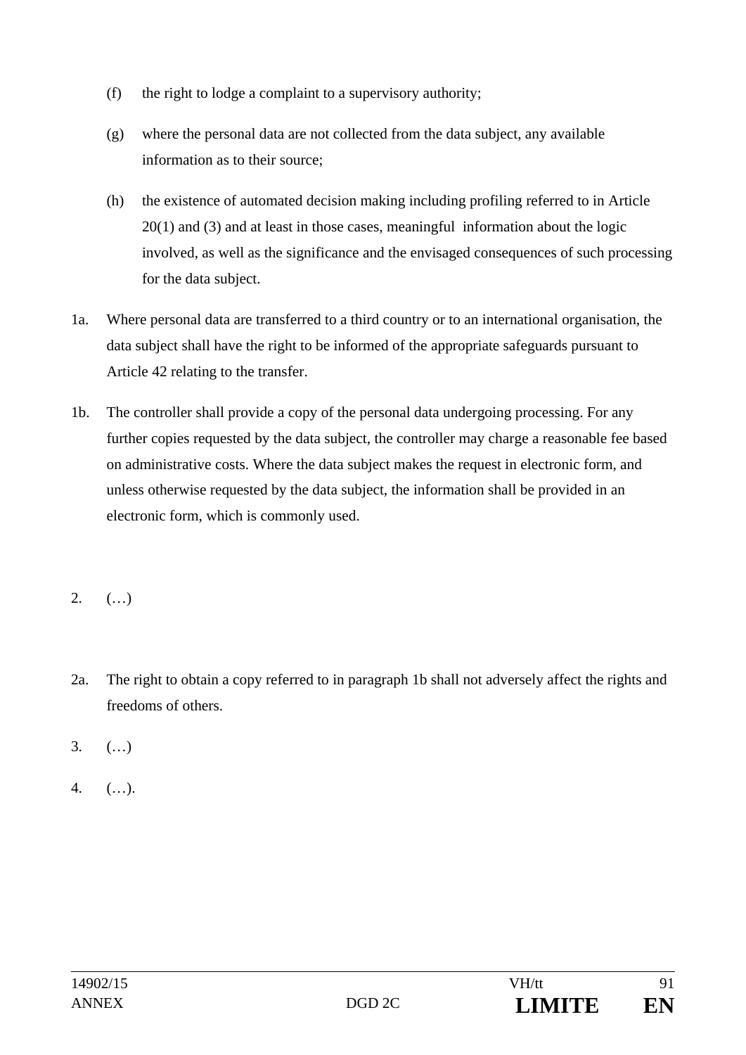(f) the right to lodge a complaint to a supervisory authority;

(g) where the personal data are not collected from the data subject, any available information as to their source;

(h) the existence of automated decision making including profiling referred to in Article 20(1) and (3) and at least in those cases, meaningful information about the logic involved, as well as the significance and the envisaged consequences of such processing for the data subject.

1a. Where personal data are transferred to a third country or to an international organisation, the data subject shall have the right to be informed of the appropriate safeguards pursuant to Article 42 relating to the transfer.

1b. The controller shall provide a copy of the personal data undergoing processing. For any further copies requested by the data subject, the controller may charge a reasonable fee based on administrative costs. Where the data subject makes the request in electronic form, and unless otherwise requested by the data subject, the information shall be provided in an electronic form, which is commonly used.

2. (…)

2a. The right to obtain a copy referred to in paragraph 1b shall not adversely affect the rights and freedoms of others.

3. (…)

4. (…).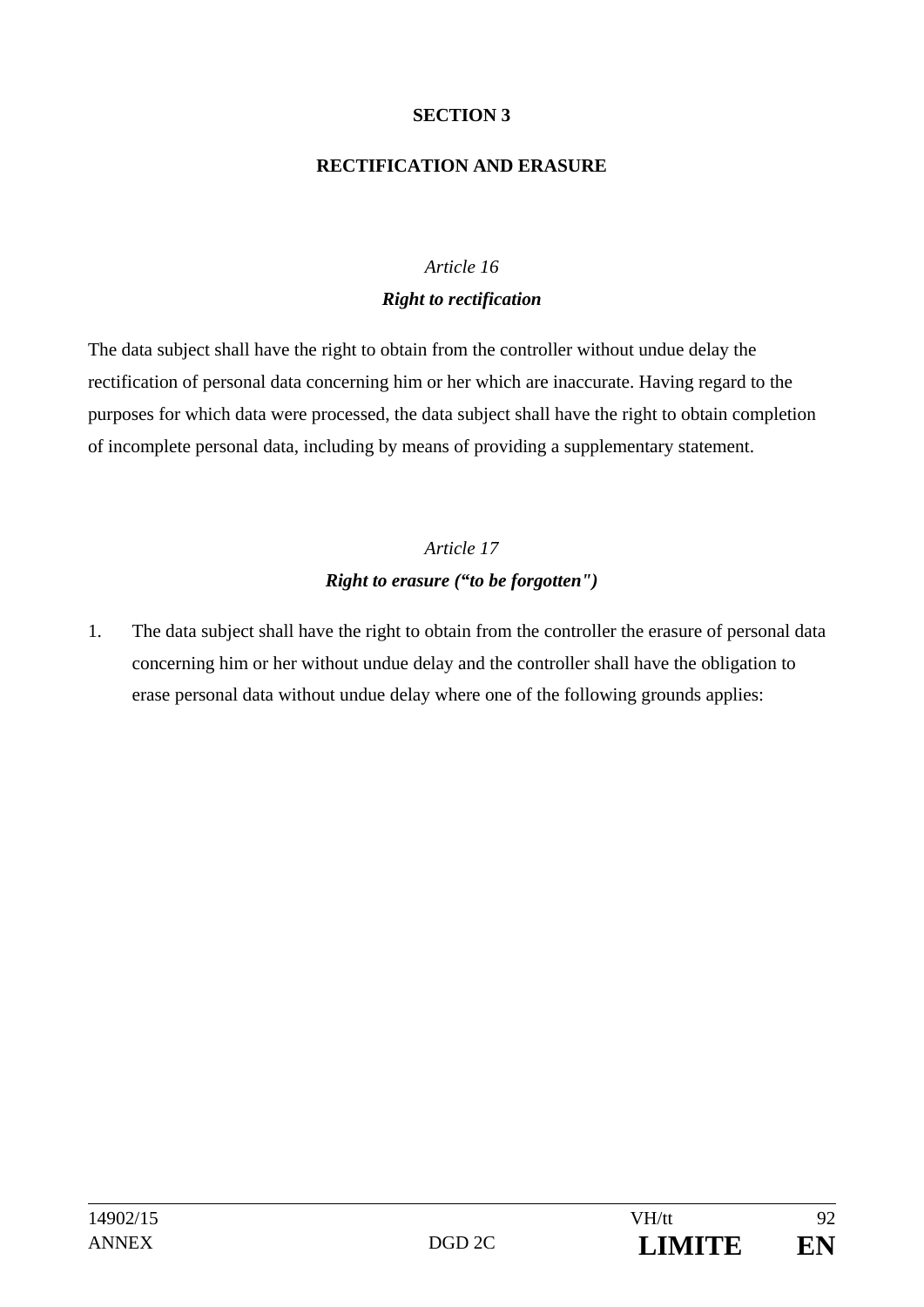## SECTION 3

## RECTIFICATION AND ERASURE

### *Article 16*

### ***Right to rectification***

The data subject shall have the right to obtain from the controller without undue delay the rectification of personal data concerning him or her which are inaccurate. Having regard to the purposes for which data were processed, the data subject shall have the right to obtain completion of incomplete personal data, including by means of providing a supplementary statement.

### *Article 17*

### ***Right to erasure ("to be forgotten")***

1. The data subject shall have the right to obtain from the controller the erasure of personal data concerning him or her without undue delay and the controller shall have the obligation to erase personal data without undue delay where one of the following grounds applies: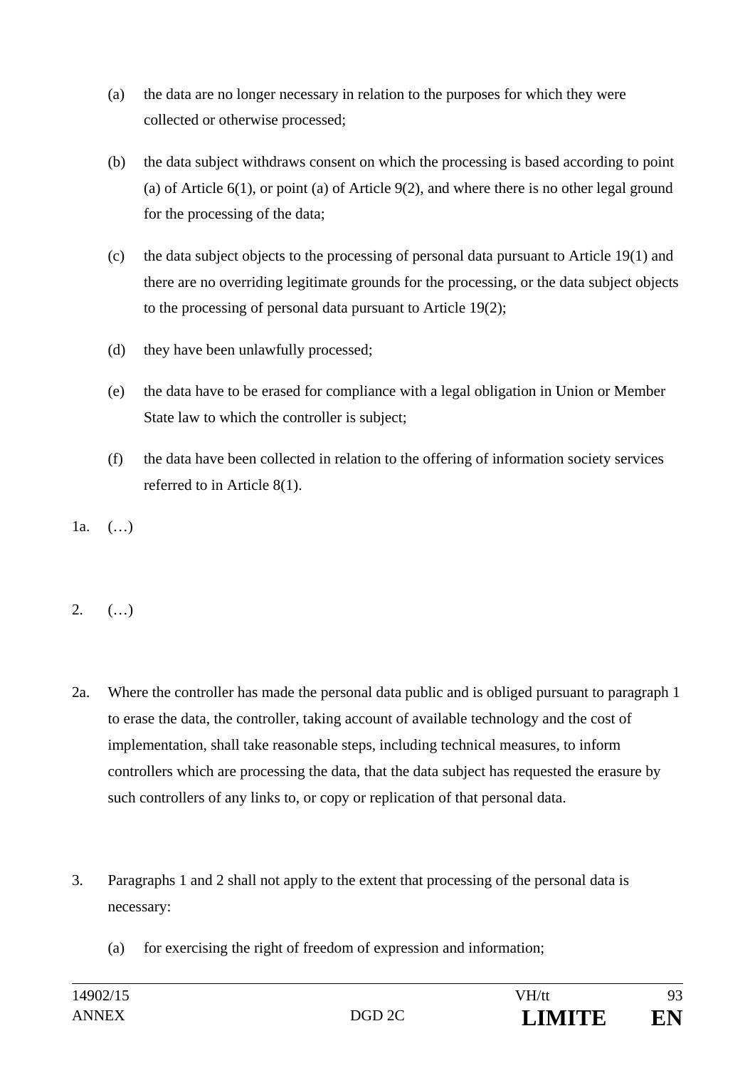(a) the data are no longer necessary in relation to the purposes for which they were collected or otherwise processed;

(b) the data subject withdraws consent on which the processing is based according to point (a) of Article 6(1), or point (a) of Article 9(2), and where there is no other legal ground for the processing of the data;

(c) the data subject objects to the processing of personal data pursuant to Article 19(1) and there are no overriding legitimate grounds for the processing, or the data subject objects to the processing of personal data pursuant to Article 19(2);

(d) they have been unlawfully processed;

(e) the data have to be erased for compliance with a legal obligation in Union or Member State law to which the controller is subject;

(f) the data have been collected in relation to the offering of information society services referred to in Article 8(1).

1a. (…)

2. (…)

2a. Where the controller has made the personal data public and is obliged pursuant to paragraph 1 to erase the data, the controller, taking account of available technology and the cost of implementation, shall take reasonable steps, including technical measures, to inform controllers which are processing the data, that the data subject has requested the erasure by such controllers of any links to, or copy or replication of that personal data.

3. Paragraphs 1 and 2 shall not apply to the extent that processing of the personal data is necessary:

(a) for exercising the right of freedom of expression and information;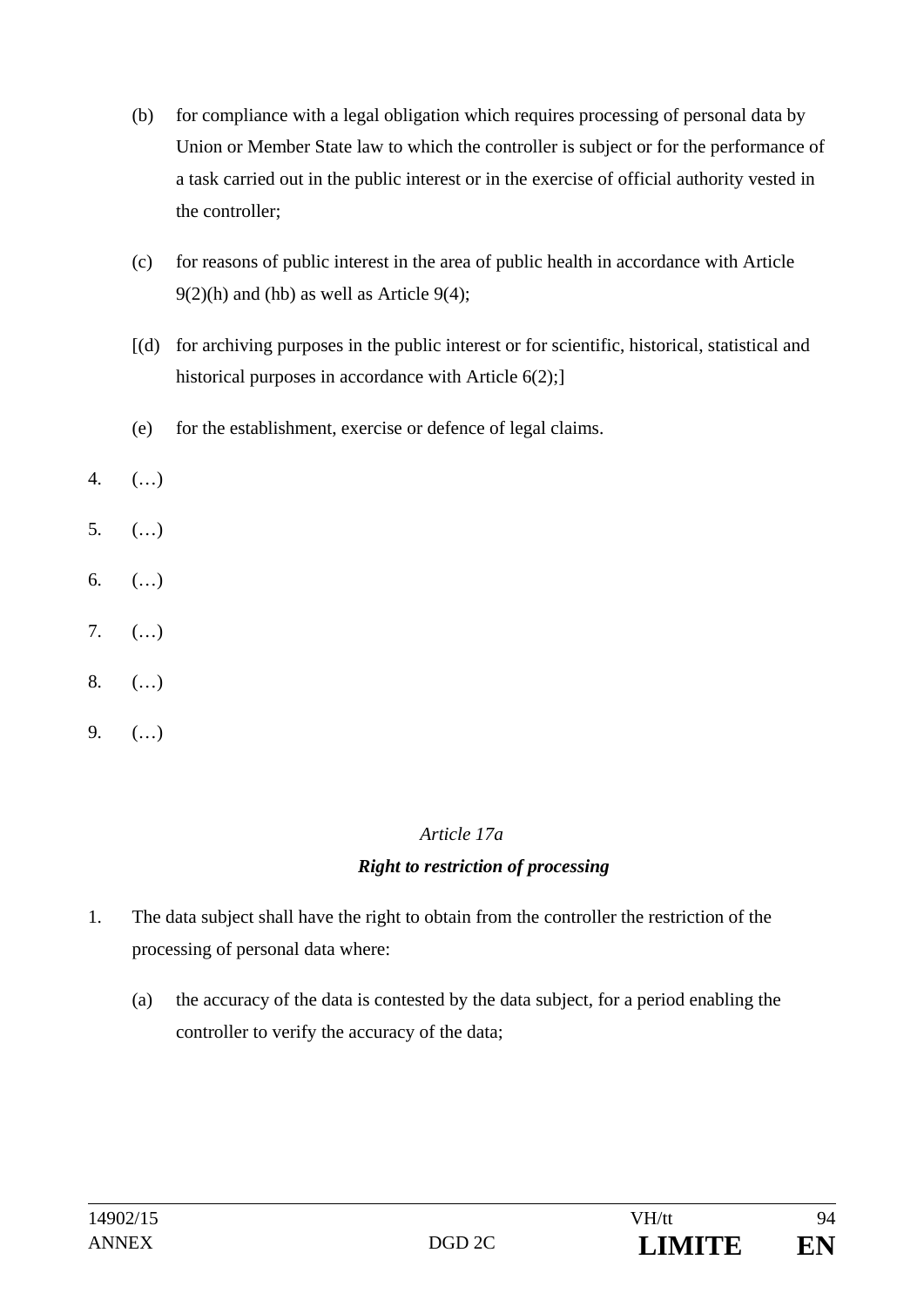(b) for compliance with a legal obligation which requires processing of personal data by Union or Member State law to which the controller is subject or for the performance of a task carried out in the public interest or in the exercise of official authority vested in the controller;

(c) for reasons of public interest in the area of public health in accordance with Article 9(2)(h) and (hb) as well as Article 9(4);

[(d) for archiving purposes in the public interest or for scientific, historical, statistical and historical purposes in accordance with Article 6(2);]

(e) for the establishment, exercise or defence of legal claims.

4. (…)

5. (…)

6. (…)

7. (…)

8. (…)

9. (…)

*Article 17a*

***Right to restriction of processing***

1. The data subject shall have the right to obtain from the controller the restriction of the processing of personal data where:

   (a) the accuracy of the data is contested by the data subject, for a period enabling the controller to verify the accuracy of the data;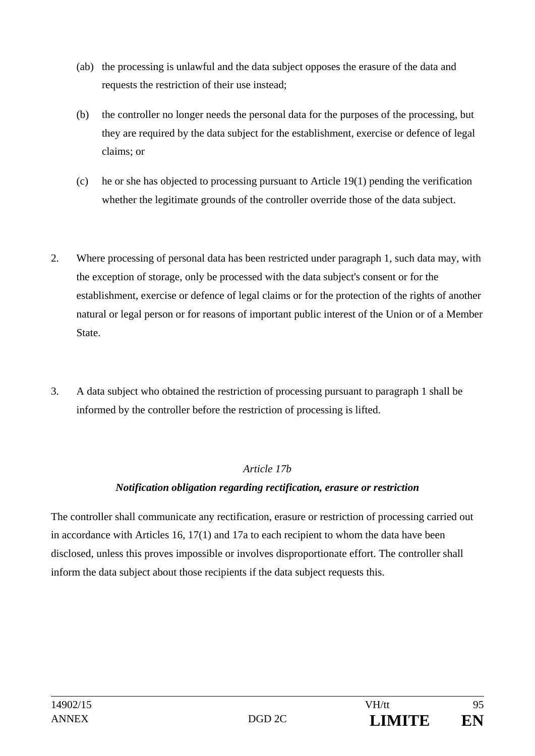(ab) the processing is unlawful and the data subject opposes the erasure of the data and requests the restriction of their use instead;

(b) the controller no longer needs the personal data for the purposes of the processing, but they are required by the data subject for the establishment, exercise or defence of legal claims; or

(c) he or she has objected to processing pursuant to Article 19(1) pending the verification whether the legitimate grounds of the controller override those of the data subject.

2. Where processing of personal data has been restricted under paragraph 1, such data may, with the exception of storage, only be processed with the data subject's consent or for the establishment, exercise or defence of legal claims or for the protection of the rights of another natural or legal person or for reasons of important public interest of the Union or of a Member State.

3. A data subject who obtained the restriction of processing pursuant to paragraph 1 shall be informed by the controller before the restriction of processing is lifted.

*Article 17b*

***Notification obligation regarding rectification, erasure or restriction***

The controller shall communicate any rectification, erasure or restriction of processing carried out in accordance with Articles 16, 17(1) and 17a to each recipient to whom the data have been disclosed, unless this proves impossible or involves disproportionate effort. The controller shall inform the data subject about those recipients if the data subject requests this.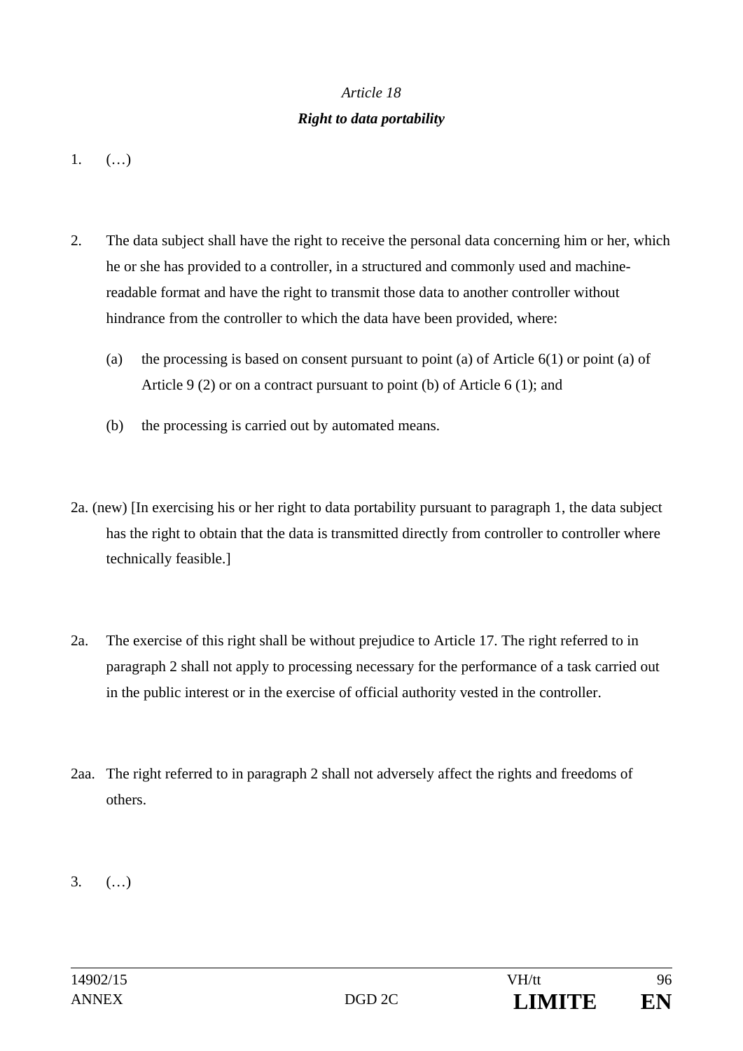*Article 18*

***Right to data portability***

1. (…)

2. The data subject shall have the right to receive the personal data concerning him or her, which he or she has provided to a controller, in a structured and commonly used and machine-readable format and have the right to transmit those data to another controller without hindrance from the controller to which the data have been provided, where:

   (a) the processing is based on consent pursuant to point (a) of Article 6(1) or point (a) of Article 9 (2) or on a contract pursuant to point (b) of Article 6 (1); and

   (b) the processing is carried out by automated means.

2a. (new) [In exercising his or her right to data portability pursuant to paragraph 1, the data subject has the right to obtain that the data is transmitted directly from controller to controller where technically feasible.]

2a. The exercise of this right shall be without prejudice to Article 17. The right referred to in paragraph 2 shall not apply to processing necessary for the performance of a task carried out in the public interest or in the exercise of official authority vested in the controller.

2aa. The right referred to in paragraph 2 shall not adversely affect the rights and freedoms of others.

3. (…)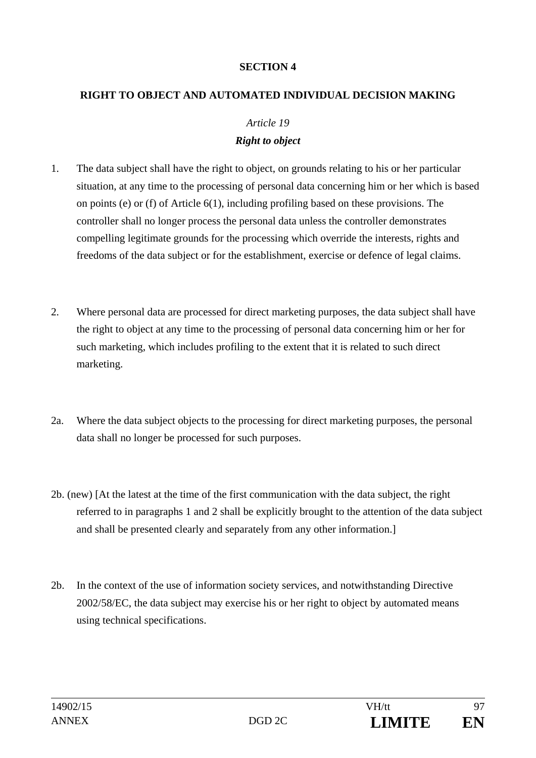**SECTION 4**

**RIGHT TO OBJECT AND AUTOMATED INDIVIDUAL DECISION MAKING**

*Article 19*

***Right to object***

1. The data subject shall have the right to object, on grounds relating to his or her particular situation, at any time to the processing of personal data concerning him or her which is based on points (e) or (f) of Article 6(1), including profiling based on these provisions. The controller shall no longer process the personal data unless the controller demonstrates compelling legitimate grounds for the processing which override the interests, rights and freedoms of the data subject or for the establishment, exercise or defence of legal claims.

2. Where personal data are processed for direct marketing purposes, the data subject shall have the right to object at any time to the processing of personal data concerning him or her for such marketing, which includes profiling to the extent that it is related to such direct marketing.

2a. Where the data subject objects to the processing for direct marketing purposes, the personal data shall no longer be processed for such purposes.

2b. (new) [At the latest at the time of the first communication with the data subject, the right referred to in paragraphs 1 and 2 shall be explicitly brought to the attention of the data subject and shall be presented clearly and separately from any other information.]

2b. In the context of the use of information society services, and notwithstanding Directive 2002/58/EC, the data subject may exercise his or her right to object by automated means using technical specifications.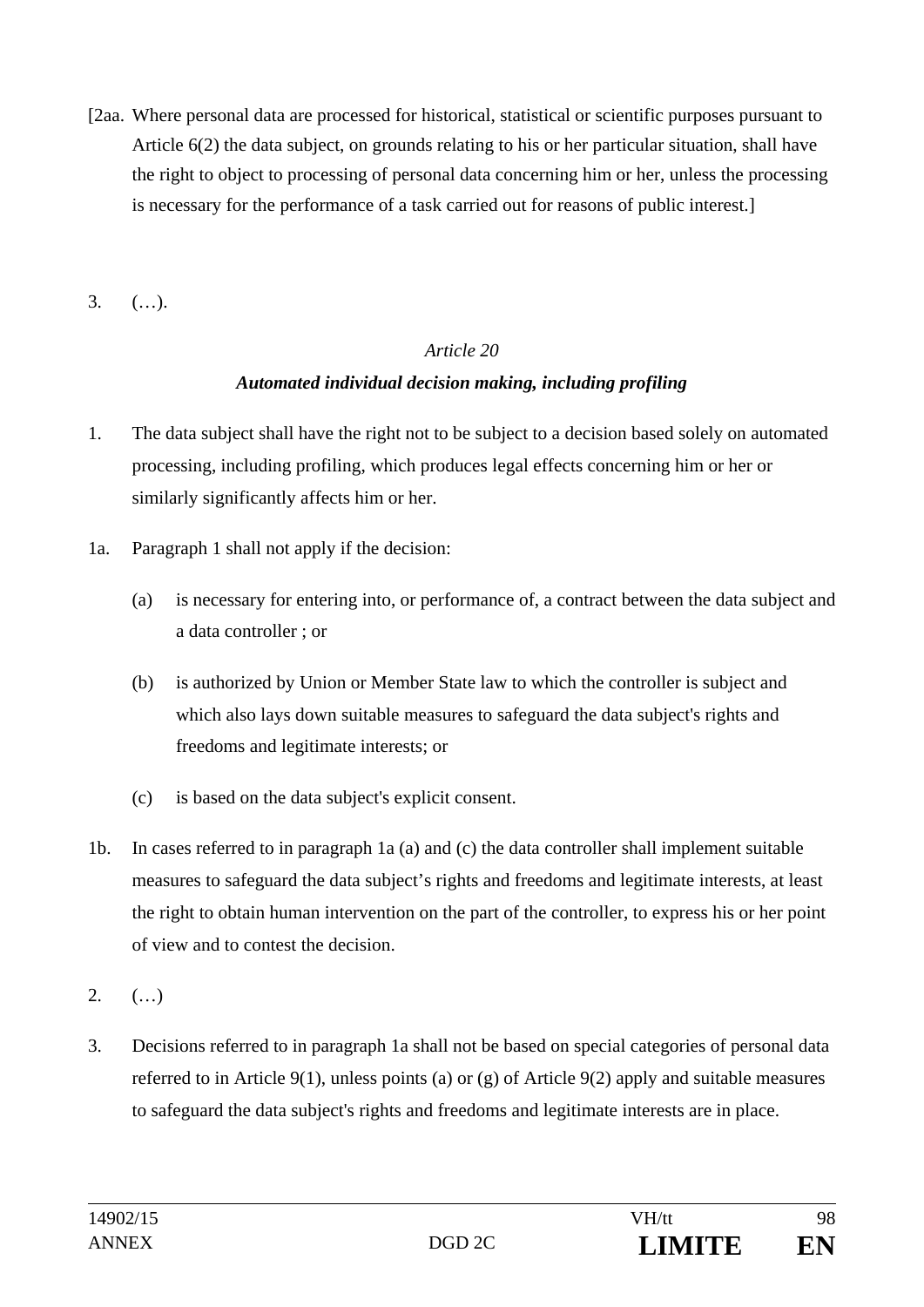[2aa. Where personal data are processed for historical, statistical or scientific purposes pursuant to Article 6(2) the data subject, on grounds relating to his or her particular situation, shall have the right to object to processing of personal data concerning him or her, unless the processing is necessary for the performance of a task carried out for reasons of public interest.]

3. (…).

*Article 20*

***Automated individual decision making, including profiling***

1. The data subject shall have the right not to be subject to a decision based solely on automated processing, including profiling, which produces legal effects concerning him or her or similarly significantly affects him or her.

1a. Paragraph 1 shall not apply if the decision:

   (a) is necessary for entering into, or performance of, a contract between the data subject and a data controller ; or

   (b) is authorized by Union or Member State law to which the controller is subject and which also lays down suitable measures to safeguard the data subject's rights and freedoms and legitimate interests; or

   (c) is based on the data subject's explicit consent.

1b. In cases referred to in paragraph 1a (a) and (c) the data controller shall implement suitable measures to safeguard the data subject's rights and freedoms and legitimate interests, at least the right to obtain human intervention on the part of the controller, to express his or her point of view and to contest the decision.

2. (…)

3. Decisions referred to in paragraph 1a shall not be based on special categories of personal data referred to in Article 9(1), unless points (a) or (g) of Article 9(2) apply and suitable measures to safeguard the data subject's rights and freedoms and legitimate interests are in place.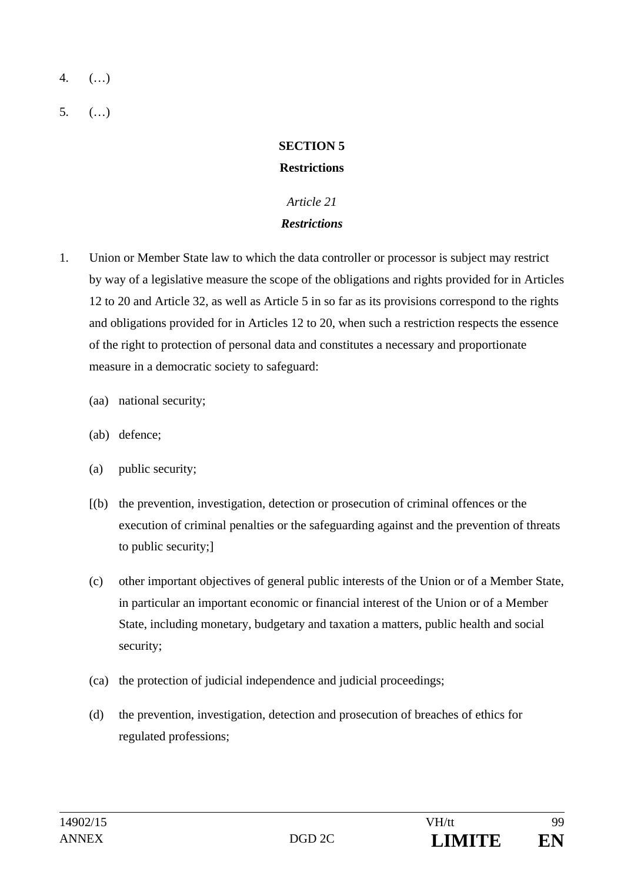4. (…)

5. (…)

**SECTION 5**

**Restrictions**

*Article 21*

***Restrictions***

1. Union or Member State law to which the data controller or processor is subject may restrict by way of a legislative measure the scope of the obligations and rights provided for in Articles 12 to 20 and Article 32, as well as Article 5 in so far as its provisions correspond to the rights and obligations provided for in Articles 12 to 20, when such a restriction respects the essence of the right to protection of personal data and constitutes a necessary and proportionate measure in a democratic society to safeguard:

   (aa) national security;

   (ab) defence;

   (a) public security;

   [(b) the prevention, investigation, detection or prosecution of criminal offences or the execution of criminal penalties or the safeguarding against and the prevention of threats to public security;]

   (c) other important objectives of general public interests of the Union or of a Member State, in particular an important economic or financial interest of the Union or of a Member State, including monetary, budgetary and taxation a matters, public health and social security;

   (ca) the protection of judicial independence and judicial proceedings;

   (d) the prevention, investigation, detection and prosecution of breaches of ethics for regulated professions;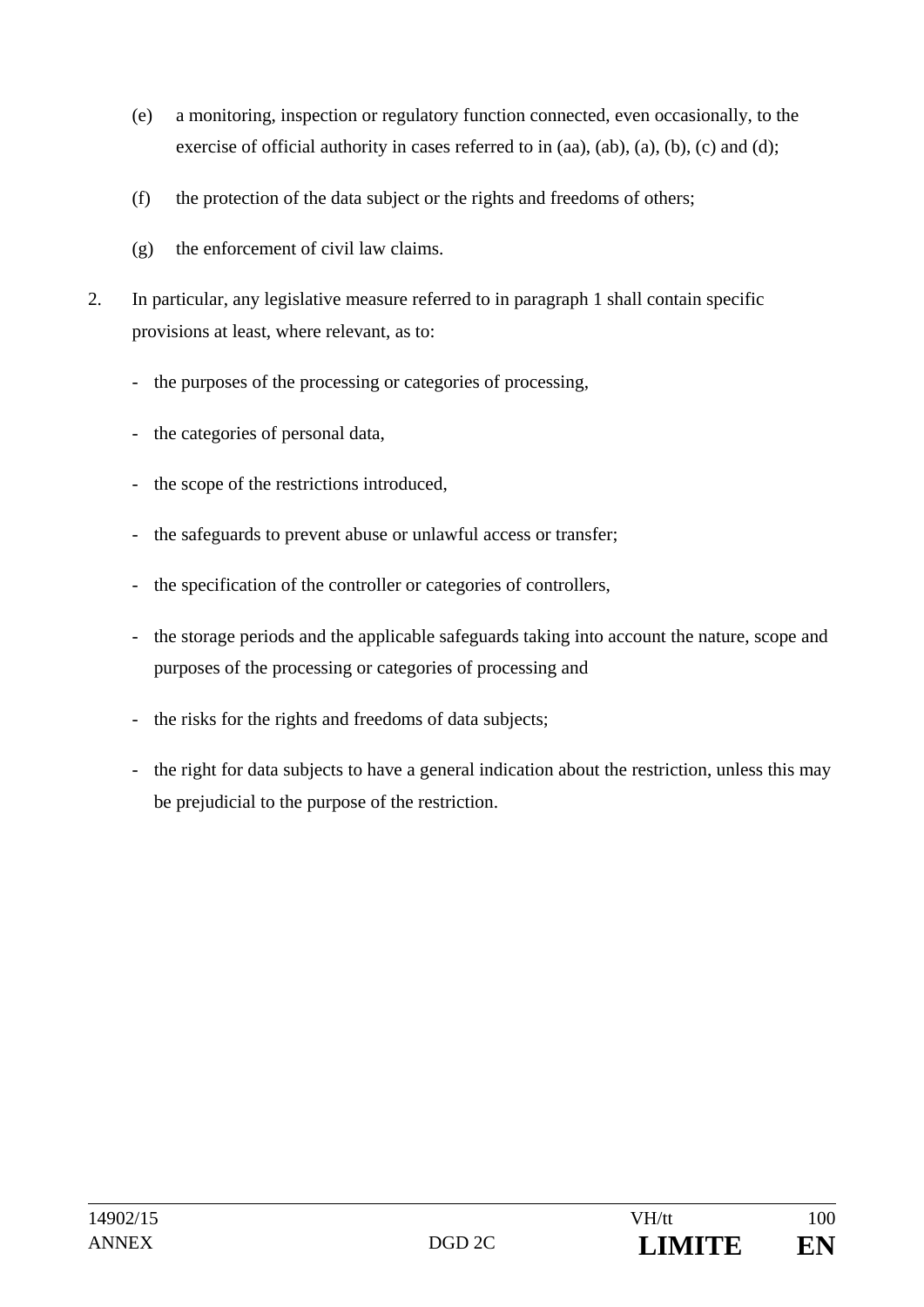(e) a monitoring, inspection or regulatory function connected, even occasionally, to the exercise of official authority in cases referred to in (aa), (ab), (a), (b), (c) and (d);

(f) the protection of the data subject or the rights and freedoms of others;

(g) the enforcement of civil law claims.

2. In particular, any legislative measure referred to in paragraph 1 shall contain specific provisions at least, where relevant, as to:

- the purposes of the processing or categories of processing,
- the categories of personal data,
- the scope of the restrictions introduced,
- the safeguards to prevent abuse or unlawful access or transfer;
- the specification of the controller or categories of controllers,
- the storage periods and the applicable safeguards taking into account the nature, scope and purposes of the processing or categories of processing and
- the risks for the rights and freedoms of data subjects;
- the right for data subjects to have a general indication about the restriction, unless this may be prejudicial to the purpose of the restriction.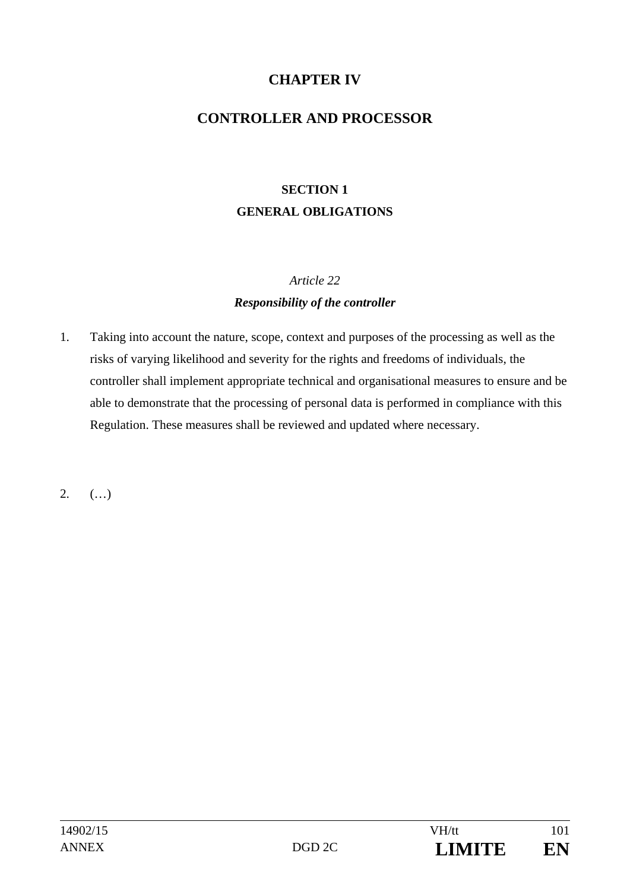# CHAPTER IV

# CONTROLLER AND PROCESSOR

## SECTION 1
## GENERAL OBLIGATIONS

### *Article 22*
### ***Responsibility of the controller***

1. Taking into account the nature, scope, context and purposes of the processing as well as the risks of varying likelihood and severity for the rights and freedoms of individuals, the controller shall implement appropriate technical and organisational measures to ensure and be able to demonstrate that the processing of personal data is performed in compliance with this Regulation. These measures shall be reviewed and updated where necessary.

2. (…)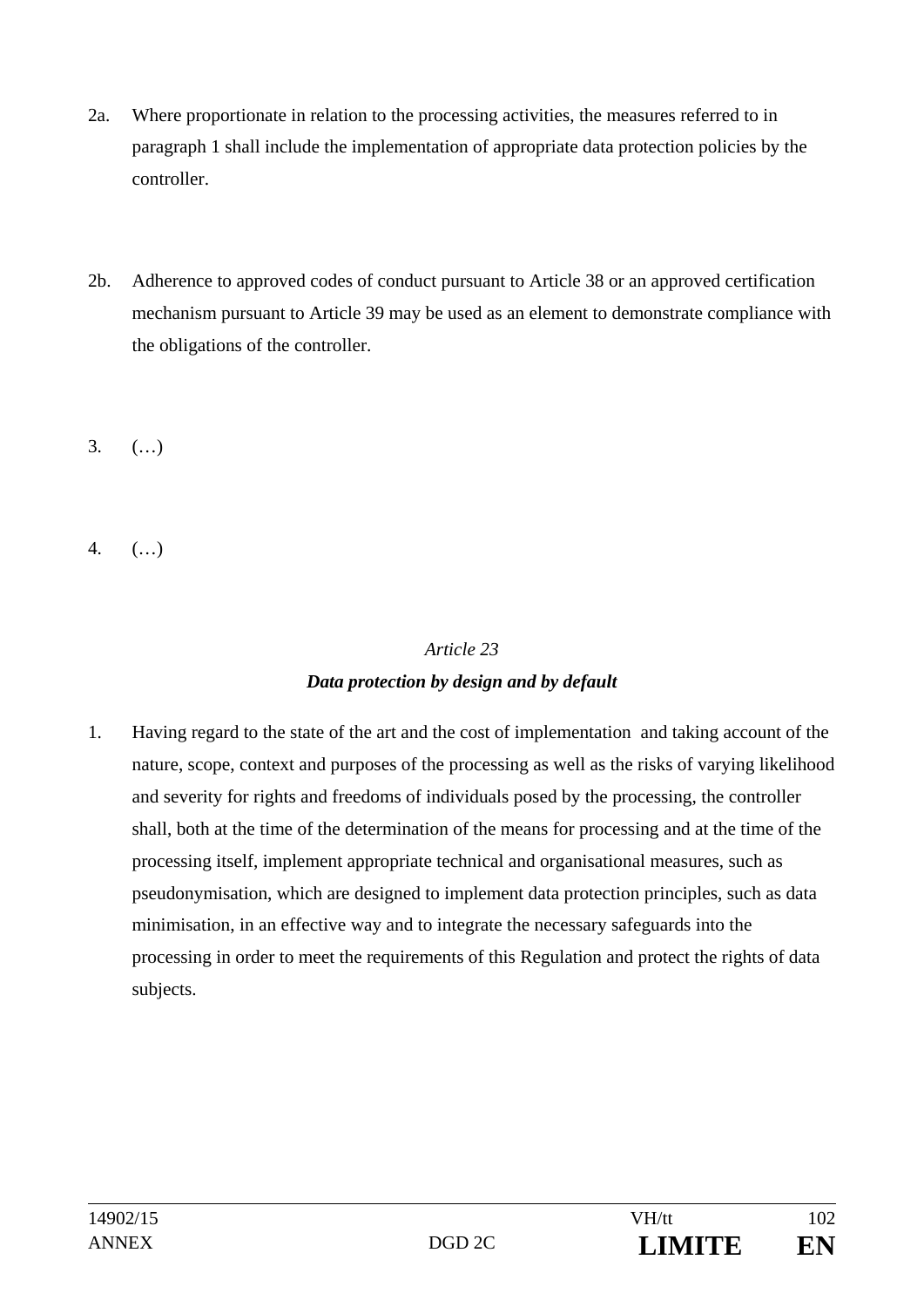2a. Where proportionate in relation to the processing activities, the measures referred to in paragraph 1 shall include the implementation of appropriate data protection policies by the controller.

2b. Adherence to approved codes of conduct pursuant to Article 38 or an approved certification mechanism pursuant to Article 39 may be used as an element to demonstrate compliance with the obligations of the controller.

3. (…)

4. (…)

*Article 23*

***Data protection by design and by default***

1. Having regard to the state of the art and the cost of implementation and taking account of the nature, scope, context and purposes of the processing as well as the risks of varying likelihood and severity for rights and freedoms of individuals posed by the processing, the controller shall, both at the time of the determination of the means for processing and at the time of the processing itself, implement appropriate technical and organisational measures, such as pseudonymisation, which are designed to implement data protection principles, such as data minimisation, in an effective way and to integrate the necessary safeguards into the processing in order to meet the requirements of this Regulation and protect the rights of data subjects.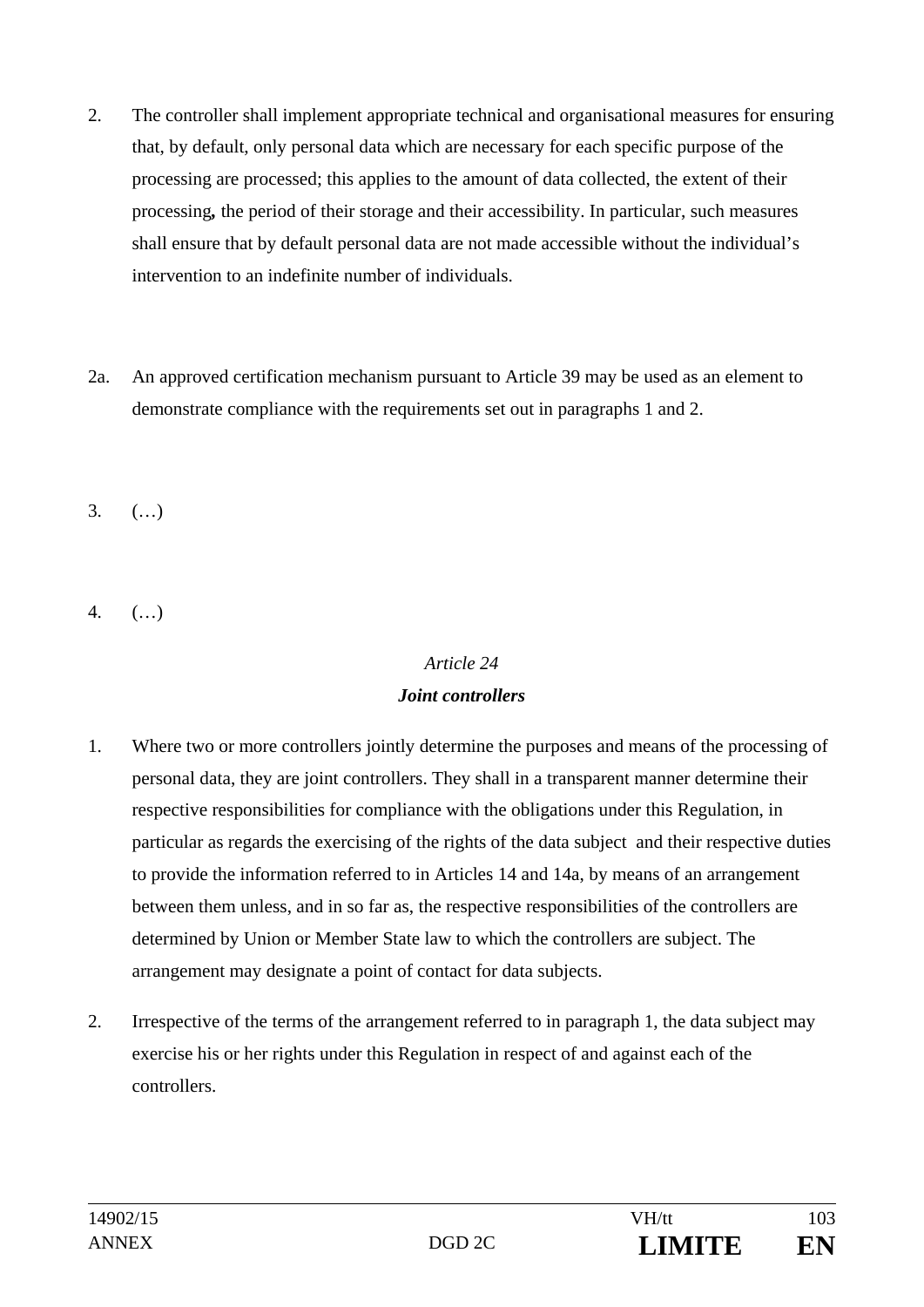2. The controller shall implement appropriate technical and organisational measures for ensuring that, by default, only personal data which are necessary for each specific purpose of the processing are processed; this applies to the amount of data collected, the extent of their processing**,** the period of their storage and their accessibility. In particular, such measures shall ensure that by default personal data are not made accessible without the individual's intervention to an indefinite number of individuals.

2a. An approved certification mechanism pursuant to Article 39 may be used as an element to demonstrate compliance with the requirements set out in paragraphs 1 and 2.

3. (…)

4. (…)

*Article 24*

***Joint controllers***

1. Where two or more controllers jointly determine the purposes and means of the processing of personal data, they are joint controllers. They shall in a transparent manner determine their respective responsibilities for compliance with the obligations under this Regulation, in particular as regards the exercising of the rights of the data subject and their respective duties to provide the information referred to in Articles 14 and 14a, by means of an arrangement between them unless, and in so far as, the respective responsibilities of the controllers are determined by Union or Member State law to which the controllers are subject. The arrangement may designate a point of contact for data subjects.

2. Irrespective of the terms of the arrangement referred to in paragraph 1, the data subject may exercise his or her rights under this Regulation in respect of and against each of the controllers.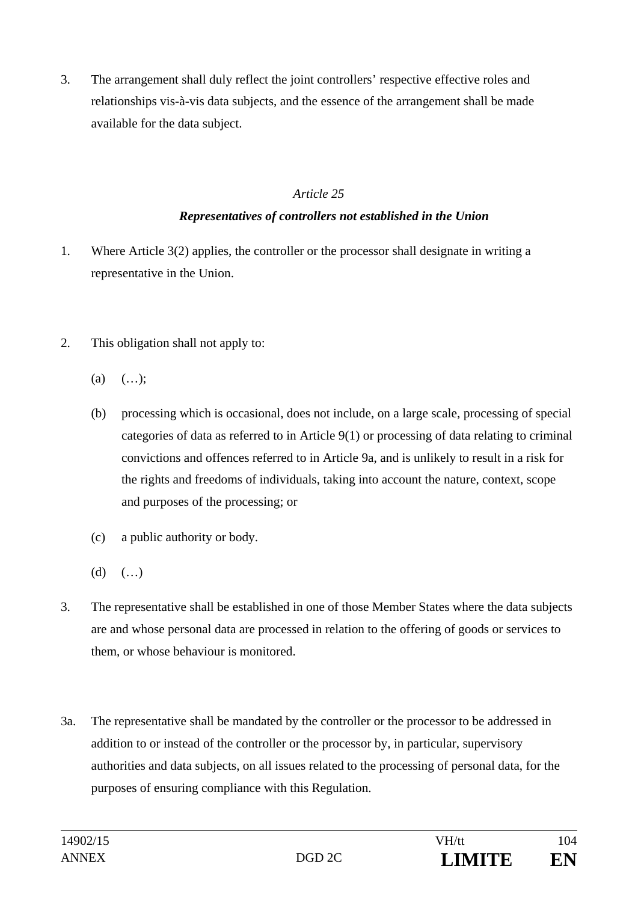3. The arrangement shall duly reflect the joint controllers' respective effective roles and relationships vis-à-vis data subjects, and the essence of the arrangement shall be made available for the data subject.

*Article 25*

***Representatives of controllers not established in the Union***

1. Where Article 3(2) applies, the controller or the processor shall designate in writing a representative in the Union.

2. This obligation shall not apply to:

   (a) (…);

   (b) processing which is occasional, does not include, on a large scale, processing of special categories of data as referred to in Article 9(1) or processing of data relating to criminal convictions and offences referred to in Article 9a, and is unlikely to result in a risk for the rights and freedoms of individuals, taking into account the nature, context, scope and purposes of the processing; or

   (c) a public authority or body.

   (d) (…)

3. The representative shall be established in one of those Member States where the data subjects are and whose personal data are processed in relation to the offering of goods or services to them, or whose behaviour is monitored.

3a. The representative shall be mandated by the controller or the processor to be addressed in addition to or instead of the controller or the processor by, in particular, supervisory authorities and data subjects, on all issues related to the processing of personal data, for the purposes of ensuring compliance with this Regulation.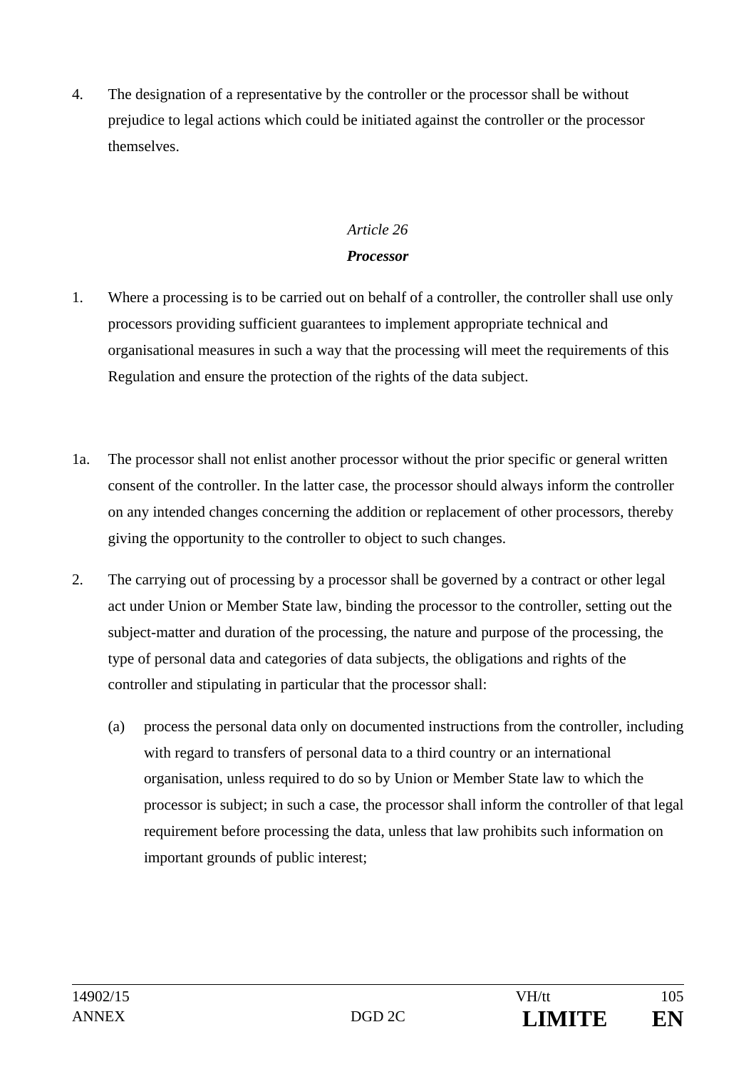4. The designation of a representative by the controller or the processor shall be without prejudice to legal actions which could be initiated against the controller or the processor themselves.

*Article 26*

***Processor***

1. Where a processing is to be carried out on behalf of a controller, the controller shall use only processors providing sufficient guarantees to implement appropriate technical and organisational measures in such a way that the processing will meet the requirements of this Regulation and ensure the protection of the rights of the data subject.

1a. The processor shall not enlist another processor without the prior specific or general written consent of the controller. In the latter case, the processor should always inform the controller on any intended changes concerning the addition or replacement of other processors, thereby giving the opportunity to the controller to object to such changes.

2. The carrying out of processing by a processor shall be governed by a contract or other legal act under Union or Member State law, binding the processor to the controller, setting out the subject-matter and duration of the processing, the nature and purpose of the processing, the type of personal data and categories of data subjects, the obligations and rights of the controller and stipulating in particular that the processor shall:

   (a) process the personal data only on documented instructions from the controller, including with regard to transfers of personal data to a third country or an international organisation, unless required to do so by Union or Member State law to which the processor is subject; in such a case, the processor shall inform the controller of that legal requirement before processing the data, unless that law prohibits such information on important grounds of public interest;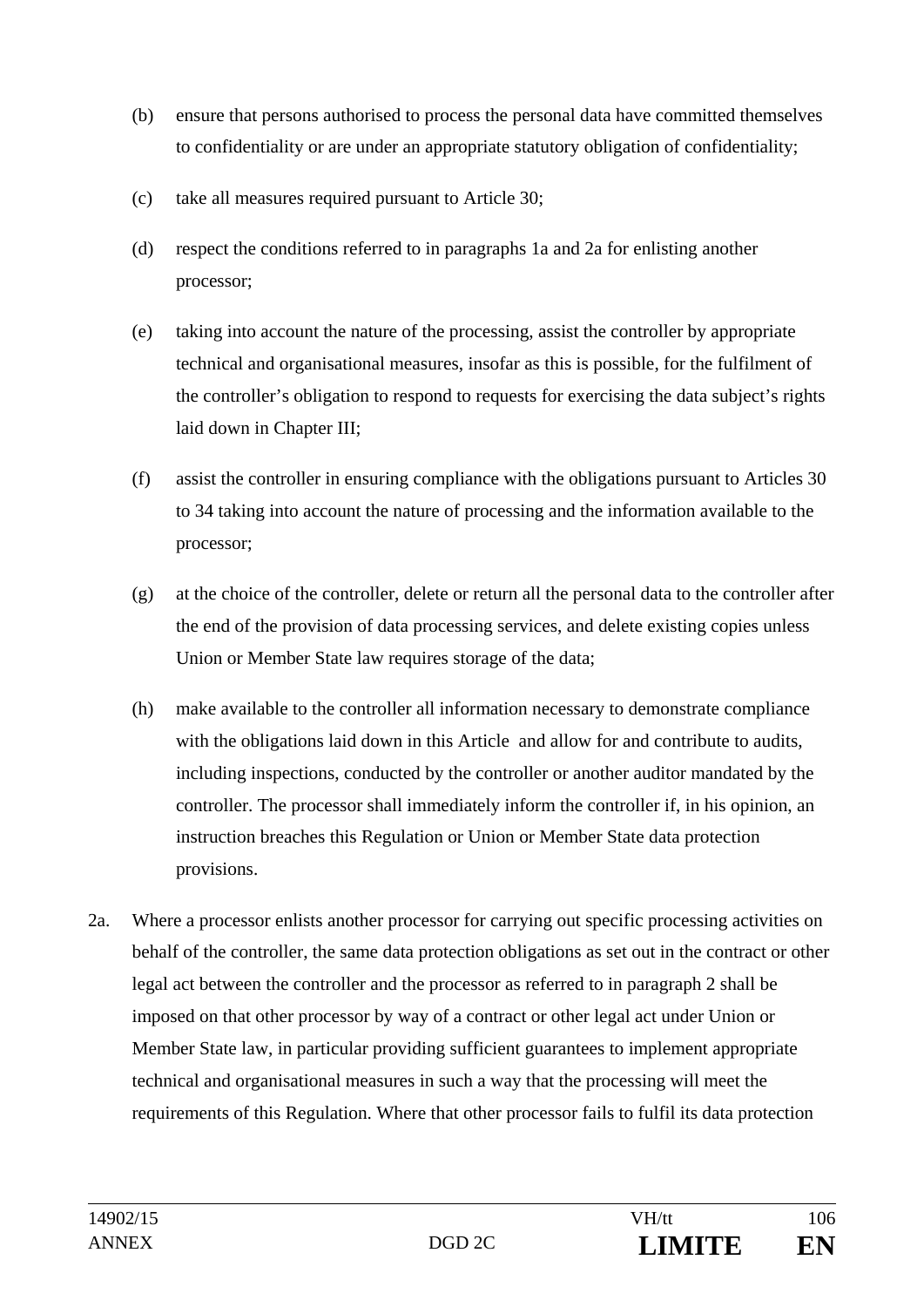(b) ensure that persons authorised to process the personal data have committed themselves to confidentiality or are under an appropriate statutory obligation of confidentiality;

(c) take all measures required pursuant to Article 30;

(d) respect the conditions referred to in paragraphs 1a and 2a for enlisting another processor;

(e) taking into account the nature of the processing, assist the controller by appropriate technical and organisational measures, insofar as this is possible, for the fulfilment of the controller's obligation to respond to requests for exercising the data subject's rights laid down in Chapter III;

(f) assist the controller in ensuring compliance with the obligations pursuant to Articles 30 to 34 taking into account the nature of processing and the information available to the processor;

(g) at the choice of the controller, delete or return all the personal data to the controller after the end of the provision of data processing services, and delete existing copies unless Union or Member State law requires storage of the data;

(h) make available to the controller all information necessary to demonstrate compliance with the obligations laid down in this Article and allow for and contribute to audits, including inspections, conducted by the controller or another auditor mandated by the controller. The processor shall immediately inform the controller if, in his opinion, an instruction breaches this Regulation or Union or Member State data protection provisions.

2a. Where a processor enlists another processor for carrying out specific processing activities on behalf of the controller, the same data protection obligations as set out in the contract or other legal act between the controller and the processor as referred to in paragraph 2 shall be imposed on that other processor by way of a contract or other legal act under Union or Member State law, in particular providing sufficient guarantees to implement appropriate technical and organisational measures in such a way that the processing will meet the requirements of this Regulation. Where that other processor fails to fulfil its data protection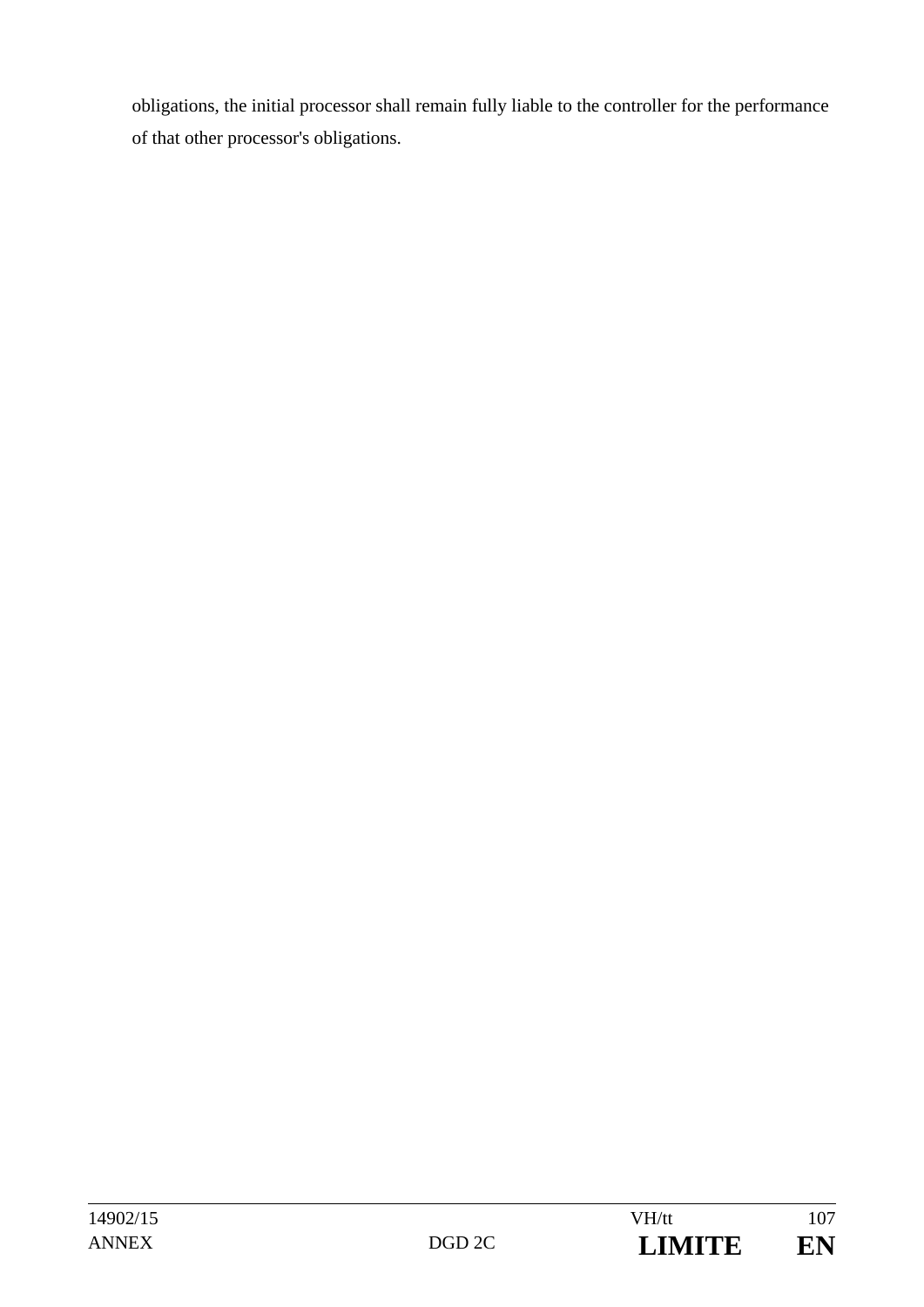obligations, the initial processor shall remain fully liable to the controller for the performance of that other processor's obligations.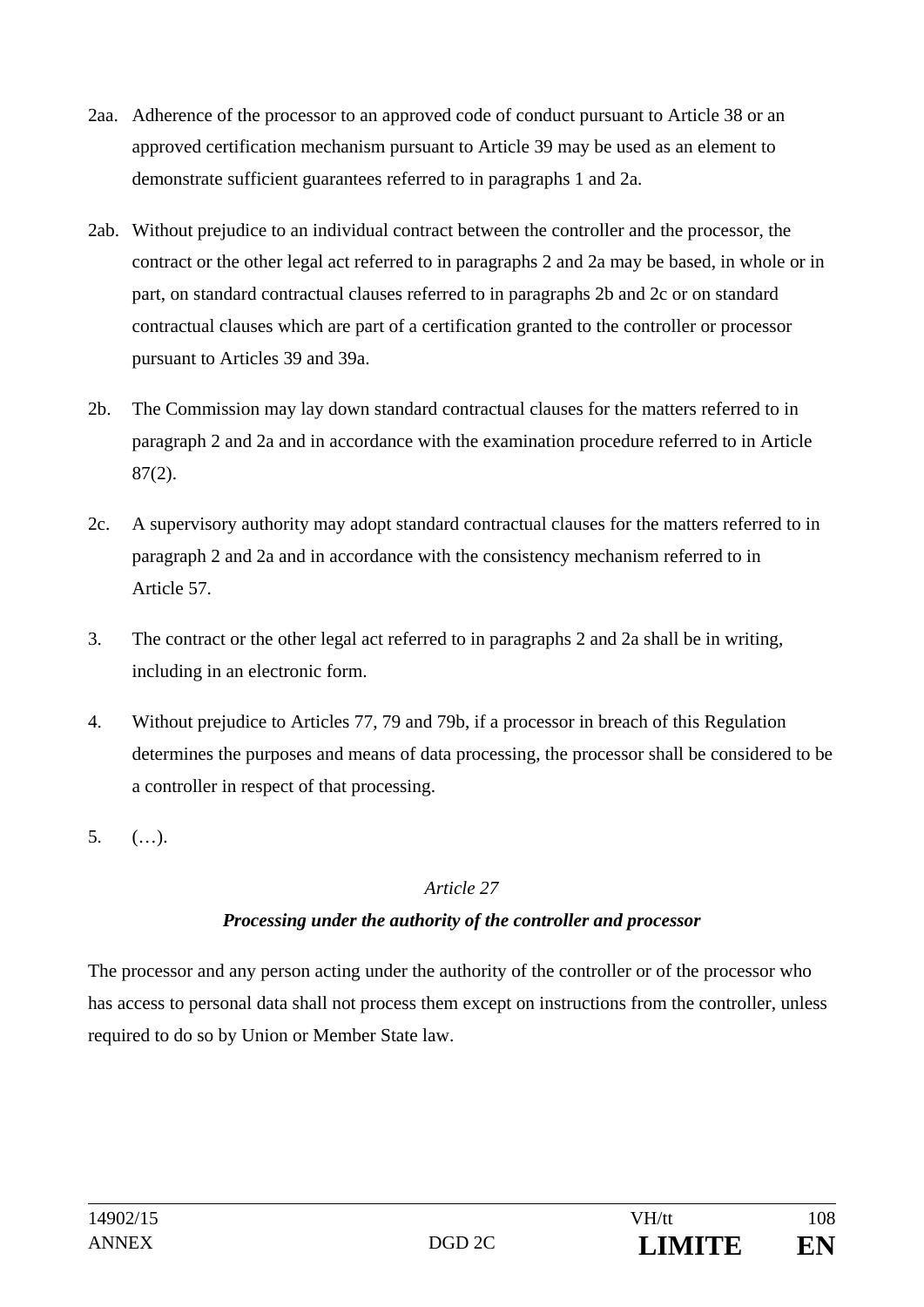2aa. Adherence of the processor to an approved code of conduct pursuant to Article 38 or an approved certification mechanism pursuant to Article 39 may be used as an element to demonstrate sufficient guarantees referred to in paragraphs 1 and 2a.

2ab. Without prejudice to an individual contract between the controller and the processor, the contract or the other legal act referred to in paragraphs 2 and 2a may be based, in whole or in part, on standard contractual clauses referred to in paragraphs 2b and 2c or on standard contractual clauses which are part of a certification granted to the controller or processor pursuant to Articles 39 and 39a.

2b. The Commission may lay down standard contractual clauses for the matters referred to in paragraph 2 and 2a and in accordance with the examination procedure referred to in Article 87(2).

2c. A supervisory authority may adopt standard contractual clauses for the matters referred to in paragraph 2 and 2a and in accordance with the consistency mechanism referred to in Article 57.

3. The contract or the other legal act referred to in paragraphs 2 and 2a shall be in writing, including in an electronic form.

4. Without prejudice to Articles 77, 79 and 79b, if a processor in breach of this Regulation determines the purposes and means of data processing, the processor shall be considered to be a controller in respect of that processing.

5. (…).

*Article 27*

***Processing under the authority of the controller and processor***

The processor and any person acting under the authority of the controller or of the processor who has access to personal data shall not process them except on instructions from the controller, unless required to do so by Union or Member State law.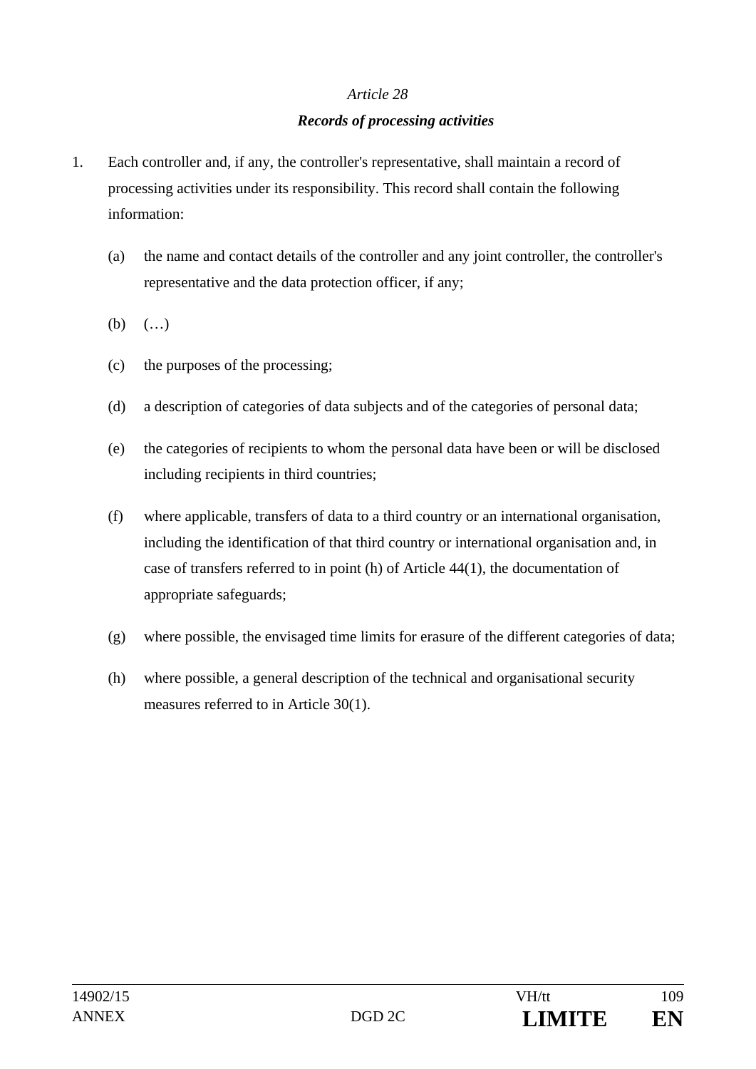*Article 28*

***Records of processing activities***

1. Each controller and, if any, the controller's representative, shall maintain a record of processing activities under its responsibility. This record shall contain the following information:

   (a) the name and contact details of the controller and any joint controller, the controller's representative and the data protection officer, if any;

   (b) (…)

   (c) the purposes of the processing;

   (d) a description of categories of data subjects and of the categories of personal data;

   (e) the categories of recipients to whom the personal data have been or will be disclosed including recipients in third countries;

   (f) where applicable, transfers of data to a third country or an international organisation, including the identification of that third country or international organisation and, in case of transfers referred to in point (h) of Article 44(1), the documentation of appropriate safeguards;

   (g) where possible, the envisaged time limits for erasure of the different categories of data;

   (h) where possible, a general description of the technical and organisational security measures referred to in Article 30(1).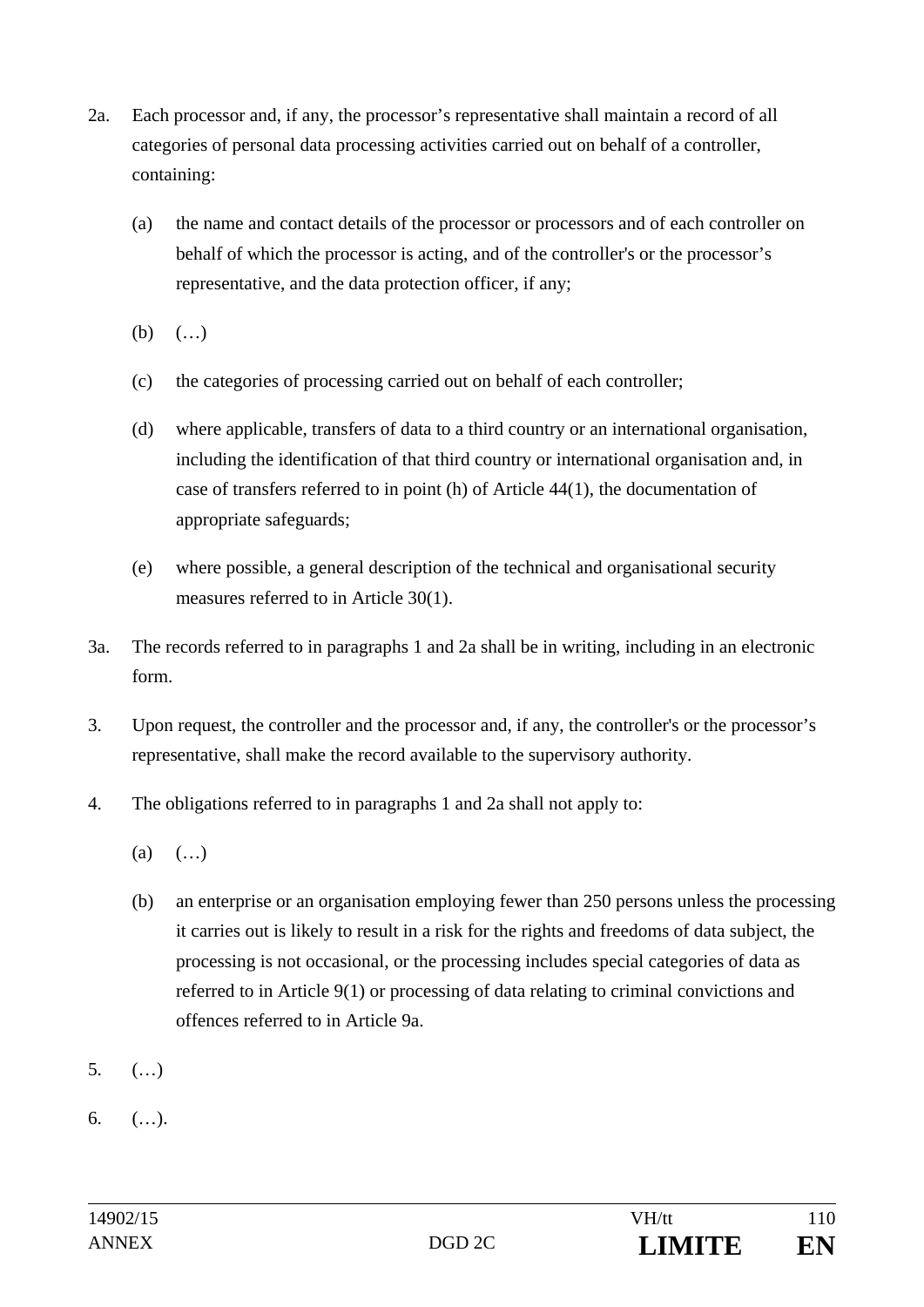2a. Each processor and, if any, the processor's representative shall maintain a record of all categories of personal data processing activities carried out on behalf of a controller, containing:

  (a) the name and contact details of the processor or processors and of each controller on behalf of which the processor is acting, and of the controller's or the processor's representative, and the data protection officer, if any;

  (b) (…)

  (c) the categories of processing carried out on behalf of each controller;

  (d) where applicable, transfers of data to a third country or an international organisation, including the identification of that third country or international organisation and, in case of transfers referred to in point (h) of Article 44(1), the documentation of appropriate safeguards;

  (e) where possible, a general description of the technical and organisational security measures referred to in Article 30(1).

3a. The records referred to in paragraphs 1 and 2a shall be in writing, including in an electronic form.

3. Upon request, the controller and the processor and, if any, the controller's or the processor's representative, shall make the record available to the supervisory authority.

4. The obligations referred to in paragraphs 1 and 2a shall not apply to:

  (a) (…)

  (b) an enterprise or an organisation employing fewer than 250 persons unless the processing it carries out is likely to result in a risk for the rights and freedoms of data subject, the processing is not occasional, or the processing includes special categories of data as referred to in Article 9(1) or processing of data relating to criminal convictions and offences referred to in Article 9a.

5. (…)

6. (…).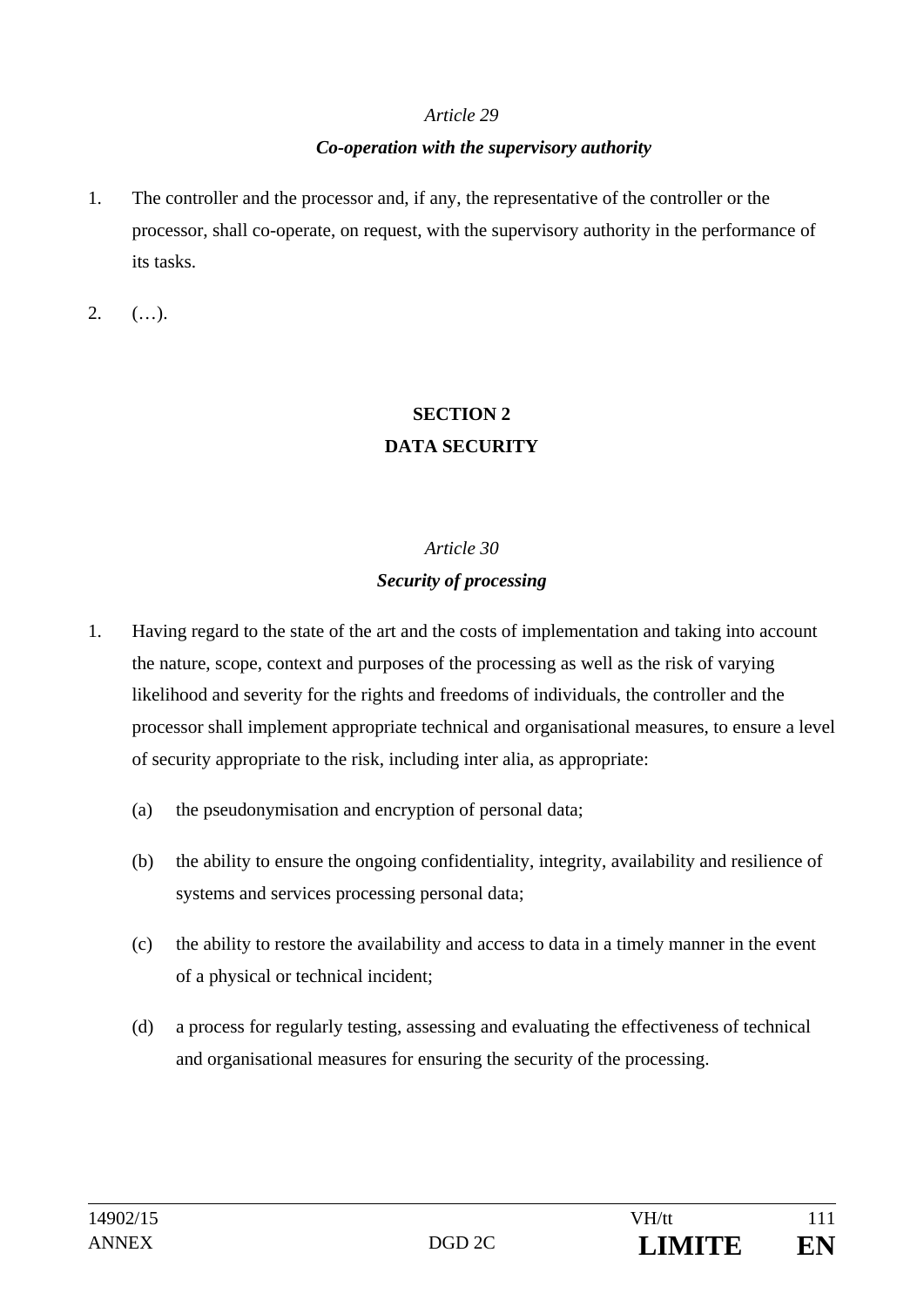*Article 29*

***Co-operation with the supervisory authority***

1. The controller and the processor and, if any, the representative of the controller or the processor, shall co-operate, on request, with the supervisory authority in the performance of its tasks.

2. (…).

## SECTION 2
## DATA SECURITY

*Article 30*

***Security of processing***

1. Having regard to the state of the art and the costs of implementation and taking into account the nature, scope, context and purposes of the processing as well as the risk of varying likelihood and severity for the rights and freedoms of individuals, the controller and the processor shall implement appropriate technical and organisational measures, to ensure a level of security appropriate to the risk, including inter alia, as appropriate:

   (a) the pseudonymisation and encryption of personal data;

   (b) the ability to ensure the ongoing confidentiality, integrity, availability and resilience of systems and services processing personal data;

   (c) the ability to restore the availability and access to data in a timely manner in the event of a physical or technical incident;

   (d) a process for regularly testing, assessing and evaluating the effectiveness of technical and organisational measures for ensuring the security of the processing.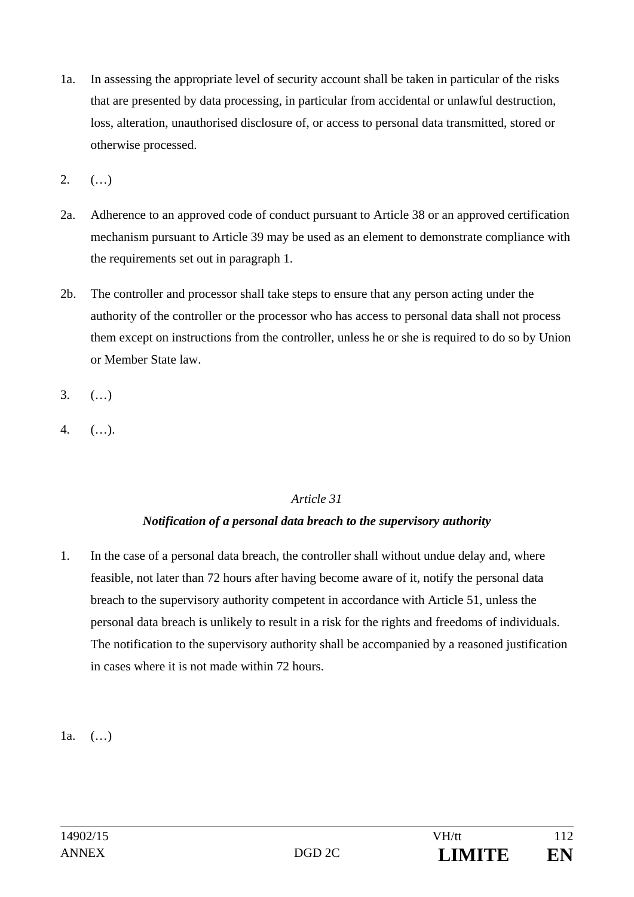1a. In assessing the appropriate level of security account shall be taken in particular of the risks that are presented by data processing, in particular from accidental or unlawful destruction, loss, alteration, unauthorised disclosure of, or access to personal data transmitted, stored or otherwise processed.

2. (…)

2a. Adherence to an approved code of conduct pursuant to Article 38 or an approved certification mechanism pursuant to Article 39 may be used as an element to demonstrate compliance with the requirements set out in paragraph 1.

2b. The controller and processor shall take steps to ensure that any person acting under the authority of the controller or the processor who has access to personal data shall not process them except on instructions from the controller, unless he or she is required to do so by Union or Member State law.

3. (…)

4. (…).

*Article 31*

***Notification of a personal data breach to the supervisory authority***

1. In the case of a personal data breach, the controller shall without undue delay and, where feasible, not later than 72 hours after having become aware of it, notify the personal data breach to the supervisory authority competent in accordance with Article 51, unless the personal data breach is unlikely to result in a risk for the rights and freedoms of individuals. The notification to the supervisory authority shall be accompanied by a reasoned justification in cases where it is not made within 72 hours.

1a. (…)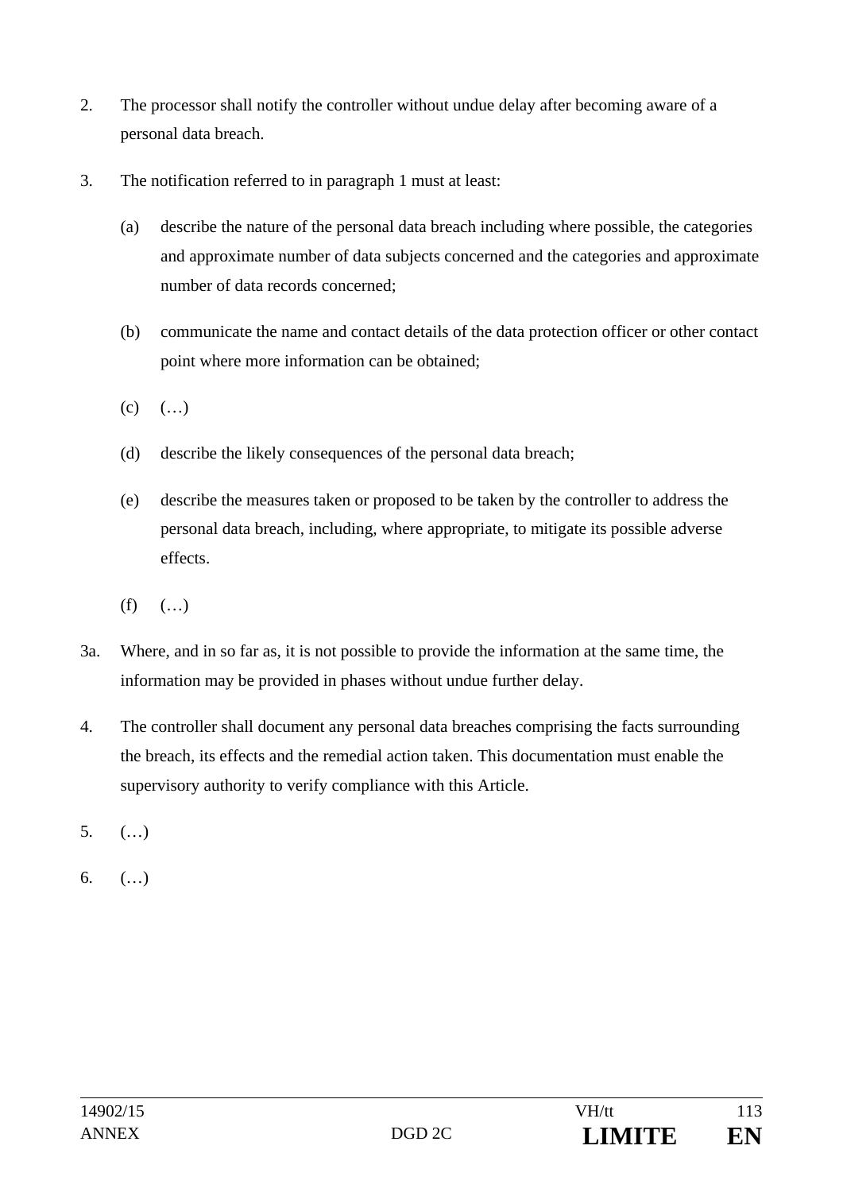2. The processor shall notify the controller without undue delay after becoming aware of a personal data breach.

3. The notification referred to in paragraph 1 must at least:

   (a) describe the nature of the personal data breach including where possible, the categories and approximate number of data subjects concerned and the categories and approximate number of data records concerned;

   (b) communicate the name and contact details of the data protection officer or other contact point where more information can be obtained;

   (c) (…)

   (d) describe the likely consequences of the personal data breach;

   (e) describe the measures taken or proposed to be taken by the controller to address the personal data breach, including, where appropriate, to mitigate its possible adverse effects.

   (f) (…)

3a. Where, and in so far as, it is not possible to provide the information at the same time, the information may be provided in phases without undue further delay.

4. The controller shall document any personal data breaches comprising the facts surrounding the breach, its effects and the remedial action taken. This documentation must enable the supervisory authority to verify compliance with this Article.

5. (…)

6. (…)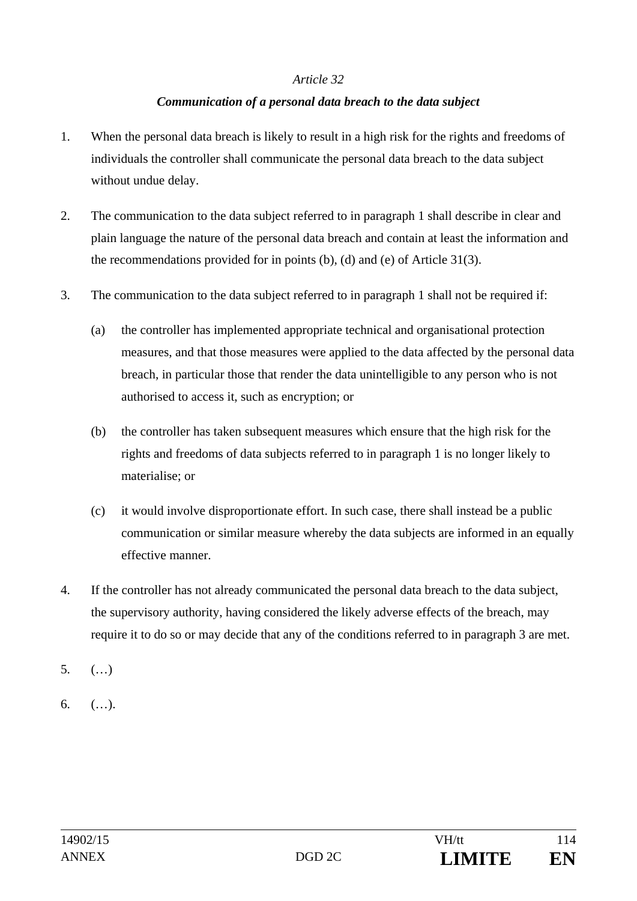*Article 32*

***Communication of a personal data breach to the data subject***

1. When the personal data breach is likely to result in a high risk for the rights and freedoms of individuals the controller shall communicate the personal data breach to the data subject without undue delay.

2. The communication to the data subject referred to in paragraph 1 shall describe in clear and plain language the nature of the personal data breach and contain at least the information and the recommendations provided for in points (b), (d) and (e) of Article 31(3).

3. The communication to the data subject referred to in paragraph 1 shall not be required if:

   (a) the controller has implemented appropriate technical and organisational protection measures, and that those measures were applied to the data affected by the personal data breach, in particular those that render the data unintelligible to any person who is not authorised to access it, such as encryption; or

   (b) the controller has taken subsequent measures which ensure that the high risk for the rights and freedoms of data subjects referred to in paragraph 1 is no longer likely to materialise; or

   (c) it would involve disproportionate effort. In such case, there shall instead be a public communication or similar measure whereby the data subjects are informed in an equally effective manner.

4. If the controller has not already communicated the personal data breach to the data subject, the supervisory authority, having considered the likely adverse effects of the breach, may require it to do so or may decide that any of the conditions referred to in paragraph 3 are met.

5. (…)

6. (…).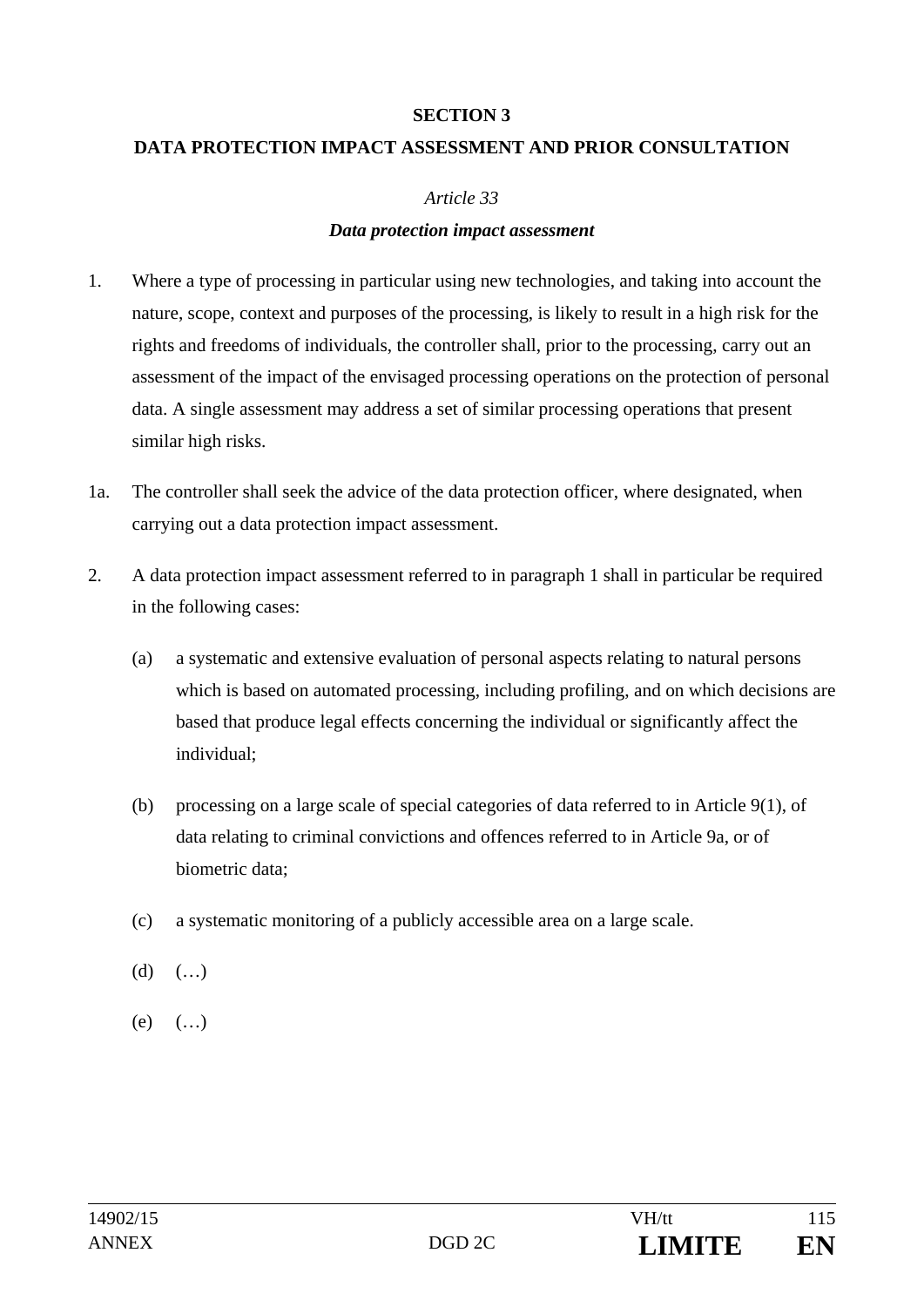**SECTION 3**

**DATA PROTECTION IMPACT ASSESSMENT AND PRIOR CONSULTATION**

*Article 33*

***Data protection impact assessment***

1. Where a type of processing in particular using new technologies, and taking into account the nature, scope, context and purposes of the processing, is likely to result in a high risk for the rights and freedoms of individuals, the controller shall, prior to the processing, carry out an assessment of the impact of the envisaged processing operations on the protection of personal data. A single assessment may address a set of similar processing operations that present similar high risks.

1a. The controller shall seek the advice of the data protection officer, where designated, when carrying out a data protection impact assessment.

2. A data protection impact assessment referred to in paragraph 1 shall in particular be required in the following cases:

   (a) a systematic and extensive evaluation of personal aspects relating to natural persons which is based on automated processing, including profiling, and on which decisions are based that produce legal effects concerning the individual or significantly affect the individual;

   (b) processing on a large scale of special categories of data referred to in Article 9(1), of data relating to criminal convictions and offences referred to in Article 9a, or of biometric data;

   (c) a systematic monitoring of a publicly accessible area on a large scale.

   (d) (…)

   (e) (…)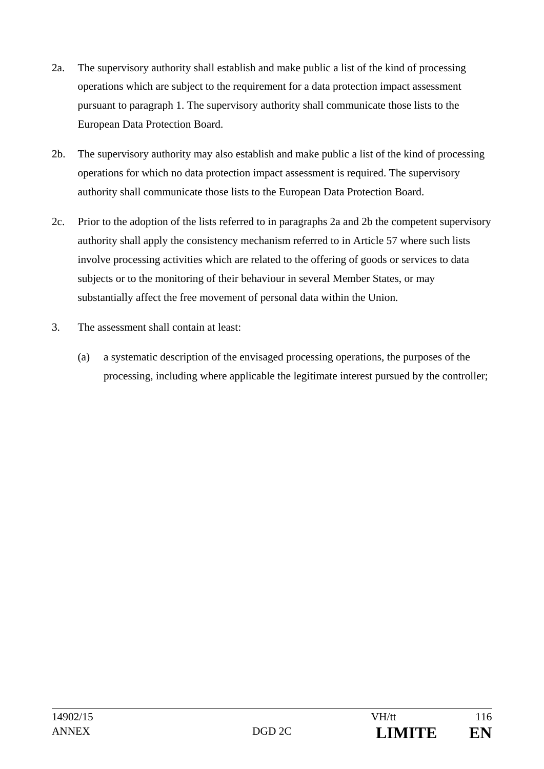2a. The supervisory authority shall establish and make public a list of the kind of processing operations which are subject to the requirement for a data protection impact assessment pursuant to paragraph 1. The supervisory authority shall communicate those lists to the European Data Protection Board.

2b. The supervisory authority may also establish and make public a list of the kind of processing operations for which no data protection impact assessment is required. The supervisory authority shall communicate those lists to the European Data Protection Board.

2c. Prior to the adoption of the lists referred to in paragraphs 2a and 2b the competent supervisory authority shall apply the consistency mechanism referred to in Article 57 where such lists involve processing activities which are related to the offering of goods or services to data subjects or to the monitoring of their behaviour in several Member States, or may substantially affect the free movement of personal data within the Union.

3. The assessment shall contain at least:

   (a) a systematic description of the envisaged processing operations, the purposes of the processing, including where applicable the legitimate interest pursued by the controller;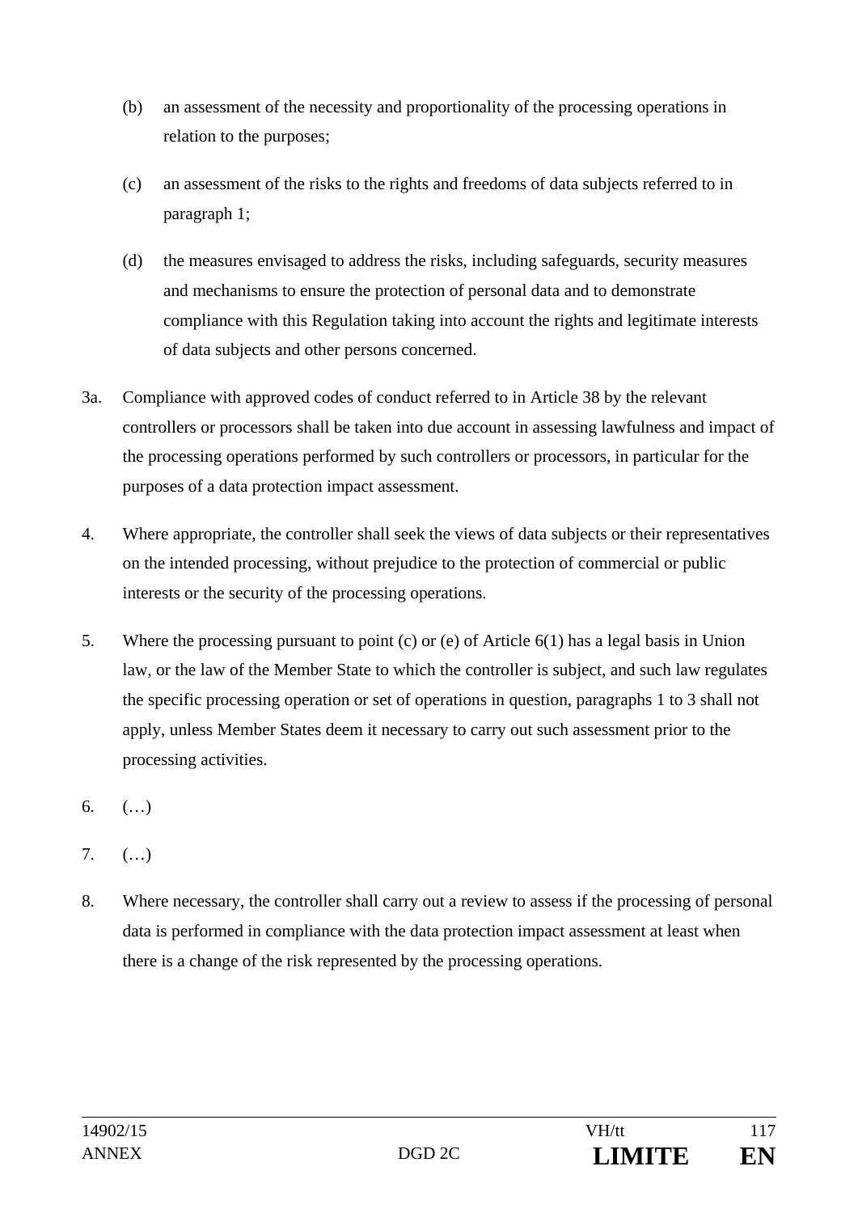(b) an assessment of the necessity and proportionality of the processing operations in relation to the purposes;

(c) an assessment of the risks to the rights and freedoms of data subjects referred to in paragraph 1;

(d) the measures envisaged to address the risks, including safeguards, security measures and mechanisms to ensure the protection of personal data and to demonstrate compliance with this Regulation taking into account the rights and legitimate interests of data subjects and other persons concerned.

3a. Compliance with approved codes of conduct referred to in Article 38 by the relevant controllers or processors shall be taken into due account in assessing lawfulness and impact of the processing operations performed by such controllers or processors, in particular for the purposes of a data protection impact assessment.

4. Where appropriate, the controller shall seek the views of data subjects or their representatives on the intended processing, without prejudice to the protection of commercial or public interests or the security of the processing operations.

5. Where the processing pursuant to point (c) or (e) of Article 6(1) has a legal basis in Union law, or the law of the Member State to which the controller is subject, and such law regulates the specific processing operation or set of operations in question, paragraphs 1 to 3 shall not apply, unless Member States deem it necessary to carry out such assessment prior to the processing activities.

6. (…)

7. (…)

8. Where necessary, the controller shall carry out a review to assess if the processing of personal data is performed in compliance with the data protection impact assessment at least when there is a change of the risk represented by the processing operations.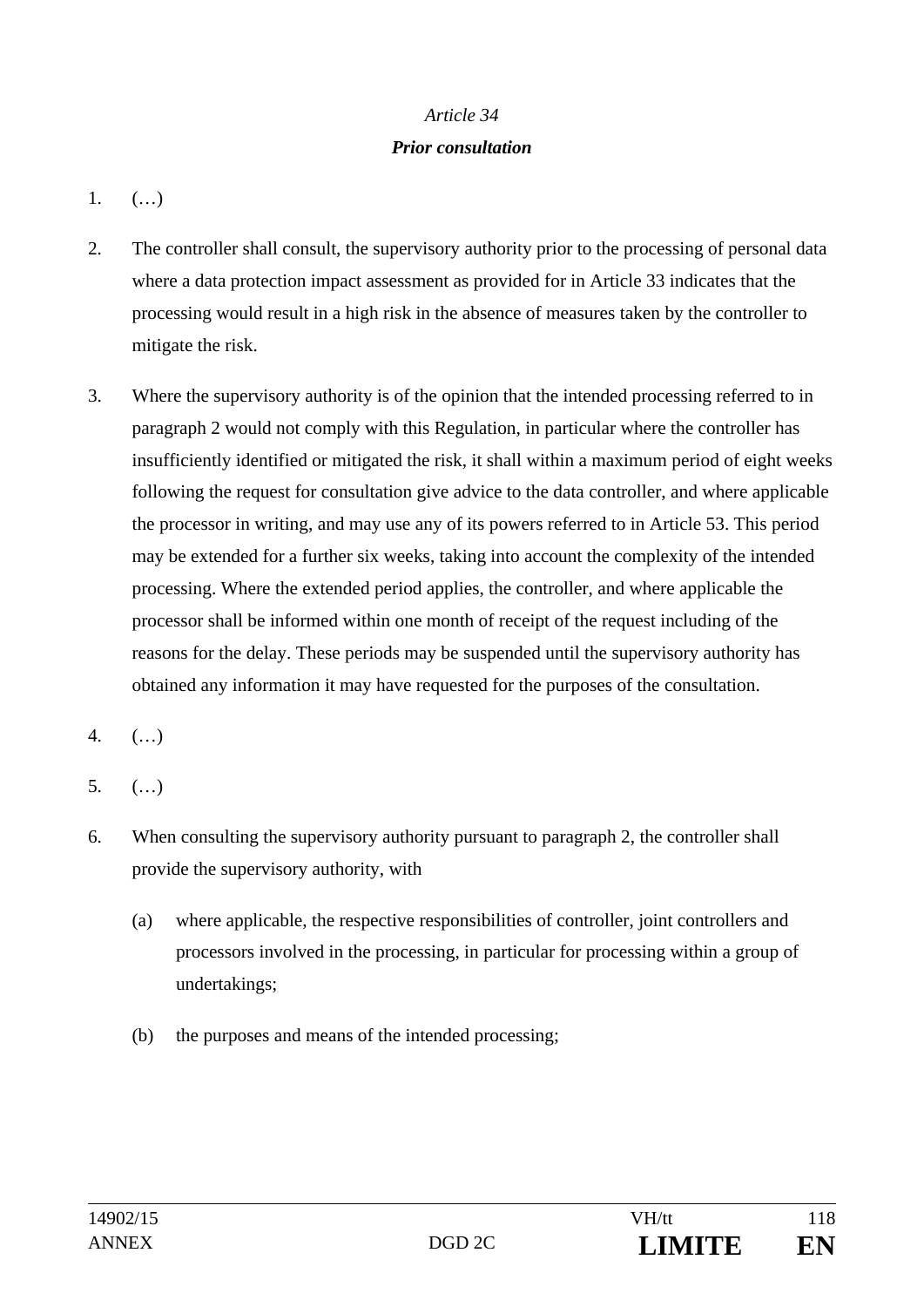*Article 34*

***Prior consultation***

1. (…)

2. The controller shall consult, the supervisory authority prior to the processing of personal data where a data protection impact assessment as provided for in Article 33 indicates that the processing would result in a high risk in the absence of measures taken by the controller to mitigate the risk.

3. Where the supervisory authority is of the opinion that the intended processing referred to in paragraph 2 would not comply with this Regulation, in particular where the controller has insufficiently identified or mitigated the risk, it shall within a maximum period of eight weeks following the request for consultation give advice to the data controller, and where applicable the processor in writing, and may use any of its powers referred to in Article 53. This period may be extended for a further six weeks, taking into account the complexity of the intended processing. Where the extended period applies, the controller, and where applicable the processor shall be informed within one month of receipt of the request including of the reasons for the delay. These periods may be suspended until the supervisory authority has obtained any information it may have requested for the purposes of the consultation.

4. (…)

5. (…)

6. When consulting the supervisory authority pursuant to paragraph 2, the controller shall provide the supervisory authority, with

   (a) where applicable, the respective responsibilities of controller, joint controllers and processors involved in the processing, in particular for processing within a group of undertakings;

   (b) the purposes and means of the intended processing;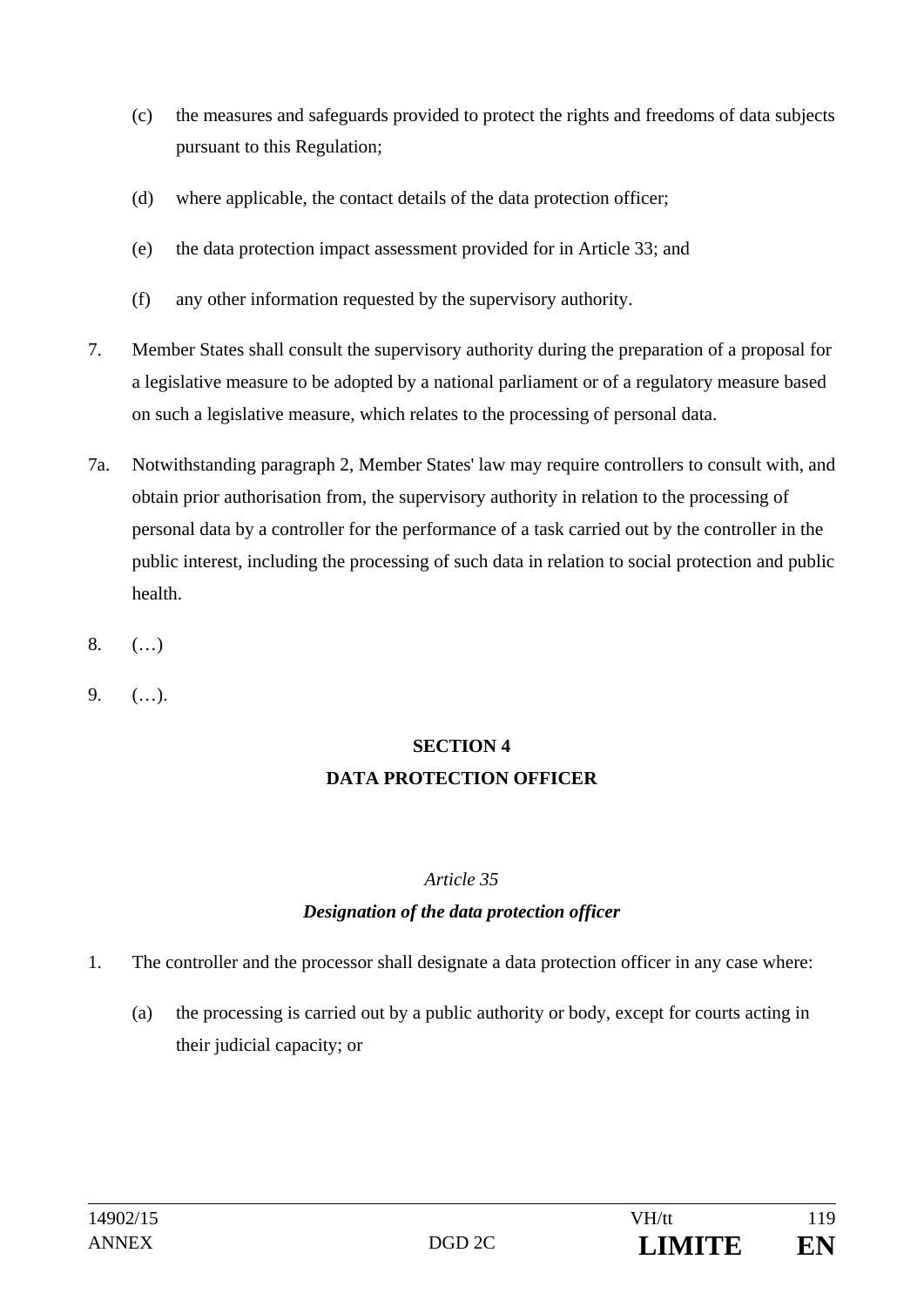(c) the measures and safeguards provided to protect the rights and freedoms of data subjects pursuant to this Regulation;

(d) where applicable, the contact details of the data protection officer;

(e) the data protection impact assessment provided for in Article 33; and

(f) any other information requested by the supervisory authority.

7. Member States shall consult the supervisory authority during the preparation of a proposal for a legislative measure to be adopted by a national parliament or of a regulatory measure based on such a legislative measure, which relates to the processing of personal data.

7a. Notwithstanding paragraph 2, Member States' law may require controllers to consult with, and obtain prior authorisation from, the supervisory authority in relation to the processing of personal data by a controller for the performance of a task carried out by the controller in the public interest, including the processing of such data in relation to social protection and public health.

8. (…)

9. (…).

## SECTION 4
## DATA PROTECTION OFFICER

### *Article 35*
### ***Designation of the data protection officer***

1. The controller and the processor shall designate a data protection officer in any case where:

   (a) the processing is carried out by a public authority or body, except for courts acting in their judicial capacity; or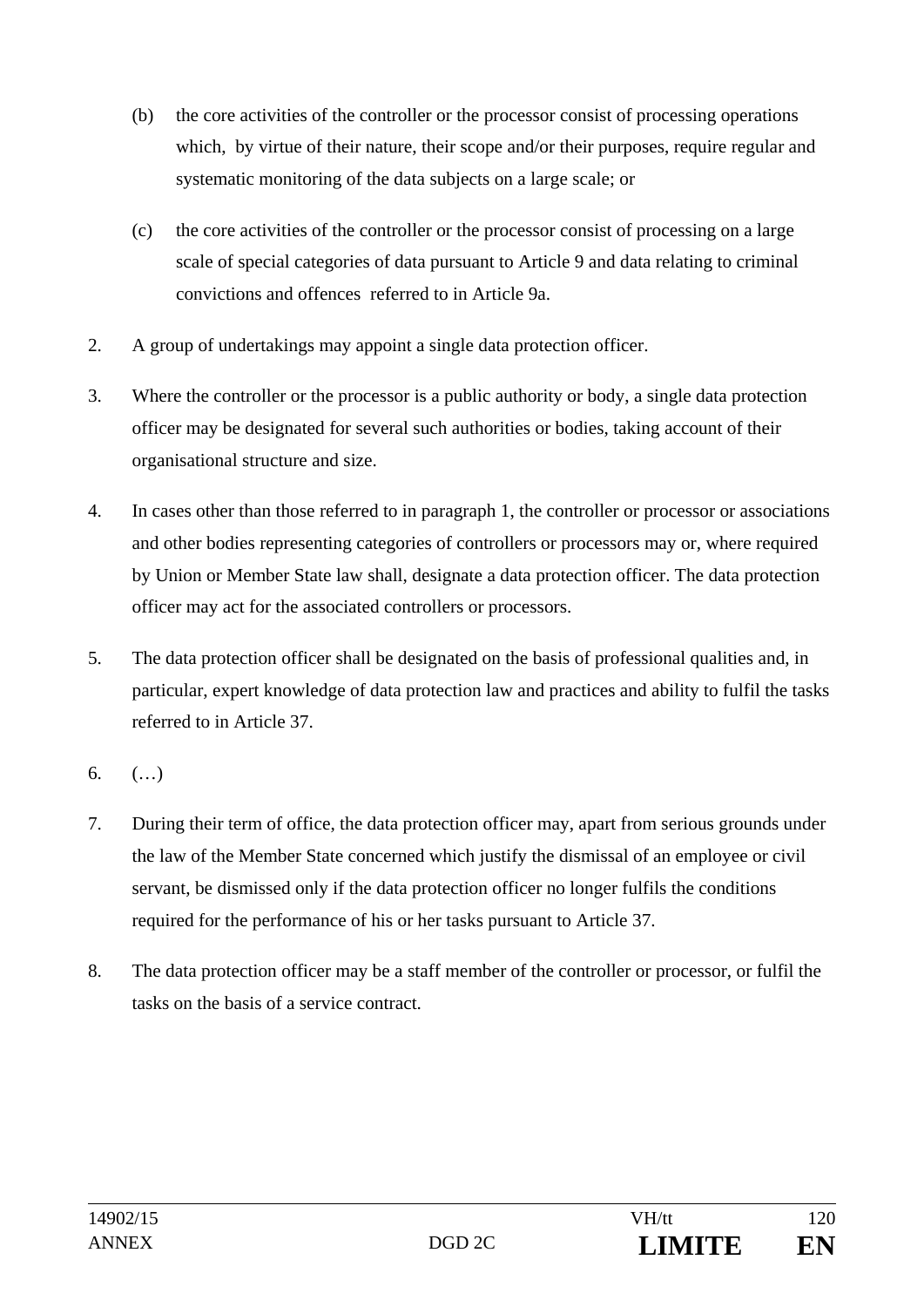(b) the core activities of the controller or the processor consist of processing operations which, by virtue of their nature, their scope and/or their purposes, require regular and systematic monitoring of the data subjects on a large scale; or

(c) the core activities of the controller or the processor consist of processing on a large scale of special categories of data pursuant to Article 9 and data relating to criminal convictions and offences referred to in Article 9a.

2. A group of undertakings may appoint a single data protection officer.

3. Where the controller or the processor is a public authority or body, a single data protection officer may be designated for several such authorities or bodies, taking account of their organisational structure and size.

4. In cases other than those referred to in paragraph 1, the controller or processor or associations and other bodies representing categories of controllers or processors may or, where required by Union or Member State law shall, designate a data protection officer. The data protection officer may act for the associated controllers or processors.

5. The data protection officer shall be designated on the basis of professional qualities and, in particular, expert knowledge of data protection law and practices and ability to fulfil the tasks referred to in Article 37.

6. (…)

7. During their term of office, the data protection officer may, apart from serious grounds under the law of the Member State concerned which justify the dismissal of an employee or civil servant, be dismissed only if the data protection officer no longer fulfils the conditions required for the performance of his or her tasks pursuant to Article 37.

8. The data protection officer may be a staff member of the controller or processor, or fulfil the tasks on the basis of a service contract.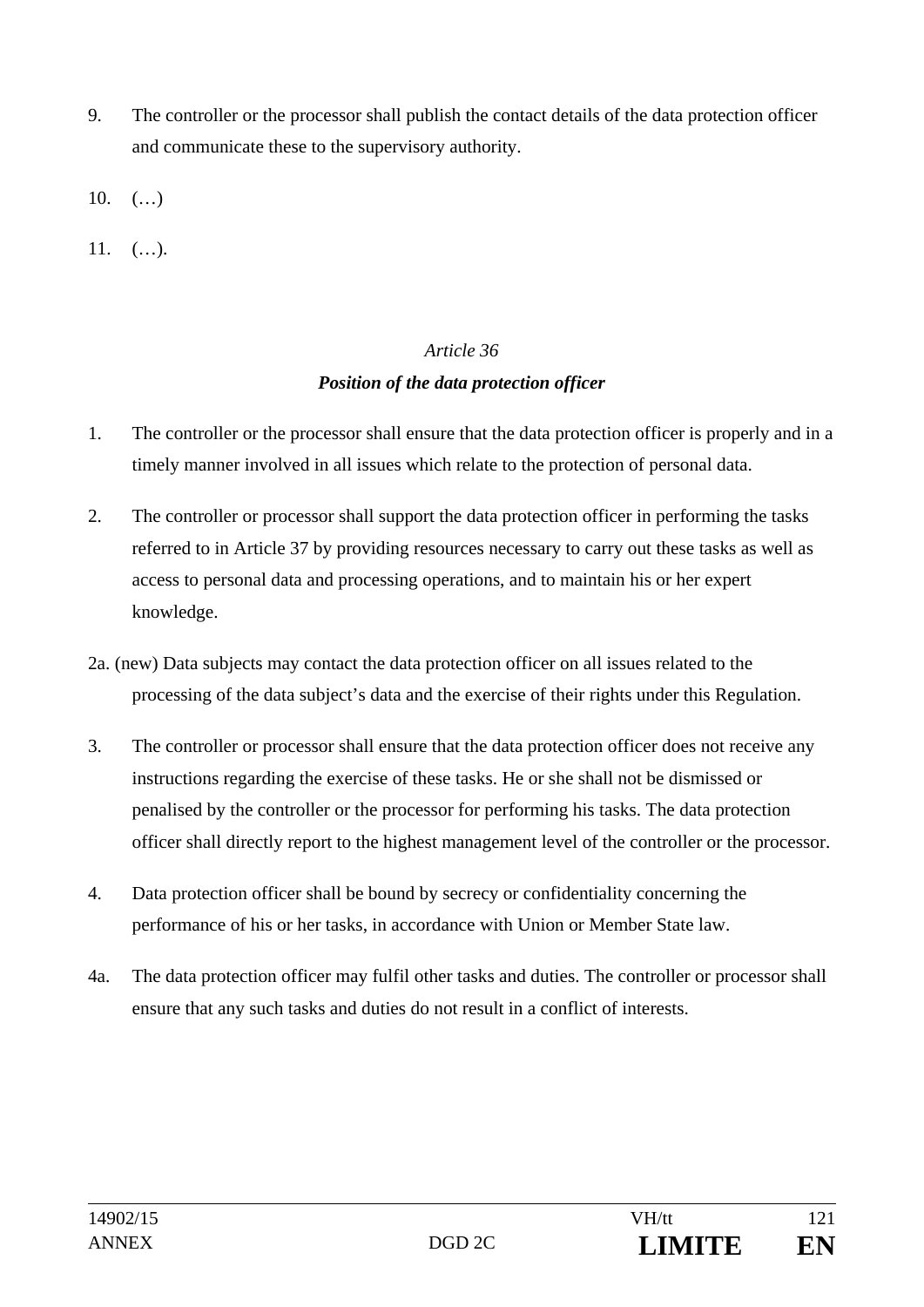9. The controller or the processor shall publish the contact details of the data protection officer and communicate these to the supervisory authority.

10. (…)

11. (…).

*Article 36*

***Position of the data protection officer***

1. The controller or the processor shall ensure that the data protection officer is properly and in a timely manner involved in all issues which relate to the protection of personal data.

2. The controller or processor shall support the data protection officer in performing the tasks referred to in Article 37 by providing resources necessary to carry out these tasks as well as access to personal data and processing operations, and to maintain his or her expert knowledge.

2a. (new) Data subjects may contact the data protection officer on all issues related to the processing of the data subject's data and the exercise of their rights under this Regulation.

3. The controller or processor shall ensure that the data protection officer does not receive any instructions regarding the exercise of these tasks. He or she shall not be dismissed or penalised by the controller or the processor for performing his tasks. The data protection officer shall directly report to the highest management level of the controller or the processor.

4. Data protection officer shall be bound by secrecy or confidentiality concerning the performance of his or her tasks, in accordance with Union or Member State law.

4a. The data protection officer may fulfil other tasks and duties. The controller or processor shall ensure that any such tasks and duties do not result in a conflict of interests.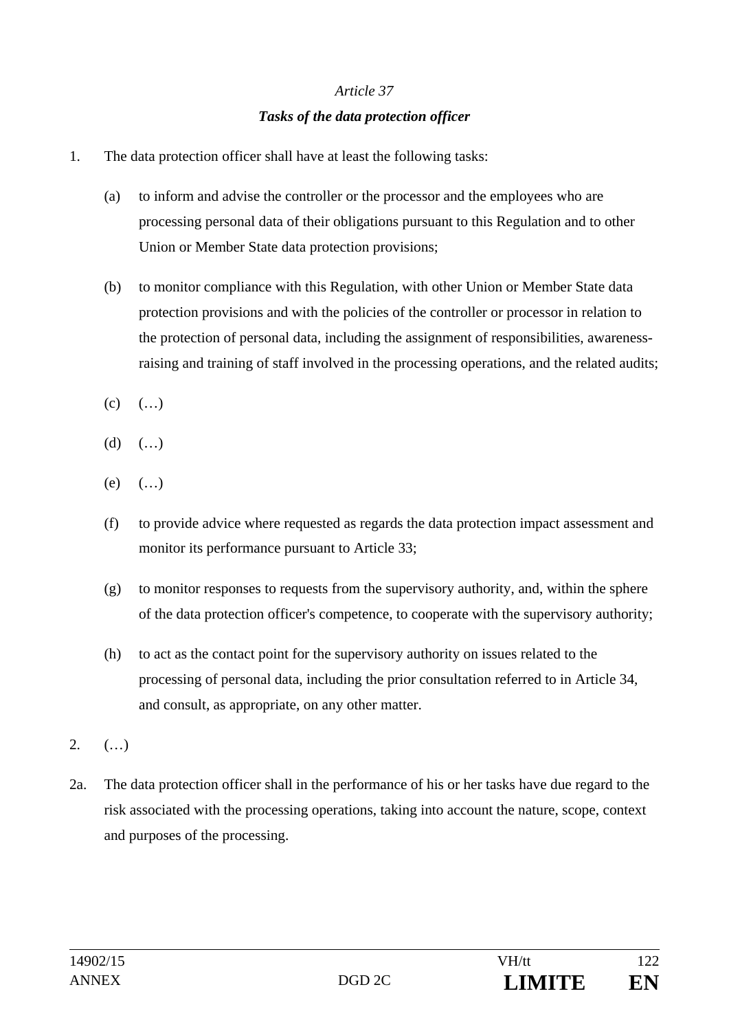*Article 37*

***Tasks of the data protection officer***

1. The data protection officer shall have at least the following tasks:

   (a) to inform and advise the controller or the processor and the employees who are processing personal data of their obligations pursuant to this Regulation and to other Union or Member State data protection provisions;

   (b) to monitor compliance with this Regulation, with other Union or Member State data protection provisions and with the policies of the controller or processor in relation to the protection of personal data, including the assignment of responsibilities, awareness-raising and training of staff involved in the processing operations, and the related audits;

   (c) (…)

   (d) (…)

   (e) (…)

   (f) to provide advice where requested as regards the data protection impact assessment and monitor its performance pursuant to Article 33;

   (g) to monitor responses to requests from the supervisory authority, and, within the sphere of the data protection officer's competence, to cooperate with the supervisory authority;

   (h) to act as the contact point for the supervisory authority on issues related to the processing of personal data, including the prior consultation referred to in Article 34, and consult, as appropriate, on any other matter.

2. (…)

2a. The data protection officer shall in the performance of his or her tasks have due regard to the risk associated with the processing operations, taking into account the nature, scope, context and purposes of the processing.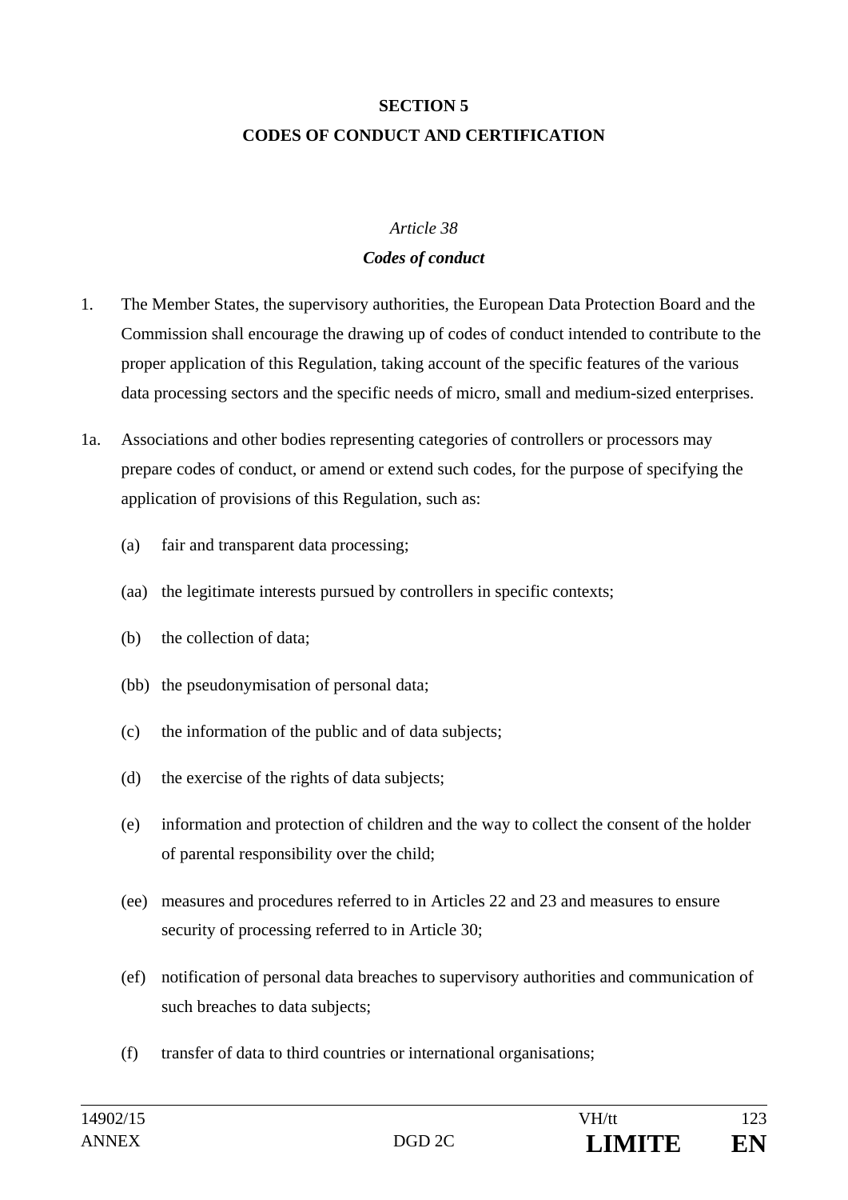## SECTION 5
## CODES OF CONDUCT AND CERTIFICATION

### *Article 38*
### ***Codes of conduct***

1. The Member States, the supervisory authorities, the European Data Protection Board and the Commission shall encourage the drawing up of codes of conduct intended to contribute to the proper application of this Regulation, taking account of the specific features of the various data processing sectors and the specific needs of micro, small and medium-sized enterprises.

1a. Associations and other bodies representing categories of controllers or processors may prepare codes of conduct, or amend or extend such codes, for the purpose of specifying the application of provisions of this Regulation, such as:

   (a) fair and transparent data processing;

   (aa) the legitimate interests pursued by controllers in specific contexts;

   (b) the collection of data;

   (bb) the pseudonymisation of personal data;

   (c) the information of the public and of data subjects;

   (d) the exercise of the rights of data subjects;

   (e) information and protection of children and the way to collect the consent of the holder of parental responsibility over the child;

   (ee) measures and procedures referred to in Articles 22 and 23 and measures to ensure security of processing referred to in Article 30;

   (ef) notification of personal data breaches to supervisory authorities and communication of such breaches to data subjects;

   (f) transfer of data to third countries or international organisations;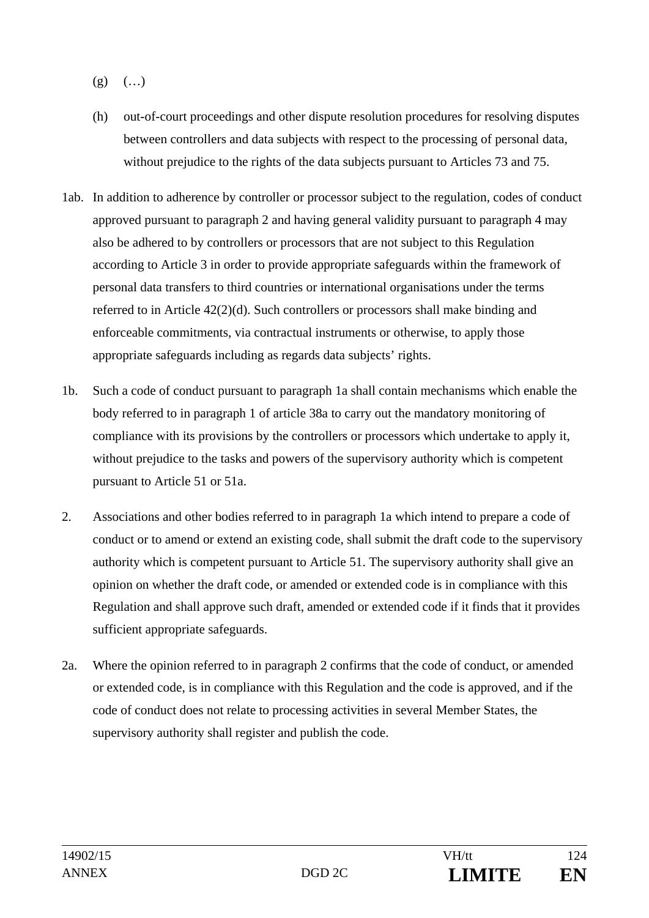(g) (…)

(h) out-of-court proceedings and other dispute resolution procedures for resolving disputes between controllers and data subjects with respect to the processing of personal data, without prejudice to the rights of the data subjects pursuant to Articles 73 and 75.

1ab. In addition to adherence by controller or processor subject to the regulation, codes of conduct approved pursuant to paragraph 2 and having general validity pursuant to paragraph 4 may also be adhered to by controllers or processors that are not subject to this Regulation according to Article 3 in order to provide appropriate safeguards within the framework of personal data transfers to third countries or international organisations under the terms referred to in Article 42(2)(d). Such controllers or processors shall make binding and enforceable commitments, via contractual instruments or otherwise, to apply those appropriate safeguards including as regards data subjects' rights.

1b. Such a code of conduct pursuant to paragraph 1a shall contain mechanisms which enable the body referred to in paragraph 1 of article 38a to carry out the mandatory monitoring of compliance with its provisions by the controllers or processors which undertake to apply it, without prejudice to the tasks and powers of the supervisory authority which is competent pursuant to Article 51 or 51a.

2. Associations and other bodies referred to in paragraph 1a which intend to prepare a code of conduct or to amend or extend an existing code, shall submit the draft code to the supervisory authority which is competent pursuant to Article 51. The supervisory authority shall give an opinion on whether the draft code, or amended or extended code is in compliance with this Regulation and shall approve such draft, amended or extended code if it finds that it provides sufficient appropriate safeguards.

2a. Where the opinion referred to in paragraph 2 confirms that the code of conduct, or amended or extended code, is in compliance with this Regulation and the code is approved, and if the code of conduct does not relate to processing activities in several Member States, the supervisory authority shall register and publish the code.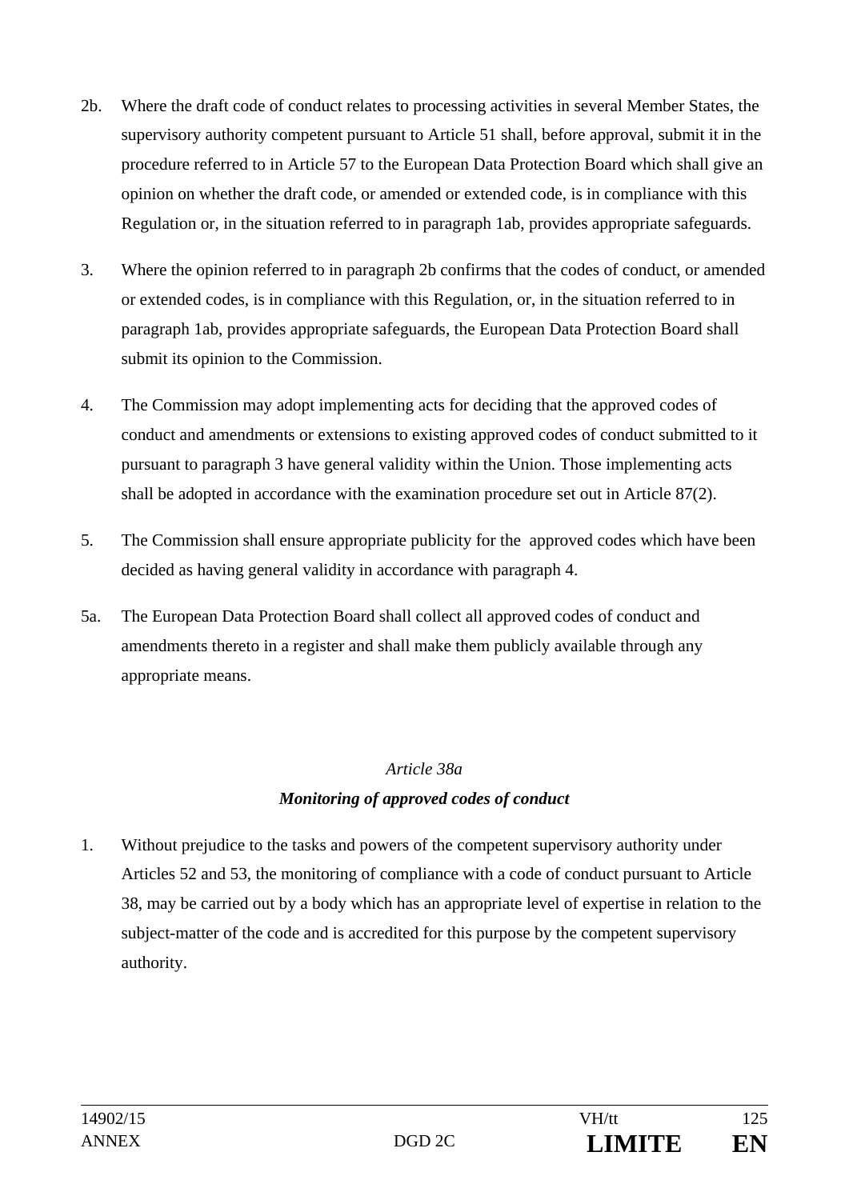2b. Where the draft code of conduct relates to processing activities in several Member States, the supervisory authority competent pursuant to Article 51 shall, before approval, submit it in the procedure referred to in Article 57 to the European Data Protection Board which shall give an opinion on whether the draft code, or amended or extended code, is in compliance with this Regulation or, in the situation referred to in paragraph 1ab, provides appropriate safeguards.

3. Where the opinion referred to in paragraph 2b confirms that the codes of conduct, or amended or extended codes, is in compliance with this Regulation, or, in the situation referred to in paragraph 1ab, provides appropriate safeguards, the European Data Protection Board shall submit its opinion to the Commission.

4. The Commission may adopt implementing acts for deciding that the approved codes of conduct and amendments or extensions to existing approved codes of conduct submitted to it pursuant to paragraph 3 have general validity within the Union. Those implementing acts shall be adopted in accordance with the examination procedure set out in Article 87(2).

5. The Commission shall ensure appropriate publicity for the approved codes which have been decided as having general validity in accordance with paragraph 4.

5a. The European Data Protection Board shall collect all approved codes of conduct and amendments thereto in a register and shall make them publicly available through any appropriate means.

*Article 38a*

***Monitoring of approved codes of conduct***

1. Without prejudice to the tasks and powers of the competent supervisory authority under Articles 52 and 53, the monitoring of compliance with a code of conduct pursuant to Article 38, may be carried out by a body which has an appropriate level of expertise in relation to the subject-matter of the code and is accredited for this purpose by the competent supervisory authority.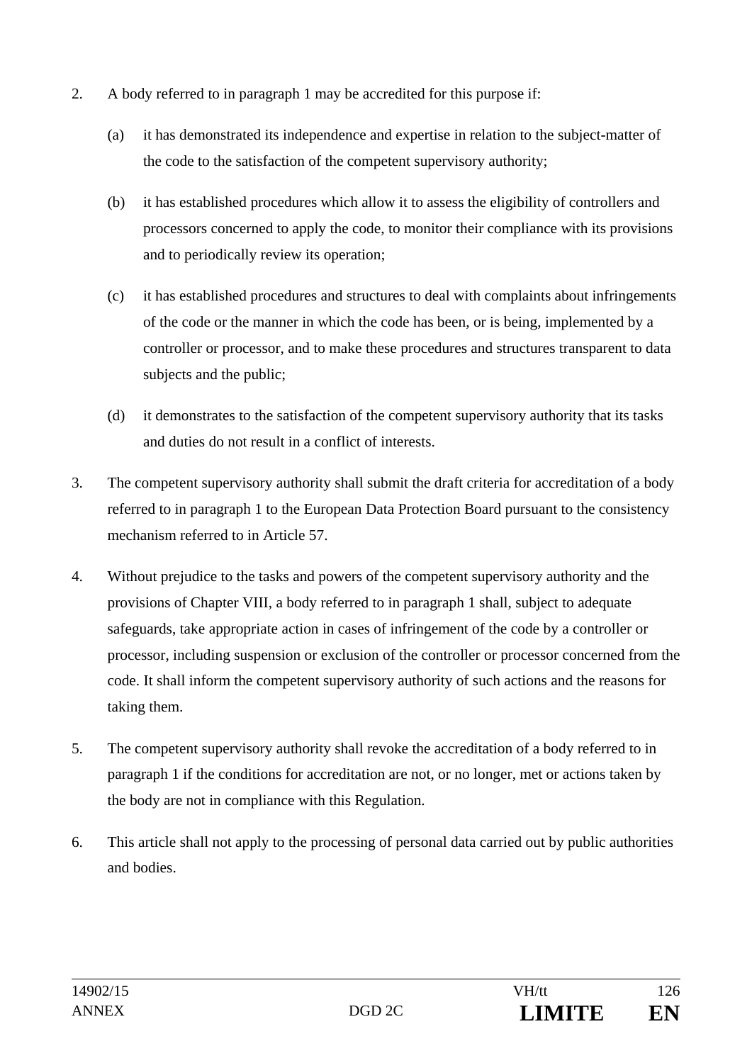2. A body referred to in paragraph 1 may be accredited for this purpose if:

   (a) it has demonstrated its independence and expertise in relation to the subject-matter of the code to the satisfaction of the competent supervisory authority;

   (b) it has established procedures which allow it to assess the eligibility of controllers and processors concerned to apply the code, to monitor their compliance with its provisions and to periodically review its operation;

   (c) it has established procedures and structures to deal with complaints about infringements of the code or the manner in which the code has been, or is being, implemented by a controller or processor, and to make these procedures and structures transparent to data subjects and the public;

   (d) it demonstrates to the satisfaction of the competent supervisory authority that its tasks and duties do not result in a conflict of interests.

3. The competent supervisory authority shall submit the draft criteria for accreditation of a body referred to in paragraph 1 to the European Data Protection Board pursuant to the consistency mechanism referred to in Article 57.

4. Without prejudice to the tasks and powers of the competent supervisory authority and the provisions of Chapter VIII, a body referred to in paragraph 1 shall, subject to adequate safeguards, take appropriate action in cases of infringement of the code by a controller or processor, including suspension or exclusion of the controller or processor concerned from the code. It shall inform the competent supervisory authority of such actions and the reasons for taking them.

5. The competent supervisory authority shall revoke the accreditation of a body referred to in paragraph 1 if the conditions for accreditation are not, or no longer, met or actions taken by the body are not in compliance with this Regulation.

6. This article shall not apply to the processing of personal data carried out by public authorities and bodies.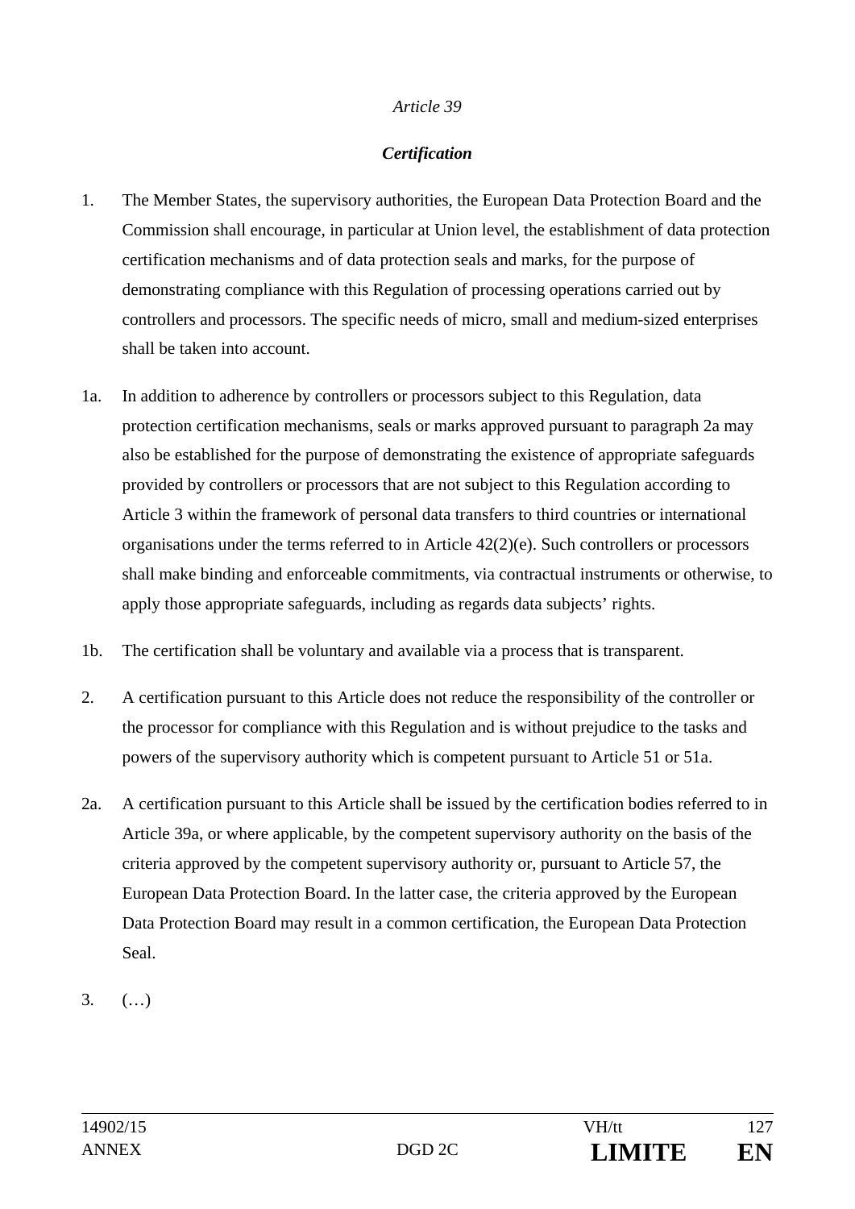*Article 39*

***Certification***

1. The Member States, the supervisory authorities, the European Data Protection Board and the Commission shall encourage, in particular at Union level, the establishment of data protection certification mechanisms and of data protection seals and marks, for the purpose of demonstrating compliance with this Regulation of processing operations carried out by controllers and processors. The specific needs of micro, small and medium-sized enterprises shall be taken into account.

1a. In addition to adherence by controllers or processors subject to this Regulation, data protection certification mechanisms, seals or marks approved pursuant to paragraph 2a may also be established for the purpose of demonstrating the existence of appropriate safeguards provided by controllers or processors that are not subject to this Regulation according to Article 3 within the framework of personal data transfers to third countries or international organisations under the terms referred to in Article 42(2)(e). Such controllers or processors shall make binding and enforceable commitments, via contractual instruments or otherwise, to apply those appropriate safeguards, including as regards data subjects' rights.

1b. The certification shall be voluntary and available via a process that is transparent.

2. A certification pursuant to this Article does not reduce the responsibility of the controller or the processor for compliance with this Regulation and is without prejudice to the tasks and powers of the supervisory authority which is competent pursuant to Article 51 or 51a.

2a. A certification pursuant to this Article shall be issued by the certification bodies referred to in Article 39a, or where applicable, by the competent supervisory authority on the basis of the criteria approved by the competent supervisory authority or, pursuant to Article 57, the European Data Protection Board. In the latter case, the criteria approved by the European Data Protection Board may result in a common certification, the European Data Protection Seal.

3. (…)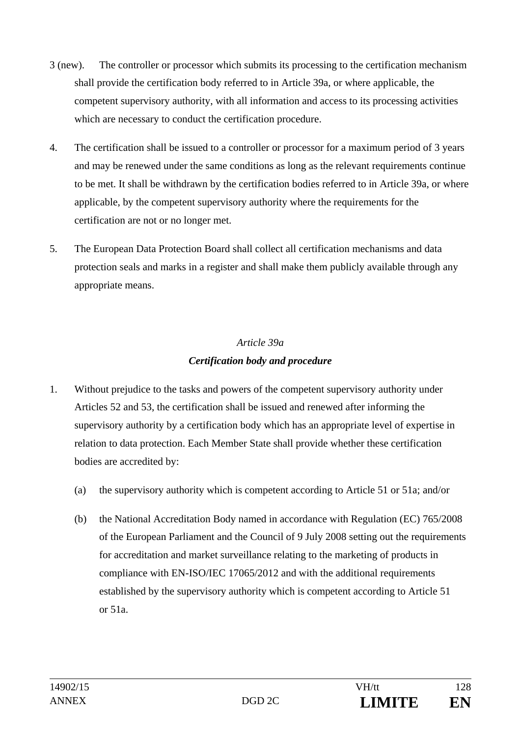3 (new). The controller or processor which submits its processing to the certification mechanism shall provide the certification body referred to in Article 39a, or where applicable, the competent supervisory authority, with all information and access to its processing activities which are necessary to conduct the certification procedure.

4. The certification shall be issued to a controller or processor for a maximum period of 3 years and may be renewed under the same conditions as long as the relevant requirements continue to be met. It shall be withdrawn by the certification bodies referred to in Article 39a, or where applicable, by the competent supervisory authority where the requirements for the certification are not or no longer met.

5. The European Data Protection Board shall collect all certification mechanisms and data protection seals and marks in a register and shall make them publicly available through any appropriate means.

*Article 39a*

***Certification body and procedure***

1. Without prejudice to the tasks and powers of the competent supervisory authority under Articles 52 and 53, the certification shall be issued and renewed after informing the supervisory authority by a certification body which has an appropriate level of expertise in relation to data protection. Each Member State shall provide whether these certification bodies are accredited by:

   (a) the supervisory authority which is competent according to Article 51 or 51a; and/or

   (b) the National Accreditation Body named in accordance with Regulation (EC) 765/2008 of the European Parliament and the Council of 9 July 2008 setting out the requirements for accreditation and market surveillance relating to the marketing of products in compliance with EN-ISO/IEC 17065/2012 and with the additional requirements established by the supervisory authority which is competent according to Article 51 or 51a.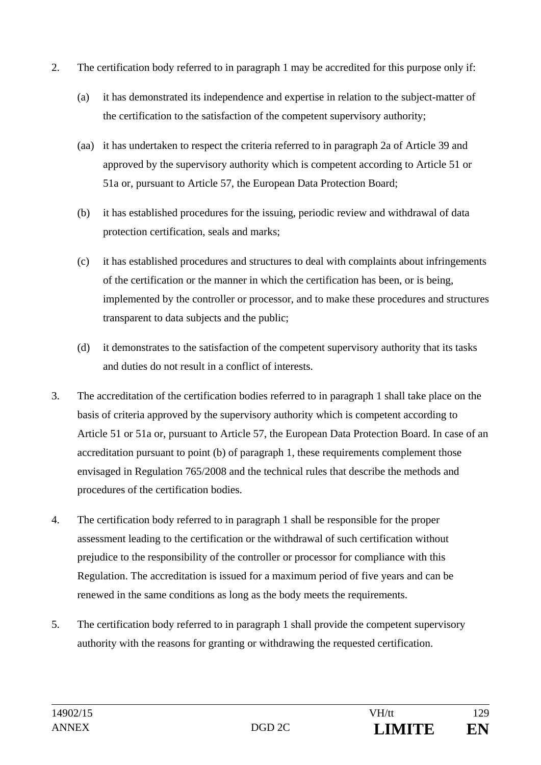2. The certification body referred to in paragraph 1 may be accredited for this purpose only if:

   (a) it has demonstrated its independence and expertise in relation to the subject-matter of the certification to the satisfaction of the competent supervisory authority;

   (aa) it has undertaken to respect the criteria referred to in paragraph 2a of Article 39 and approved by the supervisory authority which is competent according to Article 51 or 51a or, pursuant to Article 57, the European Data Protection Board;

   (b) it has established procedures for the issuing, periodic review and withdrawal of data protection certification, seals and marks;

   (c) it has established procedures and structures to deal with complaints about infringements of the certification or the manner in which the certification has been, or is being, implemented by the controller or processor, and to make these procedures and structures transparent to data subjects and the public;

   (d) it demonstrates to the satisfaction of the competent supervisory authority that its tasks and duties do not result in a conflict of interests.

3. The accreditation of the certification bodies referred to in paragraph 1 shall take place on the basis of criteria approved by the supervisory authority which is competent according to Article 51 or 51a or, pursuant to Article 57, the European Data Protection Board. In case of an accreditation pursuant to point (b) of paragraph 1, these requirements complement those envisaged in Regulation 765/2008 and the technical rules that describe the methods and procedures of the certification bodies.

4. The certification body referred to in paragraph 1 shall be responsible for the proper assessment leading to the certification or the withdrawal of such certification without prejudice to the responsibility of the controller or processor for compliance with this Regulation. The accreditation is issued for a maximum period of five years and can be renewed in the same conditions as long as the body meets the requirements.

5. The certification body referred to in paragraph 1 shall provide the competent supervisory authority with the reasons for granting or withdrawing the requested certification.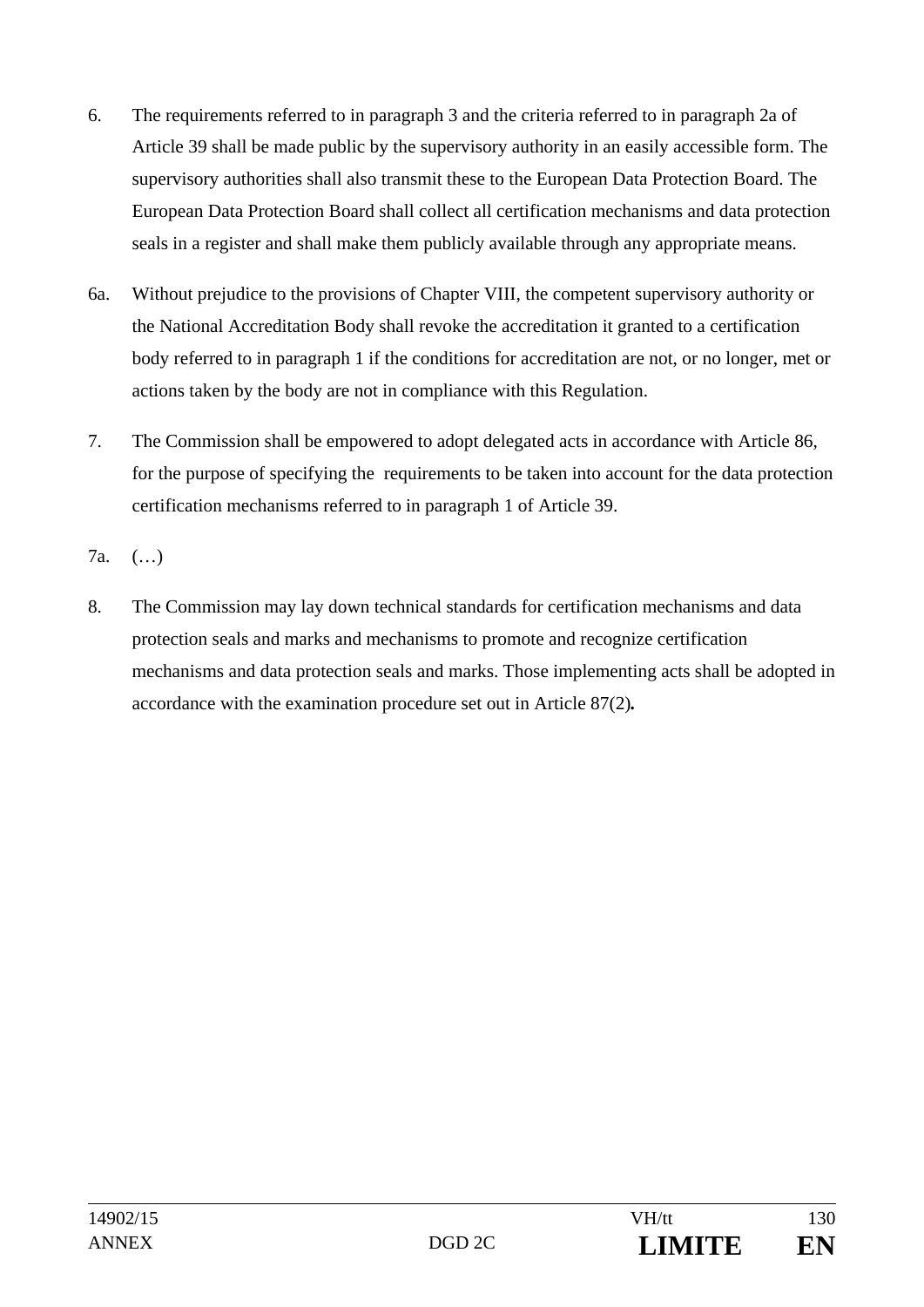6. The requirements referred to in paragraph 3 and the criteria referred to in paragraph 2a of Article 39 shall be made public by the supervisory authority in an easily accessible form. The supervisory authorities shall also transmit these to the European Data Protection Board. The European Data Protection Board shall collect all certification mechanisms and data protection seals in a register and shall make them publicly available through any appropriate means.

6a. Without prejudice to the provisions of Chapter VIII, the competent supervisory authority or the National Accreditation Body shall revoke the accreditation it granted to a certification body referred to in paragraph 1 if the conditions for accreditation are not, or no longer, met or actions taken by the body are not in compliance with this Regulation.

7. The Commission shall be empowered to adopt delegated acts in accordance with Article 86, for the purpose of specifying the requirements to be taken into account for the data protection certification mechanisms referred to in paragraph 1 of Article 39.

7a. (…)

8. The Commission may lay down technical standards for certification mechanisms and data protection seals and marks and mechanisms to promote and recognize certification mechanisms and data protection seals and marks. Those implementing acts shall be adopted in accordance with the examination procedure set out in Article 87(2)**.**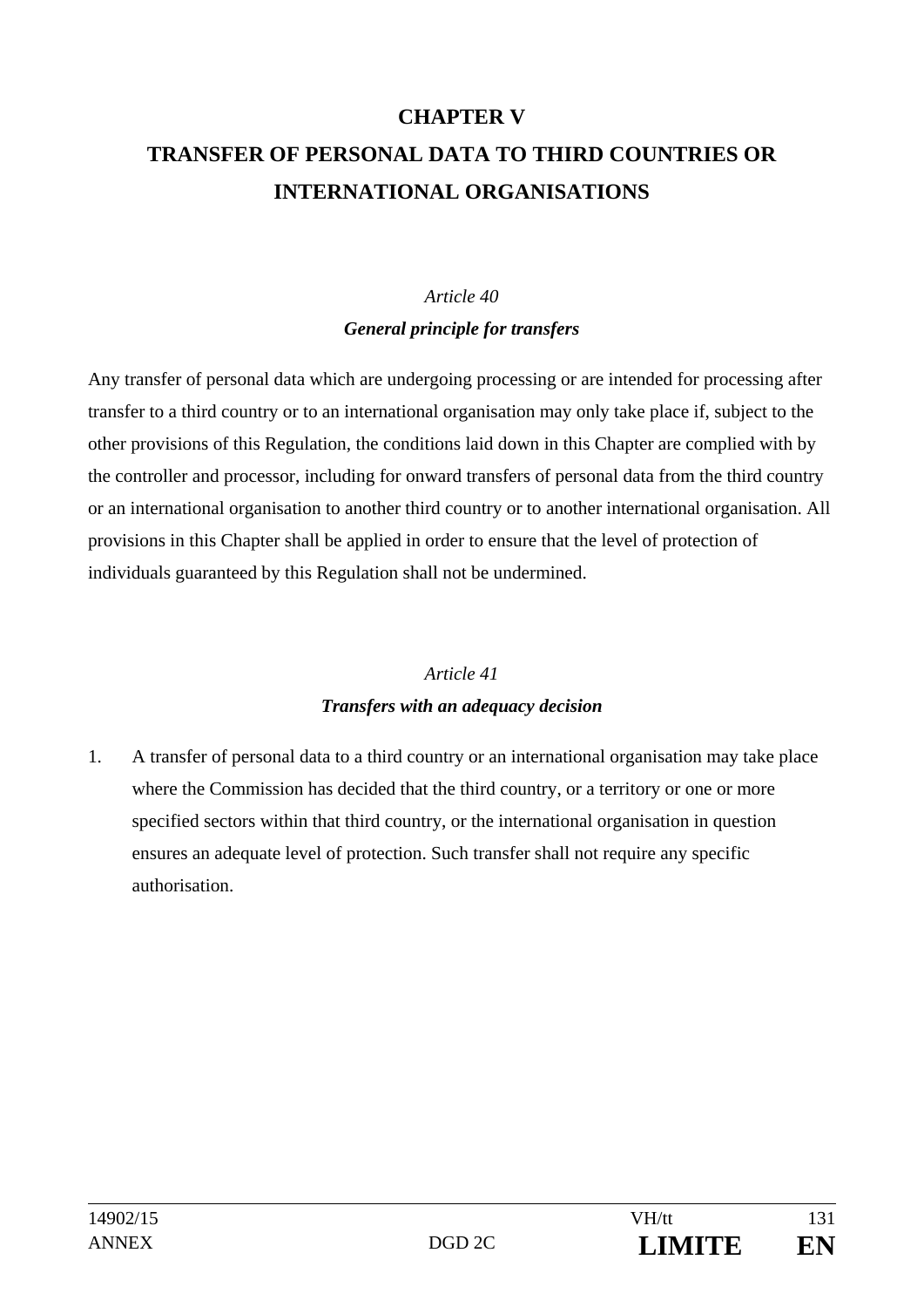# CHAPTER V
# TRANSFER OF PERSONAL DATA TO THIRD COUNTRIES OR INTERNATIONAL ORGANISATIONS

*Article 40*

***General principle for transfers***

Any transfer of personal data which are undergoing processing or are intended for processing after transfer to a third country or to an international organisation may only take place if, subject to the other provisions of this Regulation, the conditions laid down in this Chapter are complied with by the controller and processor, including for onward transfers of personal data from the third country or an international organisation to another third country or to another international organisation. All provisions in this Chapter shall be applied in order to ensure that the level of protection of individuals guaranteed by this Regulation shall not be undermined.

*Article 41*

***Transfers with an adequacy decision***

1. A transfer of personal data to a third country or an international organisation may take place where the Commission has decided that the third country, or a territory or one or more specified sectors within that third country, or the international organisation in question ensures an adequate level of protection. Such transfer shall not require any specific authorisation.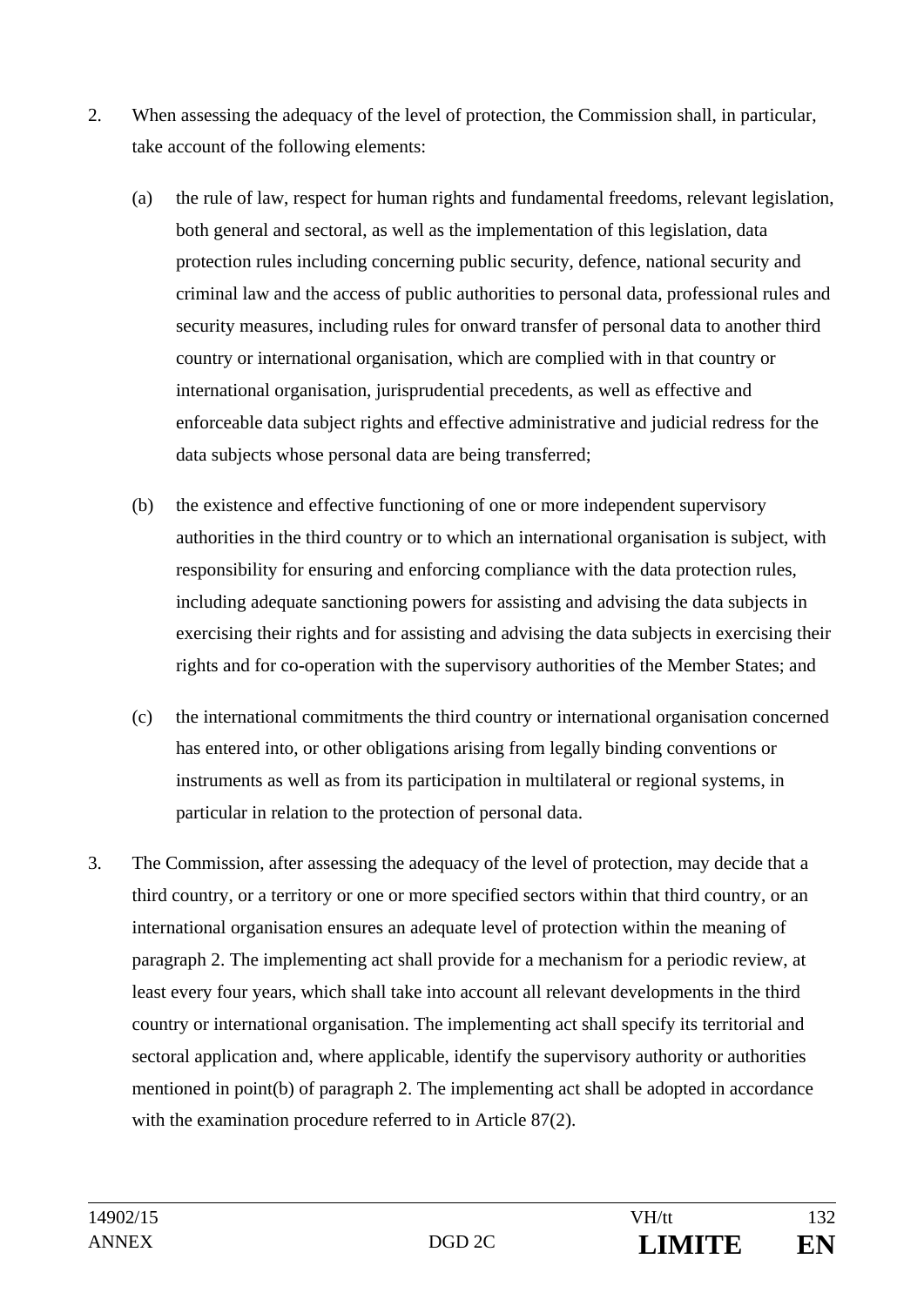2. When assessing the adequacy of the level of protection, the Commission shall, in particular, take account of the following elements:

   (a) the rule of law, respect for human rights and fundamental freedoms, relevant legislation, both general and sectoral, as well as the implementation of this legislation, data protection rules including concerning public security, defence, national security and criminal law and the access of public authorities to personal data, professional rules and security measures, including rules for onward transfer of personal data to another third country or international organisation, which are complied with in that country or international organisation, jurisprudential precedents, as well as effective and enforceable data subject rights and effective administrative and judicial redress for the data subjects whose personal data are being transferred;

   (b) the existence and effective functioning of one or more independent supervisory authorities in the third country or to which an international organisation is subject, with responsibility for ensuring and enforcing compliance with the data protection rules, including adequate sanctioning powers for assisting and advising the data subjects in exercising their rights and for assisting and advising the data subjects in exercising their rights and for co-operation with the supervisory authorities of the Member States; and

   (c) the international commitments the third country or international organisation concerned has entered into, or other obligations arising from legally binding conventions or instruments as well as from its participation in multilateral or regional systems, in particular in relation to the protection of personal data.

3. The Commission, after assessing the adequacy of the level of protection, may decide that a third country, or a territory or one or more specified sectors within that third country, or an international organisation ensures an adequate level of protection within the meaning of paragraph 2. The implementing act shall provide for a mechanism for a periodic review, at least every four years, which shall take into account all relevant developments in the third country or international organisation. The implementing act shall specify its territorial and sectoral application and, where applicable, identify the supervisory authority or authorities mentioned in point(b) of paragraph 2. The implementing act shall be adopted in accordance with the examination procedure referred to in Article 87(2).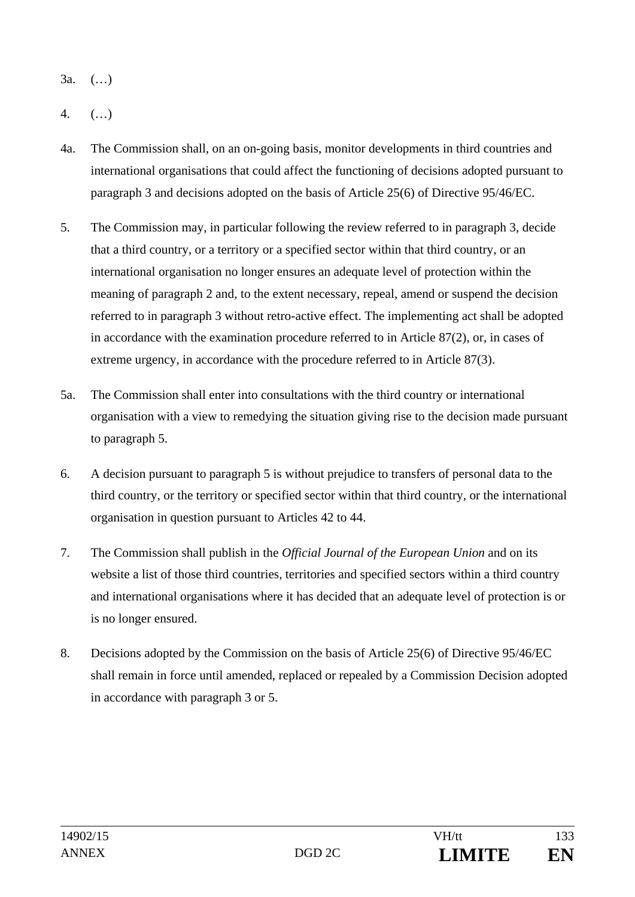3a. (…)

4. (…)

4a. The Commission shall, on an on-going basis, monitor developments in third countries and international organisations that could affect the functioning of decisions adopted pursuant to paragraph 3 and decisions adopted on the basis of Article 25(6) of Directive 95/46/EC.

5. The Commission may, in particular following the review referred to in paragraph 3, decide that a third country, or a territory or a specified sector within that third country, or an international organisation no longer ensures an adequate level of protection within the meaning of paragraph 2 and, to the extent necessary, repeal, amend or suspend the decision referred to in paragraph 3 without retro-active effect. The implementing act shall be adopted in accordance with the examination procedure referred to in Article 87(2), or, in cases of extreme urgency, in accordance with the procedure referred to in Article 87(3).

5a. The Commission shall enter into consultations with the third country or international organisation with a view to remedying the situation giving rise to the decision made pursuant to paragraph 5.

6. A decision pursuant to paragraph 5 is without prejudice to transfers of personal data to the third country, or the territory or specified sector within that third country, or the international organisation in question pursuant to Articles 42 to 44.

7. The Commission shall publish in the *Official Journal of the European Union* and on its website a list of those third countries, territories and specified sectors within a third country and international organisations where it has decided that an adequate level of protection is or is no longer ensured.

8. Decisions adopted by the Commission on the basis of Article 25(6) of Directive 95/46/EC shall remain in force until amended, replaced or repealed by a Commission Decision adopted in accordance with paragraph 3 or 5.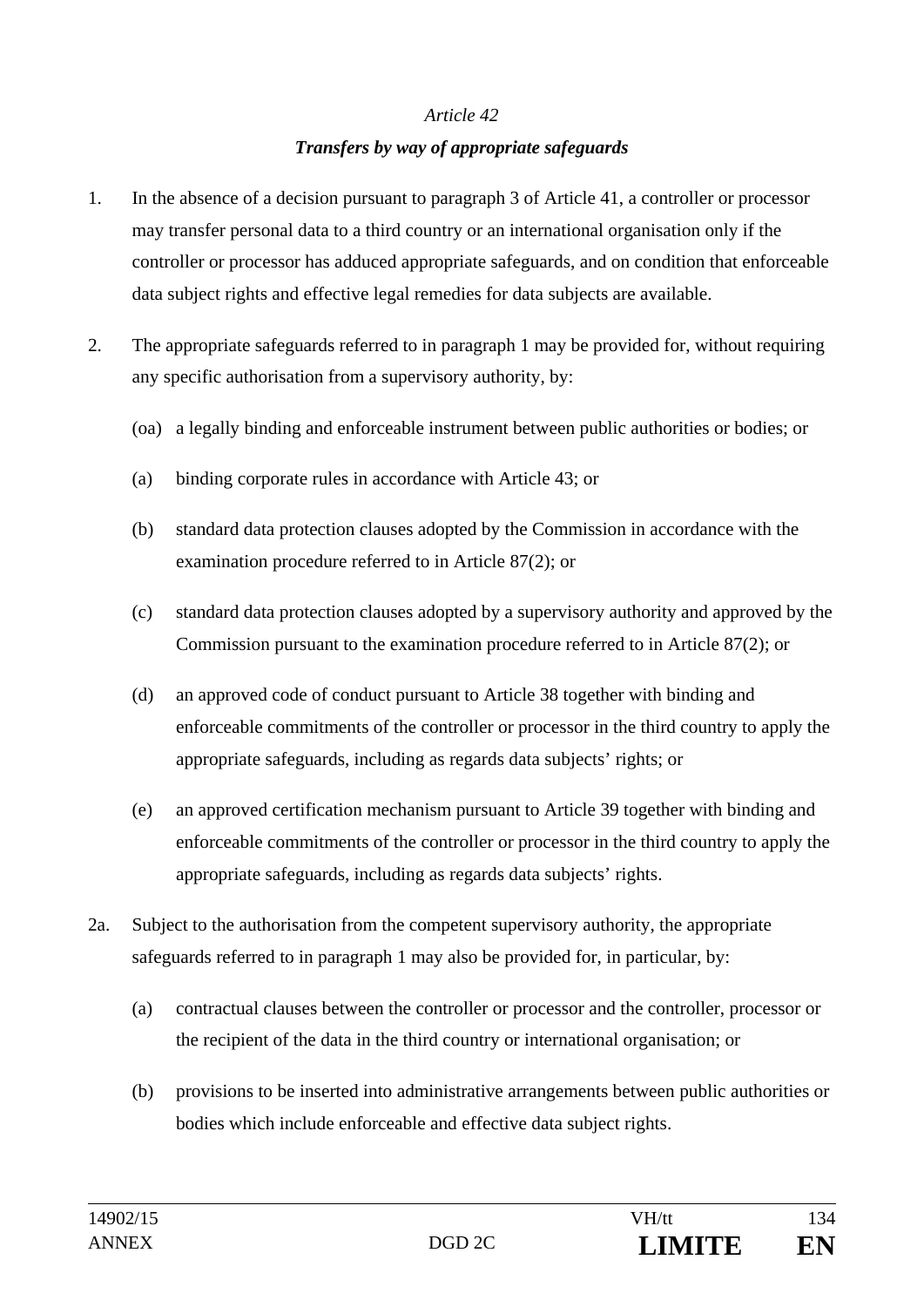*Article 42*

***Transfers by way of appropriate safeguards***

1. In the absence of a decision pursuant to paragraph 3 of Article 41, a controller or processor may transfer personal data to a third country or an international organisation only if the controller or processor has adduced appropriate safeguards, and on condition that enforceable data subject rights and effective legal remedies for data subjects are available.

2. The appropriate safeguards referred to in paragraph 1 may be provided for, without requiring any specific authorisation from a supervisory authority, by:

   (oa) a legally binding and enforceable instrument between public authorities or bodies; or

   (a) binding corporate rules in accordance with Article 43; or

   (b) standard data protection clauses adopted by the Commission in accordance with the examination procedure referred to in Article 87(2); or

   (c) standard data protection clauses adopted by a supervisory authority and approved by the Commission pursuant to the examination procedure referred to in Article 87(2); or

   (d) an approved code of conduct pursuant to Article 38 together with binding and enforceable commitments of the controller or processor in the third country to apply the appropriate safeguards, including as regards data subjects' rights; or

   (e) an approved certification mechanism pursuant to Article 39 together with binding and enforceable commitments of the controller or processor in the third country to apply the appropriate safeguards, including as regards data subjects' rights.

2a. Subject to the authorisation from the competent supervisory authority, the appropriate safeguards referred to in paragraph 1 may also be provided for, in particular, by:

   (a) contractual clauses between the controller or processor and the controller, processor or the recipient of the data in the third country or international organisation; or

   (b) provisions to be inserted into administrative arrangements between public authorities or bodies which include enforceable and effective data subject rights.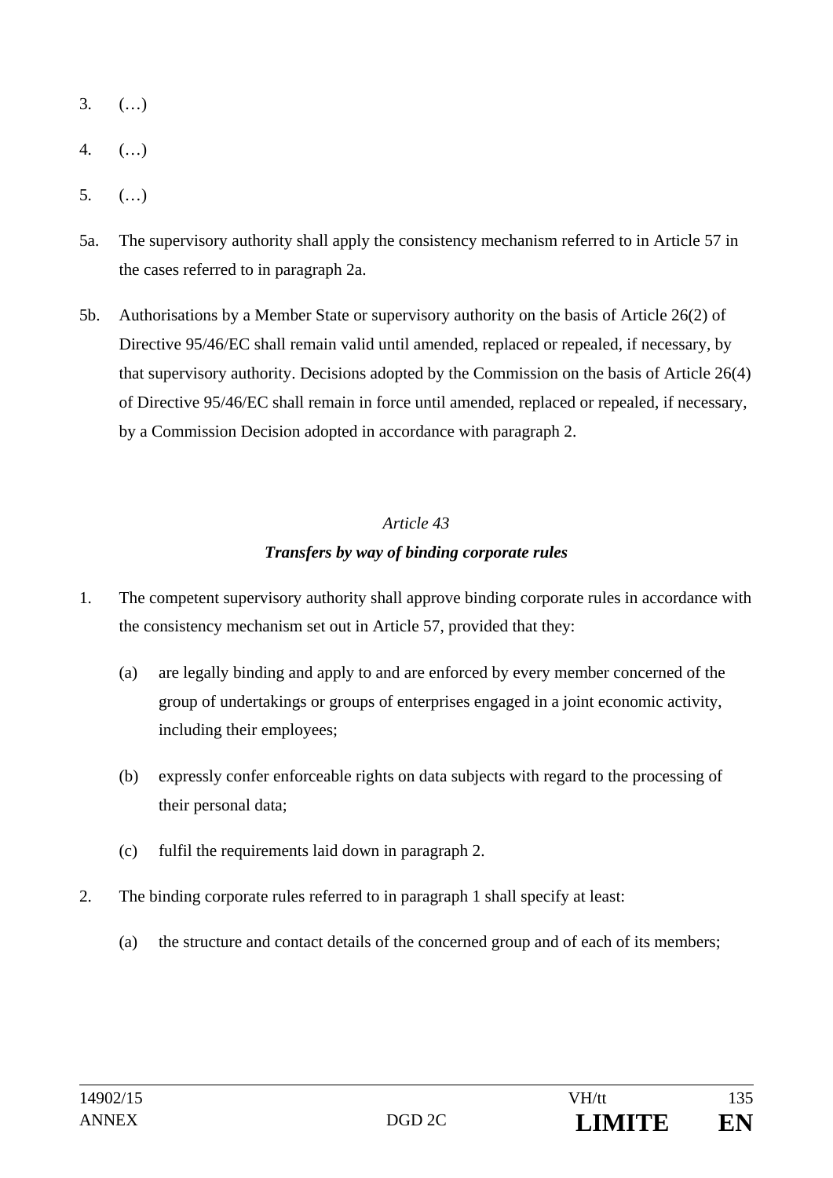3. (…)

4. (…)

5. (…)

5a. The supervisory authority shall apply the consistency mechanism referred to in Article 57 in the cases referred to in paragraph 2a.

5b. Authorisations by a Member State or supervisory authority on the basis of Article 26(2) of Directive 95/46/EC shall remain valid until amended, replaced or repealed, if necessary, by that supervisory authority. Decisions adopted by the Commission on the basis of Article 26(4) of Directive 95/46/EC shall remain in force until amended, replaced or repealed, if necessary, by a Commission Decision adopted in accordance with paragraph 2.

*Article 43*

***Transfers by way of binding corporate rules***

1. The competent supervisory authority shall approve binding corporate rules in accordance with the consistency mechanism set out in Article 57, provided that they:

   (a) are legally binding and apply to and are enforced by every member concerned of the group of undertakings or groups of enterprises engaged in a joint economic activity, including their employees;

   (b) expressly confer enforceable rights on data subjects with regard to the processing of their personal data;

   (c) fulfil the requirements laid down in paragraph 2.

2. The binding corporate rules referred to in paragraph 1 shall specify at least:

   (a) the structure and contact details of the concerned group and of each of its members;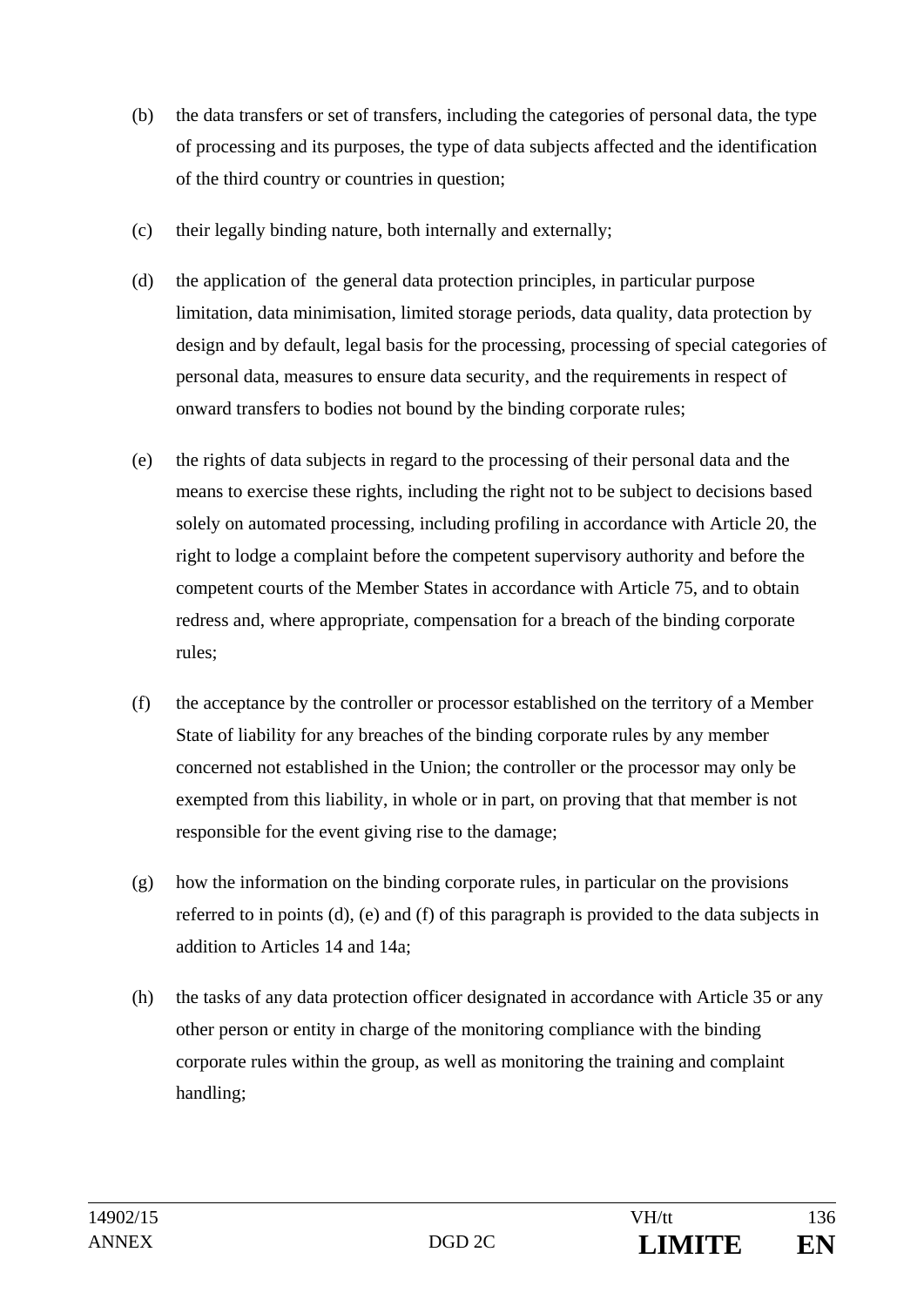(b) the data transfers or set of transfers, including the categories of personal data, the type of processing and its purposes, the type of data subjects affected and the identification of the third country or countries in question;

(c) their legally binding nature, both internally and externally;

(d) the application of the general data protection principles, in particular purpose limitation, data minimisation, limited storage periods, data quality, data protection by design and by default, legal basis for the processing, processing of special categories of personal data, measures to ensure data security, and the requirements in respect of onward transfers to bodies not bound by the binding corporate rules;

(e) the rights of data subjects in regard to the processing of their personal data and the means to exercise these rights, including the right not to be subject to decisions based solely on automated processing, including profiling in accordance with Article 20, the right to lodge a complaint before the competent supervisory authority and before the competent courts of the Member States in accordance with Article 75, and to obtain redress and, where appropriate, compensation for a breach of the binding corporate rules;

(f) the acceptance by the controller or processor established on the territory of a Member State of liability for any breaches of the binding corporate rules by any member concerned not established in the Union; the controller or the processor may only be exempted from this liability, in whole or in part, on proving that that member is not responsible for the event giving rise to the damage;

(g) how the information on the binding corporate rules, in particular on the provisions referred to in points (d), (e) and (f) of this paragraph is provided to the data subjects in addition to Articles 14 and 14a;

(h) the tasks of any data protection officer designated in accordance with Article 35 or any other person or entity in charge of the monitoring compliance with the binding corporate rules within the group, as well as monitoring the training and complaint handling;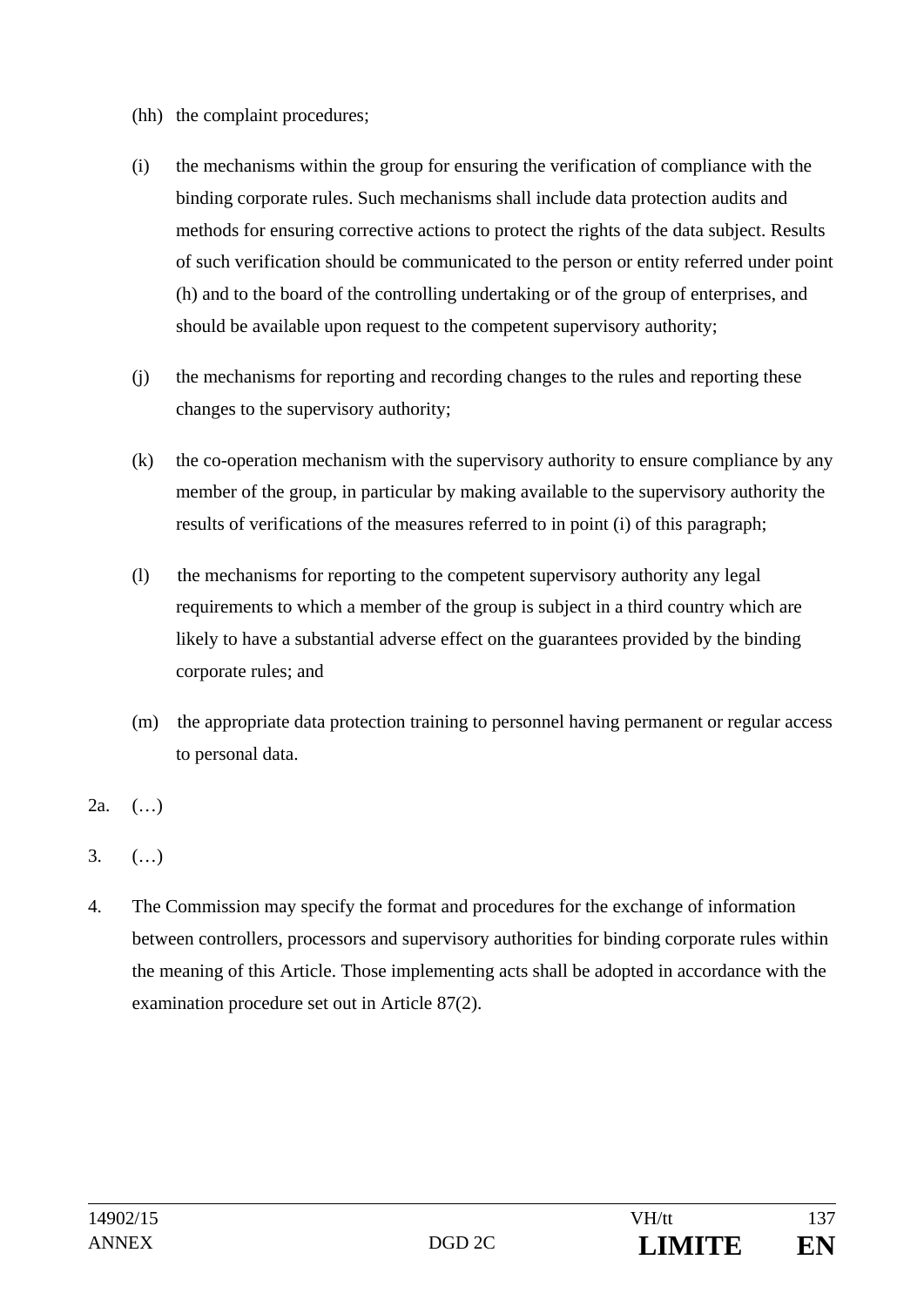(hh) the complaint procedures;

(i) the mechanisms within the group for ensuring the verification of compliance with the binding corporate rules. Such mechanisms shall include data protection audits and methods for ensuring corrective actions to protect the rights of the data subject. Results of such verification should be communicated to the person or entity referred under point (h) and to the board of the controlling undertaking or of the group of enterprises, and should be available upon request to the competent supervisory authority;

(j) the mechanisms for reporting and recording changes to the rules and reporting these changes to the supervisory authority;

(k) the co-operation mechanism with the supervisory authority to ensure compliance by any member of the group, in particular by making available to the supervisory authority the results of verifications of the measures referred to in point (i) of this paragraph;

(l) the mechanisms for reporting to the competent supervisory authority any legal requirements to which a member of the group is subject in a third country which are likely to have a substantial adverse effect on the guarantees provided by the binding corporate rules; and

(m) the appropriate data protection training to personnel having permanent or regular access to personal data.

2a. (…)

3. (…)

4. The Commission may specify the format and procedures for the exchange of information between controllers, processors and supervisory authorities for binding corporate rules within the meaning of this Article. Those implementing acts shall be adopted in accordance with the examination procedure set out in Article 87(2).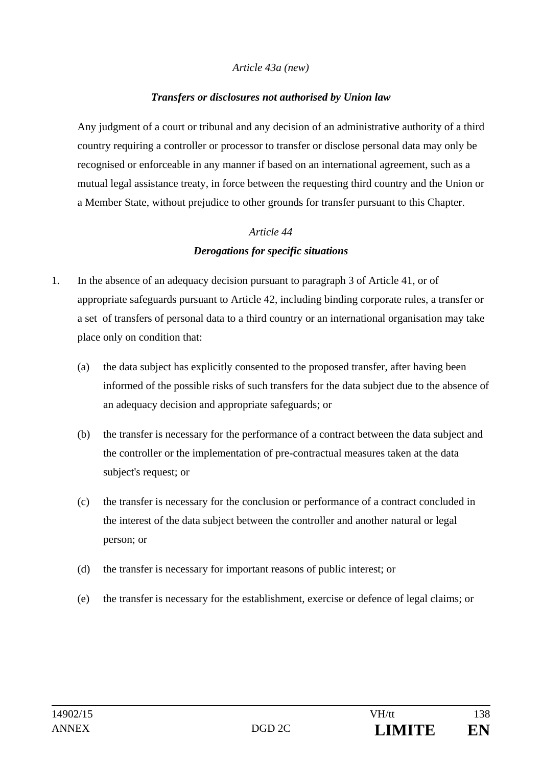*Article 43a (new)*

***Transfers or disclosures not authorised by Union law***

Any judgment of a court or tribunal and any decision of an administrative authority of a third country requiring a controller or processor to transfer or disclose personal data may only be recognised or enforceable in any manner if based on an international agreement, such as a mutual legal assistance treaty, in force between the requesting third country and the Union or a Member State, without prejudice to other grounds for transfer pursuant to this Chapter.

*Article 44*

***Derogations for specific situations***

1. In the absence of an adequacy decision pursuant to paragraph 3 of Article 41, or of appropriate safeguards pursuant to Article 42, including binding corporate rules, a transfer or a set of transfers of personal data to a third country or an international organisation may take place only on condition that:

   (a) the data subject has explicitly consented to the proposed transfer, after having been informed of the possible risks of such transfers for the data subject due to the absence of an adequacy decision and appropriate safeguards; or

   (b) the transfer is necessary for the performance of a contract between the data subject and the controller or the implementation of pre-contractual measures taken at the data subject's request; or

   (c) the transfer is necessary for the conclusion or performance of a contract concluded in the interest of the data subject between the controller and another natural or legal person; or

   (d) the transfer is necessary for important reasons of public interest; or

   (e) the transfer is necessary for the establishment, exercise or defence of legal claims; or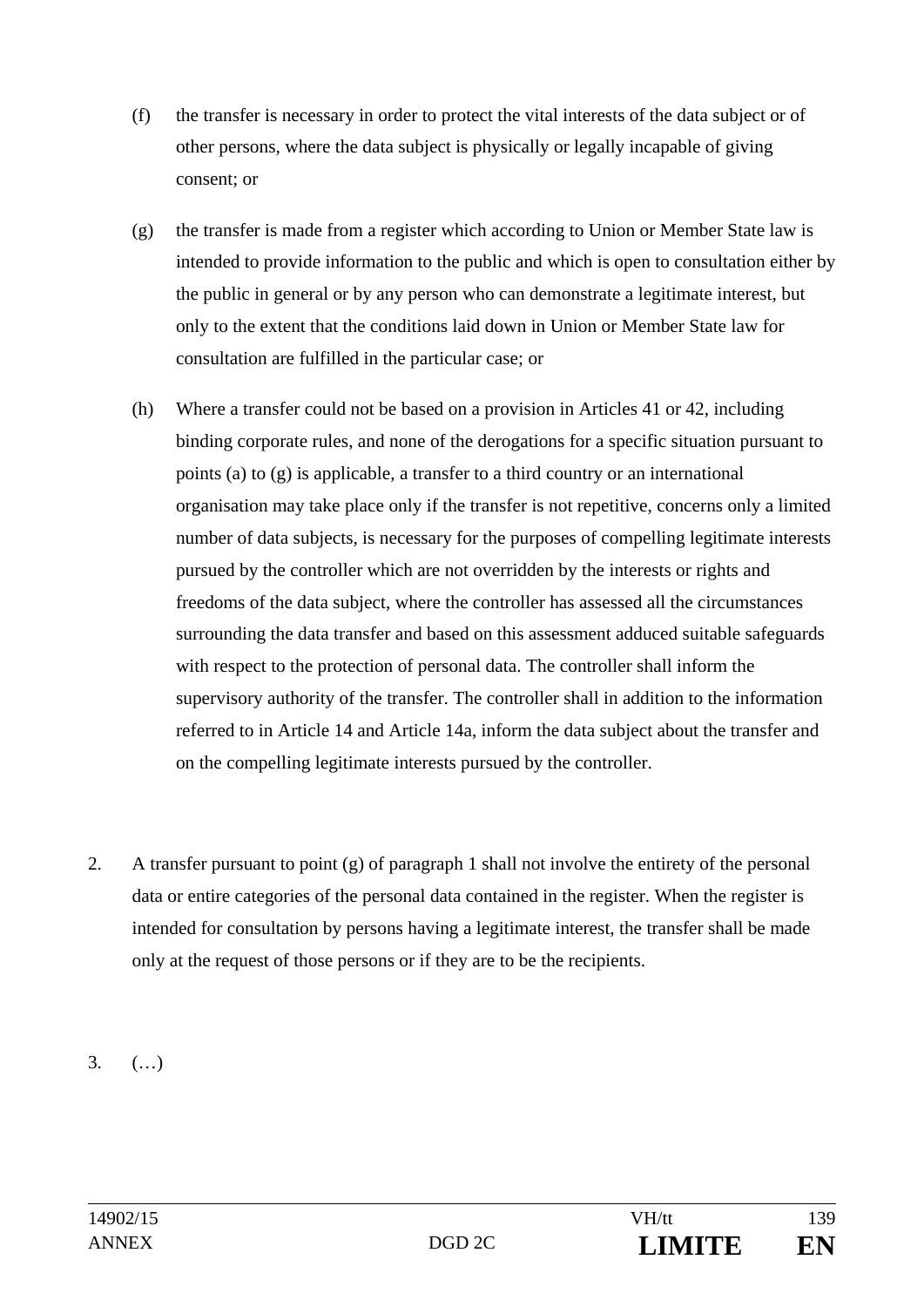(f) the transfer is necessary in order to protect the vital interests of the data subject or of other persons, where the data subject is physically or legally incapable of giving consent; or

(g) the transfer is made from a register which according to Union or Member State law is intended to provide information to the public and which is open to consultation either by the public in general or by any person who can demonstrate a legitimate interest, but only to the extent that the conditions laid down in Union or Member State law for consultation are fulfilled in the particular case; or

(h) Where a transfer could not be based on a provision in Articles 41 or 42, including binding corporate rules, and none of the derogations for a specific situation pursuant to points (a) to (g) is applicable, a transfer to a third country or an international organisation may take place only if the transfer is not repetitive, concerns only a limited number of data subjects, is necessary for the purposes of compelling legitimate interests pursued by the controller which are not overridden by the interests or rights and freedoms of the data subject, where the controller has assessed all the circumstances surrounding the data transfer and based on this assessment adduced suitable safeguards with respect to the protection of personal data. The controller shall inform the supervisory authority of the transfer. The controller shall in addition to the information referred to in Article 14 and Article 14a, inform the data subject about the transfer and on the compelling legitimate interests pursued by the controller.

2. A transfer pursuant to point (g) of paragraph 1 shall not involve the entirety of the personal data or entire categories of the personal data contained in the register. When the register is intended for consultation by persons having a legitimate interest, the transfer shall be made only at the request of those persons or if they are to be the recipients.

3. (…)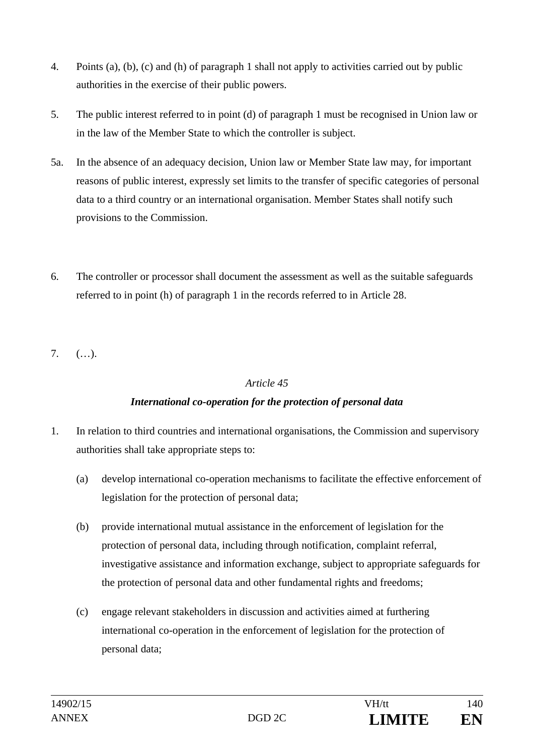4. Points (a), (b), (c) and (h) of paragraph 1 shall not apply to activities carried out by public authorities in the exercise of their public powers.

5. The public interest referred to in point (d) of paragraph 1 must be recognised in Union law or in the law of the Member State to which the controller is subject.

5a. In the absence of an adequacy decision, Union law or Member State law may, for important reasons of public interest, expressly set limits to the transfer of specific categories of personal data to a third country or an international organisation. Member States shall notify such provisions to the Commission.

6. The controller or processor shall document the assessment as well as the suitable safeguards referred to in point (h) of paragraph 1 in the records referred to in Article 28.

7. (…).

*Article 45*

***International co-operation for the protection of personal data***

1. In relation to third countries and international organisations, the Commission and supervisory authorities shall take appropriate steps to:

   (a) develop international co-operation mechanisms to facilitate the effective enforcement of legislation for the protection of personal data;

   (b) provide international mutual assistance in the enforcement of legislation for the protection of personal data, including through notification, complaint referral, investigative assistance and information exchange, subject to appropriate safeguards for the protection of personal data and other fundamental rights and freedoms;

   (c) engage relevant stakeholders in discussion and activities aimed at furthering international co-operation in the enforcement of legislation for the protection of personal data;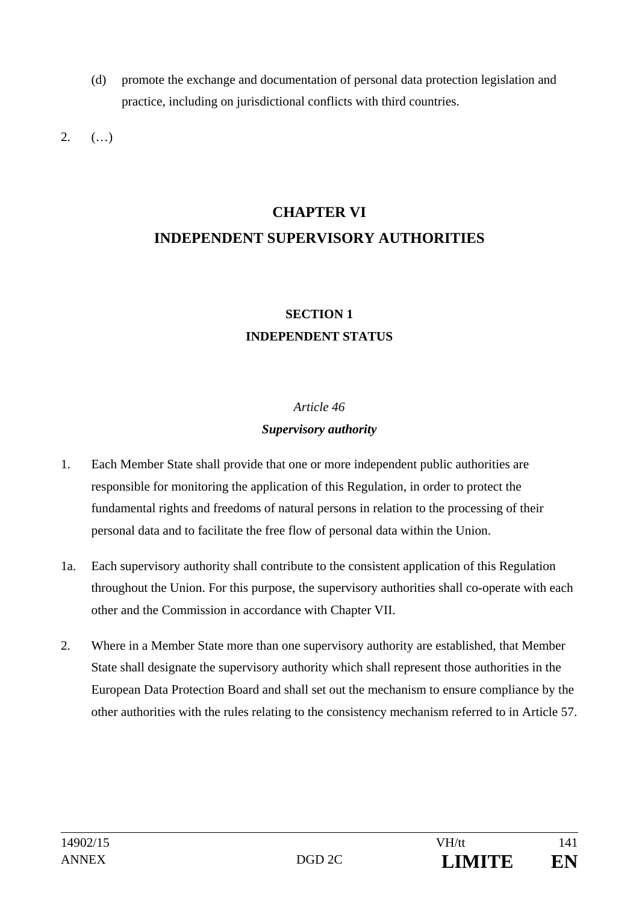(d) promote the exchange and documentation of personal data protection legislation and practice, including on jurisdictional conflicts with third countries.

2. (…)

# CHAPTER VI
# INDEPENDENT SUPERVISORY AUTHORITIES

## SECTION 1
## INDEPENDENT STATUS

### *Article 46*
### ***Supervisory authority***

1. Each Member State shall provide that one or more independent public authorities are responsible for monitoring the application of this Regulation, in order to protect the fundamental rights and freedoms of natural persons in relation to the processing of their personal data and to facilitate the free flow of personal data within the Union.

1a. Each supervisory authority shall contribute to the consistent application of this Regulation throughout the Union. For this purpose, the supervisory authorities shall co-operate with each other and the Commission in accordance with Chapter VII.

2. Where in a Member State more than one supervisory authority are established, that Member State shall designate the supervisory authority which shall represent those authorities in the European Data Protection Board and shall set out the mechanism to ensure compliance by the other authorities with the rules relating to the consistency mechanism referred to in Article 57.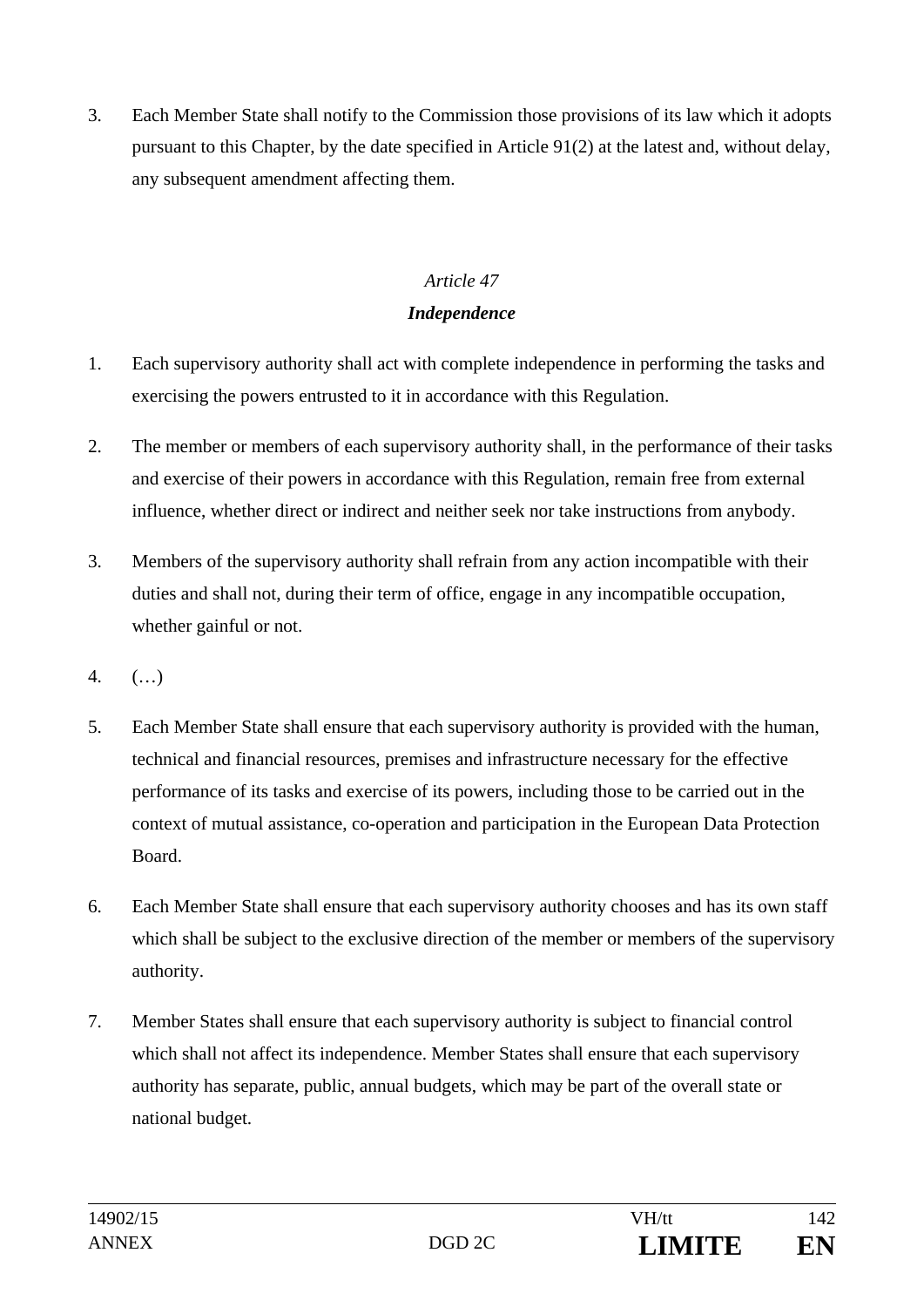3. Each Member State shall notify to the Commission those provisions of its law which it adopts pursuant to this Chapter, by the date specified in Article 91(2) at the latest and, without delay, any subsequent amendment affecting them.

*Article 47*

***Independence***

1. Each supervisory authority shall act with complete independence in performing the tasks and exercising the powers entrusted to it in accordance with this Regulation.

2. The member or members of each supervisory authority shall, in the performance of their tasks and exercise of their powers in accordance with this Regulation, remain free from external influence, whether direct or indirect and neither seek nor take instructions from anybody.

3. Members of the supervisory authority shall refrain from any action incompatible with their duties and shall not, during their term of office, engage in any incompatible occupation, whether gainful or not.

4. (…)

5. Each Member State shall ensure that each supervisory authority is provided with the human, technical and financial resources, premises and infrastructure necessary for the effective performance of its tasks and exercise of its powers, including those to be carried out in the context of mutual assistance, co-operation and participation in the European Data Protection Board.

6. Each Member State shall ensure that each supervisory authority chooses and has its own staff which shall be subject to the exclusive direction of the member or members of the supervisory authority.

7. Member States shall ensure that each supervisory authority is subject to financial control which shall not affect its independence. Member States shall ensure that each supervisory authority has separate, public, annual budgets, which may be part of the overall state or national budget.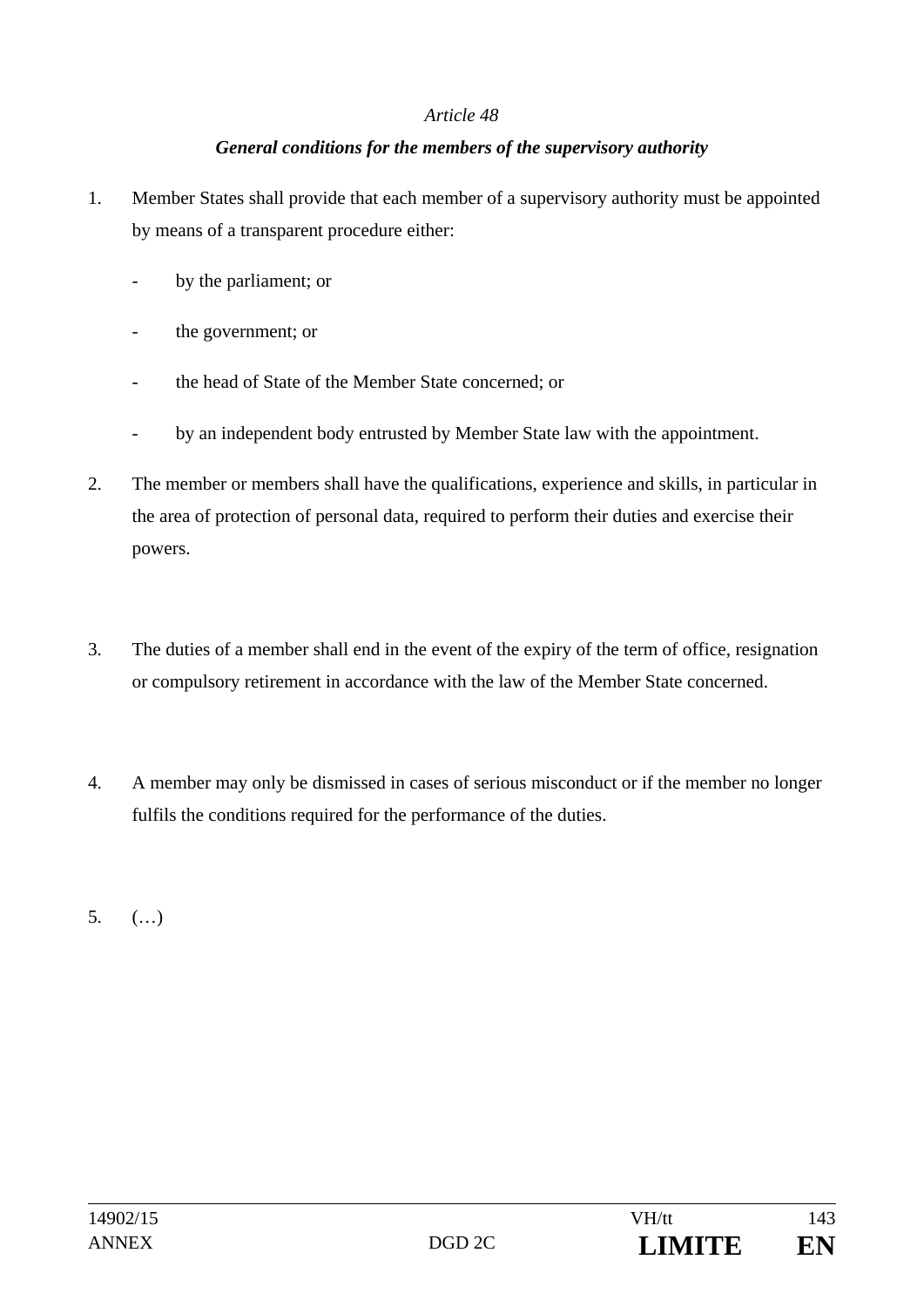*Article 48*

***General conditions for the members of the supervisory authority***

1. Member States shall provide that each member of a supervisory authority must be appointed by means of a transparent procedure either:

   - by the parliament; or

   - the government; or

   - the head of State of the Member State concerned; or

   - by an independent body entrusted by Member State law with the appointment.

2. The member or members shall have the qualifications, experience and skills, in particular in the area of protection of personal data, required to perform their duties and exercise their powers.

3. The duties of a member shall end in the event of the expiry of the term of office, resignation or compulsory retirement in accordance with the law of the Member State concerned.

4. A member may only be dismissed in cases of serious misconduct or if the member no longer fulfils the conditions required for the performance of the duties.

5. (…)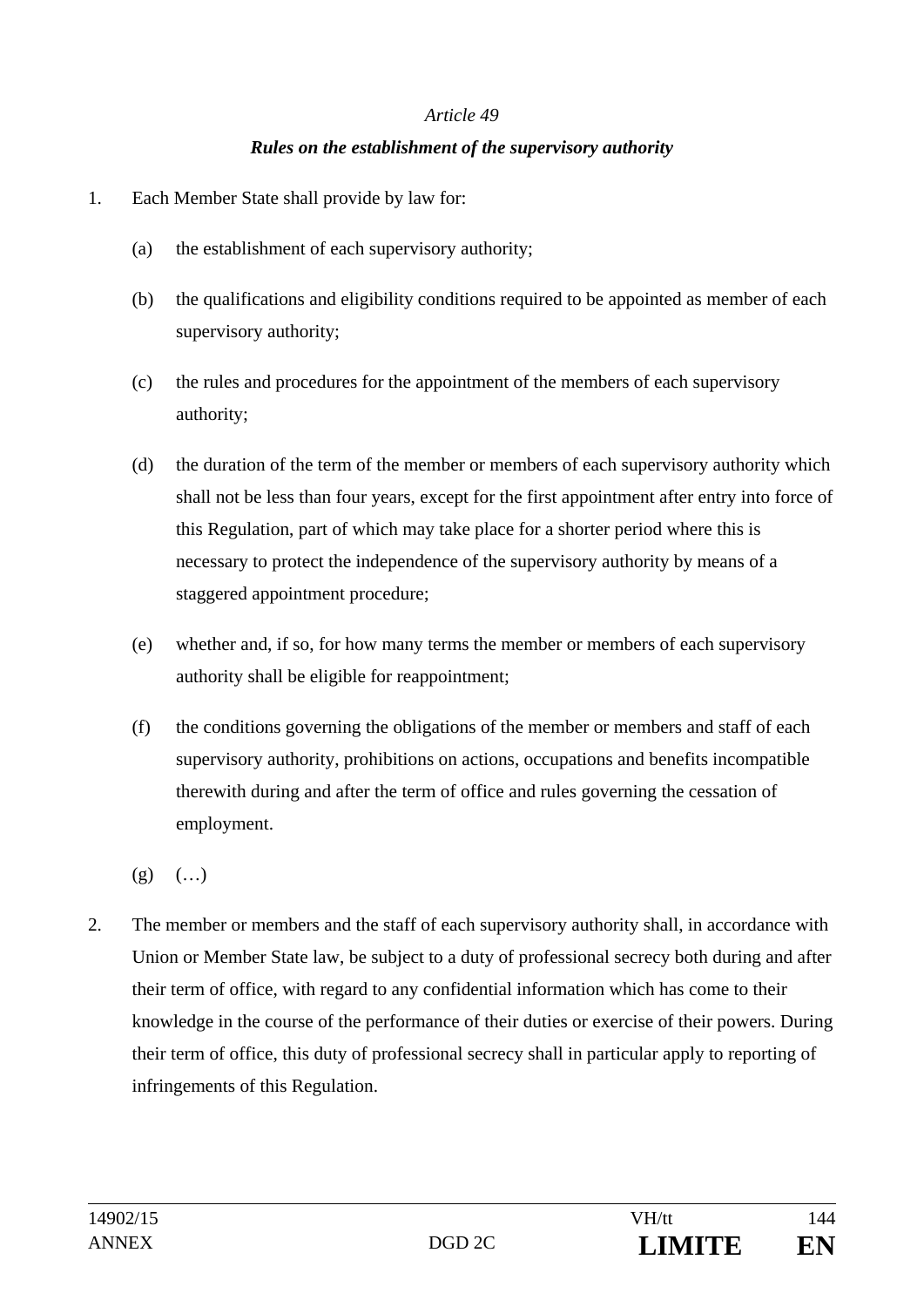*Article 49*

***Rules on the establishment of the supervisory authority***

1. Each Member State shall provide by law for:

   (a) the establishment of each supervisory authority;

   (b) the qualifications and eligibility conditions required to be appointed as member of each supervisory authority;

   (c) the rules and procedures for the appointment of the members of each supervisory authority;

   (d) the duration of the term of the member or members of each supervisory authority which shall not be less than four years, except for the first appointment after entry into force of this Regulation, part of which may take place for a shorter period where this is necessary to protect the independence of the supervisory authority by means of a staggered appointment procedure;

   (e) whether and, if so, for how many terms the member or members of each supervisory authority shall be eligible for reappointment;

   (f) the conditions governing the obligations of the member or members and staff of each supervisory authority, prohibitions on actions, occupations and benefits incompatible therewith during and after the term of office and rules governing the cessation of employment.

   (g) (…)

2. The member or members and the staff of each supervisory authority shall, in accordance with Union or Member State law, be subject to a duty of professional secrecy both during and after their term of office, with regard to any confidential information which has come to their knowledge in the course of the performance of their duties or exercise of their powers. During their term of office, this duty of professional secrecy shall in particular apply to reporting of infringements of this Regulation.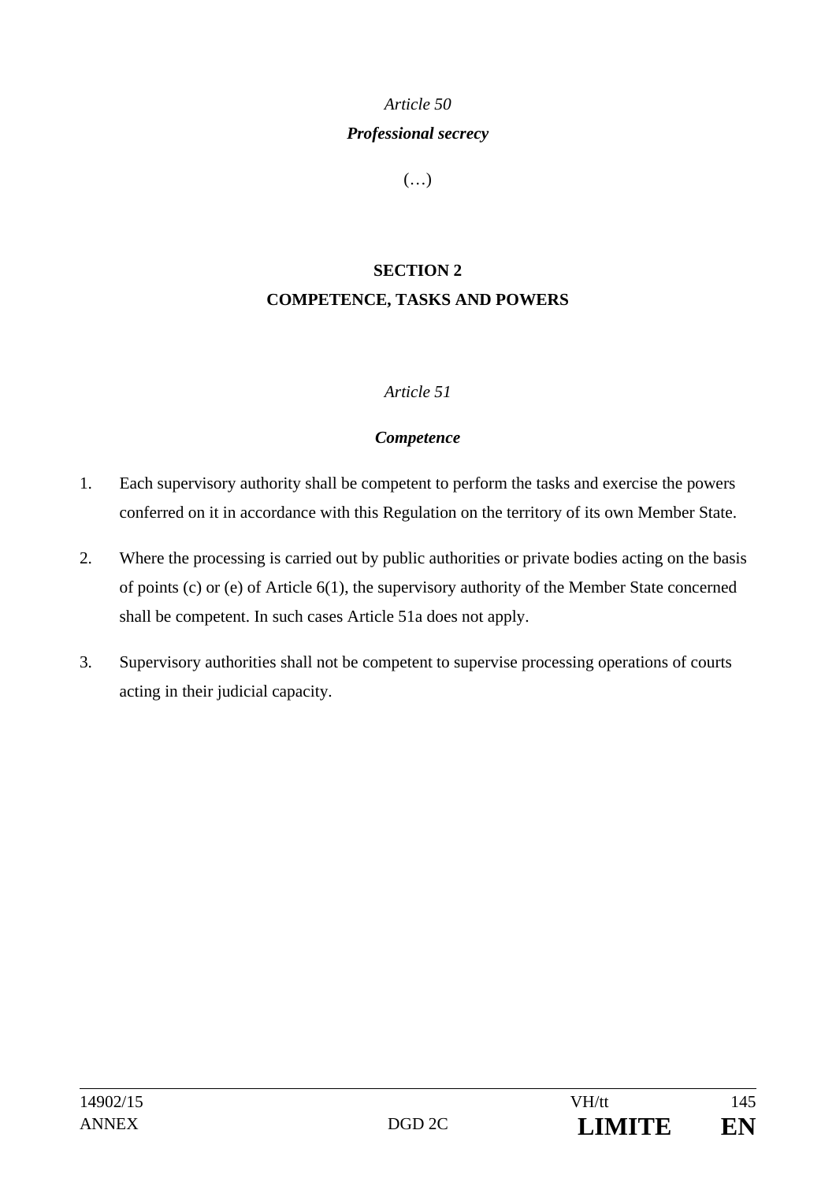*Article 50*

***Professional secrecy***

(…)

## SECTION 2
## COMPETENCE, TASKS AND POWERS

*Article 51*

***Competence***

1. Each supervisory authority shall be competent to perform the tasks and exercise the powers conferred on it in accordance with this Regulation on the territory of its own Member State.

2. Where the processing is carried out by public authorities or private bodies acting on the basis of points (c) or (e) of Article 6(1), the supervisory authority of the Member State concerned shall be competent. In such cases Article 51a does not apply.

3. Supervisory authorities shall not be competent to supervise processing operations of courts acting in their judicial capacity.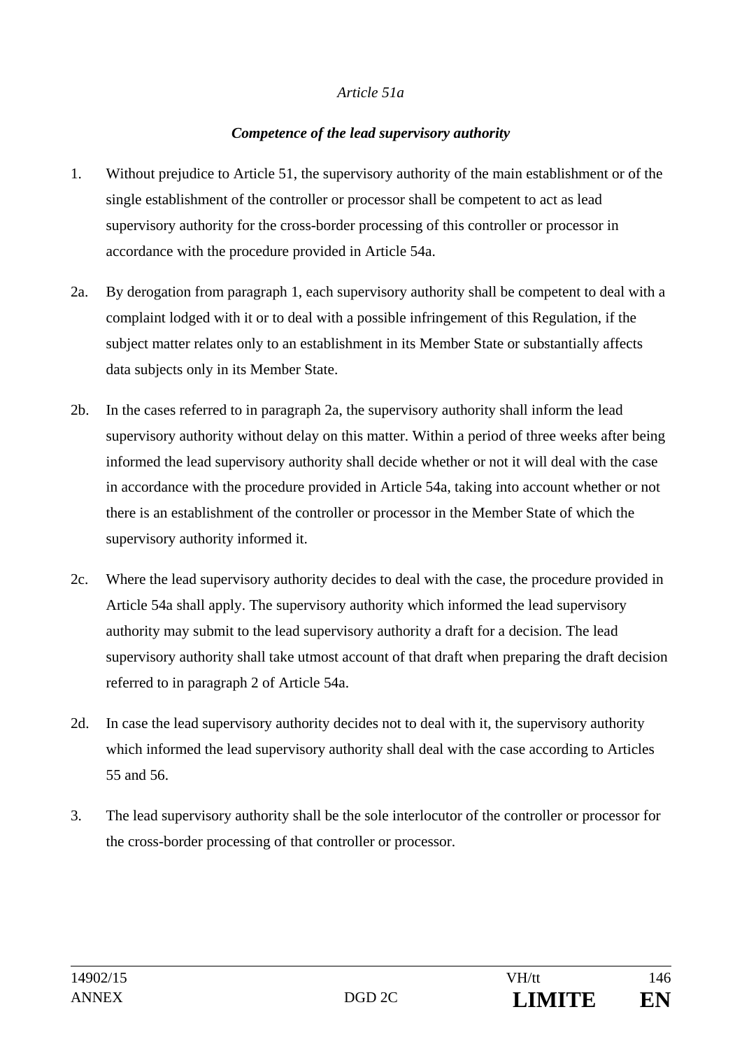*Article 51a*

***Competence of the lead supervisory authority***

1. Without prejudice to Article 51, the supervisory authority of the main establishment or of the single establishment of the controller or processor shall be competent to act as lead supervisory authority for the cross-border processing of this controller or processor in accordance with the procedure provided in Article 54a.

2a. By derogation from paragraph 1, each supervisory authority shall be competent to deal with a complaint lodged with it or to deal with a possible infringement of this Regulation, if the subject matter relates only to an establishment in its Member State or substantially affects data subjects only in its Member State.

2b. In the cases referred to in paragraph 2a, the supervisory authority shall inform the lead supervisory authority without delay on this matter. Within a period of three weeks after being informed the lead supervisory authority shall decide whether or not it will deal with the case in accordance with the procedure provided in Article 54a, taking into account whether or not there is an establishment of the controller or processor in the Member State of which the supervisory authority informed it.

2c. Where the lead supervisory authority decides to deal with the case, the procedure provided in Article 54a shall apply. The supervisory authority which informed the lead supervisory authority may submit to the lead supervisory authority a draft for a decision. The lead supervisory authority shall take utmost account of that draft when preparing the draft decision referred to in paragraph 2 of Article 54a.

2d. In case the lead supervisory authority decides not to deal with it, the supervisory authority which informed the lead supervisory authority shall deal with the case according to Articles 55 and 56.

3. The lead supervisory authority shall be the sole interlocutor of the controller or processor for the cross-border processing of that controller or processor.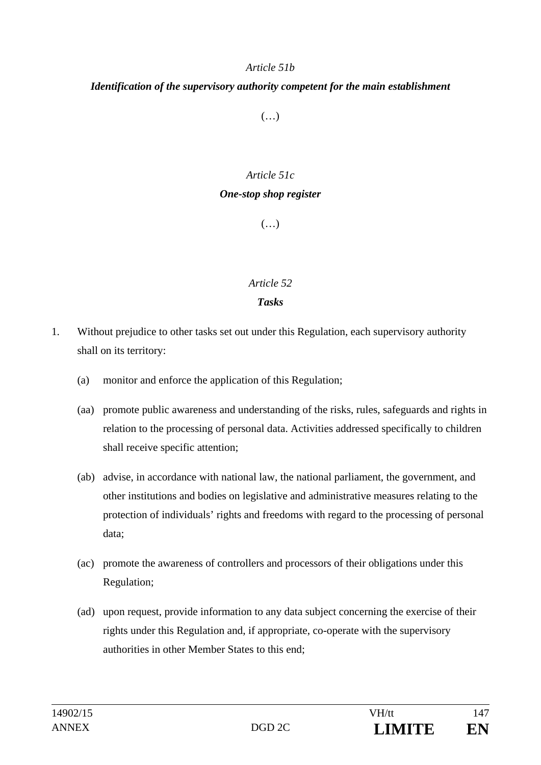*Article 51b*

***Identification of the supervisory authority competent for the main establishment***

(…)

*Article 51c*

***One-stop shop register***

(…)

*Article 52*

***Tasks***

1. Without prejudice to other tasks set out under this Regulation, each supervisory authority shall on its territory:

   (a) monitor and enforce the application of this Regulation;

   (aa) promote public awareness and understanding of the risks, rules, safeguards and rights in relation to the processing of personal data. Activities addressed specifically to children shall receive specific attention;

   (ab) advise, in accordance with national law, the national parliament, the government, and other institutions and bodies on legislative and administrative measures relating to the protection of individuals' rights and freedoms with regard to the processing of personal data;

   (ac) promote the awareness of controllers and processors of their obligations under this Regulation;

   (ad) upon request, provide information to any data subject concerning the exercise of their rights under this Regulation and, if appropriate, co-operate with the supervisory authorities in other Member States to this end;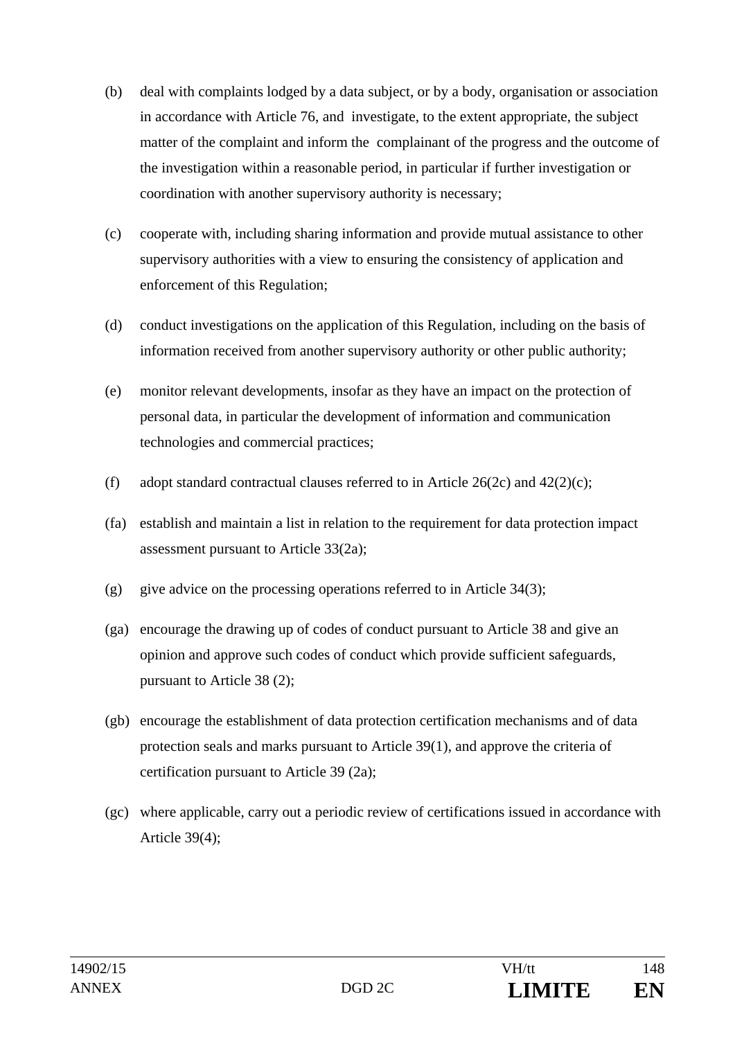(b) deal with complaints lodged by a data subject, or by a body, organisation or association in accordance with Article 76, and investigate, to the extent appropriate, the subject matter of the complaint and inform the complainant of the progress and the outcome of the investigation within a reasonable period, in particular if further investigation or coordination with another supervisory authority is necessary;

(c) cooperate with, including sharing information and provide mutual assistance to other supervisory authorities with a view to ensuring the consistency of application and enforcement of this Regulation;

(d) conduct investigations on the application of this Regulation, including on the basis of information received from another supervisory authority or other public authority;

(e) monitor relevant developments, insofar as they have an impact on the protection of personal data, in particular the development of information and communication technologies and commercial practices;

(f) adopt standard contractual clauses referred to in Article 26(2c) and 42(2)(c);

(fa) establish and maintain a list in relation to the requirement for data protection impact assessment pursuant to Article 33(2a);

(g) give advice on the processing operations referred to in Article 34(3);

(ga) encourage the drawing up of codes of conduct pursuant to Article 38 and give an opinion and approve such codes of conduct which provide sufficient safeguards, pursuant to Article 38 (2);

(gb) encourage the establishment of data protection certification mechanisms and of data protection seals and marks pursuant to Article 39(1), and approve the criteria of certification pursuant to Article 39 (2a);

(gc) where applicable, carry out a periodic review of certifications issued in accordance with Article 39(4);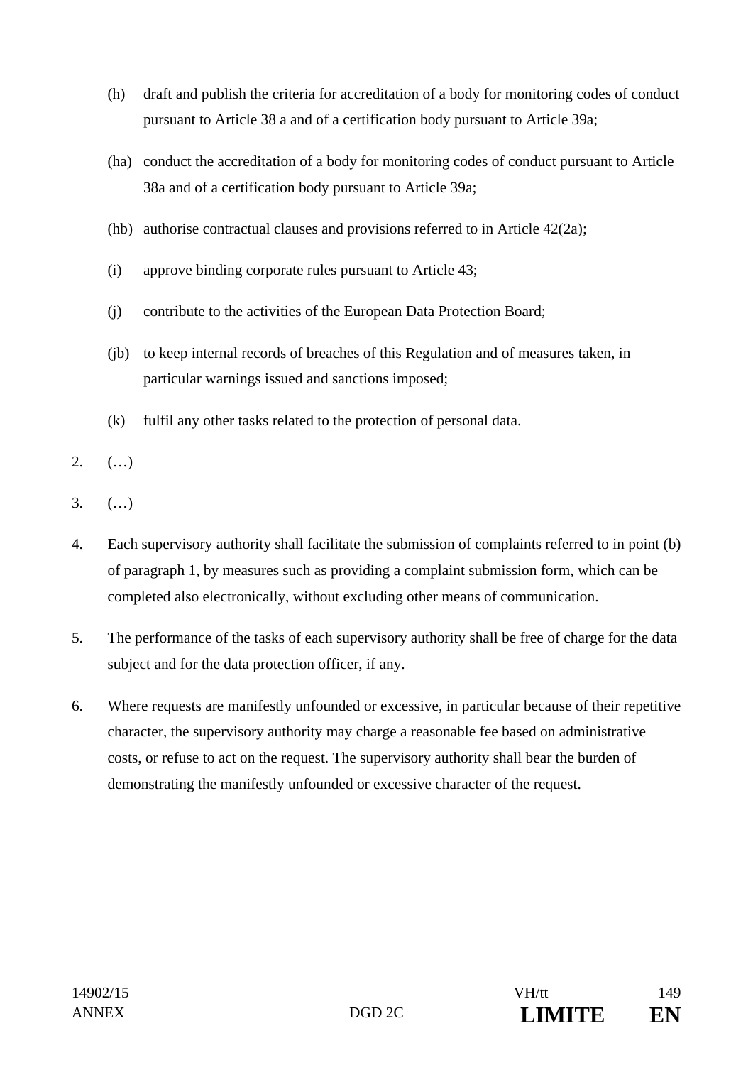(h) draft and publish the criteria for accreditation of a body for monitoring codes of conduct pursuant to Article 38 a and of a certification body pursuant to Article 39a;

(ha) conduct the accreditation of a body for monitoring codes of conduct pursuant to Article 38a and of a certification body pursuant to Article 39a;

(hb) authorise contractual clauses and provisions referred to in Article 42(2a);

(i) approve binding corporate rules pursuant to Article 43;

(j) contribute to the activities of the European Data Protection Board;

(jb) to keep internal records of breaches of this Regulation and of measures taken, in particular warnings issued and sanctions imposed;

(k) fulfil any other tasks related to the protection of personal data.

2. (…)

3. (…)

4. Each supervisory authority shall facilitate the submission of complaints referred to in point (b) of paragraph 1, by measures such as providing a complaint submission form, which can be completed also electronically, without excluding other means of communication.

5. The performance of the tasks of each supervisory authority shall be free of charge for the data subject and for the data protection officer, if any.

6. Where requests are manifestly unfounded or excessive, in particular because of their repetitive character, the supervisory authority may charge a reasonable fee based on administrative costs, or refuse to act on the request. The supervisory authority shall bear the burden of demonstrating the manifestly unfounded or excessive character of the request.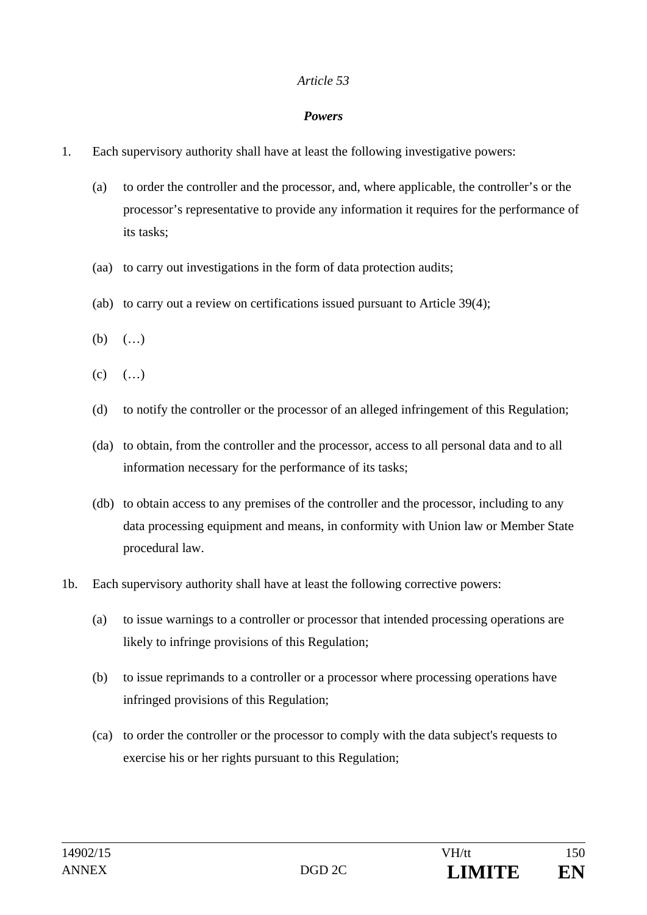*Article 53*

***Powers***

1. Each supervisory authority shall have at least the following investigative powers:

   (a) to order the controller and the processor, and, where applicable, the controller's or the processor's representative to provide any information it requires for the performance of its tasks;

   (aa) to carry out investigations in the form of data protection audits;

   (ab) to carry out a review on certifications issued pursuant to Article 39(4);

   (b) (…)

   (c) (…)

   (d) to notify the controller or the processor of an alleged infringement of this Regulation;

   (da) to obtain, from the controller and the processor, access to all personal data and to all information necessary for the performance of its tasks;

   (db) to obtain access to any premises of the controller and the processor, including to any data processing equipment and means, in conformity with Union law or Member State procedural law.

1b. Each supervisory authority shall have at least the following corrective powers:

   (a) to issue warnings to a controller or processor that intended processing operations are likely to infringe provisions of this Regulation;

   (b) to issue reprimands to a controller or a processor where processing operations have infringed provisions of this Regulation;

   (ca) to order the controller or the processor to comply with the data subject's requests to exercise his or her rights pursuant to this Regulation;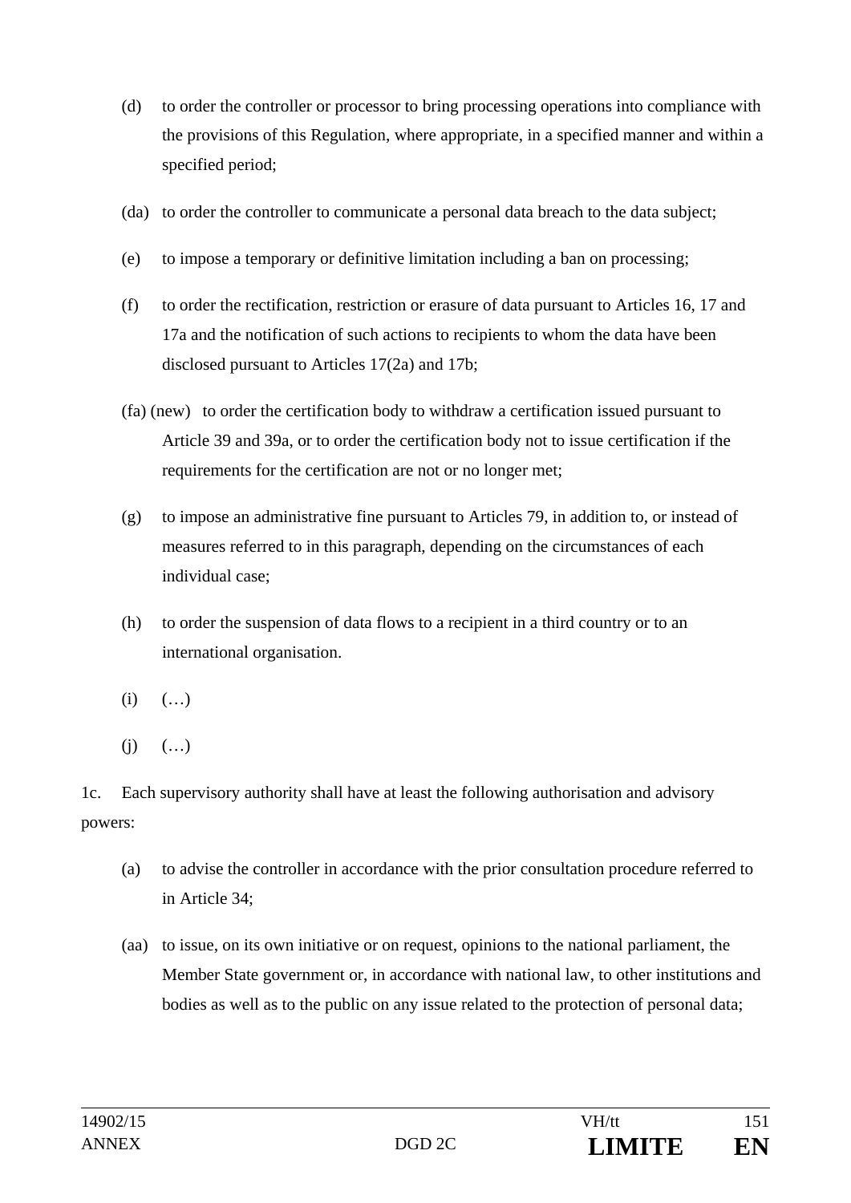(d) to order the controller or processor to bring processing operations into compliance with the provisions of this Regulation, where appropriate, in a specified manner and within a specified period;

(da) to order the controller to communicate a personal data breach to the data subject;

(e) to impose a temporary or definitive limitation including a ban on processing;

(f) to order the rectification, restriction or erasure of data pursuant to Articles 16, 17 and 17a and the notification of such actions to recipients to whom the data have been disclosed pursuant to Articles 17(2a) and 17b;

(fa) (new) to order the certification body to withdraw a certification issued pursuant to Article 39 and 39a, or to order the certification body not to issue certification if the requirements for the certification are not or no longer met;

(g) to impose an administrative fine pursuant to Articles 79, in addition to, or instead of measures referred to in this paragraph, depending on the circumstances of each individual case;

(h) to order the suspension of data flows to a recipient in a third country or to an international organisation.

(i) (…)

(j) (…)

1c. Each supervisory authority shall have at least the following authorisation and advisory powers:

(a) to advise the controller in accordance with the prior consultation procedure referred to in Article 34;

(aa) to issue, on its own initiative or on request, opinions to the national parliament, the Member State government or, in accordance with national law, to other institutions and bodies as well as to the public on any issue related to the protection of personal data;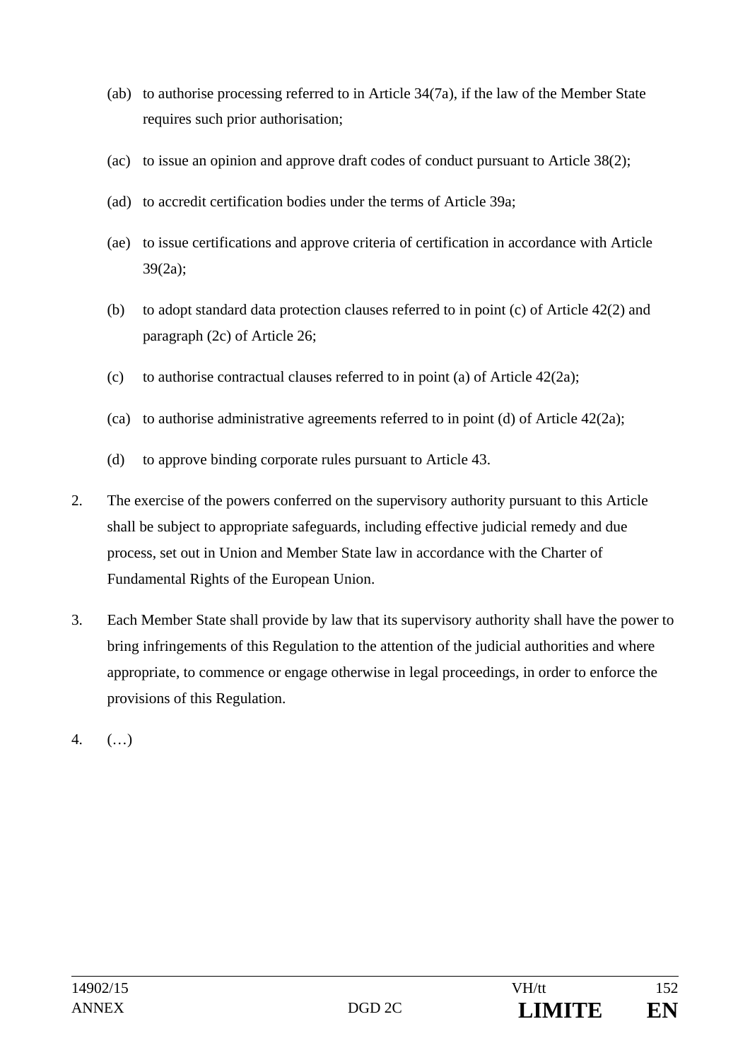(ab) to authorise processing referred to in Article 34(7a), if the law of the Member State requires such prior authorisation;

(ac) to issue an opinion and approve draft codes of conduct pursuant to Article 38(2);

(ad) to accredit certification bodies under the terms of Article 39a;

(ae) to issue certifications and approve criteria of certification in accordance with Article 39(2a);

(b) to adopt standard data protection clauses referred to in point (c) of Article 42(2) and paragraph (2c) of Article 26;

(c) to authorise contractual clauses referred to in point (a) of Article 42(2a);

(ca) to authorise administrative agreements referred to in point (d) of Article 42(2a);

(d) to approve binding corporate rules pursuant to Article 43.

2. The exercise of the powers conferred on the supervisory authority pursuant to this Article shall be subject to appropriate safeguards, including effective judicial remedy and due process, set out in Union and Member State law in accordance with the Charter of Fundamental Rights of the European Union.

3. Each Member State shall provide by law that its supervisory authority shall have the power to bring infringements of this Regulation to the attention of the judicial authorities and where appropriate, to commence or engage otherwise in legal proceedings, in order to enforce the provisions of this Regulation.

4. (…)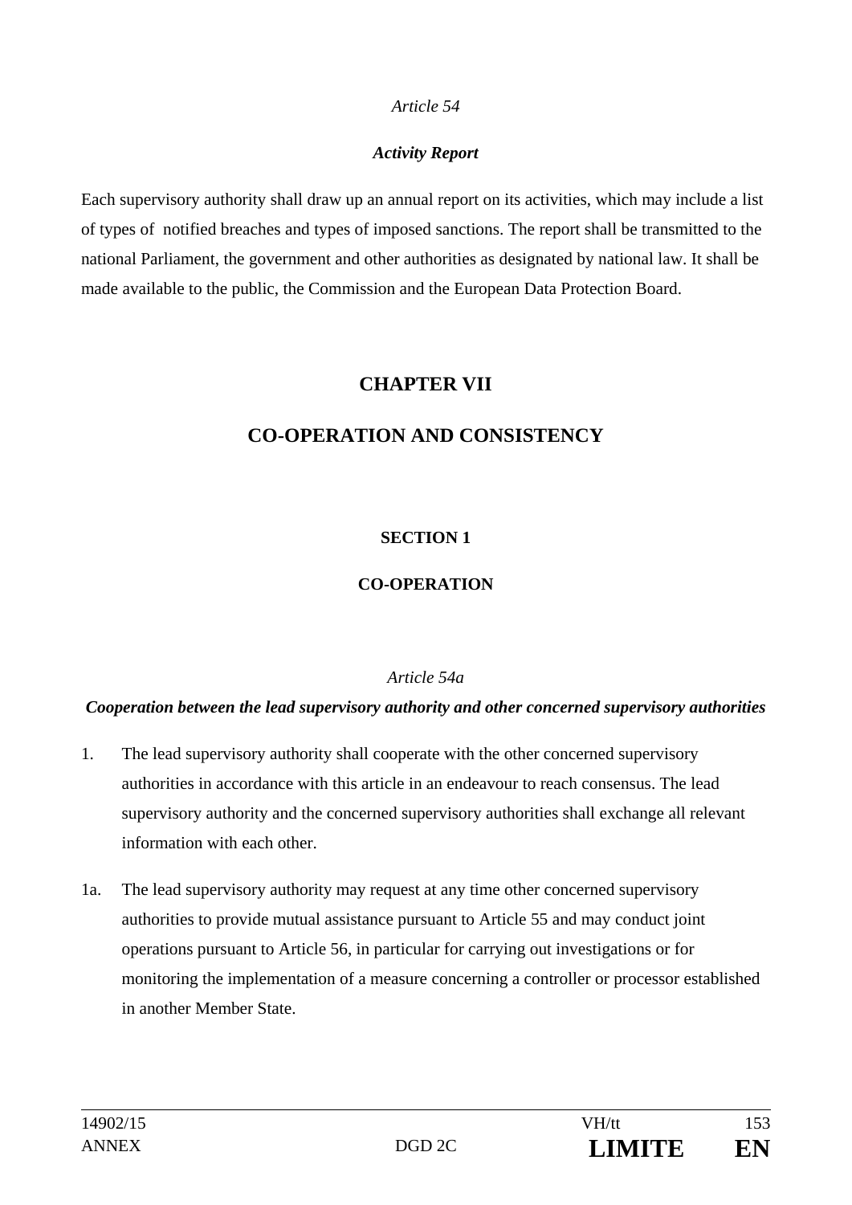*Article 54*

***Activity Report***

Each supervisory authority shall draw up an annual report on its activities, which may include a list of types of notified breaches and types of imposed sanctions. The report shall be transmitted to the national Parliament, the government and other authorities as designated by national law. It shall be made available to the public, the Commission and the European Data Protection Board.

# CHAPTER VII

# CO-OPERATION AND CONSISTENCY

## SECTION 1

## CO-OPERATION

*Article 54a*

***Cooperation between the lead supervisory authority and other concerned supervisory authorities***

1. The lead supervisory authority shall cooperate with the other concerned supervisory authorities in accordance with this article in an endeavour to reach consensus. The lead supervisory authority and the concerned supervisory authorities shall exchange all relevant information with each other.

1a. The lead supervisory authority may request at any time other concerned supervisory authorities to provide mutual assistance pursuant to Article 55 and may conduct joint operations pursuant to Article 56, in particular for carrying out investigations or for monitoring the implementation of a measure concerning a controller or processor established in another Member State.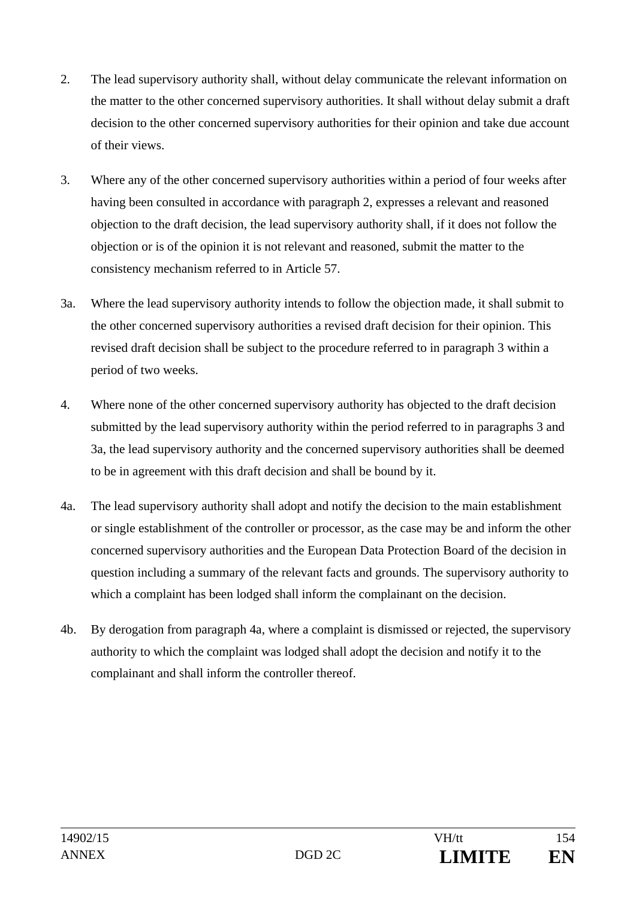2. The lead supervisory authority shall, without delay communicate the relevant information on the matter to the other concerned supervisory authorities. It shall without delay submit a draft decision to the other concerned supervisory authorities for their opinion and take due account of their views.

3. Where any of the other concerned supervisory authorities within a period of four weeks after having been consulted in accordance with paragraph 2, expresses a relevant and reasoned objection to the draft decision, the lead supervisory authority shall, if it does not follow the objection or is of the opinion it is not relevant and reasoned, submit the matter to the consistency mechanism referred to in Article 57.

3a. Where the lead supervisory authority intends to follow the objection made, it shall submit to the other concerned supervisory authorities a revised draft decision for their opinion. This revised draft decision shall be subject to the procedure referred to in paragraph 3 within a period of two weeks.

4. Where none of the other concerned supervisory authority has objected to the draft decision submitted by the lead supervisory authority within the period referred to in paragraphs 3 and 3a, the lead supervisory authority and the concerned supervisory authorities shall be deemed to be in agreement with this draft decision and shall be bound by it.

4a. The lead supervisory authority shall adopt and notify the decision to the main establishment or single establishment of the controller or processor, as the case may be and inform the other concerned supervisory authorities and the European Data Protection Board of the decision in question including a summary of the relevant facts and grounds. The supervisory authority to which a complaint has been lodged shall inform the complainant on the decision.

4b. By derogation from paragraph 4a, where a complaint is dismissed or rejected, the supervisory authority to which the complaint was lodged shall adopt the decision and notify it to the complainant and shall inform the controller thereof.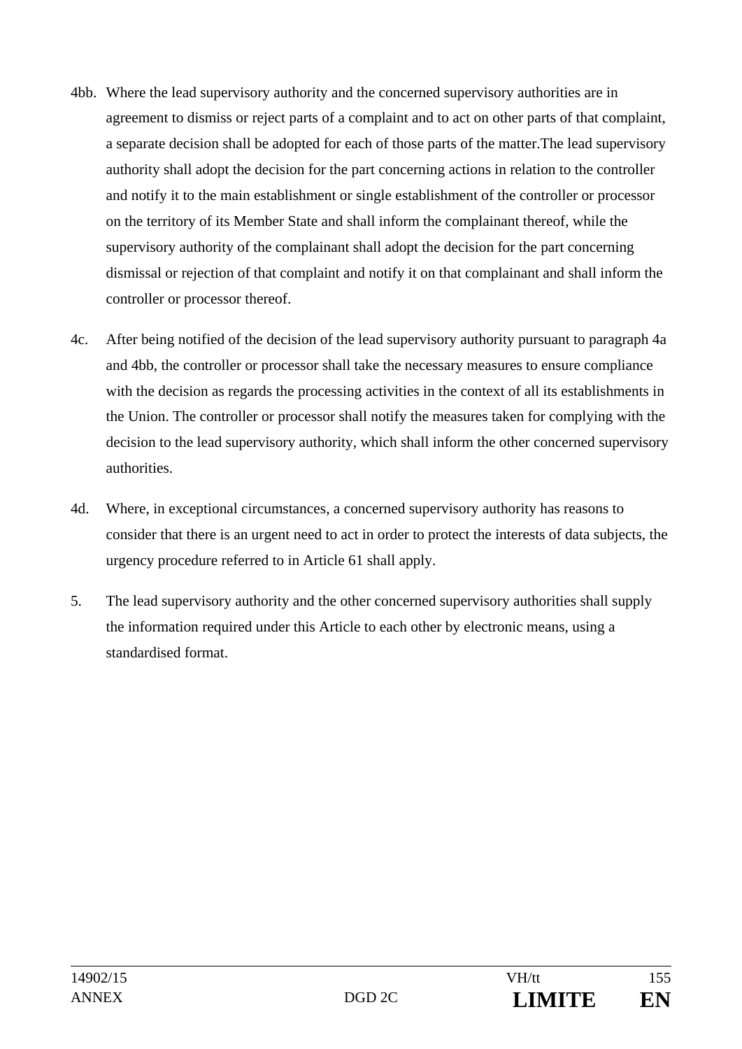4bb. Where the lead supervisory authority and the concerned supervisory authorities are in agreement to dismiss or reject parts of a complaint and to act on other parts of that complaint, a separate decision shall be adopted for each of those parts of the matter.The lead supervisory authority shall adopt the decision for the part concerning actions in relation to the controller and notify it to the main establishment or single establishment of the controller or processor on the territory of its Member State and shall inform the complainant thereof, while the supervisory authority of the complainant shall adopt the decision for the part concerning dismissal or rejection of that complaint and notify it on that complainant and shall inform the controller or processor thereof.

4c. After being notified of the decision of the lead supervisory authority pursuant to paragraph 4a and 4bb, the controller or processor shall take the necessary measures to ensure compliance with the decision as regards the processing activities in the context of all its establishments in the Union. The controller or processor shall notify the measures taken for complying with the decision to the lead supervisory authority, which shall inform the other concerned supervisory authorities.

4d. Where, in exceptional circumstances, a concerned supervisory authority has reasons to consider that there is an urgent need to act in order to protect the interests of data subjects, the urgency procedure referred to in Article 61 shall apply.

5. The lead supervisory authority and the other concerned supervisory authorities shall supply the information required under this Article to each other by electronic means, using a standardised format.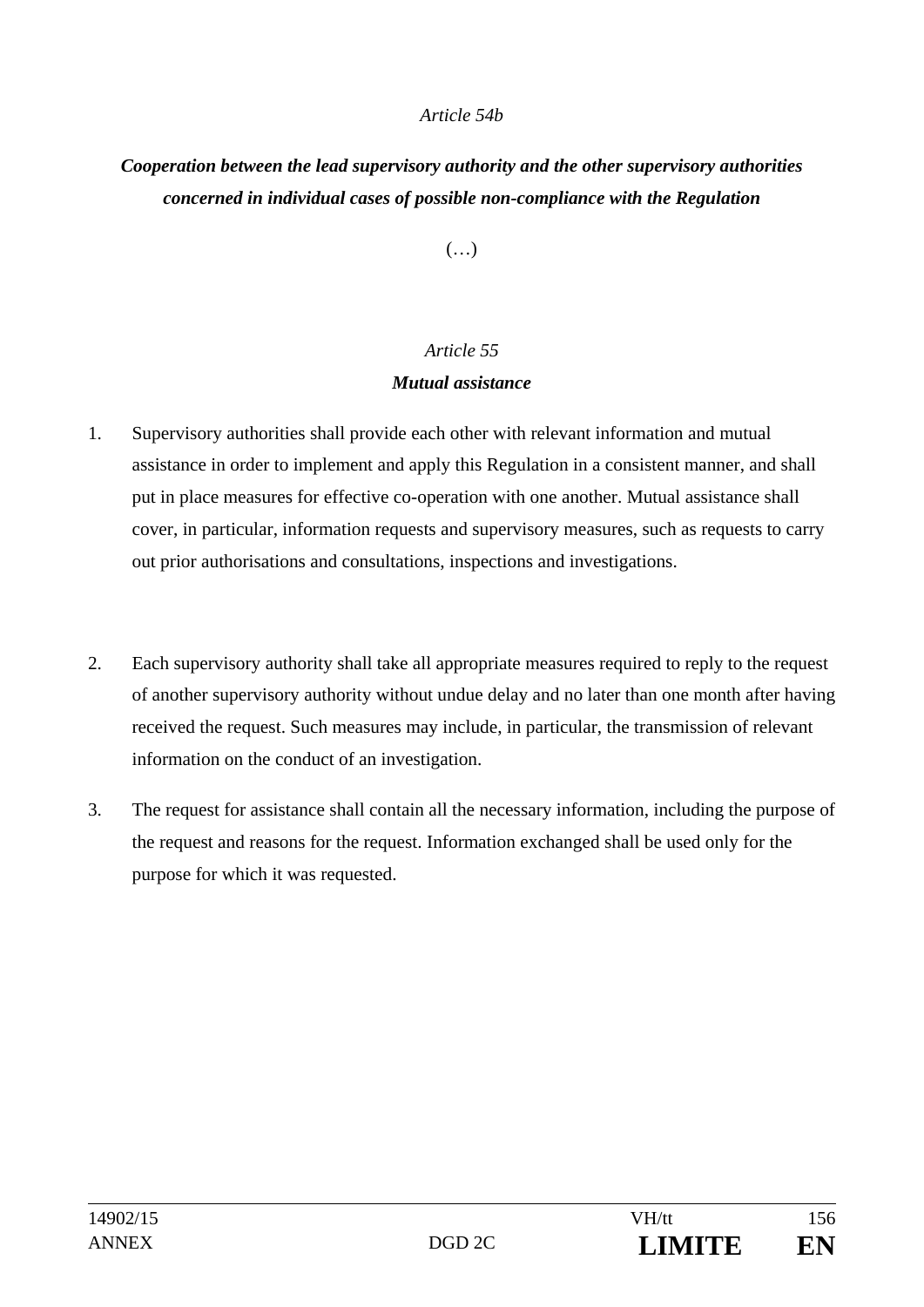*Article 54b*

***Cooperation between the lead supervisory authority and the other supervisory authorities concerned in individual cases of possible non-compliance with the Regulation***

(…)

*Article 55*

***Mutual assistance***

1. Supervisory authorities shall provide each other with relevant information and mutual assistance in order to implement and apply this Regulation in a consistent manner, and shall put in place measures for effective co-operation with one another. Mutual assistance shall cover, in particular, information requests and supervisory measures, such as requests to carry out prior authorisations and consultations, inspections and investigations.

2. Each supervisory authority shall take all appropriate measures required to reply to the request of another supervisory authority without undue delay and no later than one month after having received the request. Such measures may include, in particular, the transmission of relevant information on the conduct of an investigation.

3. The request for assistance shall contain all the necessary information, including the purpose of the request and reasons for the request. Information exchanged shall be used only for the purpose for which it was requested.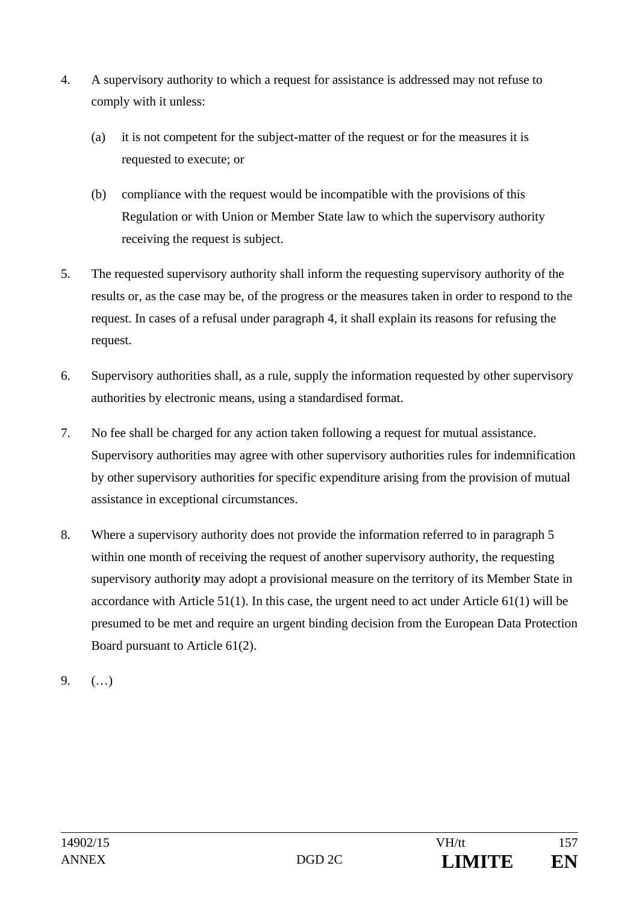4. A supervisory authority to which a request for assistance is addressed may not refuse to comply with it unless:

   (a) it is not competent for the subject-matter of the request or for the measures it is requested to execute; or

   (b) compliance with the request would be incompatible with the provisions of this Regulation or with Union or Member State law to which the supervisory authority receiving the request is subject.

5. The requested supervisory authority shall inform the requesting supervisory authority of the results or, as the case may be, of the progress or the measures taken in order to respond to the request. In cases of a refusal under paragraph 4, it shall explain its reasons for refusing the request.

6. Supervisory authorities shall, as a rule, supply the information requested by other supervisory authorities by electronic means, using a standardised format.

7. No fee shall be charged for any action taken following a request for mutual assistance. Supervisory authorities may agree with other supervisory authorities rules for indemnification by other supervisory authorities for specific expenditure arising from the provision of mutual assistance in exceptional circumstances.

8. Where a supervisory authority does not provide the information referred to in paragraph 5 within one month of receiving the request of another supervisory authority, the requesting supervisory authority may adopt a provisional measure on the territory of its Member State in accordance with Article 51(1). In this case, the urgent need to act under Article 61(1) will be presumed to be met and require an urgent binding decision from the European Data Protection Board pursuant to Article 61(2).

9. (…)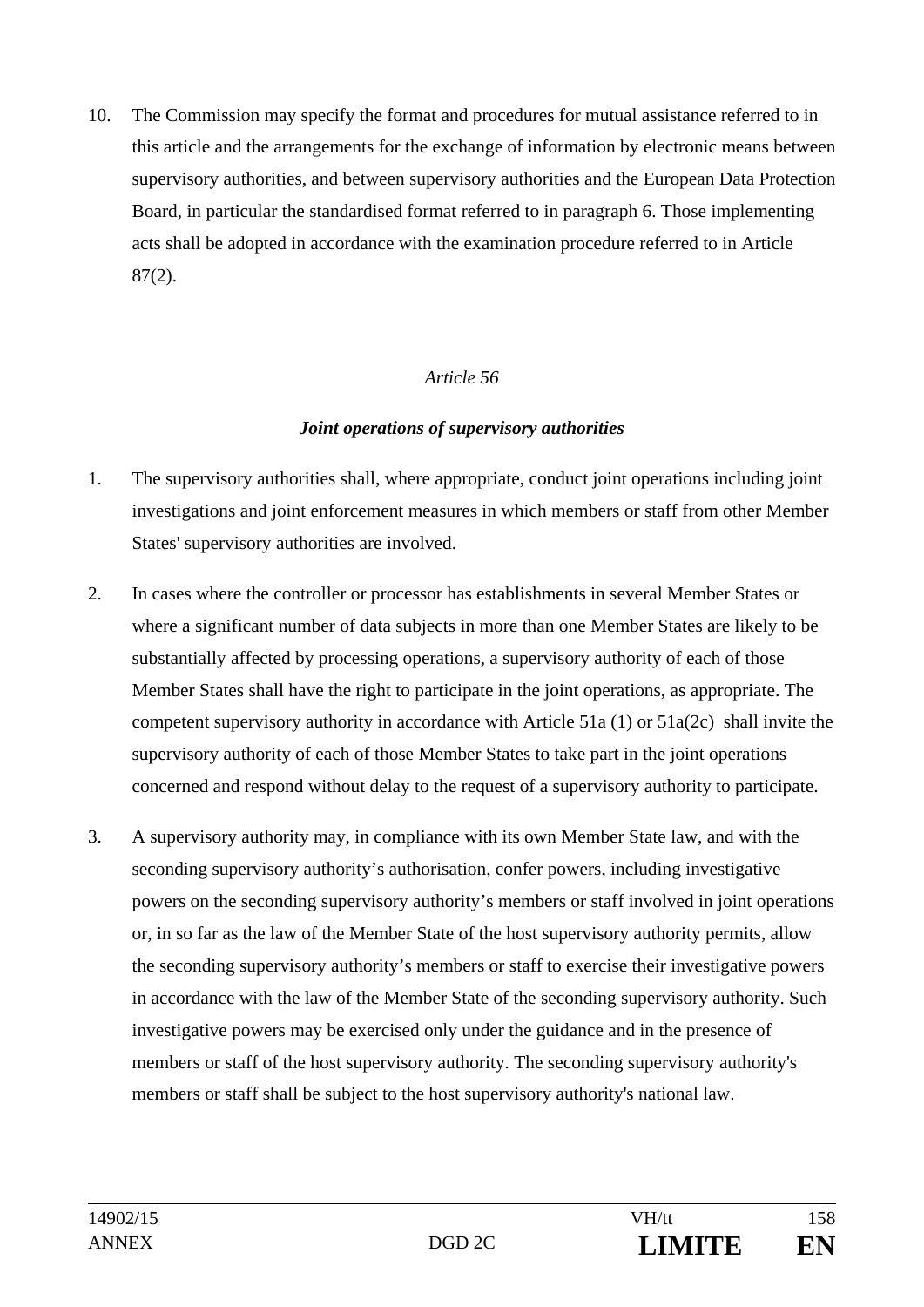10. The Commission may specify the format and procedures for mutual assistance referred to in this article and the arrangements for the exchange of information by electronic means between supervisory authorities, and between supervisory authorities and the European Data Protection Board, in particular the standardised format referred to in paragraph 6. Those implementing acts shall be adopted in accordance with the examination procedure referred to in Article 87(2).

*Article 56*

***Joint operations of supervisory authorities***

1. The supervisory authorities shall, where appropriate, conduct joint operations including joint investigations and joint enforcement measures in which members or staff from other Member States' supervisory authorities are involved.

2. In cases where the controller or processor has establishments in several Member States or where a significant number of data subjects in more than one Member States are likely to be substantially affected by processing operations, a supervisory authority of each of those Member States shall have the right to participate in the joint operations, as appropriate. The competent supervisory authority in accordance with Article 51a (1) or 51a(2c) shall invite the supervisory authority of each of those Member States to take part in the joint operations concerned and respond without delay to the request of a supervisory authority to participate.

3. A supervisory authority may, in compliance with its own Member State law, and with the seconding supervisory authority's authorisation, confer powers, including investigative powers on the seconding supervisory authority's members or staff involved in joint operations or, in so far as the law of the Member State of the host supervisory authority permits, allow the seconding supervisory authority's members or staff to exercise their investigative powers in accordance with the law of the Member State of the seconding supervisory authority. Such investigative powers may be exercised only under the guidance and in the presence of members or staff of the host supervisory authority. The seconding supervisory authority's members or staff shall be subject to the host supervisory authority's national law.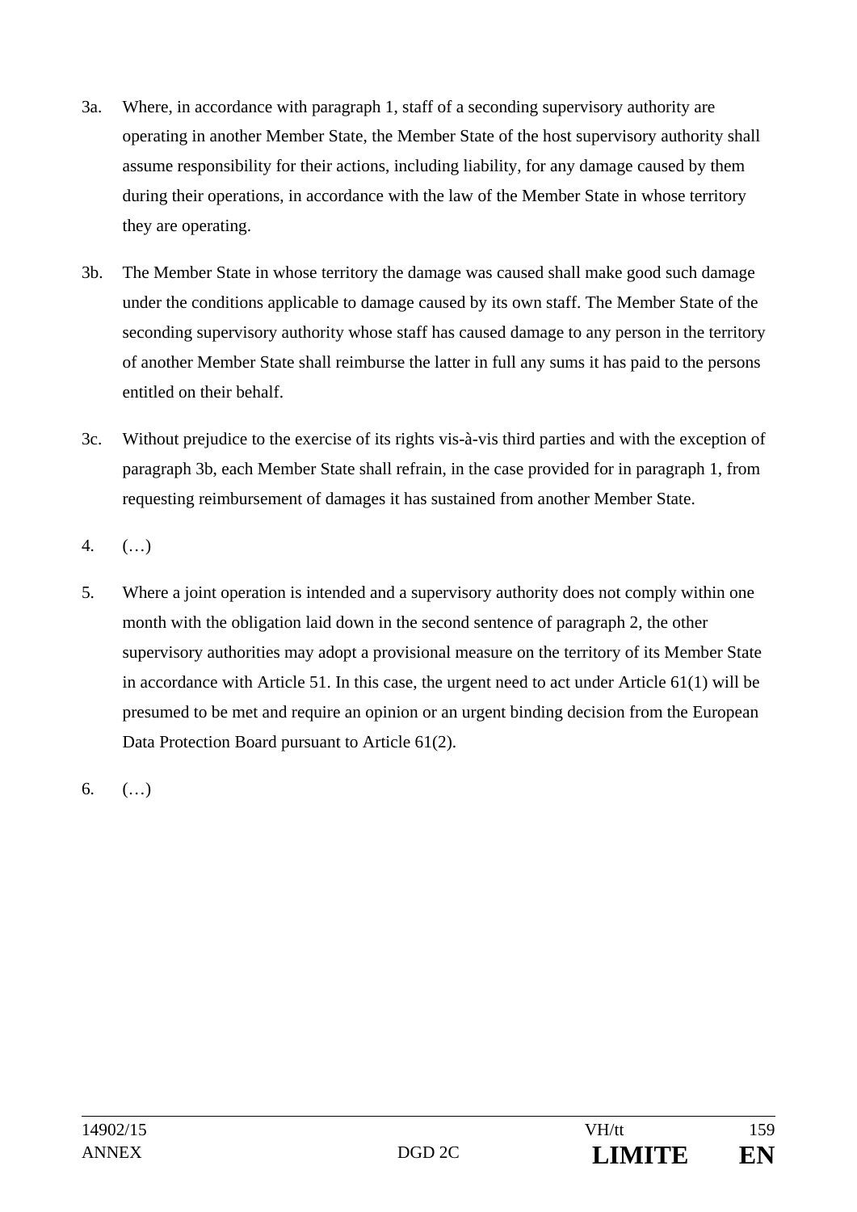3a. Where, in accordance with paragraph 1, staff of a seconding supervisory authority are operating in another Member State, the Member State of the host supervisory authority shall assume responsibility for their actions, including liability, for any damage caused by them during their operations, in accordance with the law of the Member State in whose territory they are operating.

3b. The Member State in whose territory the damage was caused shall make good such damage under the conditions applicable to damage caused by its own staff. The Member State of the seconding supervisory authority whose staff has caused damage to any person in the territory of another Member State shall reimburse the latter in full any sums it has paid to the persons entitled on their behalf.

3c. Without prejudice to the exercise of its rights vis-à-vis third parties and with the exception of paragraph 3b, each Member State shall refrain, in the case provided for in paragraph 1, from requesting reimbursement of damages it has sustained from another Member State.

4. (…)

5. Where a joint operation is intended and a supervisory authority does not comply within one month with the obligation laid down in the second sentence of paragraph 2, the other supervisory authorities may adopt a provisional measure on the territory of its Member State in accordance with Article 51. In this case, the urgent need to act under Article 61(1) will be presumed to be met and require an opinion or an urgent binding decision from the European Data Protection Board pursuant to Article 61(2).

6. (…)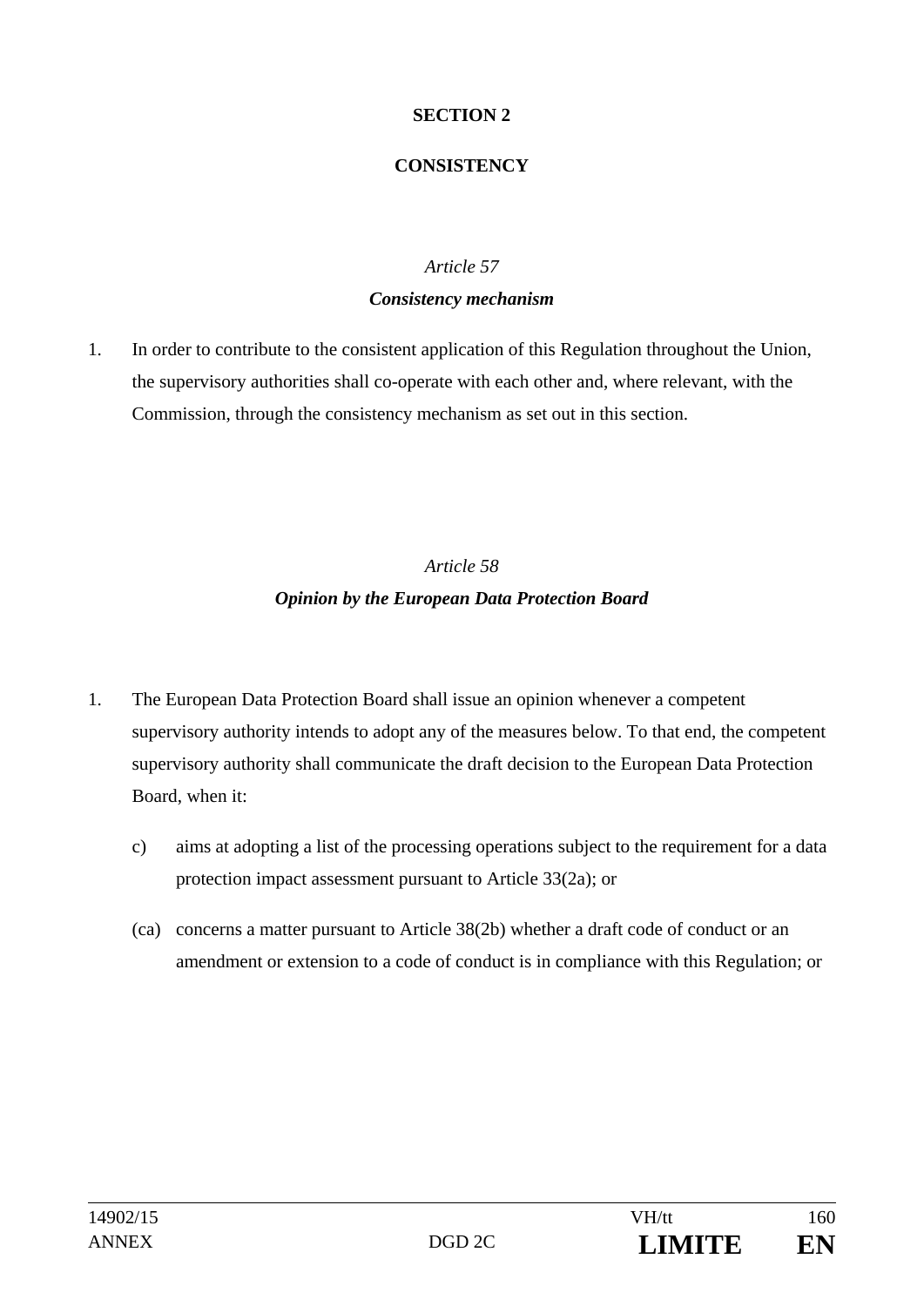**SECTION 2**

**CONSISTENCY**

*Article 57*

***Consistency mechanism***

1. In order to contribute to the consistent application of this Regulation throughout the Union, the supervisory authorities shall co-operate with each other and, where relevant, with the Commission, through the consistency mechanism as set out in this section.

*Article 58*

***Opinion by the European Data Protection Board***

1. The European Data Protection Board shall issue an opinion whenever a competent supervisory authority intends to adopt any of the measures below. To that end, the competent supervisory authority shall communicate the draft decision to the European Data Protection Board, when it:

   c) aims at adopting a list of the processing operations subject to the requirement for a data protection impact assessment pursuant to Article 33(2a); or

   (ca) concerns a matter pursuant to Article 38(2b) whether a draft code of conduct or an amendment or extension to a code of conduct is in compliance with this Regulation; or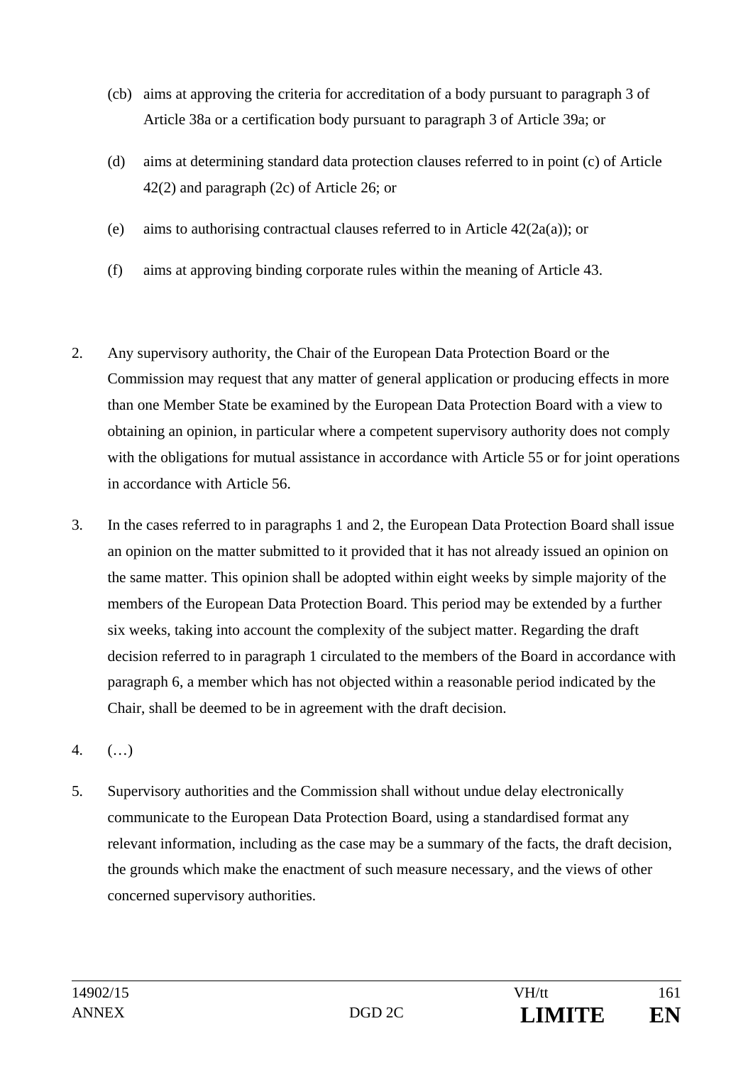(cb) aims at approving the criteria for accreditation of a body pursuant to paragraph 3 of Article 38a or a certification body pursuant to paragraph 3 of Article 39a; or

(d) aims at determining standard data protection clauses referred to in point (c) of Article 42(2) and paragraph (2c) of Article 26; or

(e) aims to authorising contractual clauses referred to in Article 42(2a(a)); or

(f) aims at approving binding corporate rules within the meaning of Article 43.

2. Any supervisory authority, the Chair of the European Data Protection Board or the Commission may request that any matter of general application or producing effects in more than one Member State be examined by the European Data Protection Board with a view to obtaining an opinion, in particular where a competent supervisory authority does not comply with the obligations for mutual assistance in accordance with Article 55 or for joint operations in accordance with Article 56.

3. In the cases referred to in paragraphs 1 and 2, the European Data Protection Board shall issue an opinion on the matter submitted to it provided that it has not already issued an opinion on the same matter. This opinion shall be adopted within eight weeks by simple majority of the members of the European Data Protection Board. This period may be extended by a further six weeks, taking into account the complexity of the subject matter. Regarding the draft decision referred to in paragraph 1 circulated to the members of the Board in accordance with paragraph 6, a member which has not objected within a reasonable period indicated by the Chair, shall be deemed to be in agreement with the draft decision.

4. (…)

5. Supervisory authorities and the Commission shall without undue delay electronically communicate to the European Data Protection Board, using a standardised format any relevant information, including as the case may be a summary of the facts, the draft decision, the grounds which make the enactment of such measure necessary, and the views of other concerned supervisory authorities.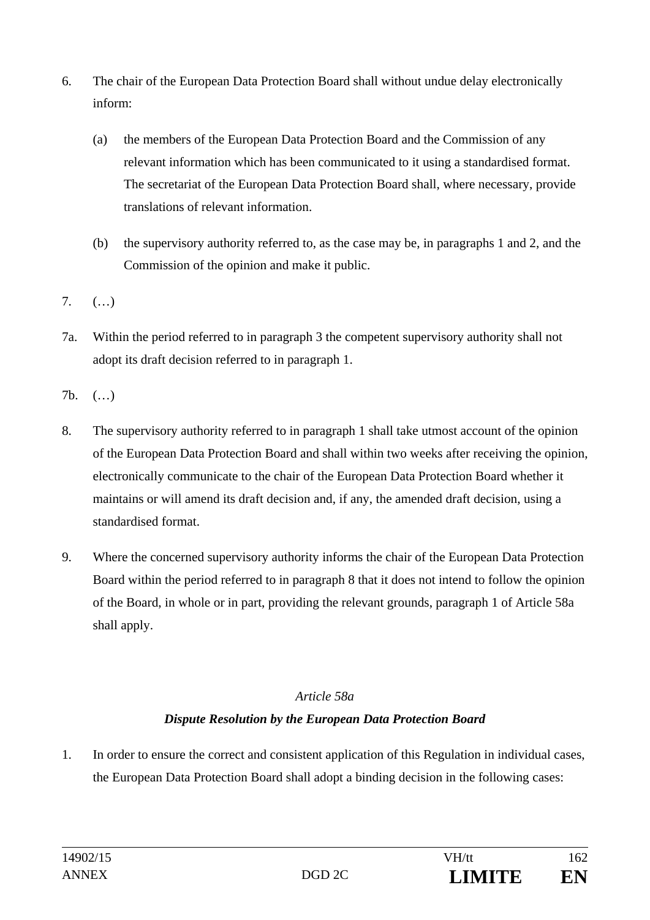6. The chair of the European Data Protection Board shall without undue delay electronically inform:

   (a) the members of the European Data Protection Board and the Commission of any relevant information which has been communicated to it using a standardised format. The secretariat of the European Data Protection Board shall, where necessary, provide translations of relevant information.

   (b) the supervisory authority referred to, as the case may be, in paragraphs 1 and 2, and the Commission of the opinion and make it public.

7. (…)

7a. Within the period referred to in paragraph 3 the competent supervisory authority shall not adopt its draft decision referred to in paragraph 1.

7b. (…)

8. The supervisory authority referred to in paragraph 1 shall take utmost account of the opinion of the European Data Protection Board and shall within two weeks after receiving the opinion, electronically communicate to the chair of the European Data Protection Board whether it maintains or will amend its draft decision and, if any, the amended draft decision, using a standardised format.

9. Where the concerned supervisory authority informs the chair of the European Data Protection Board within the period referred to in paragraph 8 that it does not intend to follow the opinion of the Board, in whole or in part, providing the relevant grounds, paragraph 1 of Article 58a shall apply.

*Article 58a*

***Dispute Resolution by the European Data Protection Board***

1. In order to ensure the correct and consistent application of this Regulation in individual cases, the European Data Protection Board shall adopt a binding decision in the following cases: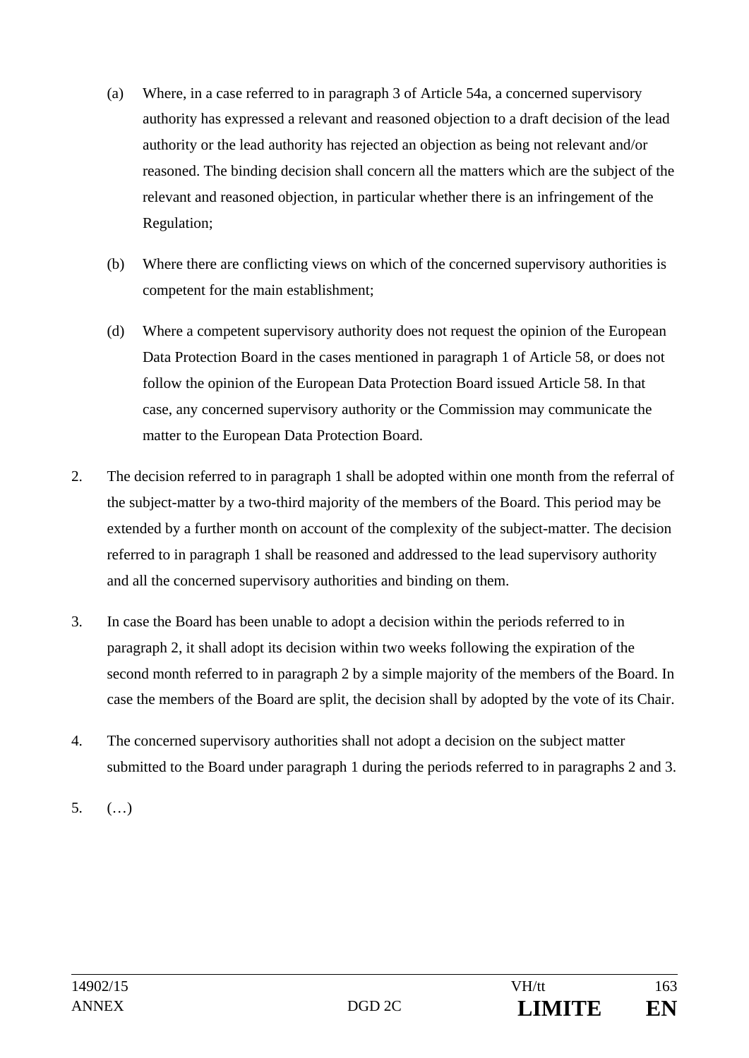(a) Where, in a case referred to in paragraph 3 of Article 54a, a concerned supervisory authority has expressed a relevant and reasoned objection to a draft decision of the lead authority or the lead authority has rejected an objection as being not relevant and/or reasoned. The binding decision shall concern all the matters which are the subject of the relevant and reasoned objection, in particular whether there is an infringement of the Regulation;

(b) Where there are conflicting views on which of the concerned supervisory authorities is competent for the main establishment;

(d) Where a competent supervisory authority does not request the opinion of the European Data Protection Board in the cases mentioned in paragraph 1 of Article 58, or does not follow the opinion of the European Data Protection Board issued Article 58. In that case, any concerned supervisory authority or the Commission may communicate the matter to the European Data Protection Board.

2. The decision referred to in paragraph 1 shall be adopted within one month from the referral of the subject-matter by a two-third majority of the members of the Board. This period may be extended by a further month on account of the complexity of the subject-matter. The decision referred to in paragraph 1 shall be reasoned and addressed to the lead supervisory authority and all the concerned supervisory authorities and binding on them.

3. In case the Board has been unable to adopt a decision within the periods referred to in paragraph 2, it shall adopt its decision within two weeks following the expiration of the second month referred to in paragraph 2 by a simple majority of the members of the Board. In case the members of the Board are split, the decision shall by adopted by the vote of its Chair.

4. The concerned supervisory authorities shall not adopt a decision on the subject matter submitted to the Board under paragraph 1 during the periods referred to in paragraphs 2 and 3.

5. (…)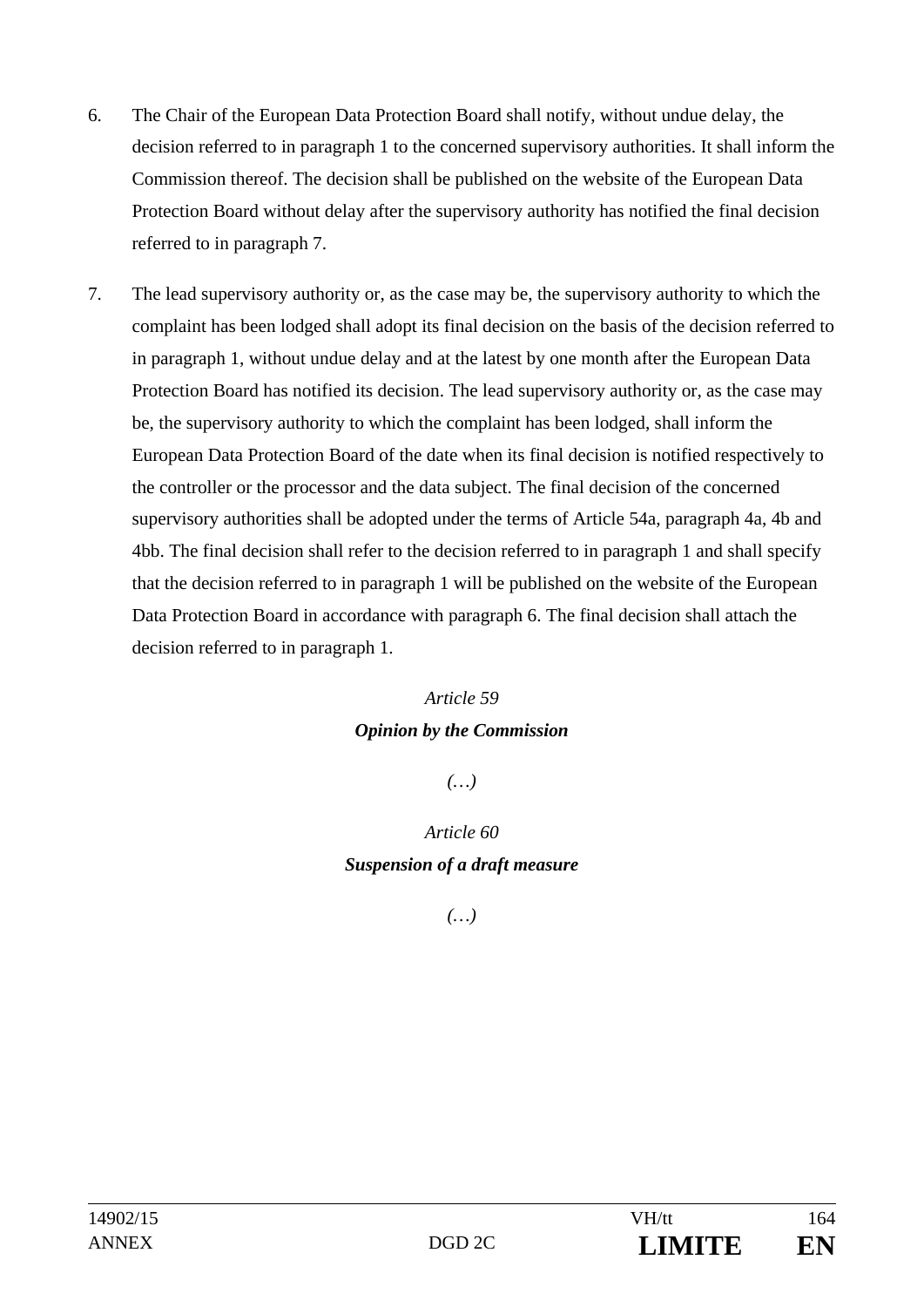6. The Chair of the European Data Protection Board shall notify, without undue delay, the decision referred to in paragraph 1 to the concerned supervisory authorities. It shall inform the Commission thereof. The decision shall be published on the website of the European Data Protection Board without delay after the supervisory authority has notified the final decision referred to in paragraph 7.

7. The lead supervisory authority or, as the case may be, the supervisory authority to which the complaint has been lodged shall adopt its final decision on the basis of the decision referred to in paragraph 1, without undue delay and at the latest by one month after the European Data Protection Board has notified its decision. The lead supervisory authority or, as the case may be, the supervisory authority to which the complaint has been lodged, shall inform the European Data Protection Board of the date when its final decision is notified respectively to the controller or the processor and the data subject. The final decision of the concerned supervisory authorities shall be adopted under the terms of Article 54a, paragraph 4a, 4b and 4bb. The final decision shall refer to the decision referred to in paragraph 1 and shall specify that the decision referred to in paragraph 1 will be published on the website of the European Data Protection Board in accordance with paragraph 6. The final decision shall attach the decision referred to in paragraph 1.

*Article 59*

***Opinion by the Commission***

*(…)*

*Article 60*

***Suspension of a draft measure***

*(…)*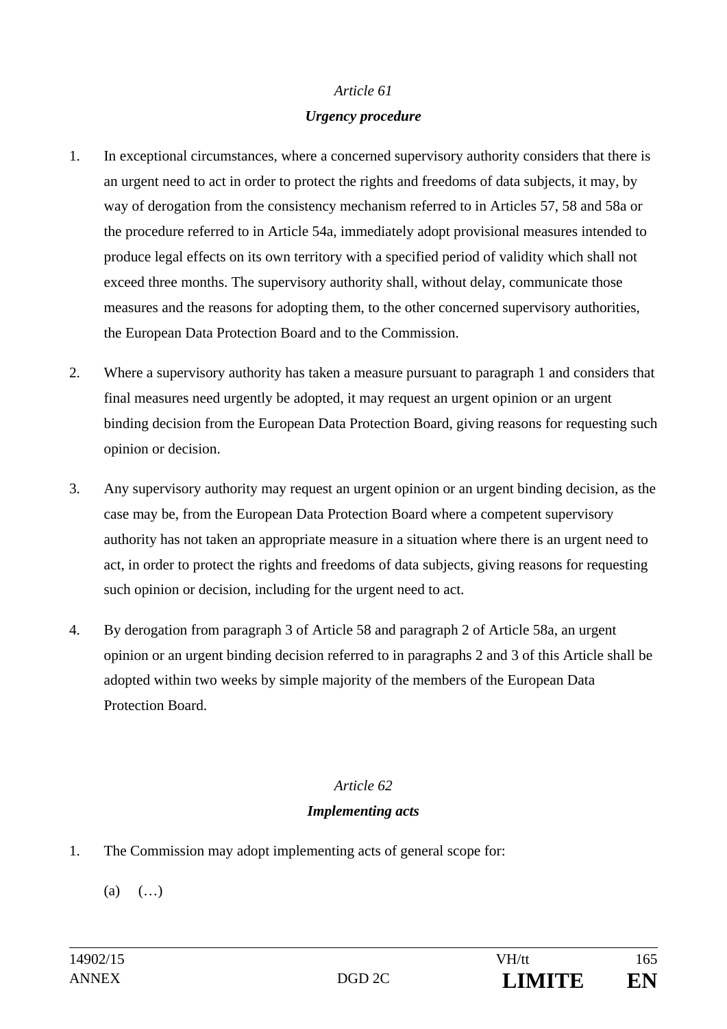*Article 61*

***Urgency procedure***

1. In exceptional circumstances, where a concerned supervisory authority considers that there is an urgent need to act in order to protect the rights and freedoms of data subjects, it may, by way of derogation from the consistency mechanism referred to in Articles 57, 58 and 58a or the procedure referred to in Article 54a, immediately adopt provisional measures intended to produce legal effects on its own territory with a specified period of validity which shall not exceed three months. The supervisory authority shall, without delay, communicate those measures and the reasons for adopting them, to the other concerned supervisory authorities, the European Data Protection Board and to the Commission.

2. Where a supervisory authority has taken a measure pursuant to paragraph 1 and considers that final measures need urgently be adopted, it may request an urgent opinion or an urgent binding decision from the European Data Protection Board, giving reasons for requesting such opinion or decision.

3. Any supervisory authority may request an urgent opinion or an urgent binding decision, as the case may be, from the European Data Protection Board where a competent supervisory authority has not taken an appropriate measure in a situation where there is an urgent need to act, in order to protect the rights and freedoms of data subjects, giving reasons for requesting such opinion or decision, including for the urgent need to act.

4. By derogation from paragraph 3 of Article 58 and paragraph 2 of Article 58a, an urgent opinion or an urgent binding decision referred to in paragraphs 2 and 3 of this Article shall be adopted within two weeks by simple majority of the members of the European Data Protection Board.

*Article 62*

***Implementing acts***

1. The Commission may adopt implementing acts of general scope for:

   (a) (…)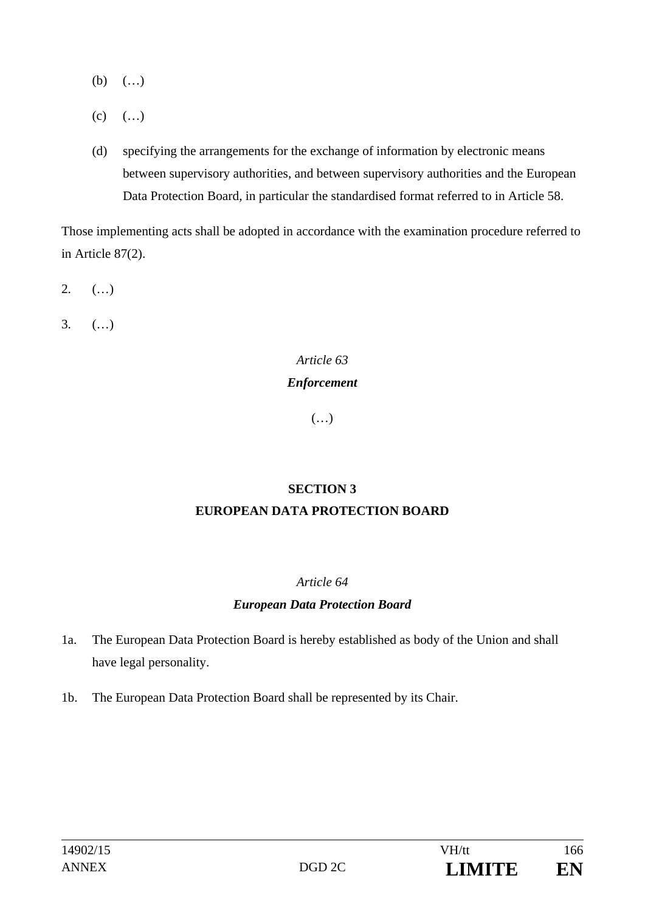(b) (…)

(c) (…)

(d) specifying the arrangements for the exchange of information by electronic means between supervisory authorities, and between supervisory authorities and the European Data Protection Board, in particular the standardised format referred to in Article 58.

Those implementing acts shall be adopted in accordance with the examination procedure referred to in Article 87(2).

2. (…)

3. (…)

*Article 63*

***Enforcement***

(…)

**SECTION 3**

**EUROPEAN DATA PROTECTION BOARD**

*Article 64*

***European Data Protection Board***

1a. The European Data Protection Board is hereby established as body of the Union and shall have legal personality.

1b. The European Data Protection Board shall be represented by its Chair.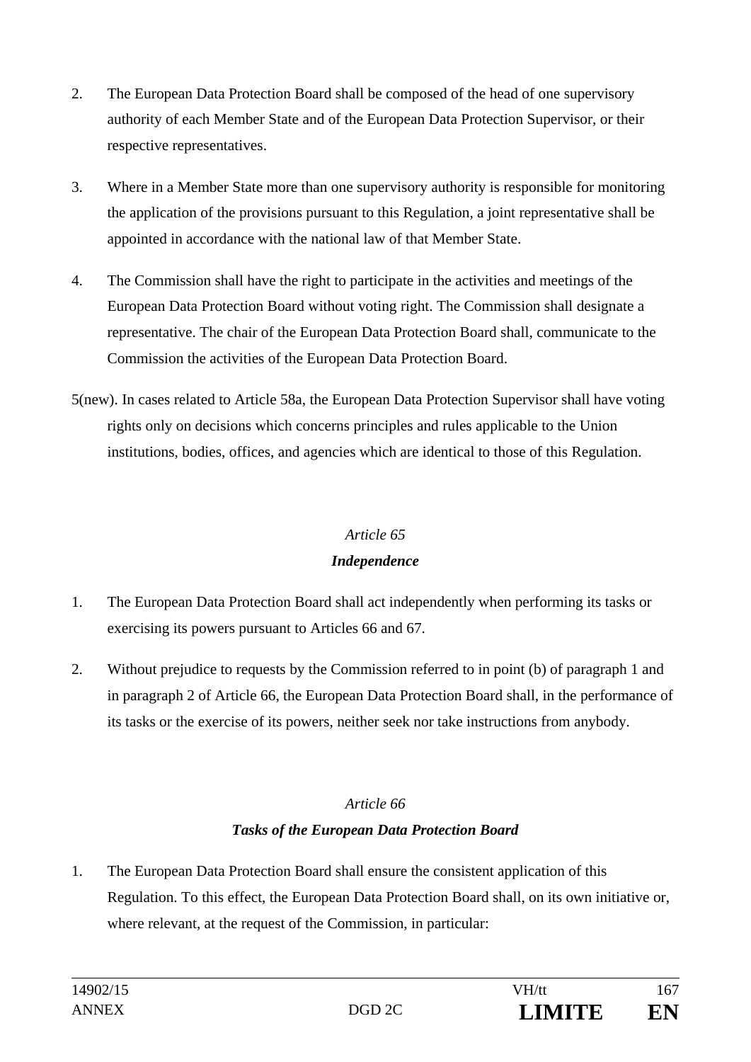2. The European Data Protection Board shall be composed of the head of one supervisory authority of each Member State and of the European Data Protection Supervisor, or their respective representatives.

3. Where in a Member State more than one supervisory authority is responsible for monitoring the application of the provisions pursuant to this Regulation, a joint representative shall be appointed in accordance with the national law of that Member State.

4. The Commission shall have the right to participate in the activities and meetings of the European Data Protection Board without voting right. The Commission shall designate a representative. The chair of the European Data Protection Board shall, communicate to the Commission the activities of the European Data Protection Board.

5(new). In cases related to Article 58a, the European Data Protection Supervisor shall have voting rights only on decisions which concerns principles and rules applicable to the Union institutions, bodies, offices, and agencies which are identical to those of this Regulation.

*Article 65*

***Independence***

1. The European Data Protection Board shall act independently when performing its tasks or exercising its powers pursuant to Articles 66 and 67.

2. Without prejudice to requests by the Commission referred to in point (b) of paragraph 1 and in paragraph 2 of Article 66, the European Data Protection Board shall, in the performance of its tasks or the exercise of its powers, neither seek nor take instructions from anybody.

*Article 66*

***Tasks of the European Data Protection Board***

1. The European Data Protection Board shall ensure the consistent application of this Regulation. To this effect, the European Data Protection Board shall, on its own initiative or, where relevant, at the request of the Commission, in particular: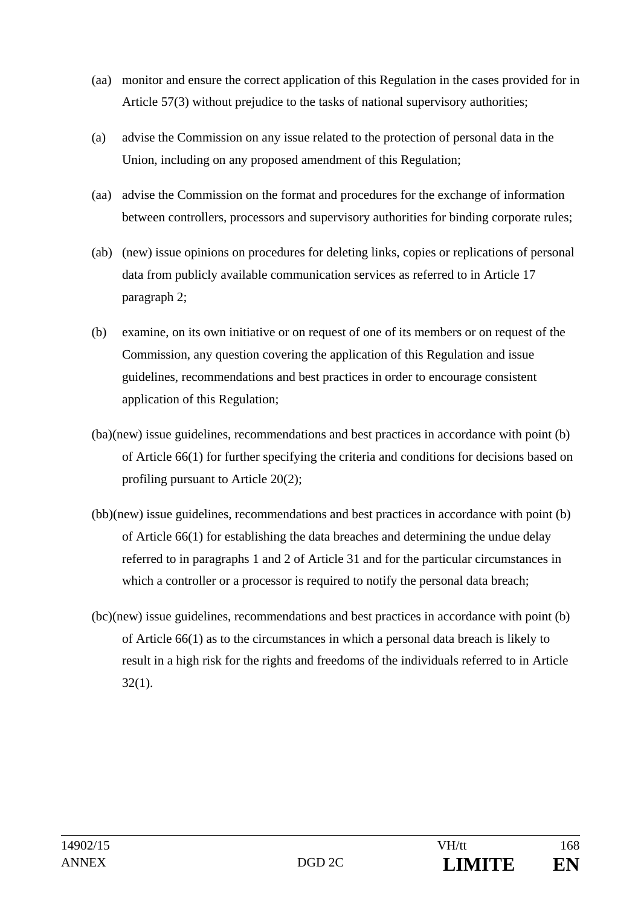(aa) monitor and ensure the correct application of this Regulation in the cases provided for in Article 57(3) without prejudice to the tasks of national supervisory authorities;

(a) advise the Commission on any issue related to the protection of personal data in the Union, including on any proposed amendment of this Regulation;

(aa) advise the Commission on the format and procedures for the exchange of information between controllers, processors and supervisory authorities for binding corporate rules;

(ab) (new) issue opinions on procedures for deleting links, copies or replications of personal data from publicly available communication services as referred to in Article 17 paragraph 2;

(b) examine, on its own initiative or on request of one of its members or on request of the Commission, any question covering the application of this Regulation and issue guidelines, recommendations and best practices in order to encourage consistent application of this Regulation;

(ba)(new) issue guidelines, recommendations and best practices in accordance with point (b) of Article 66(1) for further specifying the criteria and conditions for decisions based on profiling pursuant to Article 20(2);

(bb)(new) issue guidelines, recommendations and best practices in accordance with point (b) of Article 66(1) for establishing the data breaches and determining the undue delay referred to in paragraphs 1 and 2 of Article 31 and for the particular circumstances in which a controller or a processor is required to notify the personal data breach;

(bc)(new) issue guidelines, recommendations and best practices in accordance with point (b) of Article 66(1) as to the circumstances in which a personal data breach is likely to result in a high risk for the rights and freedoms of the individuals referred to in Article 32(1).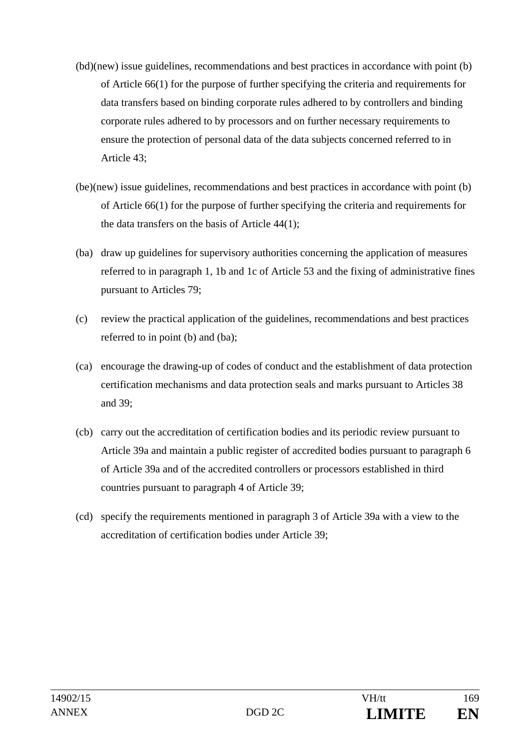(bd)(new) issue guidelines, recommendations and best practices in accordance with point (b) of Article 66(1) for the purpose of further specifying the criteria and requirements for data transfers based on binding corporate rules adhered to by controllers and binding corporate rules adhered to by processors and on further necessary requirements to ensure the protection of personal data of the data subjects concerned referred to in Article 43;

(be)(new) issue guidelines, recommendations and best practices in accordance with point (b) of Article 66(1) for the purpose of further specifying the criteria and requirements for the data transfers on the basis of Article 44(1);

(ba) draw up guidelines for supervisory authorities concerning the application of measures referred to in paragraph 1, 1b and 1c of Article 53 and the fixing of administrative fines pursuant to Articles 79;

(c) review the practical application of the guidelines, recommendations and best practices referred to in point (b) and (ba);

(ca) encourage the drawing-up of codes of conduct and the establishment of data protection certification mechanisms and data protection seals and marks pursuant to Articles 38 and 39;

(cb) carry out the accreditation of certification bodies and its periodic review pursuant to Article 39a and maintain a public register of accredited bodies pursuant to paragraph 6 of Article 39a and of the accredited controllers or processors established in third countries pursuant to paragraph 4 of Article 39;

(cd) specify the requirements mentioned in paragraph 3 of Article 39a with a view to the accreditation of certification bodies under Article 39;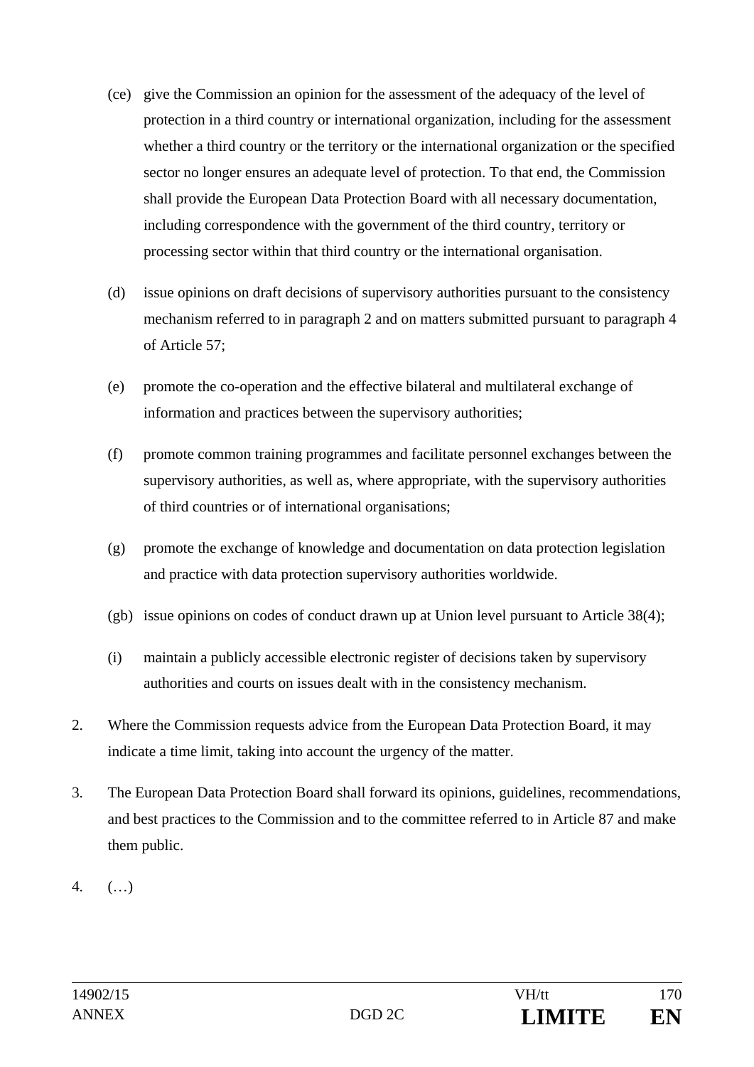(ce) give the Commission an opinion for the assessment of the adequacy of the level of protection in a third country or international organization, including for the assessment whether a third country or the territory or the international organization or the specified sector no longer ensures an adequate level of protection. To that end, the Commission shall provide the European Data Protection Board with all necessary documentation, including correspondence with the government of the third country, territory or processing sector within that third country or the international organisation.

(d) issue opinions on draft decisions of supervisory authorities pursuant to the consistency mechanism referred to in paragraph 2 and on matters submitted pursuant to paragraph 4 of Article 57;

(e) promote the co-operation and the effective bilateral and multilateral exchange of information and practices between the supervisory authorities;

(f) promote common training programmes and facilitate personnel exchanges between the supervisory authorities, as well as, where appropriate, with the supervisory authorities of third countries or of international organisations;

(g) promote the exchange of knowledge and documentation on data protection legislation and practice with data protection supervisory authorities worldwide.

(gb) issue opinions on codes of conduct drawn up at Union level pursuant to Article 38(4);

(i) maintain a publicly accessible electronic register of decisions taken by supervisory authorities and courts on issues dealt with in the consistency mechanism.

2. Where the Commission requests advice from the European Data Protection Board, it may indicate a time limit, taking into account the urgency of the matter.

3. The European Data Protection Board shall forward its opinions, guidelines, recommendations, and best practices to the Commission and to the committee referred to in Article 87 and make them public.

4. (…)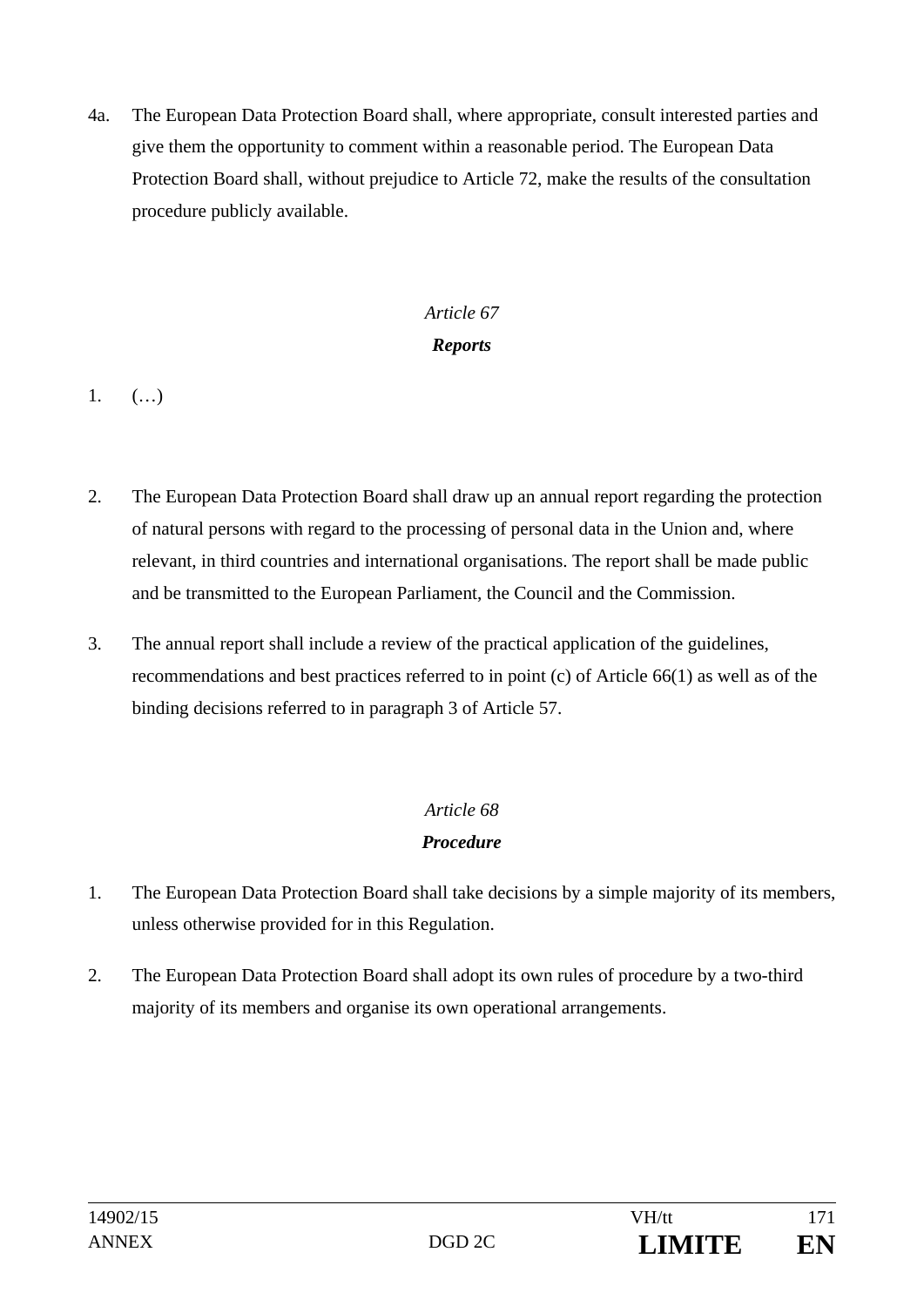4a. The European Data Protection Board shall, where appropriate, consult interested parties and give them the opportunity to comment within a reasonable period. The European Data Protection Board shall, without prejudice to Article 72, make the results of the consultation procedure publicly available.

*Article 67*

***Reports***

1. (…)

2. The European Data Protection Board shall draw up an annual report regarding the protection of natural persons with regard to the processing of personal data in the Union and, where relevant, in third countries and international organisations. The report shall be made public and be transmitted to the European Parliament, the Council and the Commission.

3. The annual report shall include a review of the practical application of the guidelines, recommendations and best practices referred to in point (c) of Article 66(1) as well as of the binding decisions referred to in paragraph 3 of Article 57.

*Article 68*

***Procedure***

1. The European Data Protection Board shall take decisions by a simple majority of its members, unless otherwise provided for in this Regulation.

2. The European Data Protection Board shall adopt its own rules of procedure by a two-third majority of its members and organise its own operational arrangements.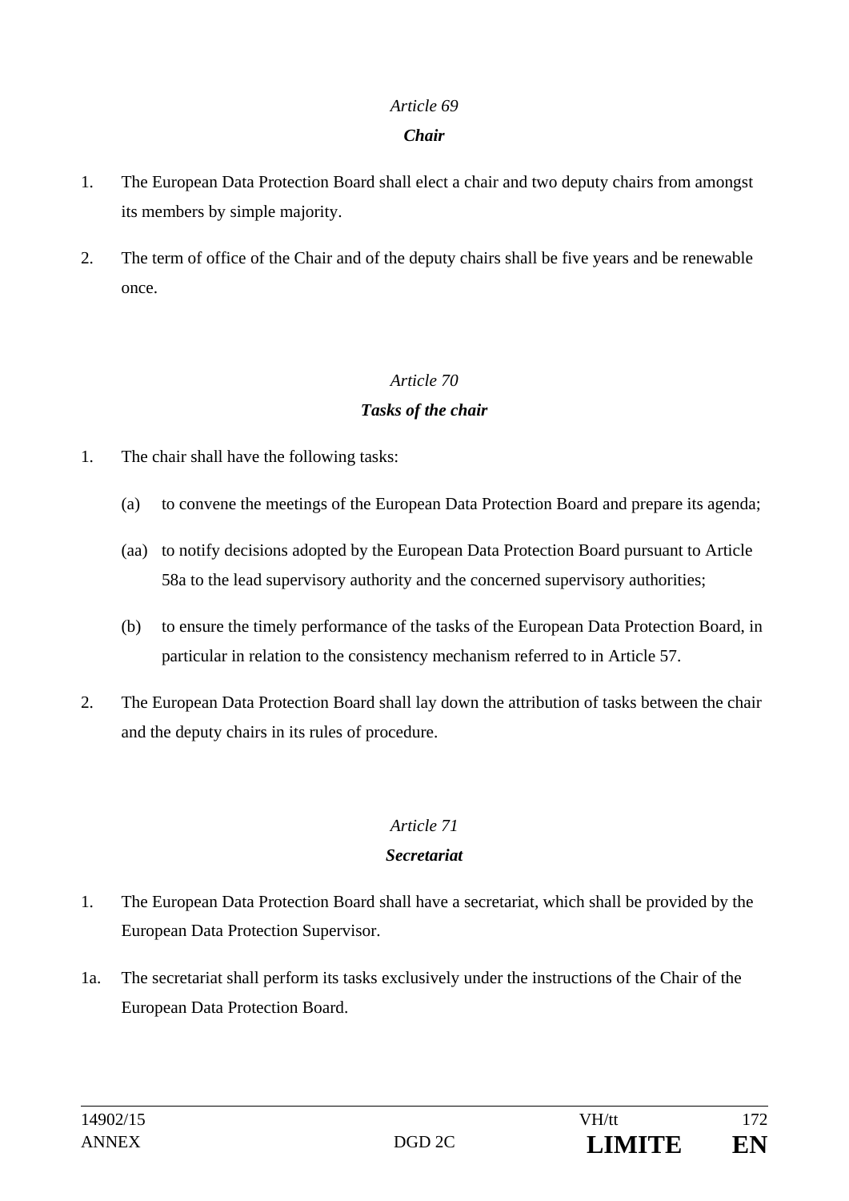*Article 69*

***Chair***

1. The European Data Protection Board shall elect a chair and two deputy chairs from amongst its members by simple majority.

2. The term of office of the Chair and of the deputy chairs shall be five years and be renewable once.

*Article 70*

***Tasks of the chair***

1. The chair shall have the following tasks:

   (a) to convene the meetings of the European Data Protection Board and prepare its agenda;

   (aa) to notify decisions adopted by the European Data Protection Board pursuant to Article 58a to the lead supervisory authority and the concerned supervisory authorities;

   (b) to ensure the timely performance of the tasks of the European Data Protection Board, in particular in relation to the consistency mechanism referred to in Article 57.

2. The European Data Protection Board shall lay down the attribution of tasks between the chair and the deputy chairs in its rules of procedure.

*Article 71*

***Secretariat***

1. The European Data Protection Board shall have a secretariat, which shall be provided by the European Data Protection Supervisor.

1a. The secretariat shall perform its tasks exclusively under the instructions of the Chair of the European Data Protection Board.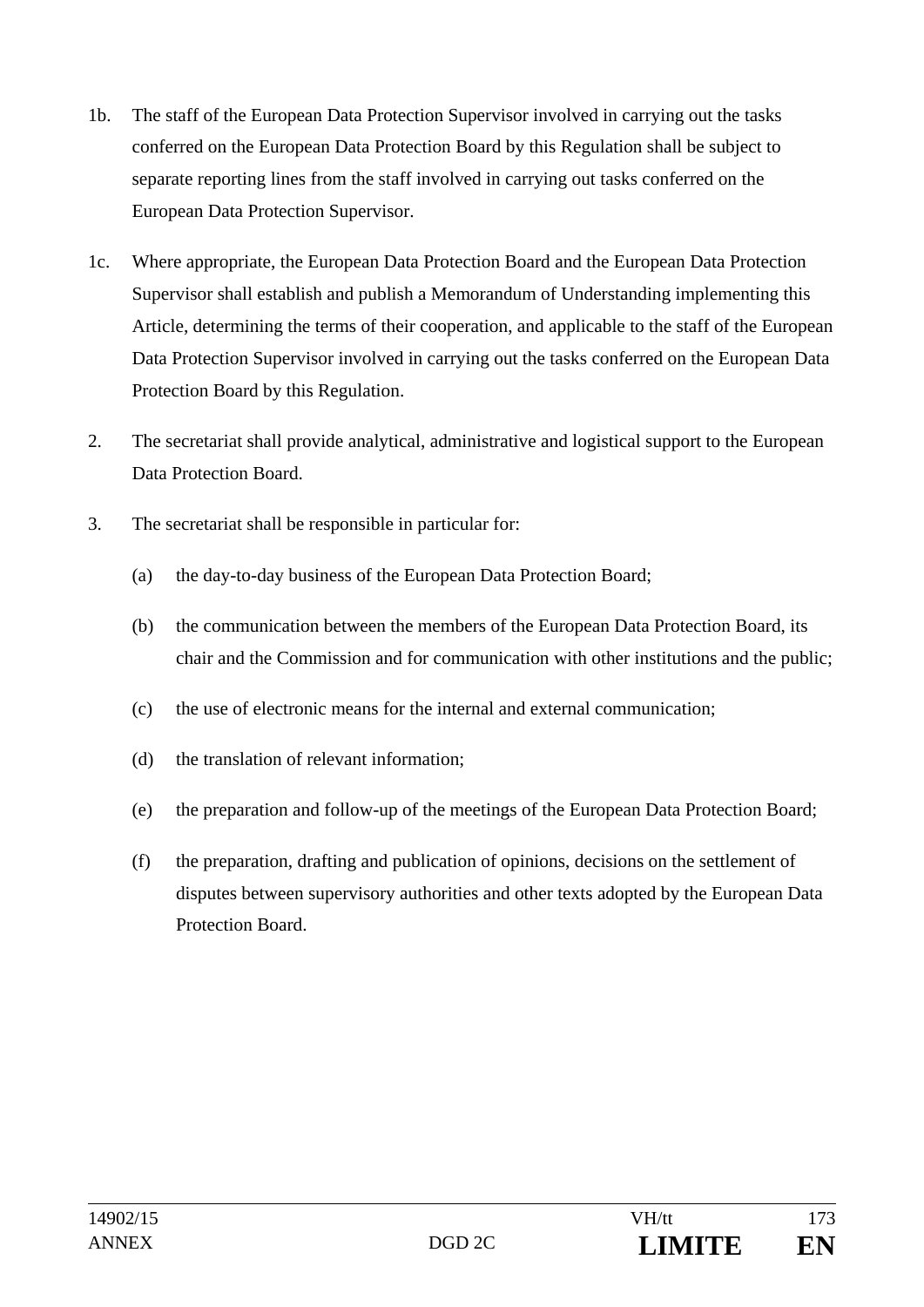1b. The staff of the European Data Protection Supervisor involved in carrying out the tasks conferred on the European Data Protection Board by this Regulation shall be subject to separate reporting lines from the staff involved in carrying out tasks conferred on the European Data Protection Supervisor.

1c. Where appropriate, the European Data Protection Board and the European Data Protection Supervisor shall establish and publish a Memorandum of Understanding implementing this Article, determining the terms of their cooperation, and applicable to the staff of the European Data Protection Supervisor involved in carrying out the tasks conferred on the European Data Protection Board by this Regulation.

2. The secretariat shall provide analytical, administrative and logistical support to the European Data Protection Board.

3. The secretariat shall be responsible in particular for:

   (a) the day-to-day business of the European Data Protection Board;

   (b) the communication between the members of the European Data Protection Board, its chair and the Commission and for communication with other institutions and the public;

   (c) the use of electronic means for the internal and external communication;

   (d) the translation of relevant information;

   (e) the preparation and follow-up of the meetings of the European Data Protection Board;

   (f) the preparation, drafting and publication of opinions, decisions on the settlement of disputes between supervisory authorities and other texts adopted by the European Data Protection Board.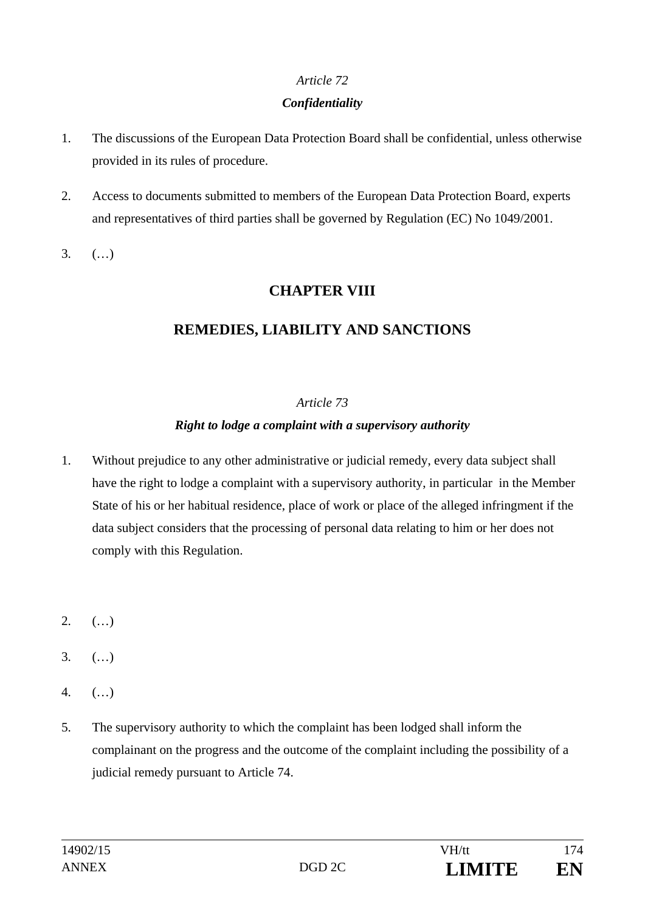*Article 72*

***Confidentiality***

1. The discussions of the European Data Protection Board shall be confidential, unless otherwise provided in its rules of procedure.

2. Access to documents submitted to members of the European Data Protection Board, experts and representatives of third parties shall be governed by Regulation (EC) No 1049/2001.

3. (…)

## CHAPTER VIII

## REMEDIES, LIABILITY AND SANCTIONS

*Article 73*

***Right to lodge a complaint with a supervisory authority***

1. Without prejudice to any other administrative or judicial remedy, every data subject shall have the right to lodge a complaint with a supervisory authority, in particular in the Member State of his or her habitual residence, place of work or place of the alleged infringment if the data subject considers that the processing of personal data relating to him or her does not comply with this Regulation.

2. (…)

3. (…)

4. (…)

5. The supervisory authority to which the complaint has been lodged shall inform the complainant on the progress and the outcome of the complaint including the possibility of a judicial remedy pursuant to Article 74.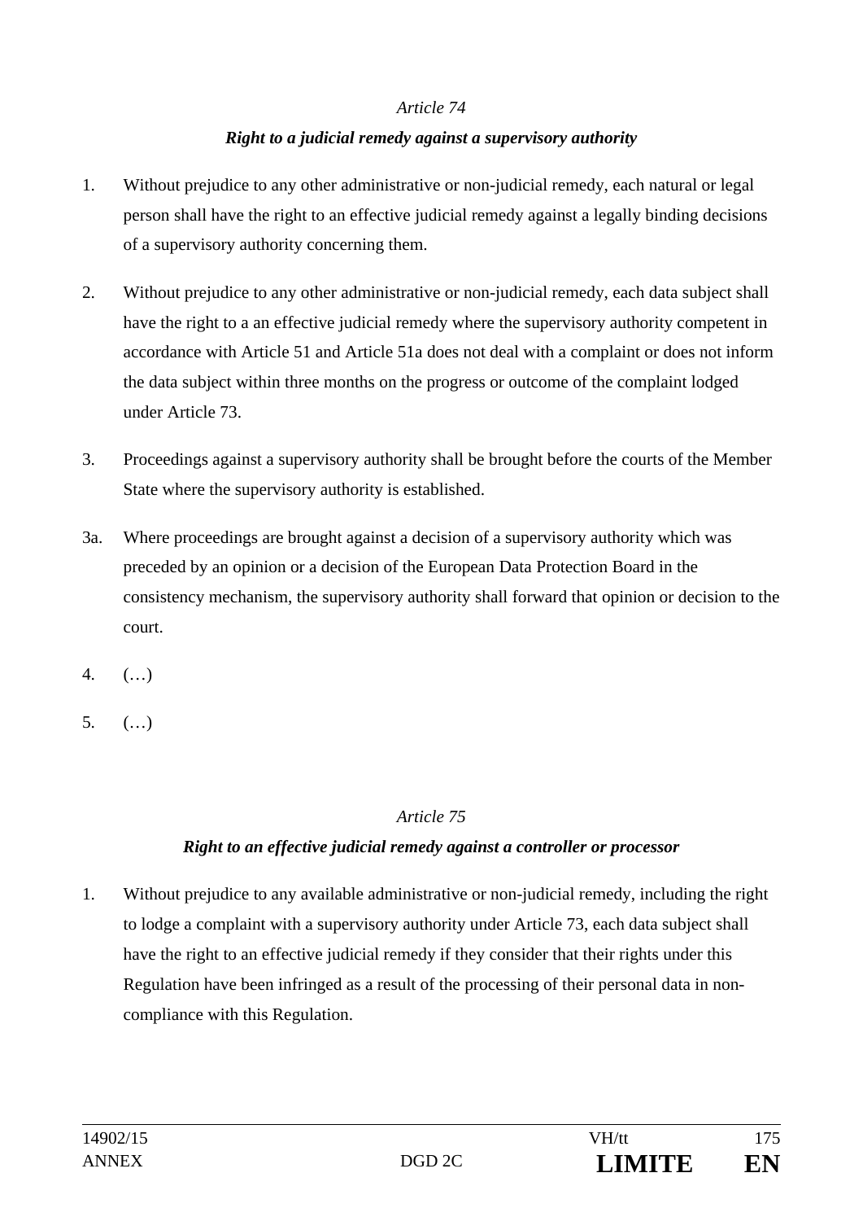*Article 74*

***Right to a judicial remedy against a supervisory authority***

1. Without prejudice to any other administrative or non-judicial remedy, each natural or legal person shall have the right to an effective judicial remedy against a legally binding decisions of a supervisory authority concerning them.

2. Without prejudice to any other administrative or non-judicial remedy, each data subject shall have the right to a an effective judicial remedy where the supervisory authority competent in accordance with Article 51 and Article 51a does not deal with a complaint or does not inform the data subject within three months on the progress or outcome of the complaint lodged under Article 73.

3. Proceedings against a supervisory authority shall be brought before the courts of the Member State where the supervisory authority is established.

3a. Where proceedings are brought against a decision of a supervisory authority which was preceded by an opinion or a decision of the European Data Protection Board in the consistency mechanism, the supervisory authority shall forward that opinion or decision to the court.

4. (…)

5. (…)

*Article 75*

***Right to an effective judicial remedy against a controller or processor***

1. Without prejudice to any available administrative or non-judicial remedy, including the right to lodge a complaint with a supervisory authority under Article 73, each data subject shall have the right to an effective judicial remedy if they consider that their rights under this Regulation have been infringed as a result of the processing of their personal data in non-compliance with this Regulation.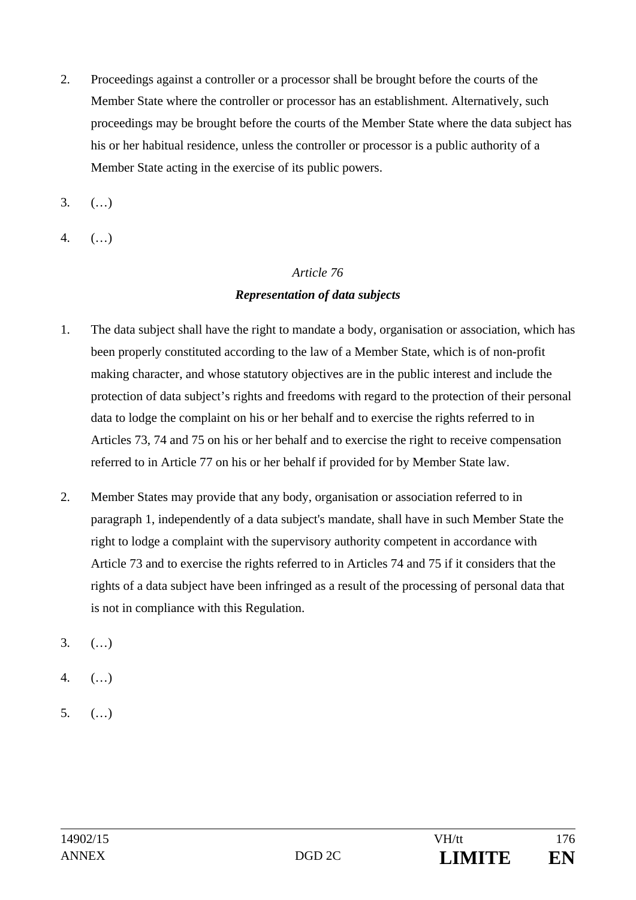2. Proceedings against a controller or a processor shall be brought before the courts of the Member State where the controller or processor has an establishment. Alternatively, such proceedings may be brought before the courts of the Member State where the data subject has his or her habitual residence, unless the controller or processor is a public authority of a Member State acting in the exercise of its public powers.

3. (…)

4. (…)

*Article 76*

***Representation of data subjects***

1. The data subject shall have the right to mandate a body, organisation or association, which has been properly constituted according to the law of a Member State, which is of non-profit making character, and whose statutory objectives are in the public interest and include the protection of data subject's rights and freedoms with regard to the protection of their personal data to lodge the complaint on his or her behalf and to exercise the rights referred to in Articles 73, 74 and 75 on his or her behalf and to exercise the right to receive compensation referred to in Article 77 on his or her behalf if provided for by Member State law.

2. Member States may provide that any body, organisation or association referred to in paragraph 1, independently of a data subject's mandate, shall have in such Member State the right to lodge a complaint with the supervisory authority competent in accordance with Article 73 and to exercise the rights referred to in Articles 74 and 75 if it considers that the rights of a data subject have been infringed as a result of the processing of personal data that is not in compliance with this Regulation.

3. (…)

4. (…)

5. (…)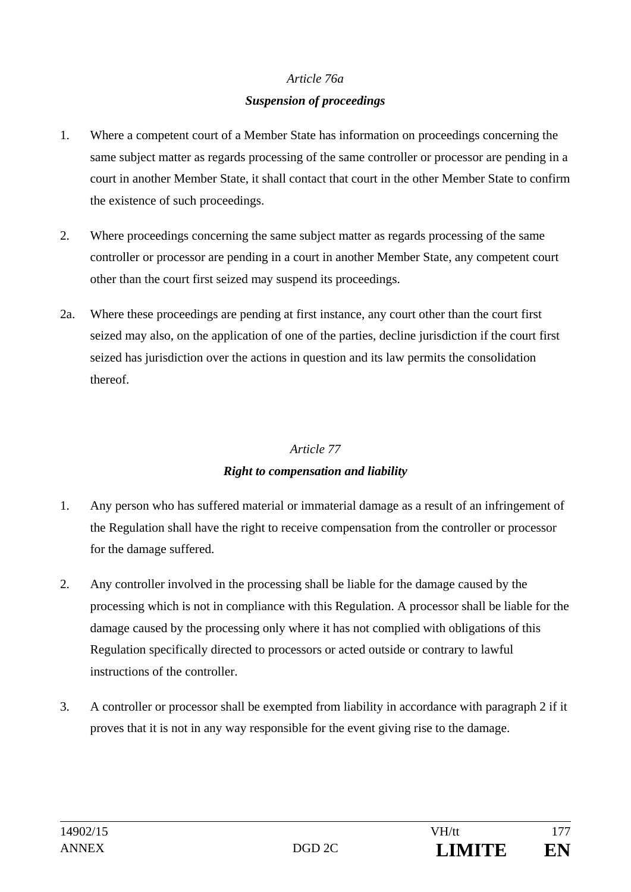*Article 76a*

***Suspension of proceedings***

1. Where a competent court of a Member State has information on proceedings concerning the same subject matter as regards processing of the same controller or processor are pending in a court in another Member State, it shall contact that court in the other Member State to confirm the existence of such proceedings.

2. Where proceedings concerning the same subject matter as regards processing of the same controller or processor are pending in a court in another Member State, any competent court other than the court first seized may suspend its proceedings.

2a. Where these proceedings are pending at first instance, any court other than the court first seized may also, on the application of one of the parties, decline jurisdiction if the court first seized has jurisdiction over the actions in question and its law permits the consolidation thereof.

*Article 77*

***Right to compensation and liability***

1. Any person who has suffered material or immaterial damage as a result of an infringement of the Regulation shall have the right to receive compensation from the controller or processor for the damage suffered.

2. Any controller involved in the processing shall be liable for the damage caused by the processing which is not in compliance with this Regulation. A processor shall be liable for the damage caused by the processing only where it has not complied with obligations of this Regulation specifically directed to processors or acted outside or contrary to lawful instructions of the controller.

3. A controller or processor shall be exempted from liability in accordance with paragraph 2 if it proves that it is not in any way responsible for the event giving rise to the damage.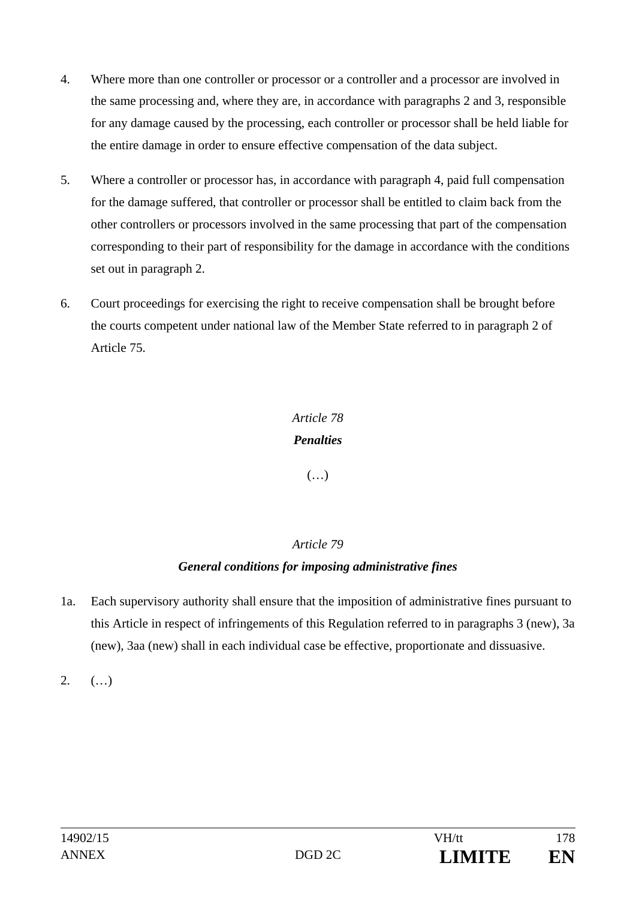4. Where more than one controller or processor or a controller and a processor are involved in the same processing and, where they are, in accordance with paragraphs 2 and 3, responsible for any damage caused by the processing, each controller or processor shall be held liable for the entire damage in order to ensure effective compensation of the data subject.

5. Where a controller or processor has, in accordance with paragraph 4, paid full compensation for the damage suffered, that controller or processor shall be entitled to claim back from the other controllers or processors involved in the same processing that part of the compensation corresponding to their part of responsibility for the damage in accordance with the conditions set out in paragraph 2.

6. Court proceedings for exercising the right to receive compensation shall be brought before the courts competent under national law of the Member State referred to in paragraph 2 of Article 75.

*Article 78*

***Penalties***

(…)

*Article 79*

***General conditions for imposing administrative fines***

1a. Each supervisory authority shall ensure that the imposition of administrative fines pursuant to this Article in respect of infringements of this Regulation referred to in paragraphs 3 (new), 3a (new), 3aa (new) shall in each individual case be effective, proportionate and dissuasive.

2. (…)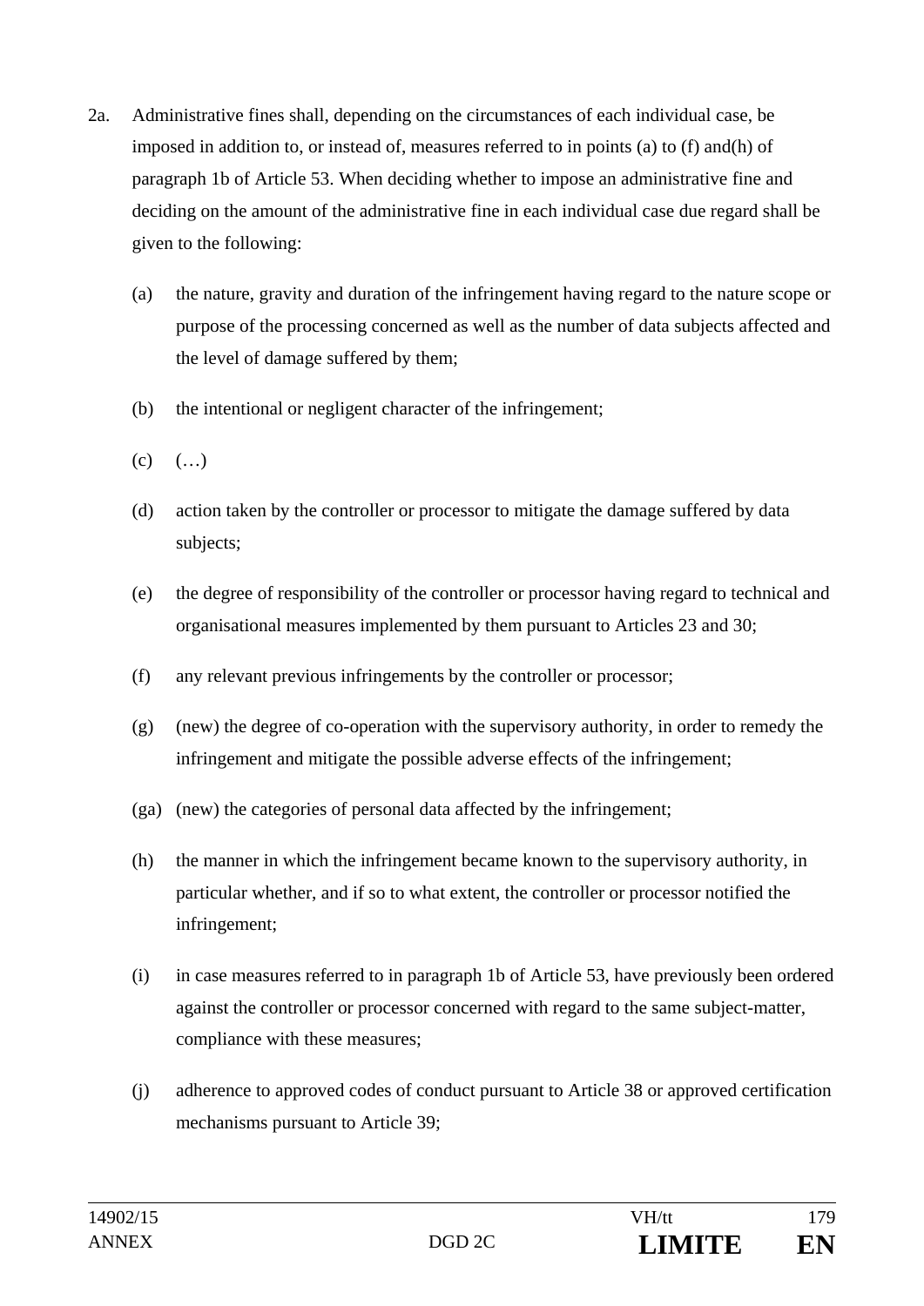2a. Administrative fines shall, depending on the circumstances of each individual case, be imposed in addition to, or instead of, measures referred to in points (a) to (f) and(h) of paragraph 1b of Article 53. When deciding whether to impose an administrative fine and deciding on the amount of the administrative fine in each individual case due regard shall be given to the following:

(a) the nature, gravity and duration of the infringement having regard to the nature scope or purpose of the processing concerned as well as the number of data subjects affected and the level of damage suffered by them;

(b) the intentional or negligent character of the infringement;

(c) (…)

(d) action taken by the controller or processor to mitigate the damage suffered by data subjects;

(e) the degree of responsibility of the controller or processor having regard to technical and organisational measures implemented by them pursuant to Articles 23 and 30;

(f) any relevant previous infringements by the controller or processor;

(g) (new) the degree of co-operation with the supervisory authority, in order to remedy the infringement and mitigate the possible adverse effects of the infringement;

(ga) (new) the categories of personal data affected by the infringement;

(h) the manner in which the infringement became known to the supervisory authority, in particular whether, and if so to what extent, the controller or processor notified the infringement;

(i) in case measures referred to in paragraph 1b of Article 53, have previously been ordered against the controller or processor concerned with regard to the same subject-matter, compliance with these measures;

(j) adherence to approved codes of conduct pursuant to Article 38 or approved certification mechanisms pursuant to Article 39;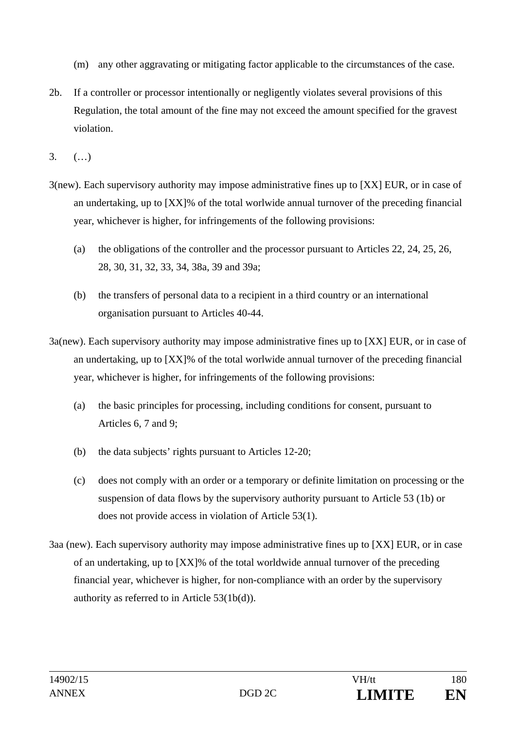(m) any other aggravating or mitigating factor applicable to the circumstances of the case.

2b. If a controller or processor intentionally or negligently violates several provisions of this Regulation, the total amount of the fine may not exceed the amount specified for the gravest violation.

3. (…)

3(new). Each supervisory authority may impose administrative fines up to [XX] EUR, or in case of an undertaking, up to [XX]% of the total worlwide annual turnover of the preceding financial year, whichever is higher, for infringements of the following provisions:

(a) the obligations of the controller and the processor pursuant to Articles 22, 24, 25, 26, 28, 30, 31, 32, 33, 34, 38a, 39 and 39a;

(b) the transfers of personal data to a recipient in a third country or an international organisation pursuant to Articles 40-44.

3a(new). Each supervisory authority may impose administrative fines up to [XX] EUR, or in case of an undertaking, up to [XX]% of the total worlwide annual turnover of the preceding financial year, whichever is higher, for infringements of the following provisions:

(a) the basic principles for processing, including conditions for consent, pursuant to Articles 6, 7 and 9;

(b) the data subjects' rights pursuant to Articles 12-20;

(c) does not comply with an order or a temporary or definite limitation on processing or the suspension of data flows by the supervisory authority pursuant to Article 53 (1b) or does not provide access in violation of Article 53(1).

3aa (new). Each supervisory authority may impose administrative fines up to [XX] EUR, or in case of an undertaking, up to [XX]% of the total worldwide annual turnover of the preceding financial year, whichever is higher, for non-compliance with an order by the supervisory authority as referred to in Article 53(1b(d)).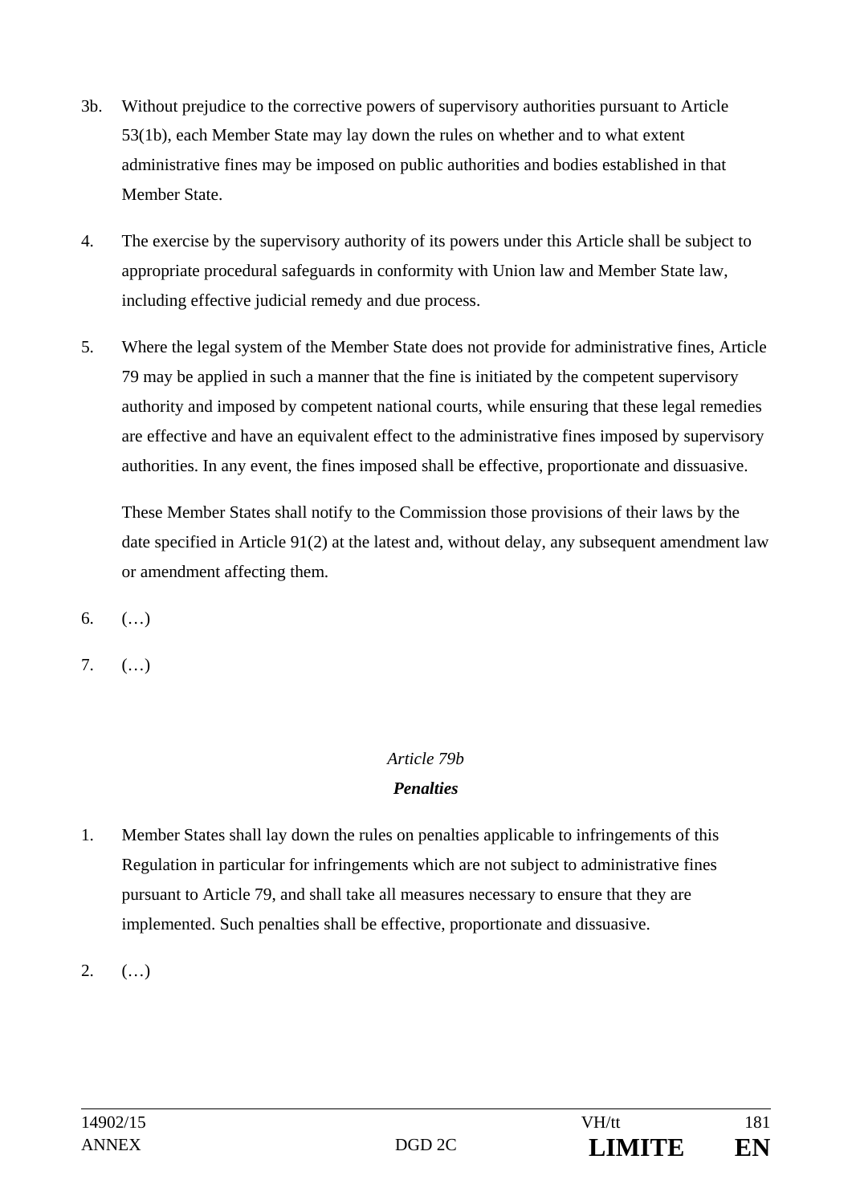3b. Without prejudice to the corrective powers of supervisory authorities pursuant to Article 53(1b), each Member State may lay down the rules on whether and to what extent administrative fines may be imposed on public authorities and bodies established in that Member State.

4. The exercise by the supervisory authority of its powers under this Article shall be subject to appropriate procedural safeguards in conformity with Union law and Member State law, including effective judicial remedy and due process.

5. Where the legal system of the Member State does not provide for administrative fines, Article 79 may be applied in such a manner that the fine is initiated by the competent supervisory authority and imposed by competent national courts, while ensuring that these legal remedies are effective and have an equivalent effect to the administrative fines imposed by supervisory authorities. In any event, the fines imposed shall be effective, proportionate and dissuasive.

   These Member States shall notify to the Commission those provisions of their laws by the date specified in Article 91(2) at the latest and, without delay, any subsequent amendment law or amendment affecting them.

6. (…)

7. (…)

*Article 79b*

***Penalties***

1. Member States shall lay down the rules on penalties applicable to infringements of this Regulation in particular for infringements which are not subject to administrative fines pursuant to Article 79, and shall take all measures necessary to ensure that they are implemented. Such penalties shall be effective, proportionate and dissuasive.

2. (…)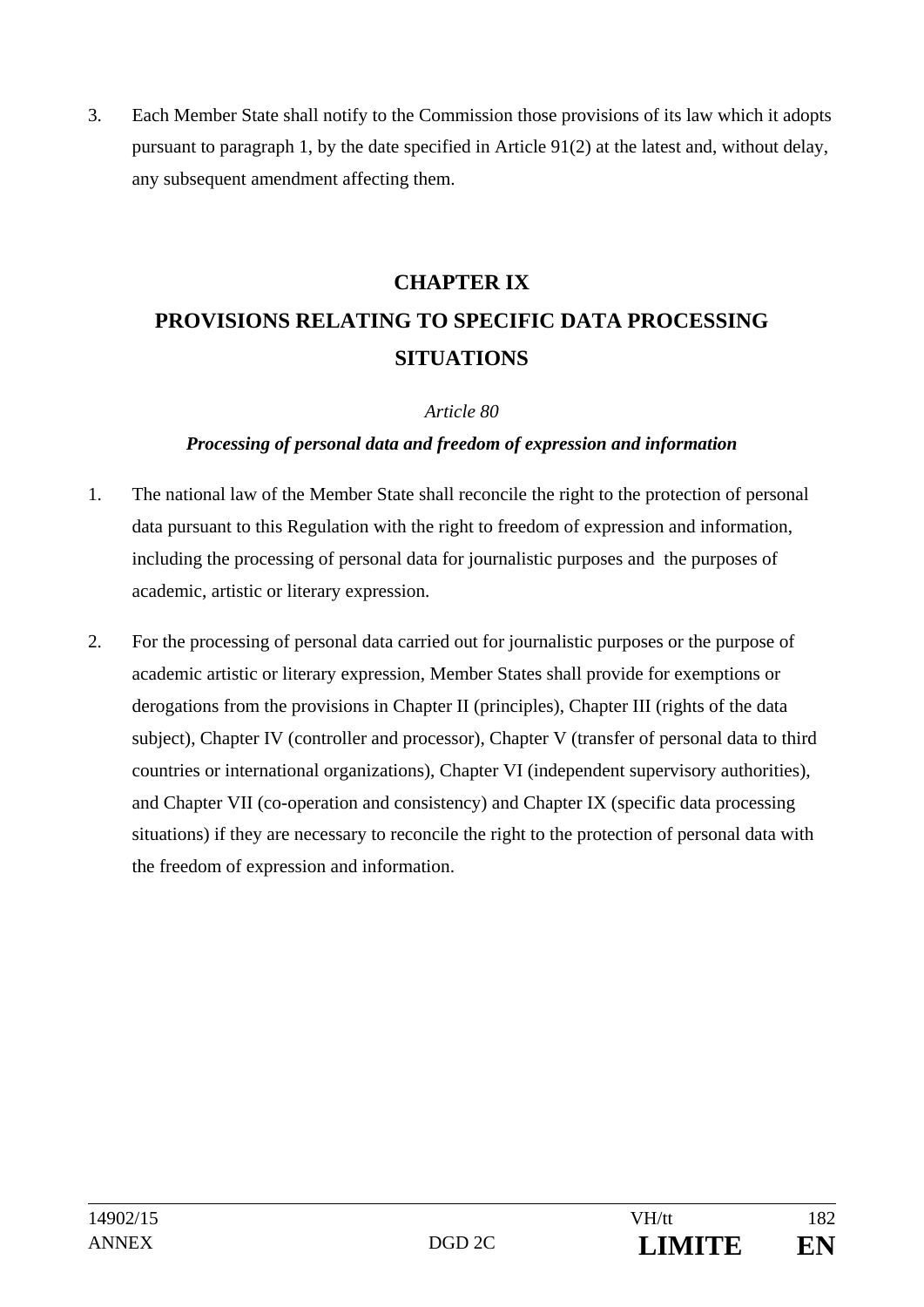3. Each Member State shall notify to the Commission those provisions of its law which it adopts pursuant to paragraph 1, by the date specified in Article 91(2) at the latest and, without delay, any subsequent amendment affecting them.

## CHAPTER IX
## PROVISIONS RELATING TO SPECIFIC DATA PROCESSING SITUATIONS

*Article 80*

***Processing of personal data and freedom of expression and information***

1. The national law of the Member State shall reconcile the right to the protection of personal data pursuant to this Regulation with the right to freedom of expression and information, including the processing of personal data for journalistic purposes and the purposes of academic, artistic or literary expression.

2. For the processing of personal data carried out for journalistic purposes or the purpose of academic artistic or literary expression, Member States shall provide for exemptions or derogations from the provisions in Chapter II (principles), Chapter III (rights of the data subject), Chapter IV (controller and processor), Chapter V (transfer of personal data to third countries or international organizations), Chapter VI (independent supervisory authorities), and Chapter VII (co-operation and consistency) and Chapter IX (specific data processing situations) if they are necessary to reconcile the right to the protection of personal data with the freedom of expression and information.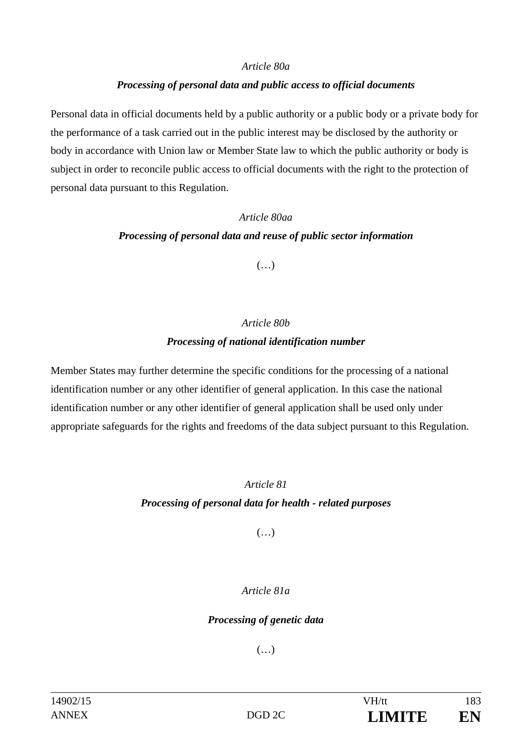*Article 80a*

***Processing of personal data and public access to official documents***

Personal data in official documents held by a public authority or a public body or a private body for the performance of a task carried out in the public interest may be disclosed by the authority or body in accordance with Union law or Member State law to which the public authority or body is subject in order to reconcile public access to official documents with the right to the protection of personal data pursuant to this Regulation.

*Article 80aa*

***Processing of personal data and reuse of public sector information***

(…)

*Article 80b*

***Processing of national identification number***

Member States may further determine the specific conditions for the processing of a national identification number or any other identifier of general application. In this case the national identification number or any other identifier of general application shall be used only under appropriate safeguards for the rights and freedoms of the data subject pursuant to this Regulation.

*Article 81*

***Processing of personal data for health - related purposes***

(…)

*Article 81a*

***Processing of genetic data***

(…)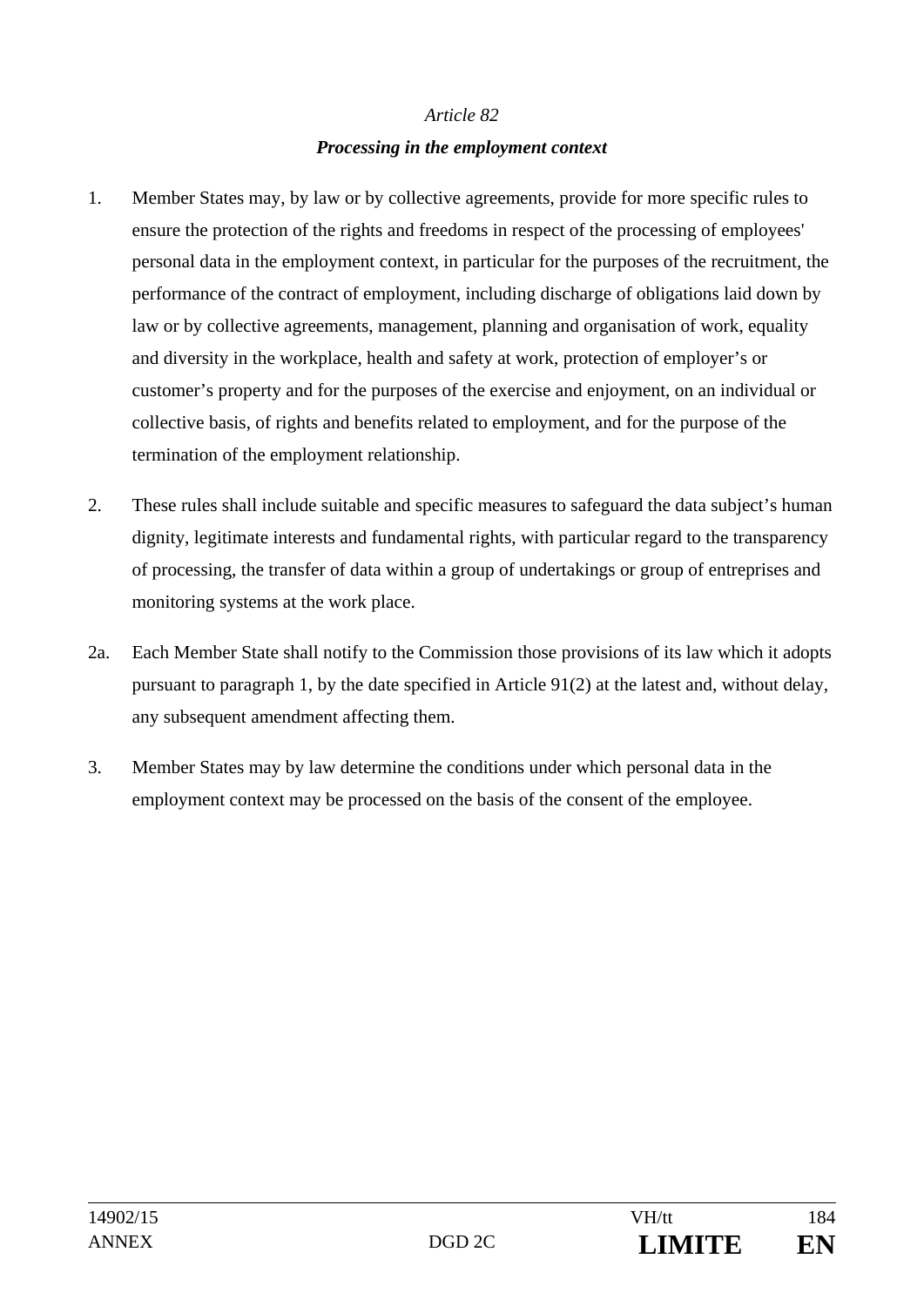*Article 82*

***Processing in the employment context***

1. Member States may, by law or by collective agreements, provide for more specific rules to ensure the protection of the rights and freedoms in respect of the processing of employees' personal data in the employment context, in particular for the purposes of the recruitment, the performance of the contract of employment, including discharge of obligations laid down by law or by collective agreements, management, planning and organisation of work, equality and diversity in the workplace, health and safety at work, protection of employer's or customer's property and for the purposes of the exercise and enjoyment, on an individual or collective basis, of rights and benefits related to employment, and for the purpose of the termination of the employment relationship.

2. These rules shall include suitable and specific measures to safeguard the data subject's human dignity, legitimate interests and fundamental rights, with particular regard to the transparency of processing, the transfer of data within a group of undertakings or group of entreprises and monitoring systems at the work place.

2a. Each Member State shall notify to the Commission those provisions of its law which it adopts pursuant to paragraph 1, by the date specified in Article 91(2) at the latest and, without delay, any subsequent amendment affecting them.

3. Member States may by law determine the conditions under which personal data in the employment context may be processed on the basis of the consent of the employee.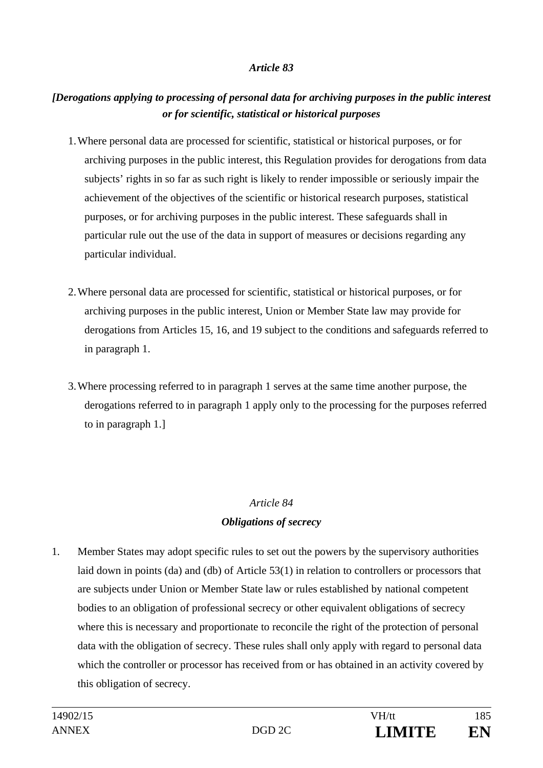*Article 83*

***[Derogations applying to processing of personal data for archiving purposes in the public interest or for scientific, statistical or historical purposes***

1. Where personal data are processed for scientific, statistical or historical purposes, or for archiving purposes in the public interest, this Regulation provides for derogations from data subjects' rights in so far as such right is likely to render impossible or seriously impair the achievement of the objectives of the scientific or historical research purposes, statistical purposes, or for archiving purposes in the public interest. These safeguards shall in particular rule out the use of the data in support of measures or decisions regarding any particular individual.

2. Where personal data are processed for scientific, statistical or historical purposes, or for archiving purposes in the public interest, Union or Member State law may provide for derogations from Articles 15, 16, and 19 subject to the conditions and safeguards referred to in paragraph 1.

3. Where processing referred to in paragraph 1 serves at the same time another purpose, the derogations referred to in paragraph 1 apply only to the processing for the purposes referred to in paragraph 1.]

*Article 84*

***Obligations of secrecy***

1. Member States may adopt specific rules to set out the powers by the supervisory authorities laid down in points (da) and (db) of Article 53(1) in relation to controllers or processors that are subjects under Union or Member State law or rules established by national competent bodies to an obligation of professional secrecy or other equivalent obligations of secrecy where this is necessary and proportionate to reconcile the right of the protection of personal data with the obligation of secrecy. These rules shall only apply with regard to personal data which the controller or processor has received from or has obtained in an activity covered by this obligation of secrecy.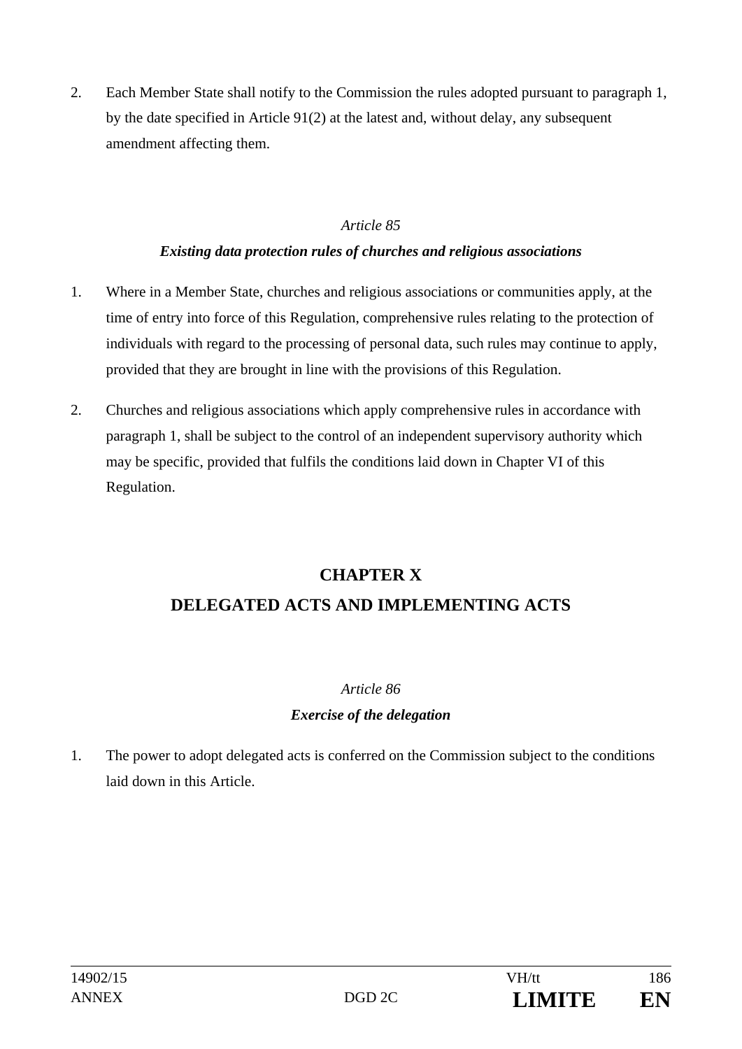2. Each Member State shall notify to the Commission the rules adopted pursuant to paragraph 1, by the date specified in Article 91(2) at the latest and, without delay, any subsequent amendment affecting them.

*Article 85*

***Existing data protection rules of churches and religious associations***

1. Where in a Member State, churches and religious associations or communities apply, at the time of entry into force of this Regulation, comprehensive rules relating to the protection of individuals with regard to the processing of personal data, such rules may continue to apply, provided that they are brought in line with the provisions of this Regulation.

2. Churches and religious associations which apply comprehensive rules in accordance with paragraph 1, shall be subject to the control of an independent supervisory authority which may be specific, provided that fulfils the conditions laid down in Chapter VI of this Regulation.

## CHAPTER X
## DELEGATED ACTS AND IMPLEMENTING ACTS

*Article 86*

***Exercise of the delegation***

1. The power to adopt delegated acts is conferred on the Commission subject to the conditions laid down in this Article.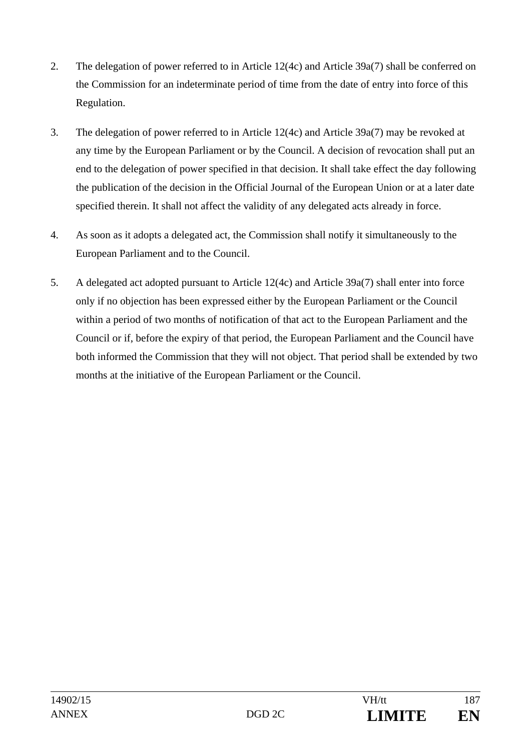2. The delegation of power referred to in Article 12(4c) and Article 39a(7) shall be conferred on the Commission for an indeterminate period of time from the date of entry into force of this Regulation.

3. The delegation of power referred to in Article 12(4c) and Article 39a(7) may be revoked at any time by the European Parliament or by the Council. A decision of revocation shall put an end to the delegation of power specified in that decision. It shall take effect the day following the publication of the decision in the Official Journal of the European Union or at a later date specified therein. It shall not affect the validity of any delegated acts already in force.

4. As soon as it adopts a delegated act, the Commission shall notify it simultaneously to the European Parliament and to the Council.

5. A delegated act adopted pursuant to Article 12(4c) and Article 39a(7) shall enter into force only if no objection has been expressed either by the European Parliament or the Council within a period of two months of notification of that act to the European Parliament and the Council or if, before the expiry of that period, the European Parliament and the Council have both informed the Commission that they will not object. That period shall be extended by two months at the initiative of the European Parliament or the Council.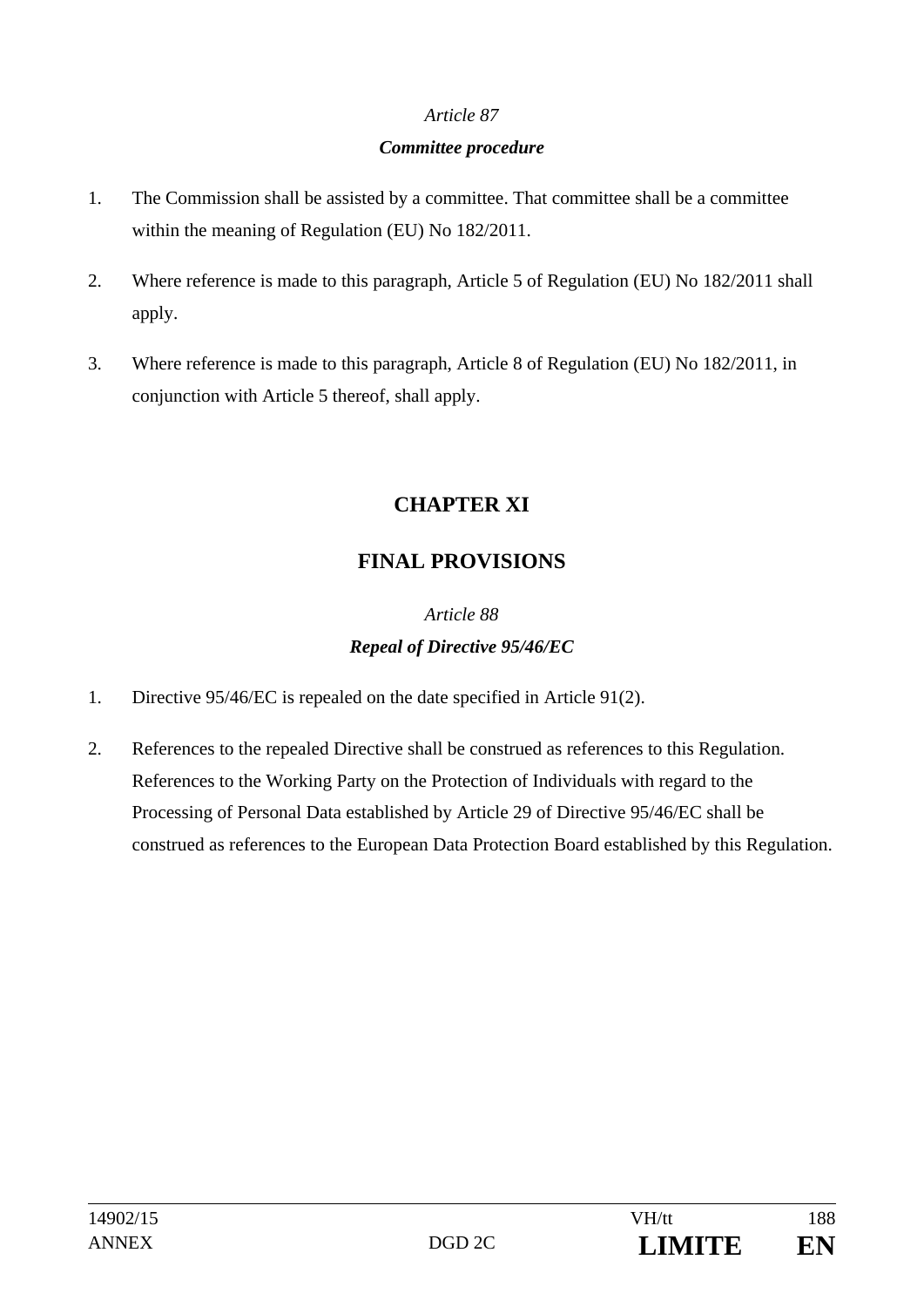*Article 87*

***Committee procedure***

1. The Commission shall be assisted by a committee. That committee shall be a committee within the meaning of Regulation (EU) No 182/2011.

2. Where reference is made to this paragraph, Article 5 of Regulation (EU) No 182/2011 shall apply.

3. Where reference is made to this paragraph, Article 8 of Regulation (EU) No 182/2011, in conjunction with Article 5 thereof, shall apply.

## CHAPTER XI

## FINAL PROVISIONS

*Article 88*

***Repeal of Directive 95/46/EC***

1. Directive 95/46/EC is repealed on the date specified in Article 91(2).

2. References to the repealed Directive shall be construed as references to this Regulation. References to the Working Party on the Protection of Individuals with regard to the Processing of Personal Data established by Article 29 of Directive 95/46/EC shall be construed as references to the European Data Protection Board established by this Regulation.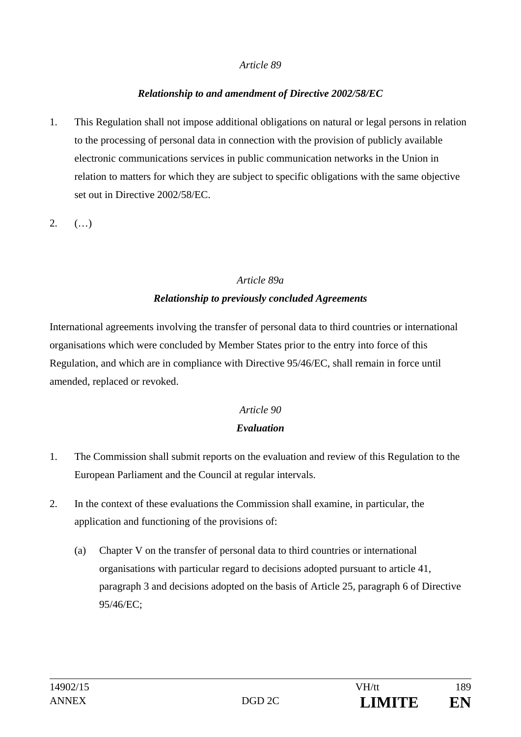*Article 89*

***Relationship to and amendment of Directive 2002/58/EC***

1. This Regulation shall not impose additional obligations on natural or legal persons in relation to the processing of personal data in connection with the provision of publicly available electronic communications services in public communication networks in the Union in relation to matters for which they are subject to specific obligations with the same objective set out in Directive 2002/58/EC.

2. (…)

*Article 89a*

***Relationship to previously concluded Agreements***

International agreements involving the transfer of personal data to third countries or international organisations which were concluded by Member States prior to the entry into force of this Regulation, and which are in compliance with Directive 95/46/EC, shall remain in force until amended, replaced or revoked.

*Article 90*

***Evaluation***

1. The Commission shall submit reports on the evaluation and review of this Regulation to the European Parliament and the Council at regular intervals.

2. In the context of these evaluations the Commission shall examine, in particular, the application and functioning of the provisions of:

   (a) Chapter V on the transfer of personal data to third countries or international organisations with particular regard to decisions adopted pursuant to article 41, paragraph 3 and decisions adopted on the basis of Article 25, paragraph 6 of Directive 95/46/EC;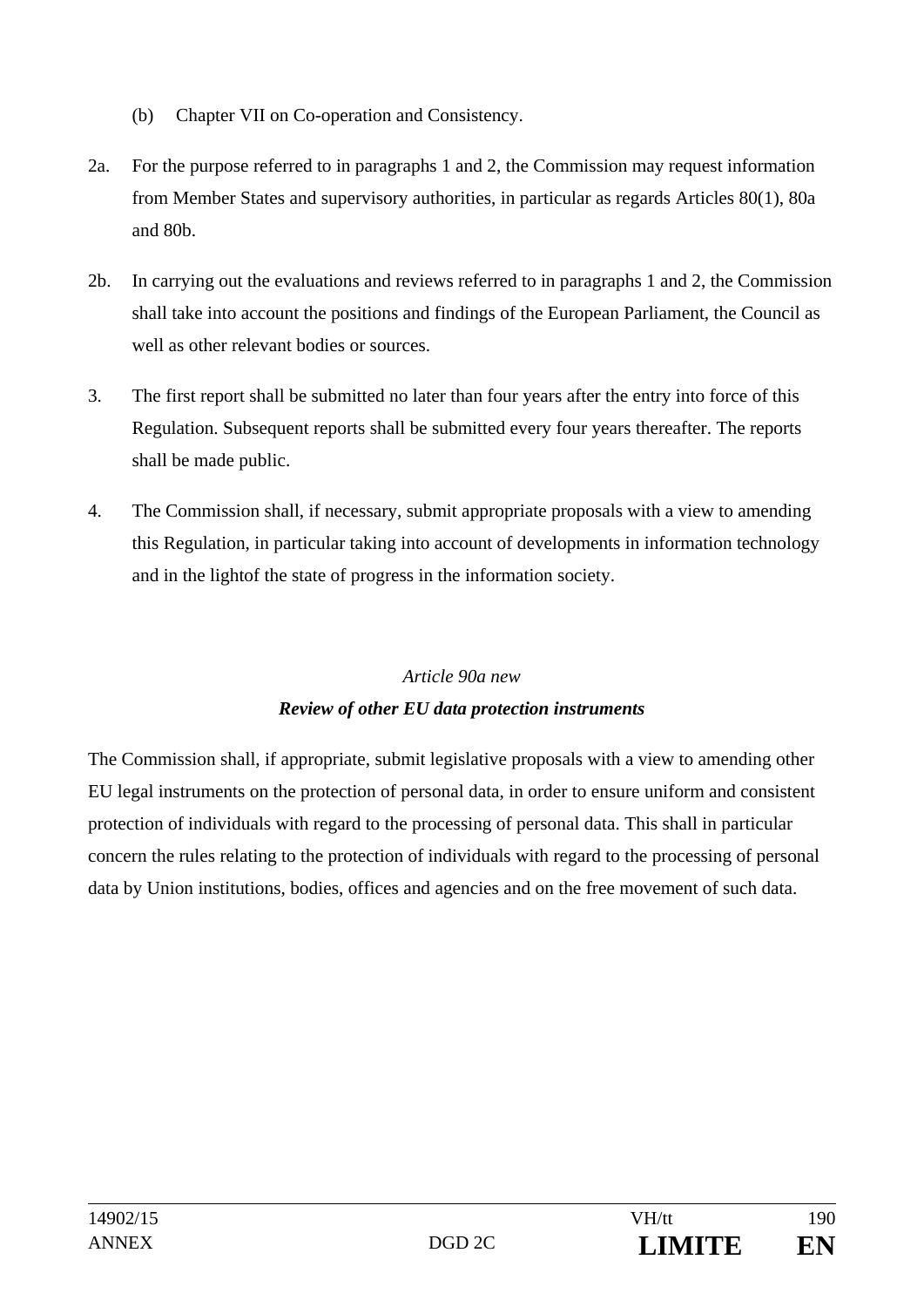(b) Chapter VII on Co-operation and Consistency.

2a. For the purpose referred to in paragraphs 1 and 2, the Commission may request information from Member States and supervisory authorities, in particular as regards Articles 80(1), 80a and 80b.

2b. In carrying out the evaluations and reviews referred to in paragraphs 1 and 2, the Commission shall take into account the positions and findings of the European Parliament, the Council as well as other relevant bodies or sources.

3. The first report shall be submitted no later than four years after the entry into force of this Regulation. Subsequent reports shall be submitted every four years thereafter. The reports shall be made public.

4. The Commission shall, if necessary, submit appropriate proposals with a view to amending this Regulation, in particular taking into account of developments in information technology and in the lightof the state of progress in the information society.

*Article 90a new*

***Review of other EU data protection instruments***

The Commission shall, if appropriate, submit legislative proposals with a view to amending other EU legal instruments on the protection of personal data, in order to ensure uniform and consistent protection of individuals with regard to the processing of personal data. This shall in particular concern the rules relating to the protection of individuals with regard to the processing of personal data by Union institutions, bodies, offices and agencies and on the free movement of such data.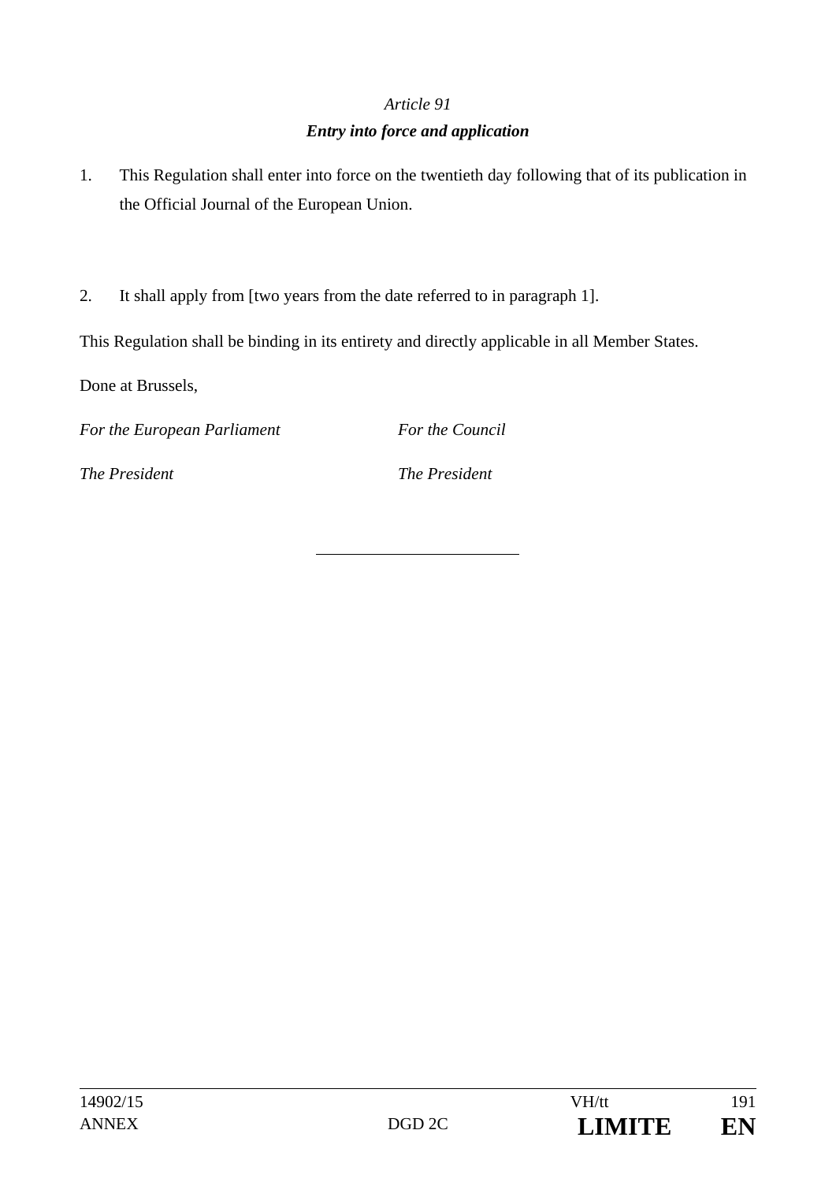*Article 91*

***Entry into force and application***

1. This Regulation shall enter into force on the twentieth day following that of its publication in the Official Journal of the European Union.

2. It shall apply from [two years from the date referred to in paragraph 1].

This Regulation shall be binding in its entirety and directly applicable in all Member States.

Done at Brussels,

*For the European Parliament* — *For the Council*

*The President* — *The President*